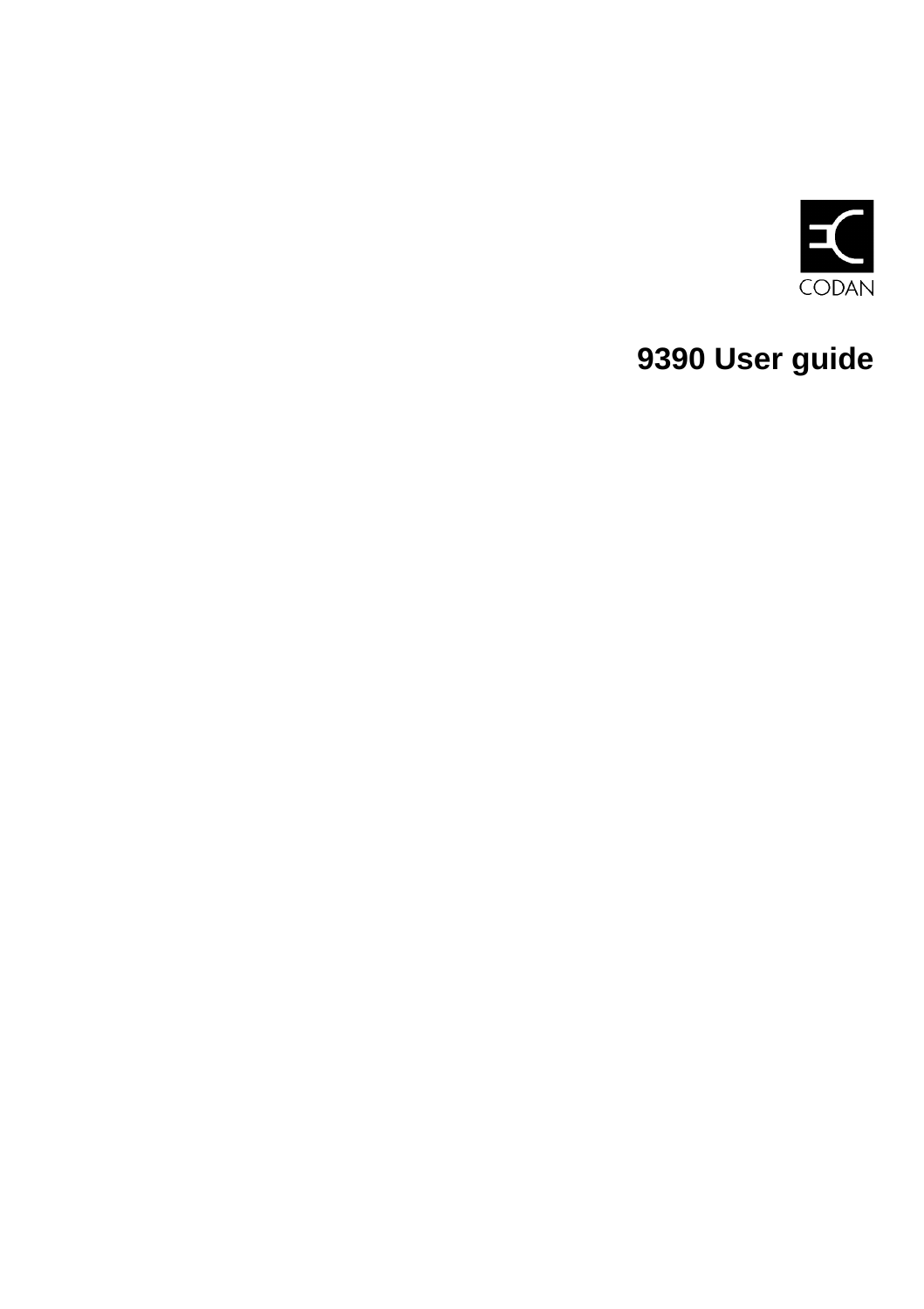CODAN

# 9390 User guide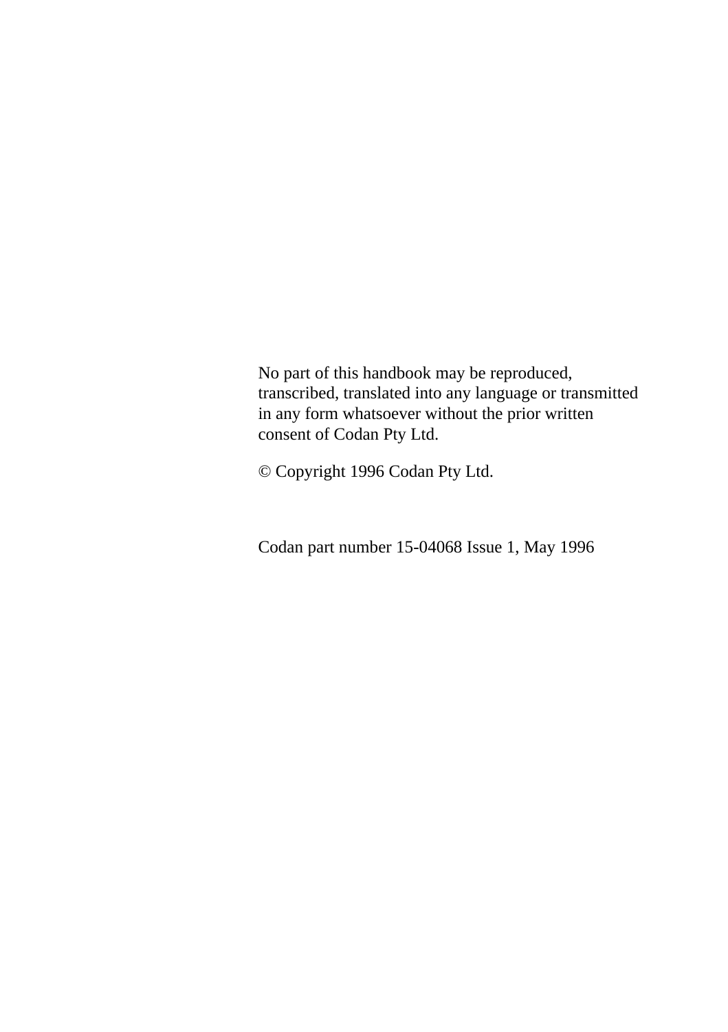No part of this handbook may be reproduced, transcribed, translated into any language or transmitted in any form whatsoever without the prior written consent of Codan Pty Ltd.

© Copyright 1996 Codan Pty Ltd.

Codan part number 15-04068 Issue 1, May 1996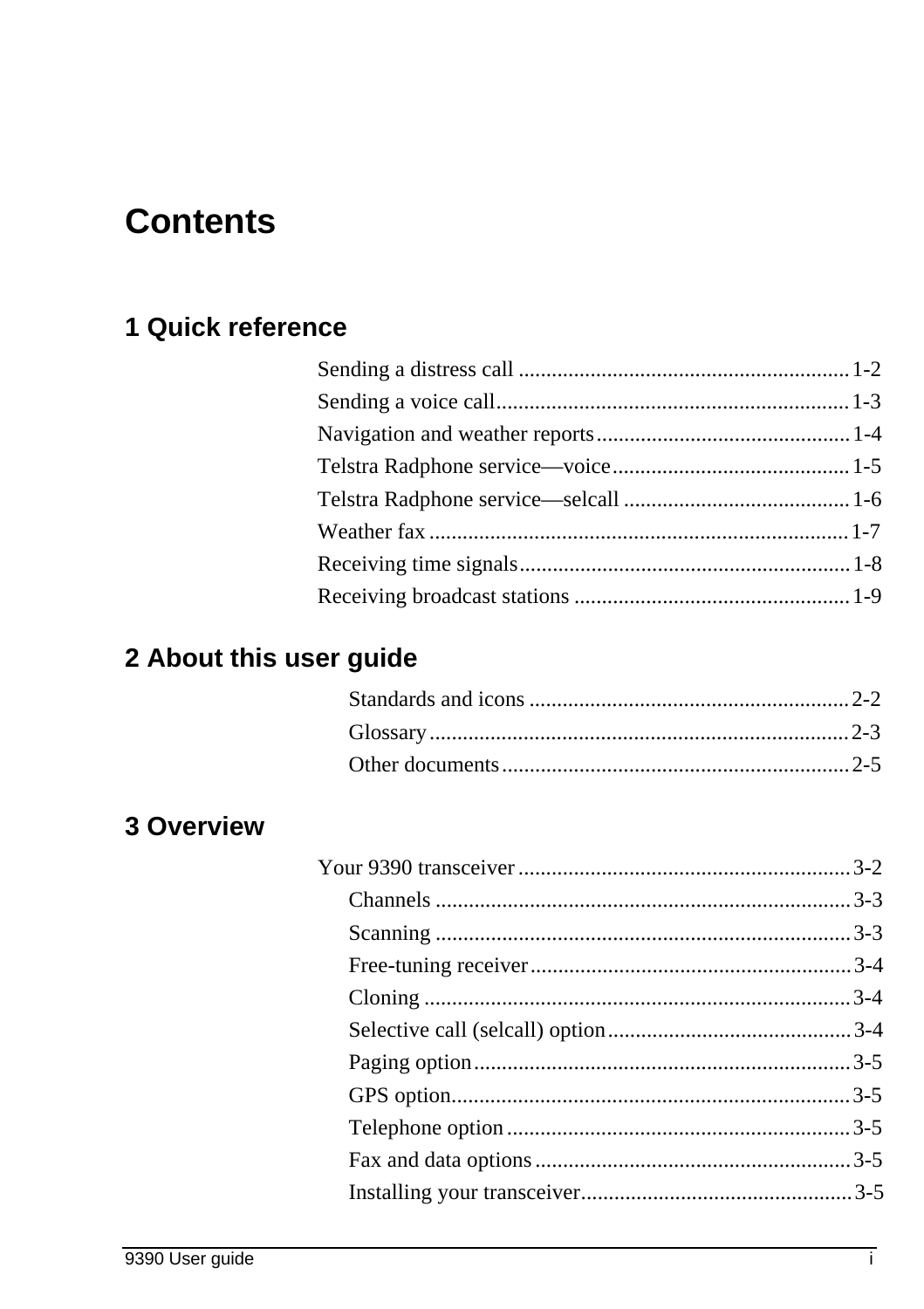# Contents

## 1 Quick reference

Sending a distress call ........................................................... 1-2
Sending a voice call............................................................... 1-3
Navigation and weather reports............................................. 1-4
Telstra Radphone service—voice.......................................... 1-5
Telstra Radphone service—selcall ........................................ 1-6
Weather fax........................................................................... 1-7
Receiving time signals........................................................... 1-8
Receiving broadcast stations ................................................. 1-9

## 2 About this user guide

Standards and icons .......................................................... 2-2
Glossary............................................................................ 2-3
Other documents............................................................... 2-5

## 3 Overview

Your 9390 transceiver ............................................................ 3-2
- Channels ........................................................................... 3-3
- Scanning ........................................................................... 3-3
- Free-tuning receiver.......................................................... 3-4
- Cloning ............................................................................. 3-4
- Selective call (selcall) option............................................ 3-4
- Paging option.................................................................... 3-5
- GPS option........................................................................ 3-5
- Telephone option .............................................................. 3-5
- Fax and data options......................................................... 3-5
- Installing your transceiver................................................. 3-5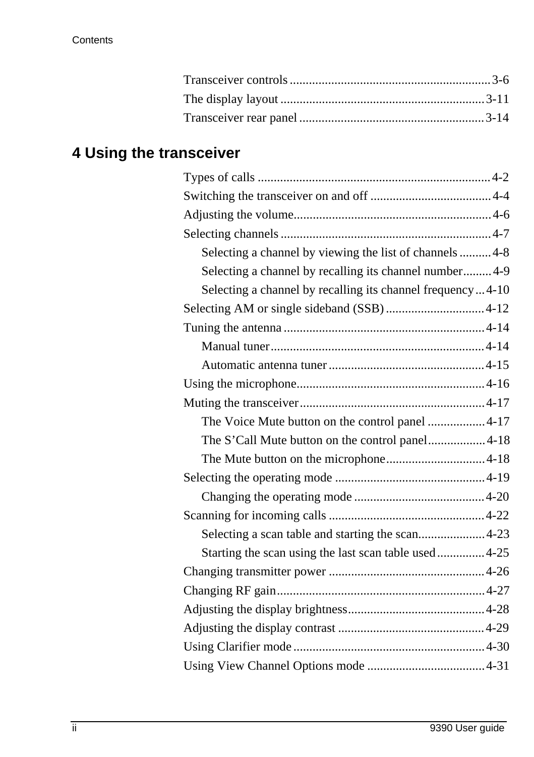Transceiver controls ............................................................. 3-6
The display layout ............................................................... 3-11
Transceiver rear panel ......................................................... 3-14

## 4 Using the transceiver

Types of calls ........................................................................ 4-2
Switching the transceiver on and off ..................................... 4-4
Adjusting the volume............................................................ 4-6
Selecting channels ................................................................ 4-7
- Selecting a channel by viewing the list of channels .......... 4-8
- Selecting a channel by recalling its channel number......... 4-9
- Selecting a channel by recalling its channel frequency ... 4-10

Selecting AM or single sideband (SSB) .............................. 4-12
Tuning the antenna .............................................................. 4-14
- Manual tuner.................................................................. 4-14
- Automatic antenna tuner ................................................ 4-15

Using the microphone.......................................................... 4-16
Muting the transceiver.......................................................... 4-17
- The Voice Mute button on the control panel ................. 4-17
- The S'Call Mute button on the control panel................. 4-18
- The Mute button on the microphone.............................. 4-18

Selecting the operating mode .............................................. 4-19
- Changing the operating mode ........................................ 4-20

Scanning for incoming calls ................................................ 4-22
- Selecting a scan table and starting the scan.................... 4-23
- Starting the scan using the last scan table used .............. 4-25

Changing transmitter power ................................................ 4-26
Changing RF gain................................................................ 4-27
Adjusting the display brightness.......................................... 4-28
Adjusting the display contrast ............................................. 4-29
Using Clarifier mode ........................................................... 4-30
Using View Channel Options mode .................................... 4-31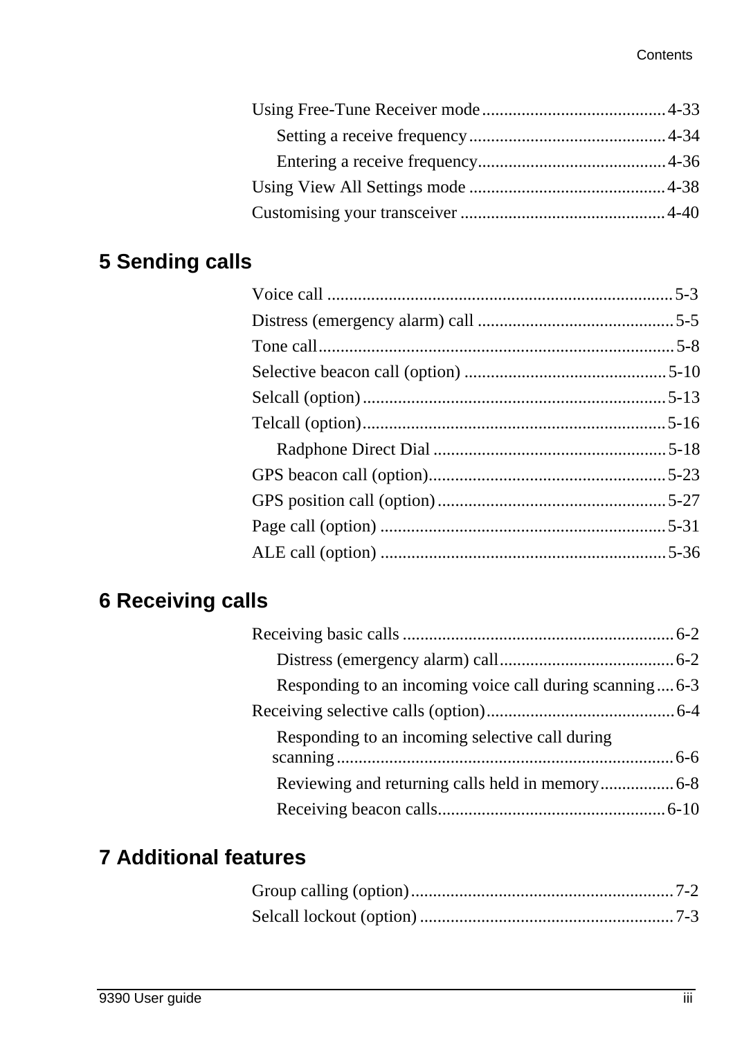Using Free-Tune Receiver mode .......................................... 4-33

- Setting a receive frequency ............................................ 4-34
- Entering a receive frequency .......................................... 4-36

Using View All Settings mode ............................................ 4-38

Customising your transceiver .............................................. 4-40

## 5 Sending calls

Voice call .............................................................................. 5-3

Distress (emergency alarm) call ............................................ 5-5

Tone call ................................................................................ 5-8

Selective beacon call (option) ............................................. 5-10

Selcall (option) .................................................................... 5-13

Telcall (option) .................................................................... 5-16

- Radphone Direct Dial .................................................... 5-18

GPS beacon call (option) ..................................................... 5-23

GPS position call (option) ................................................... 5-27

Page call (option) ................................................................ 5-31

ALE call (option) ................................................................ 5-36

## 6 Receiving calls

Receiving basic calls ............................................................ 6-2

- Distress (emergency alarm) call ....................................... 6-2
- Responding to an incoming voice call during scanning .... 6-3

Receiving selective calls (option) .......................................... 6-4

- Responding to an incoming selective call during scanning ............................................................................ 6-6
- Reviewing and returning calls held in memory ................ 6-8
- Receiving beacon calls ................................................... 6-10

## 7 Additional features

Group calling (option) ........................................................... 7-2

Selcall lockout (option) ......................................................... 7-3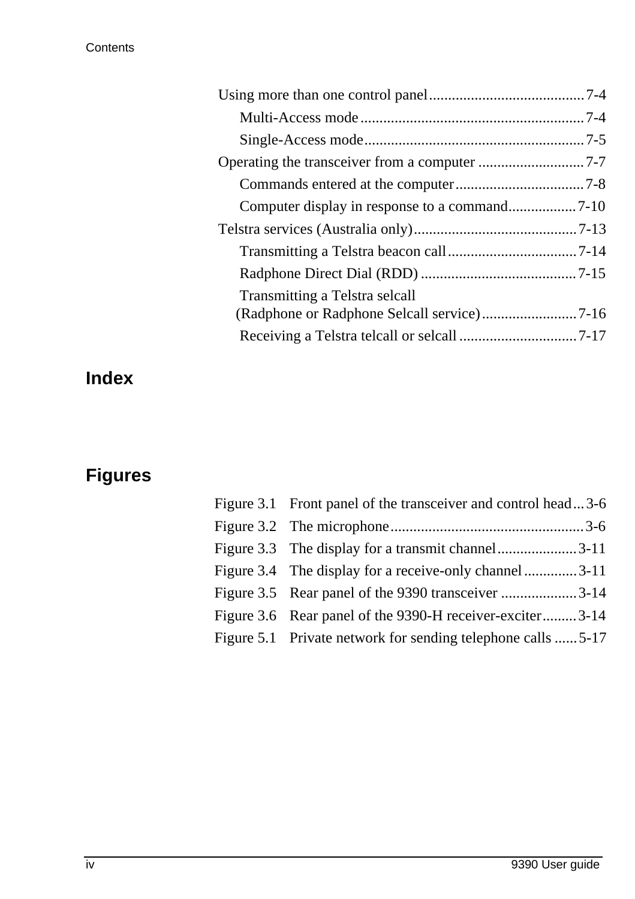Using more than one control panel ........................................ 7-4

- Multi-Access mode .......................................................... 7-4
- Single-Access mode ......................................................... 7-5

Operating the transceiver from a computer ............................ 7-7

- Commands entered at the computer .................................. 7-8
- Computer display in response to a command .................. 7-10

Telstra services (Australia only) ........................................... 7-13

- Transmitting a Telstra beacon call .................................. 7-14
- Radphone Direct Dial (RDD) ......................................... 7-15
- Transmitting a Telstra selcall (Radphone or Radphone Selcall service) ......................... 7-16
- Receiving a Telstra telcall or selcall ............................... 7-17

# Index

# Figures

| | | |
|---|---|---|
| Figure 3.1 | Front panel of the transceiver and control head | 3-6 |
| Figure 3.2 | The microphone | 3-6 |
| Figure 3.3 | The display for a transmit channel | 3-11 |
| Figure 3.4 | The display for a receive-only channel | 3-11 |
| Figure 3.5 | Rear panel of the 9390 transceiver | 3-14 |
| Figure 3.6 | Rear panel of the 9390-H receiver-exciter | 3-14 |
| Figure 5.1 | Private network for sending telephone calls | 5-17 |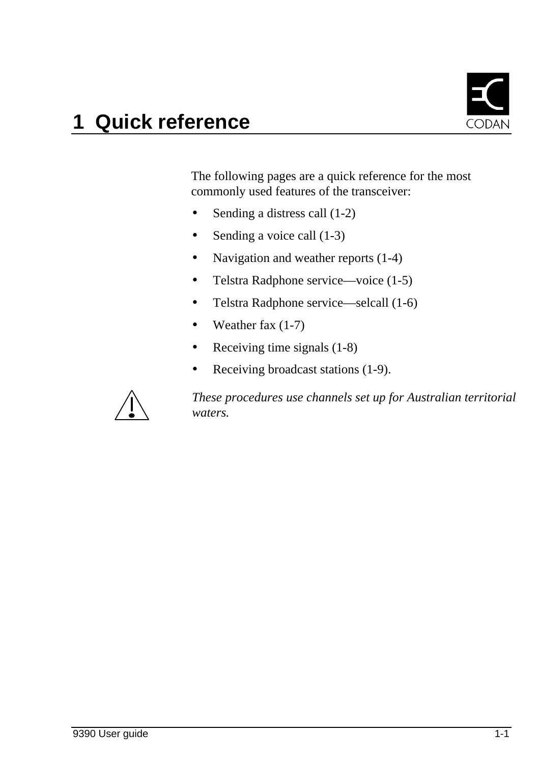# 1 Quick reference

The following pages are a quick reference for the most commonly used features of the transceiver:

- Sending a distress call (1-2)
- Sending a voice call (1-3)
- Navigation and weather reports (1-4)
- Telstra Radphone service—voice (1-5)
- Telstra Radphone service—selcall (1-6)
- Weather fax (1-7)
- Receiving time signals (1-8)
- Receiving broadcast stations (1-9).

*These procedures use channels set up for Australian territorial waters.*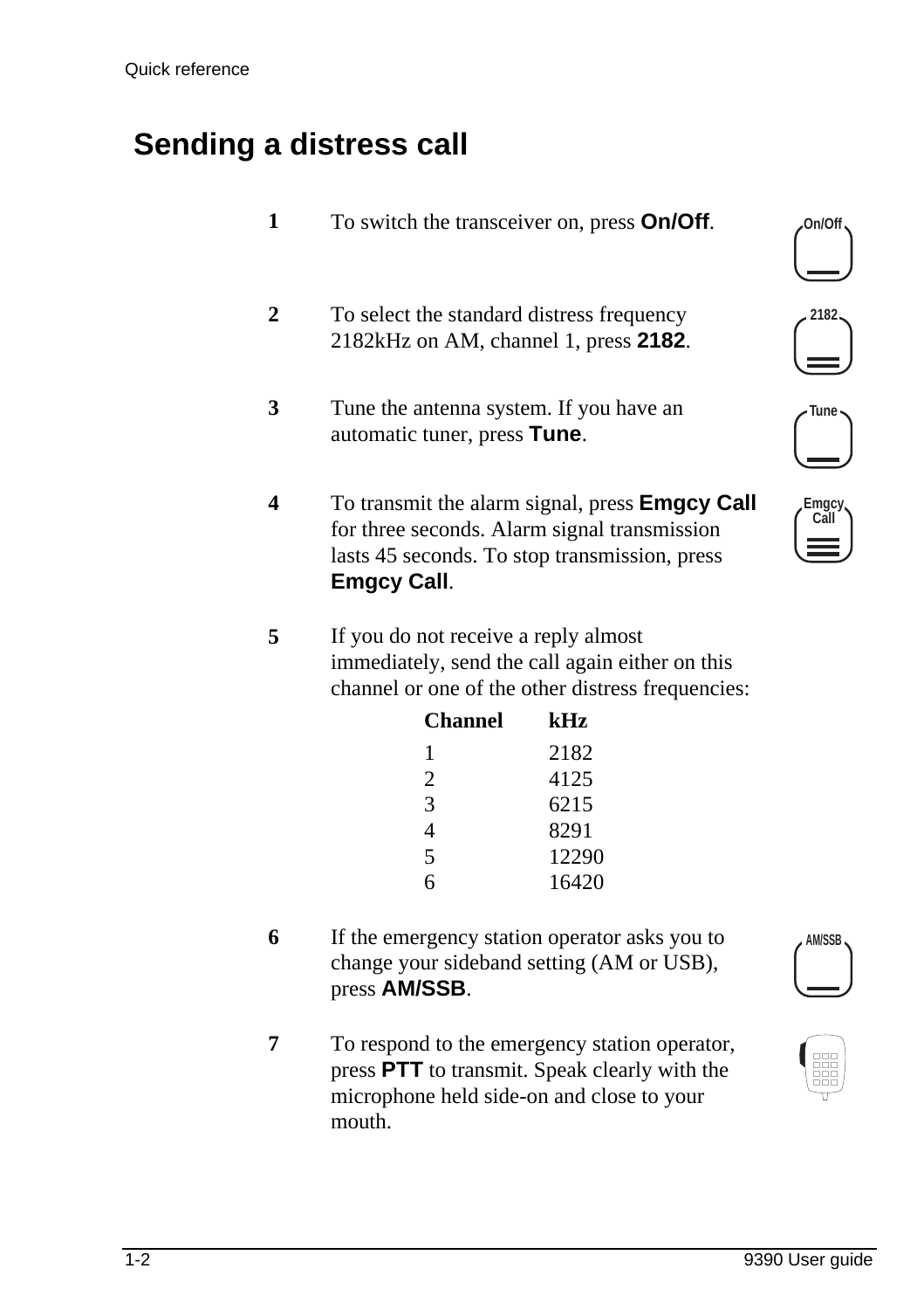# Sending a distress call

1. To switch the transceiver on, press **On/Off**.

2. To select the standard distress frequency 2182kHz on AM, channel 1, press **2182**.

3. Tune the antenna system. If you have an automatic tuner, press **Tune**.

4. To transmit the alarm signal, press **Emgcy Call** for three seconds. Alarm signal transmission lasts 45 seconds. To stop transmission, press **Emgcy Call**.

5. If you do not receive a reply almost immediately, send the call again either on this channel or one of the other distress frequencies:

| Channel | kHz |
|---|---|
| 1 | 2182 |
| 2 | 4125 |
| 3 | 6215 |
| 4 | 8291 |
| 5 | 12290 |
| 6 | 16420 |

6. If the emergency station operator asks you to change your sideband setting (AM or USB), press **AM/SSB**.

7. To respond to the emergency station operator, press **PTT** to transmit. Speak clearly with the microphone held side-on and close to your mouth.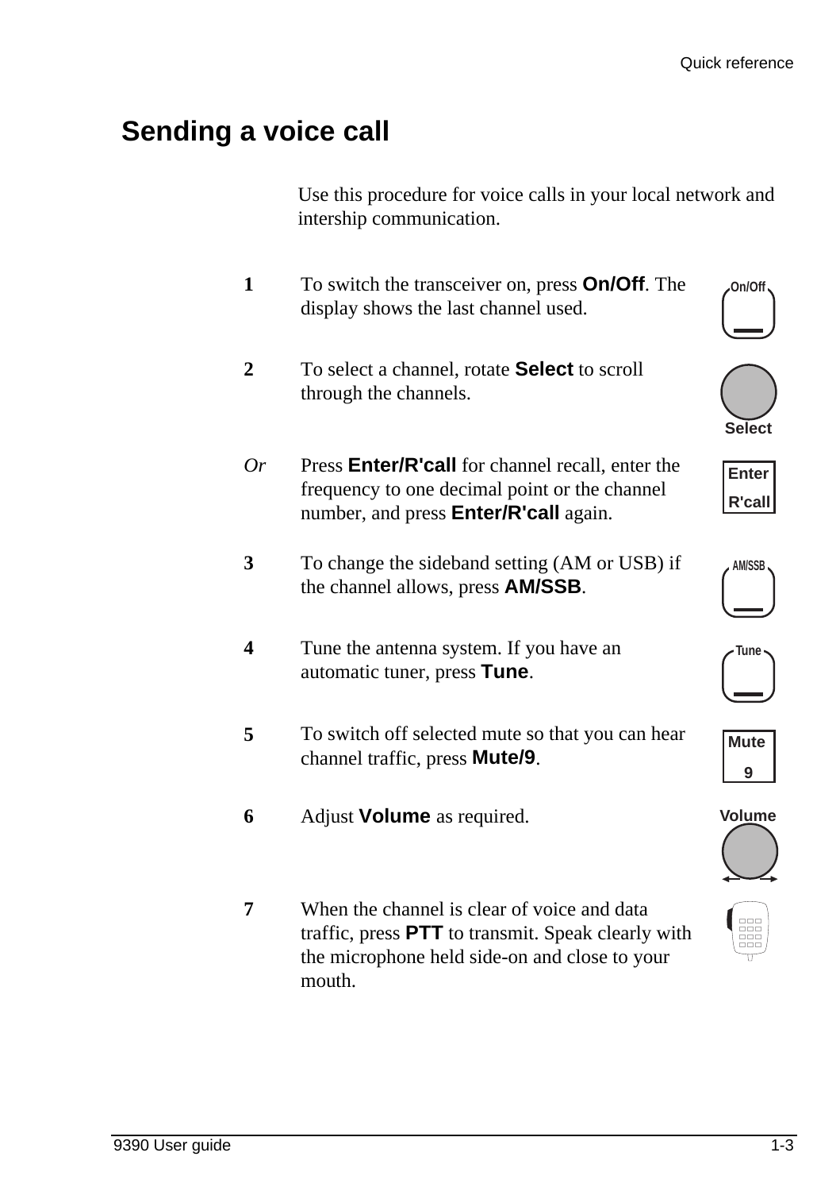# Sending a voice call

Use this procedure for voice calls in your local network and intership communication.

**1** To switch the transceiver on, press **On/Off**. The display shows the last channel used.

**2** To select a channel, rotate **Select** to scroll through the channels.

*Or* Press **Enter/R'call** for channel recall, enter the frequency to one decimal point or the channel number, and press **Enter/R'call** again.

**3** To change the sideband setting (AM or USB) if the channel allows, press **AM/SSB**.

**4** Tune the antenna system. If you have an automatic tuner, press **Tune**.

**5** To switch off selected mute so that you can hear channel traffic, press **Mute/9**.

**6** Adjust **Volume** as required.

**7** When the channel is clear of voice and data traffic, press **PTT** to transmit. Speak clearly with the microphone held side-on and close to your mouth.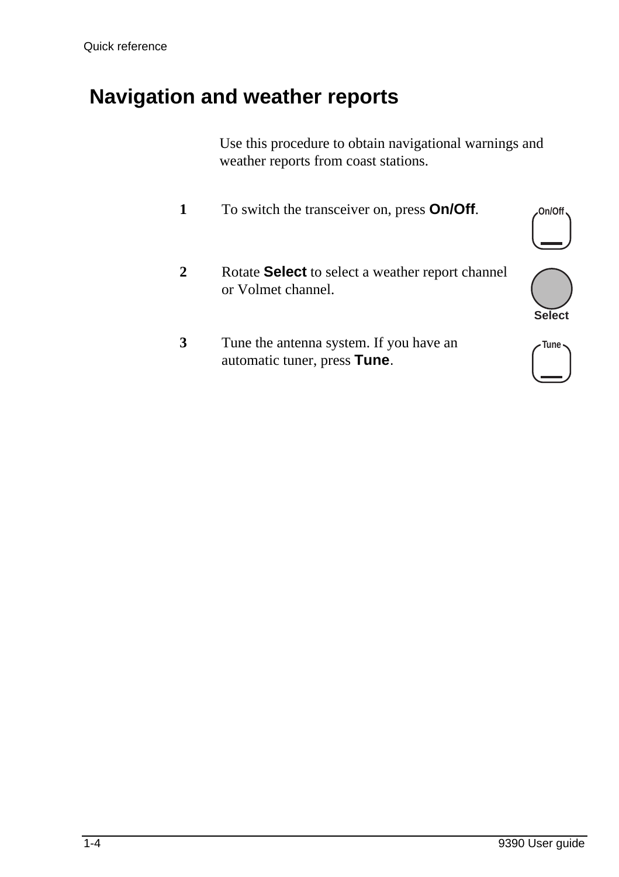# Navigation and weather reports

Use this procedure to obtain navigational warnings and weather reports from coast stations.

1. To switch the transceiver on, press **On/Off**.

2. Rotate **Select** to select a weather report channel or Volmet channel.

3. Tune the antenna system. If you have an automatic tuner, press **Tune**.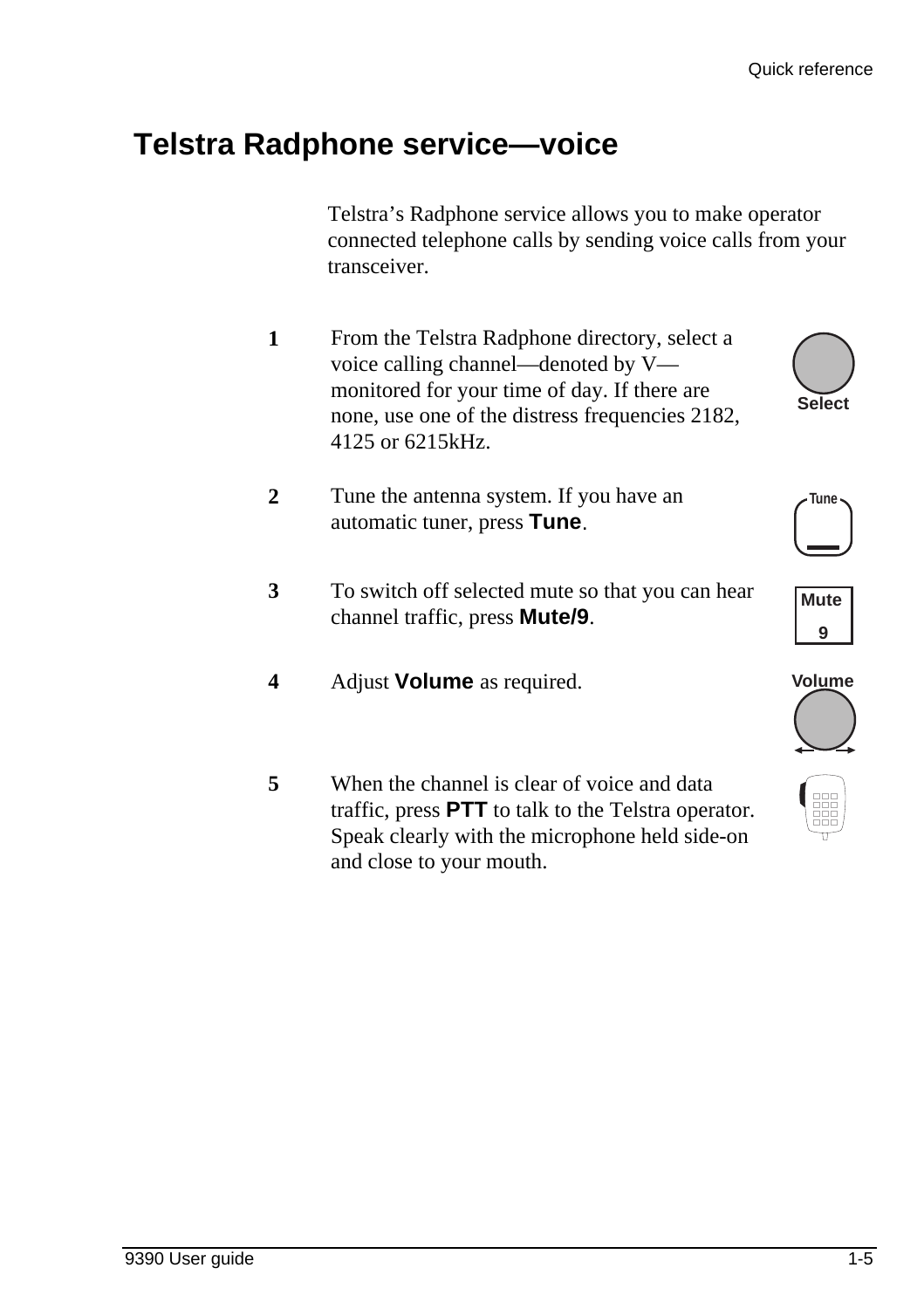# Telstra Radphone service—voice

Telstra's Radphone service allows you to make operator connected telephone calls by sending voice calls from your transceiver.

1. From the Telstra Radphone directory, select a voice calling channel—denoted by V—monitored for your time of day. If there are none, use one of the distress frequencies 2182, 4125 or 6215kHz.

2. Tune the antenna system. If you have an automatic tuner, press **Tune**.

3. To switch off selected mute so that you can hear channel traffic, press **Mute/9**.

4. Adjust **Volume** as required.

5. When the channel is clear of voice and data traffic, press **PTT** to talk to the Telstra operator. Speak clearly with the microphone held side-on and close to your mouth.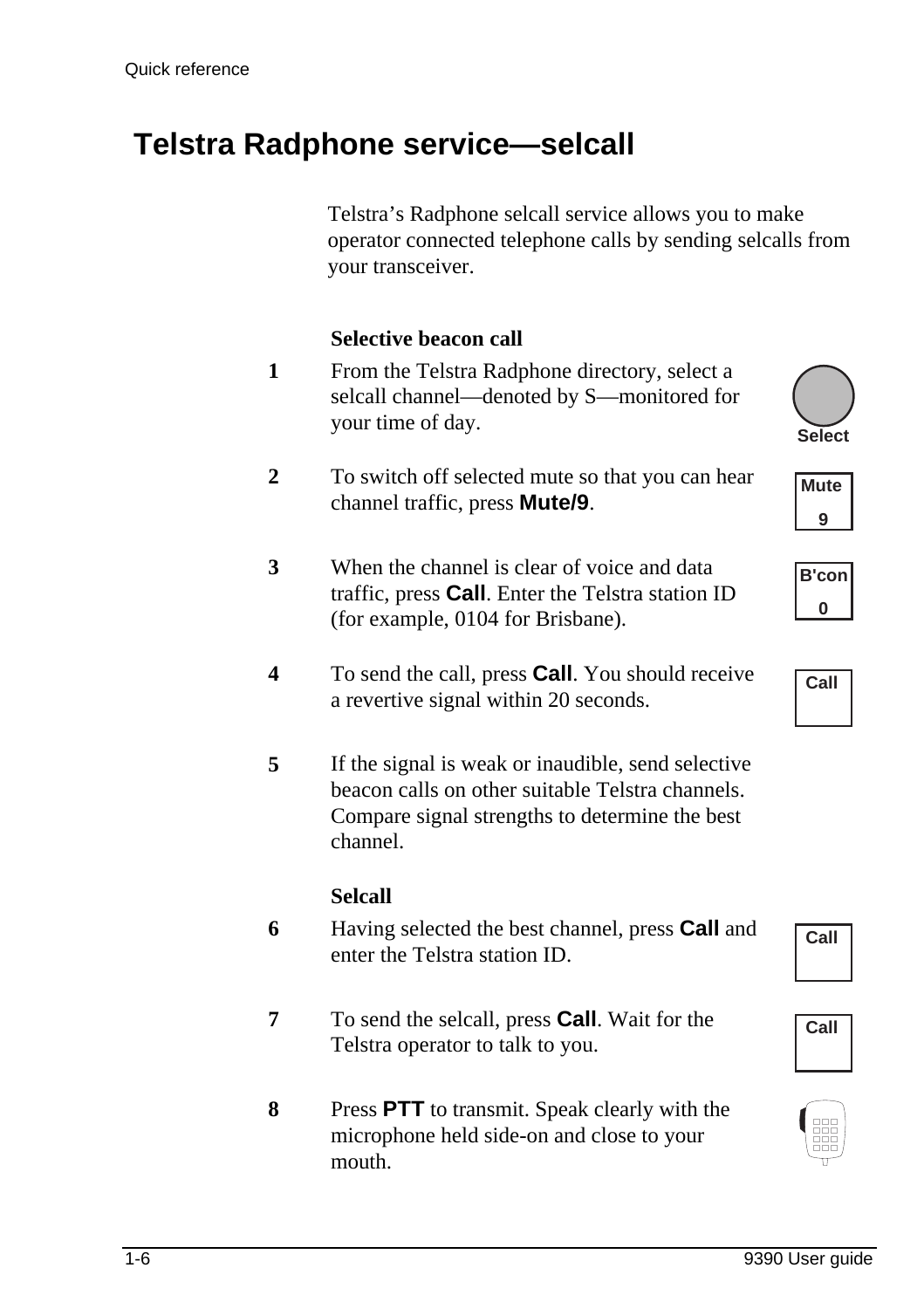# Telstra Radphone service—selcall

Telstra's Radphone selcall service allows you to make operator connected telephone calls by sending selcalls from your transceiver.

**Selective beacon call**

**1** From the Telstra Radphone directory, select a selcall channel—denoted by S—monitored for your time of day.

Select

**2** To switch off selected mute so that you can hear channel traffic, press **Mute/9**.

Mute 9

**3** When the channel is clear of voice and data traffic, press **Call**. Enter the Telstra station ID (for example, 0104 for Brisbane).

B'con 0

**4** To send the call, press **Call**. You should receive a revertive signal within 20 seconds.

Call

**5** If the signal is weak or inaudible, send selective beacon calls on other suitable Telstra channels. Compare signal strengths to determine the best channel.

**Selcall**

**6** Having selected the best channel, press **Call** and enter the Telstra station ID.

Call

**7** To send the selcall, press **Call**. Wait for the Telstra operator to talk to you.

Call

**8** Press **PTT** to transmit. Speak clearly with the microphone held side-on and close to your mouth.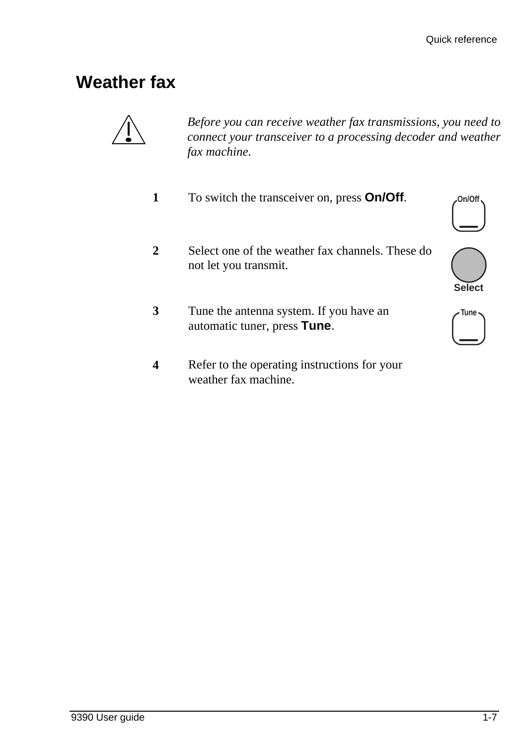## Weather fax

*Before you can receive weather fax transmissions, you need to connect your transceiver to a processing decoder and weather fax machine.*

**1** To switch the transceiver on, press **On/Off**.

**2** Select one of the weather fax channels. These do not let you transmit.

**3** Tune the antenna system. If you have an automatic tuner, press **Tune**.

**4** Refer to the operating instructions for your weather fax machine.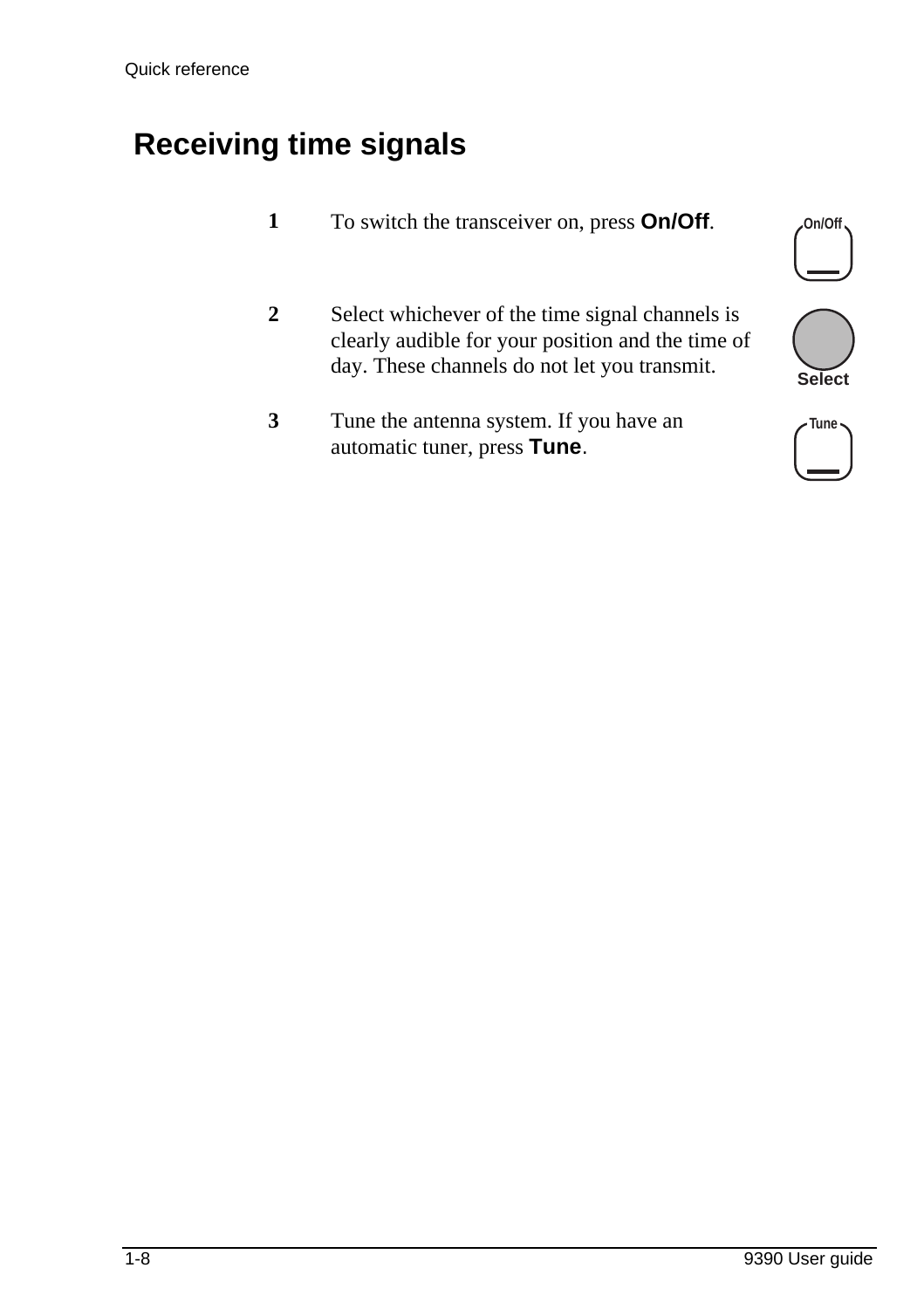# Receiving time signals

1. To switch the transceiver on, press **On/Off**.

2. Select whichever of the time signal channels is clearly audible for your position and the time of day. These channels do not let you transmit.

3. Tune the antenna system. If you have an automatic tuner, press **Tune**.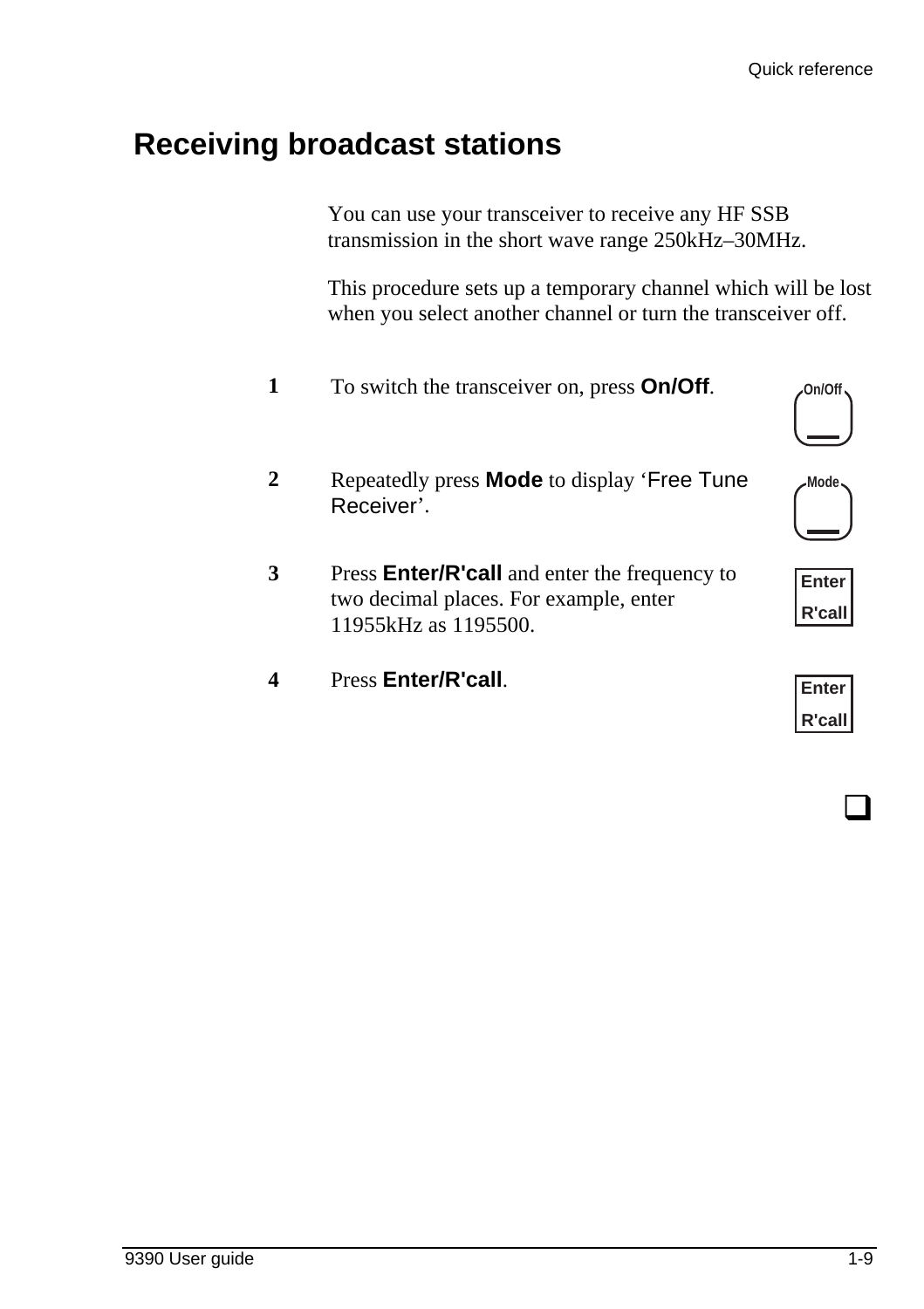# Receiving broadcast stations

You can use your transceiver to receive any HF SSB transmission in the short wave range 250kHz–30MHz.

This procedure sets up a temporary channel which will be lost when you select another channel or turn the transceiver off.

1. To switch the transceiver on, press **On/Off**.
2. Repeatedly press **Mode** to display 'Free Tune Receiver'.
3. Press **Enter/R'call** and enter the frequency to two decimal places. For example, enter 11955kHz as 1195500.
4. Press **Enter/R'call**.

❑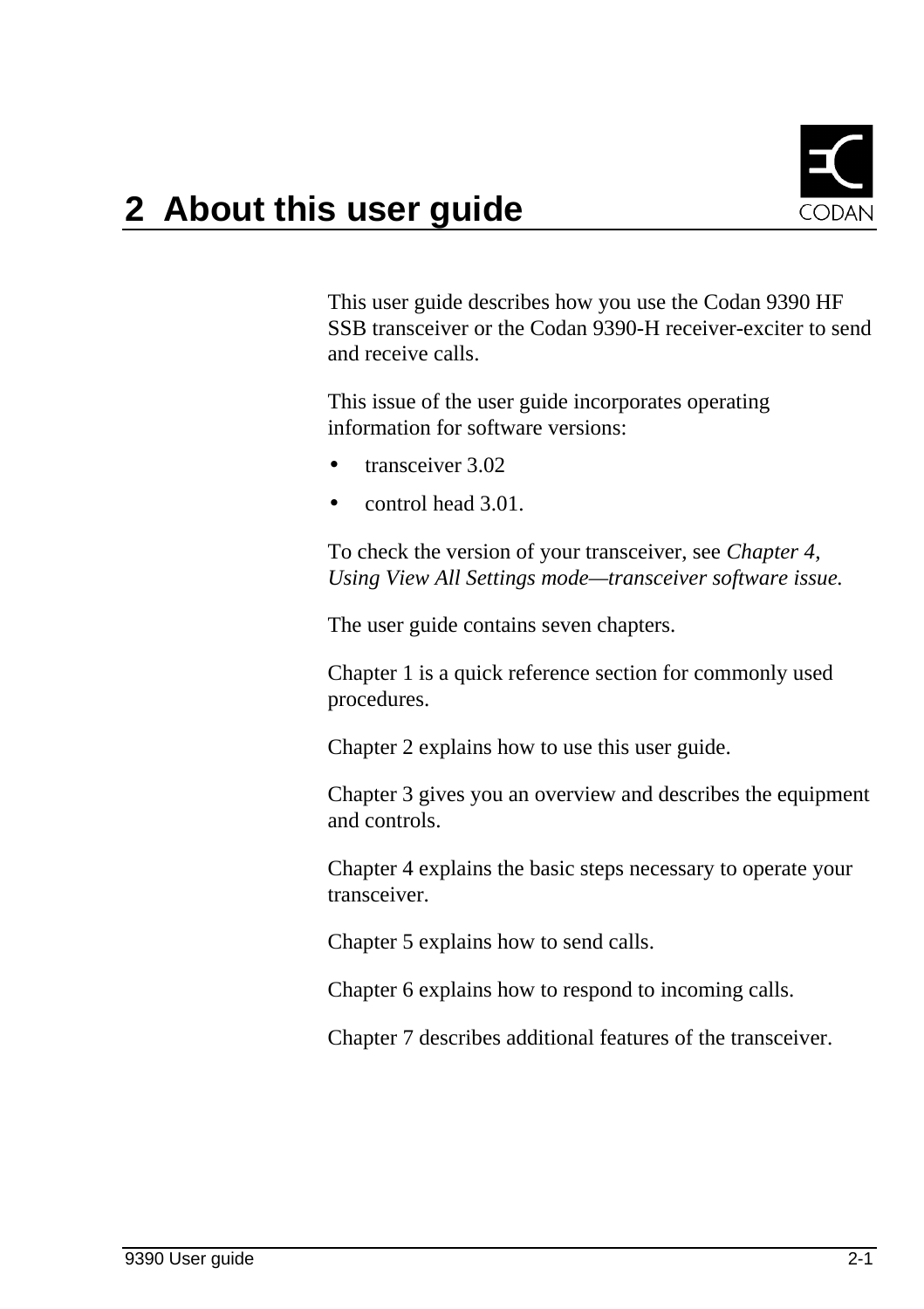# 2 About this user guide

This user guide describes how you use the Codan 9390 HF SSB transceiver or the Codan 9390-H receiver-exciter to send and receive calls.

This issue of the user guide incorporates operating information for software versions:

- transceiver 3.02
- control head 3.01.

To check the version of your transceiver, see *Chapter 4, Using View All Settings mode—transceiver software issue.*

The user guide contains seven chapters.

Chapter 1 is a quick reference section for commonly used procedures.

Chapter 2 explains how to use this user guide.

Chapter 3 gives you an overview and describes the equipment and controls.

Chapter 4 explains the basic steps necessary to operate your transceiver.

Chapter 5 explains how to send calls.

Chapter 6 explains how to respond to incoming calls.

Chapter 7 describes additional features of the transceiver.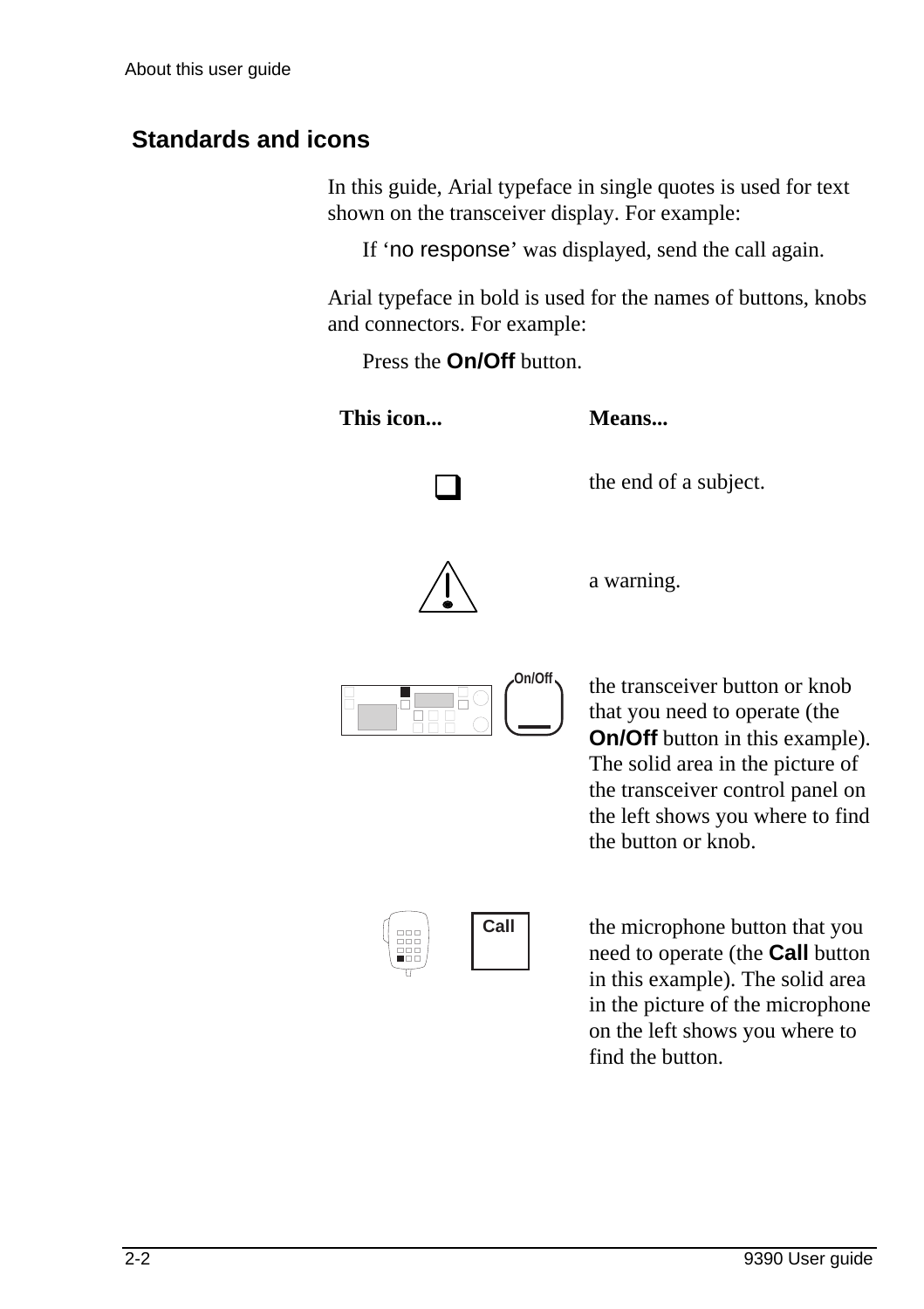## Standards and icons

In this guide, Arial typeface in single quotes is used for text shown on the transceiver display. For example:

If ‘no response’ was displayed, send the call again.

Arial typeface in bold is used for the names of buttons, knobs and connectors. For example:

Press the **On/Off** button.

| This icon... | Means... |
|---|---|
| ❑ | the end of a subject. |
| ⚠ | a warning. |
| On/Off | the transceiver button or knob that you need to operate (the **On/Off** button in this example). The solid area in the picture of the transceiver control panel on the left shows you where to find the button or knob. |
| Call | the microphone button that you need to operate (the **Call** button in this example). The solid area in the picture of the microphone on the left shows you where to find the button. |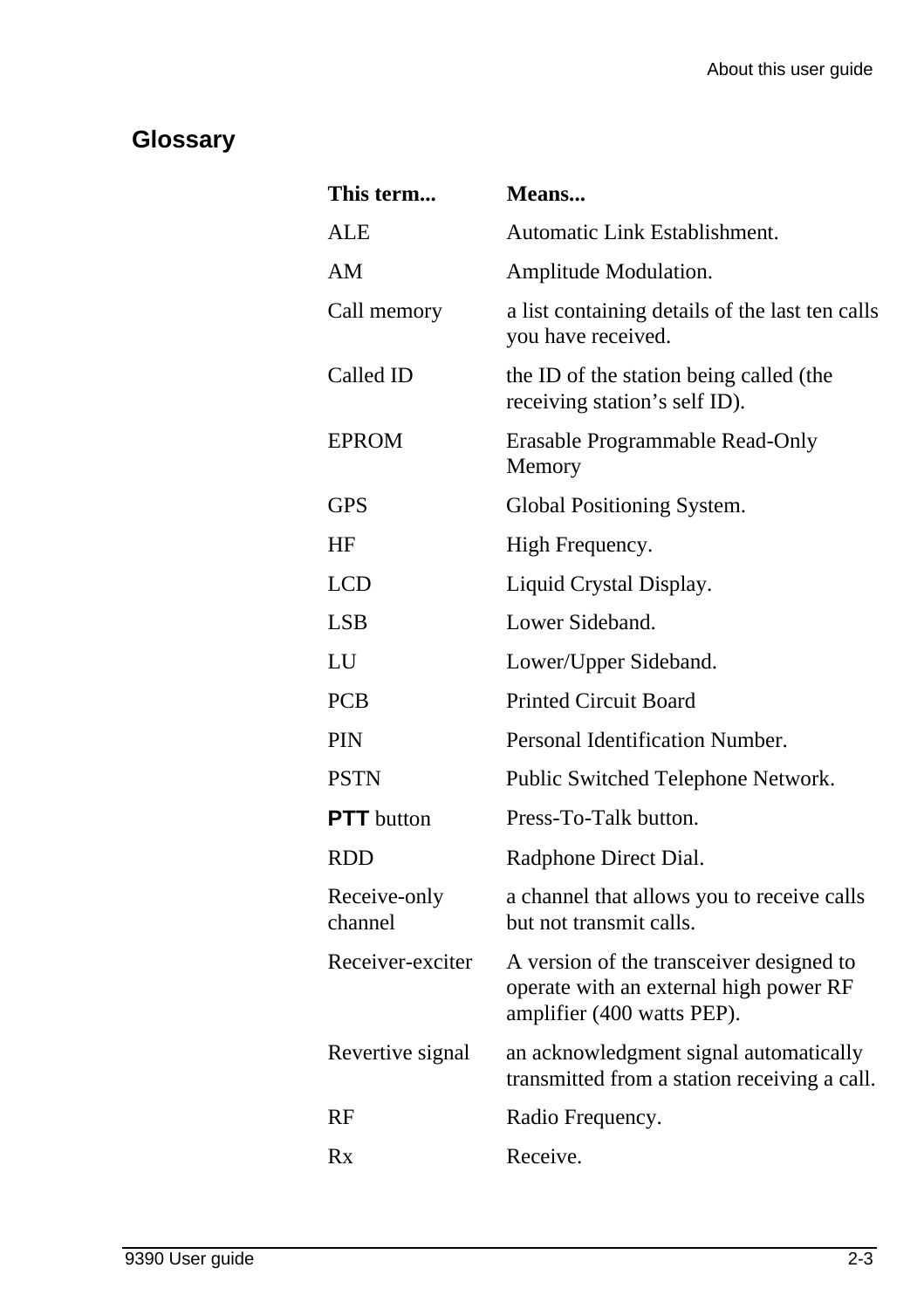## Glossary

| This term... | Means... |
|---|---|
| ALE | Automatic Link Establishment. |
| AM | Amplitude Modulation. |
| Call memory | a list containing details of the last ten calls you have received. |
| Called ID | the ID of the station being called (the receiving station's self ID). |
| EPROM | Erasable Programmable Read-Only Memory |
| GPS | Global Positioning System. |
| HF | High Frequency. |
| LCD | Liquid Crystal Display. |
| LSB | Lower Sideband. |
| LU | Lower/Upper Sideband. |
| PCB | Printed Circuit Board |
| PIN | Personal Identification Number. |
| PSTN | Public Switched Telephone Network. |
| **PTT** button | Press-To-Talk button. |
| RDD | Radphone Direct Dial. |
| Receive-only channel | a channel that allows you to receive calls but not transmit calls. |
| Receiver-exciter | A version of the transceiver designed to operate with an external high power RF amplifier (400 watts PEP). |
| Revertive signal | an acknowledgment signal automatically transmitted from a station receiving a call. |
| RF | Radio Frequency. |
| Rx | Receive. |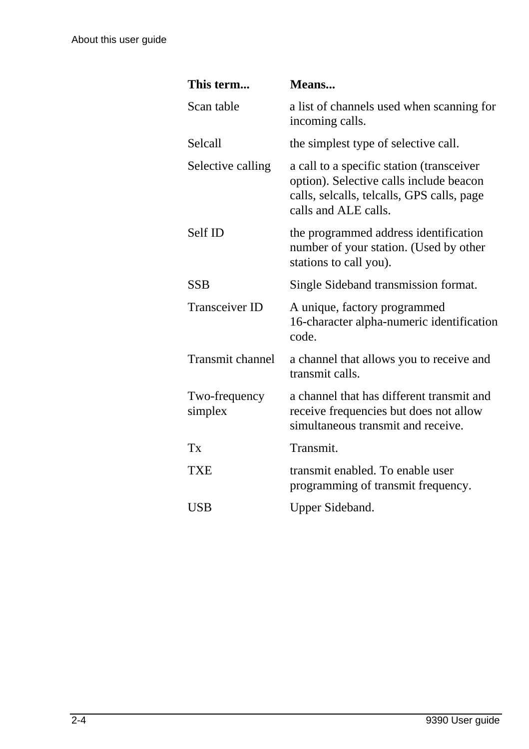| This term... | Means... |
| --- | --- |
| Scan table | a list of channels used when scanning for incoming calls. |
| Selcall | the simplest type of selective call. |
| Selective calling | a call to a specific station (transceiver option). Selective calls include beacon calls, selcalls, telcalls, GPS calls, page calls and ALE calls. |
| Self ID | the programmed address identification number of your station. (Used by other stations to call you). |
| SSB | Single Sideband transmission format. |
| Transceiver ID | A unique, factory programmed 16-character alpha-numeric identification code. |
| Transmit channel | a channel that allows you to receive and transmit calls. |
| Two-frequency simplex | a channel that has different transmit and receive frequencies but does not allow simultaneous transmit and receive. |
| Tx | Transmit. |
| TXE | transmit enabled. To enable user programming of transmit frequency. |
| USB | Upper Sideband. |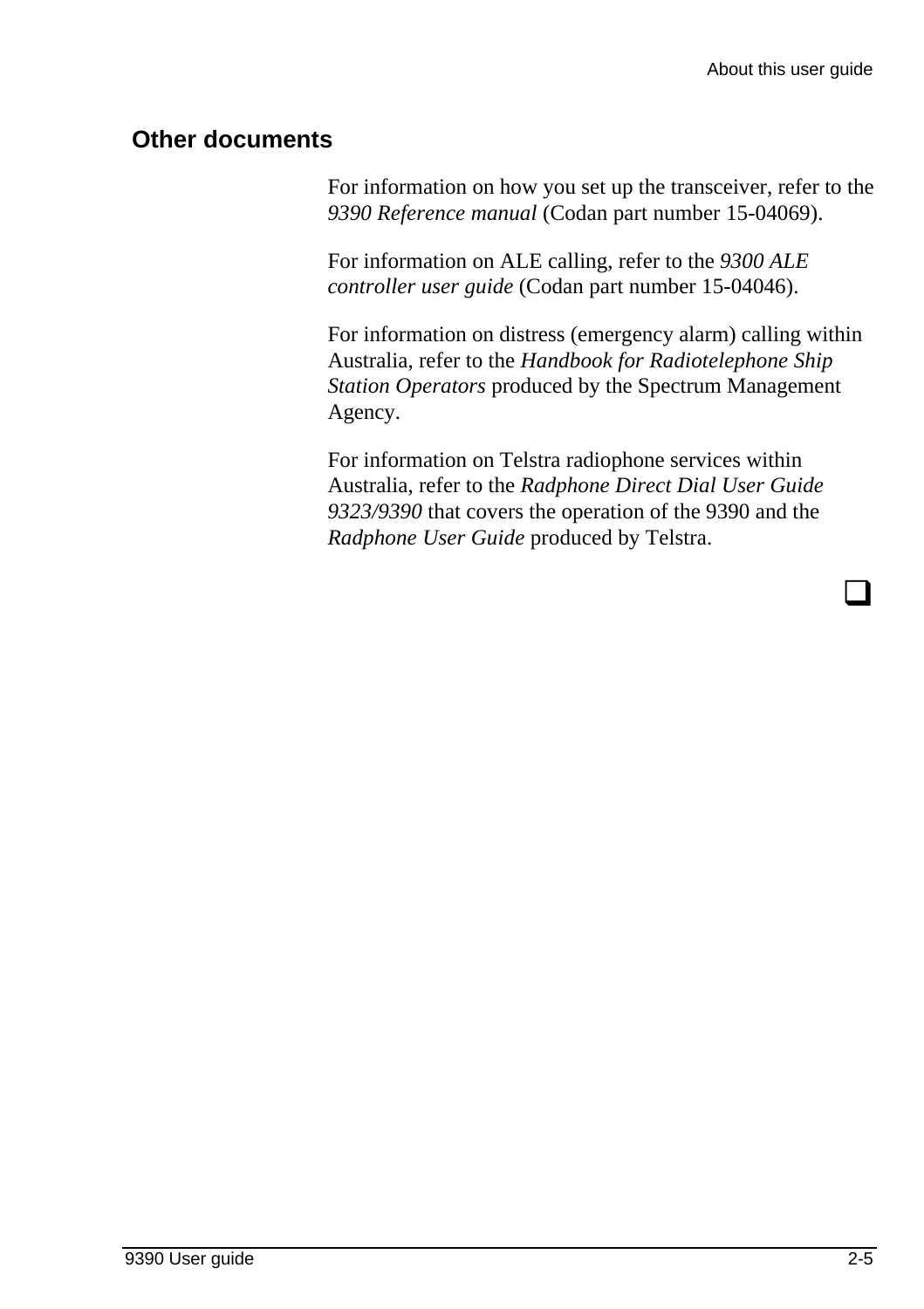## Other documents

For information on how you set up the transceiver, refer to the *9390 Reference manual* (Codan part number 15-04069).

For information on ALE calling, refer to the *9300 ALE controller user guide* (Codan part number 15-04046).

For information on distress (emergency alarm) calling within Australia, refer to the *Handbook for Radiotelephone Ship Station Operators* produced by the Spectrum Management Agency.

For information on Telstra radiophone services within Australia, refer to the *Radphone Direct Dial User Guide 9323/9390* that covers the operation of the 9390 and the *Radphone User Guide* produced by Telstra.

❑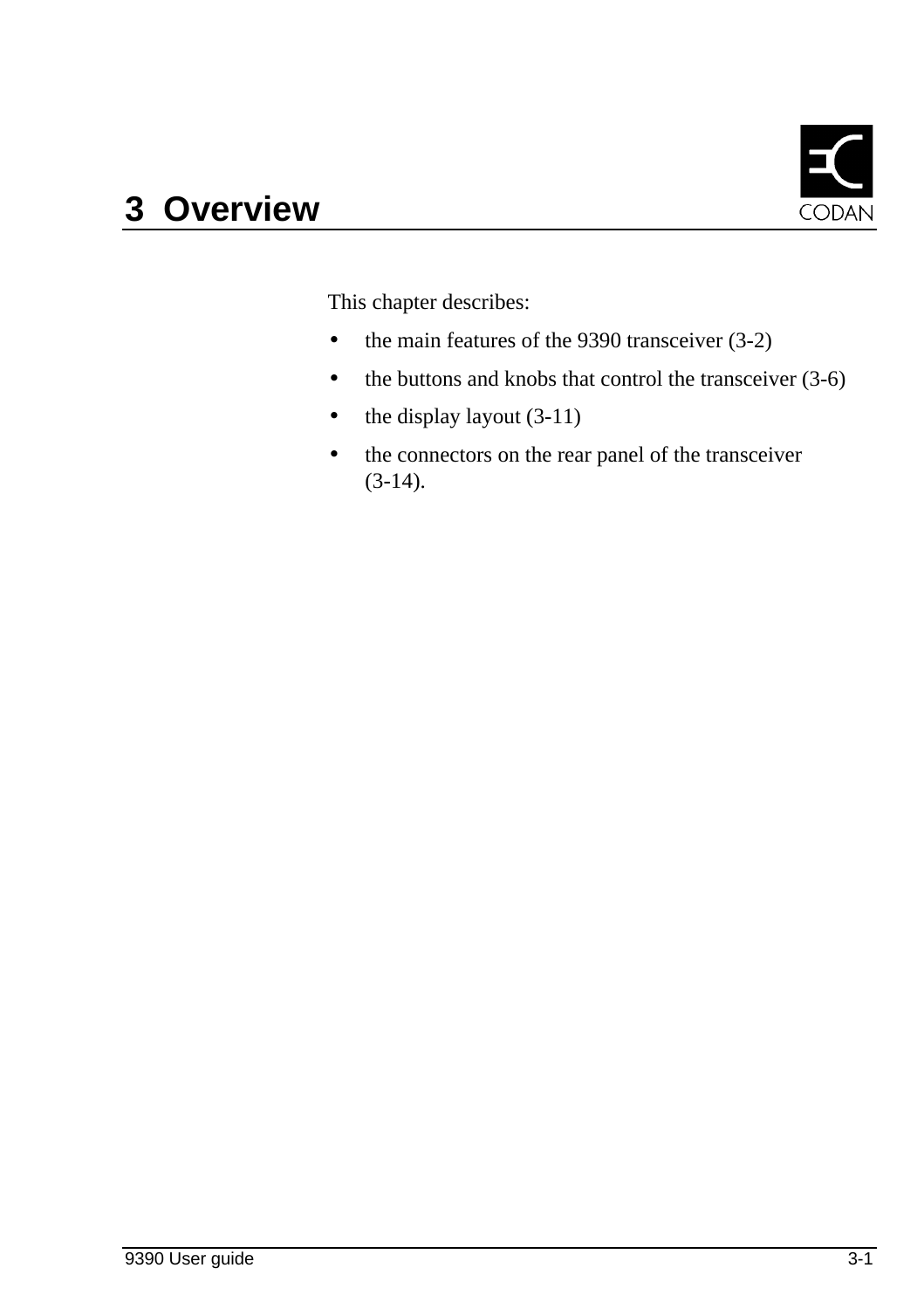# 3 Overview

This chapter describes:

- the main features of the 9390 transceiver (3-2)
- the buttons and knobs that control the transceiver (3-6)
- the display layout (3-11)
- the connectors on the rear panel of the transceiver (3-14).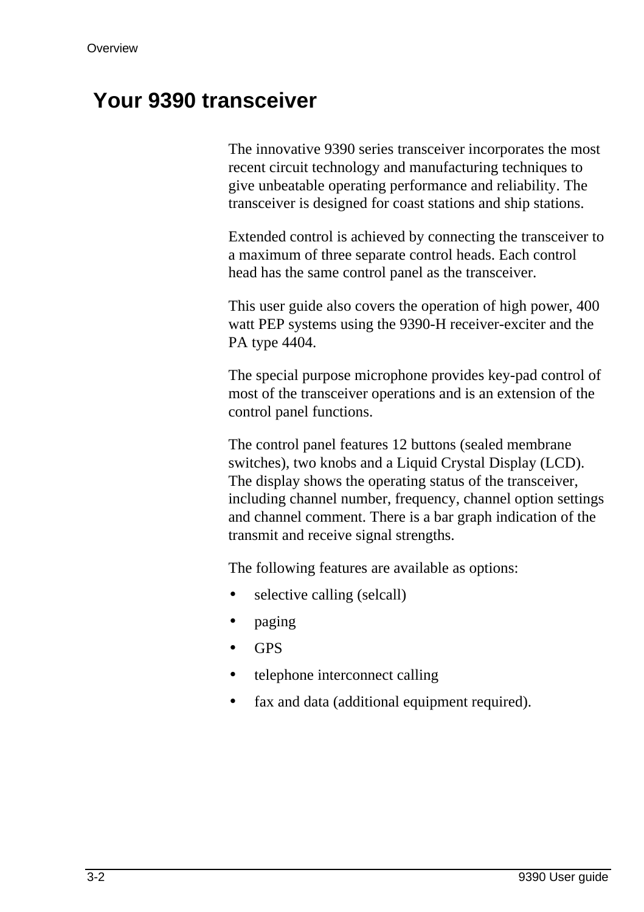## Your 9390 transceiver

The innovative 9390 series transceiver incorporates the most recent circuit technology and manufacturing techniques to give unbeatable operating performance and reliability. The transceiver is designed for coast stations and ship stations.

Extended control is achieved by connecting the transceiver to a maximum of three separate control heads. Each control head has the same control panel as the transceiver.

This user guide also covers the operation of high power, 400 watt PEP systems using the 9390-H receiver-exciter and the PA type 4404.

The special purpose microphone provides key-pad control of most of the transceiver operations and is an extension of the control panel functions.

The control panel features 12 buttons (sealed membrane switches), two knobs and a Liquid Crystal Display (LCD). The display shows the operating status of the transceiver, including channel number, frequency, channel option settings and channel comment. There is a bar graph indication of the transmit and receive signal strengths.

The following features are available as options:

- selective calling (selcall)
- paging
- GPS
- telephone interconnect calling
- fax and data (additional equipment required).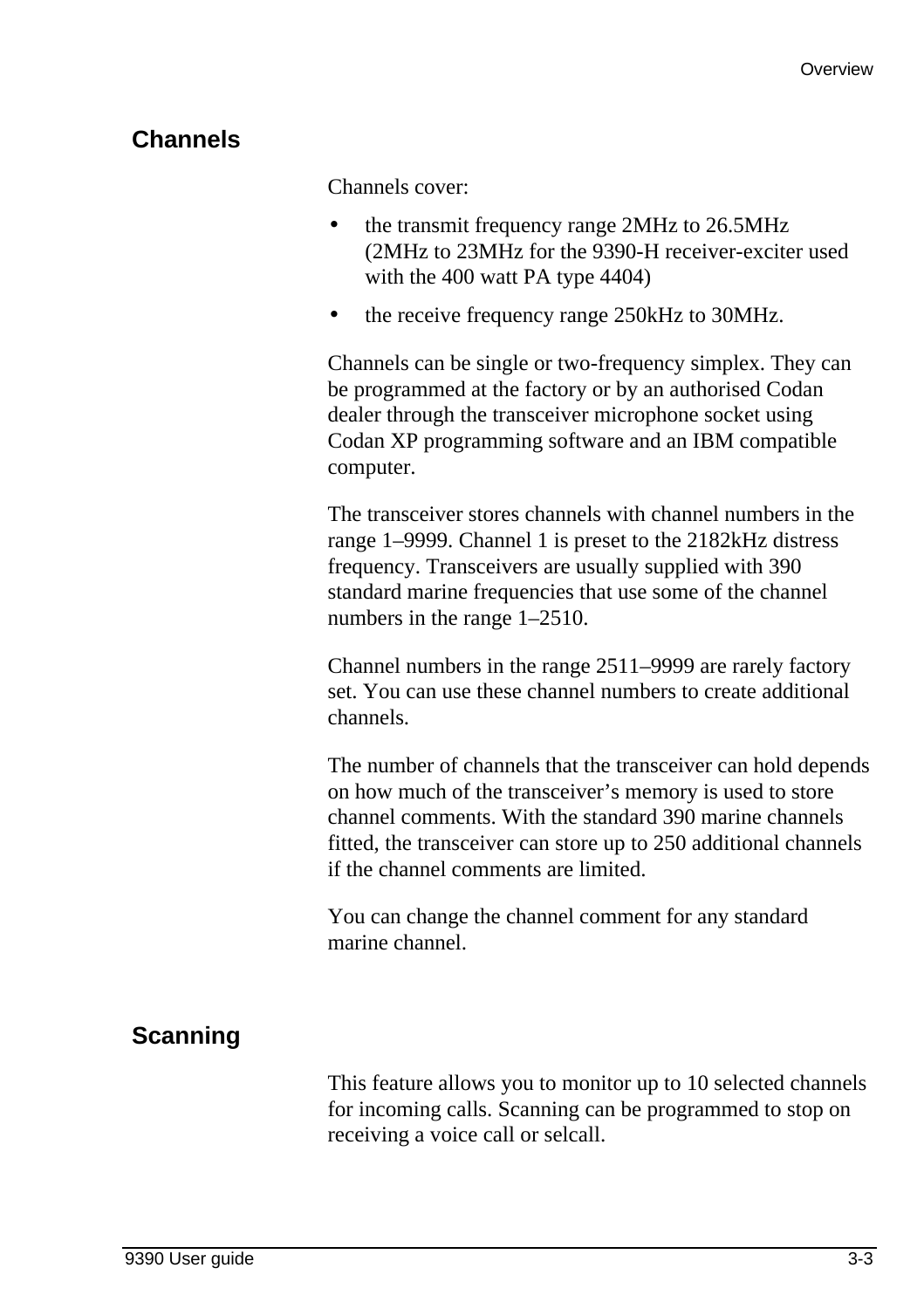## Channels

Channels cover:

- the transmit frequency range 2MHz to 26.5MHz (2MHz to 23MHz for the 9390-H receiver-exciter used with the 400 watt PA type 4404)
- the receive frequency range 250kHz to 30MHz.

Channels can be single or two-frequency simplex. They can be programmed at the factory or by an authorised Codan dealer through the transceiver microphone socket using Codan XP programming software and an IBM compatible computer.

The transceiver stores channels with channel numbers in the range 1–9999. Channel 1 is preset to the 2182kHz distress frequency. Transceivers are usually supplied with 390 standard marine frequencies that use some of the channel numbers in the range 1–2510.

Channel numbers in the range 2511–9999 are rarely factory set. You can use these channel numbers to create additional channels.

The number of channels that the transceiver can hold depends on how much of the transceiver's memory is used to store channel comments. With the standard 390 marine channels fitted, the transceiver can store up to 250 additional channels if the channel comments are limited.

You can change the channel comment for any standard marine channel.

## Scanning

This feature allows you to monitor up to 10 selected channels for incoming calls. Scanning can be programmed to stop on receiving a voice call or selcall.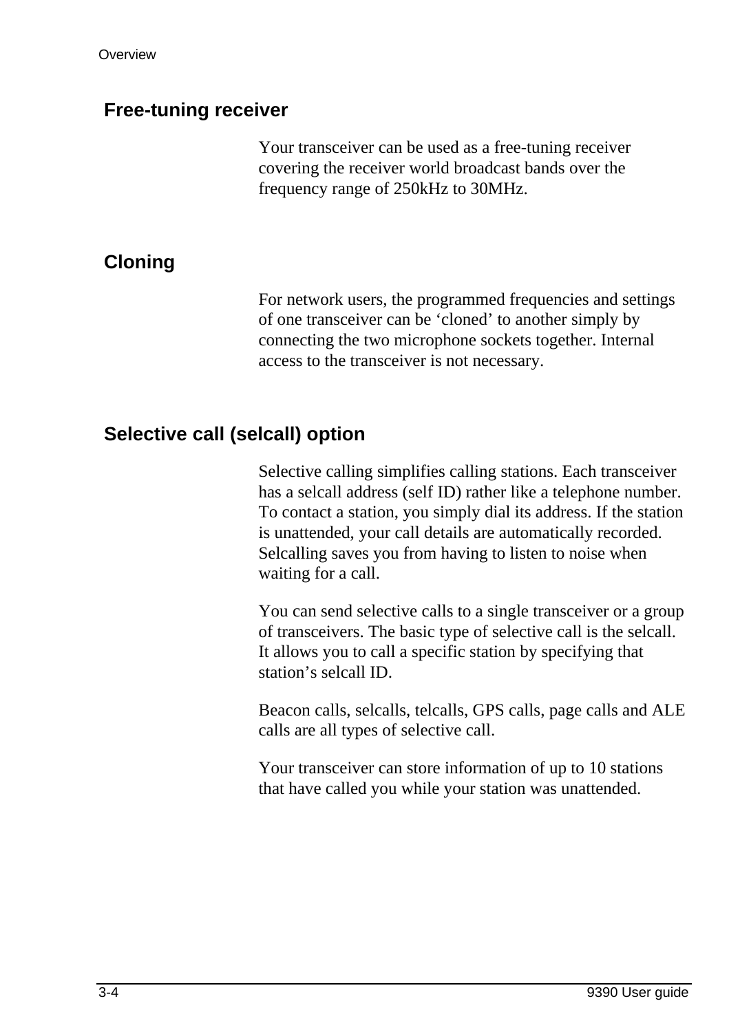## Free-tuning receiver

Your transceiver can be used as a free-tuning receiver covering the receiver world broadcast bands over the frequency range of 250kHz to 30MHz.

## Cloning

For network users, the programmed frequencies and settings of one transceiver can be ‘cloned’ to another simply by connecting the two microphone sockets together. Internal access to the transceiver is not necessary.

## Selective call (selcall) option

Selective calling simplifies calling stations. Each transceiver has a selcall address (self ID) rather like a telephone number. To contact a station, you simply dial its address. If the station is unattended, your call details are automatically recorded. Selcalling saves you from having to listen to noise when waiting for a call.

You can send selective calls to a single transceiver or a group of transceivers. The basic type of selective call is the selcall. It allows you to call a specific station by specifying that station’s selcall ID.

Beacon calls, selcalls, telcalls, GPS calls, page calls and ALE calls are all types of selective call.

Your transceiver can store information of up to 10 stations that have called you while your station was unattended.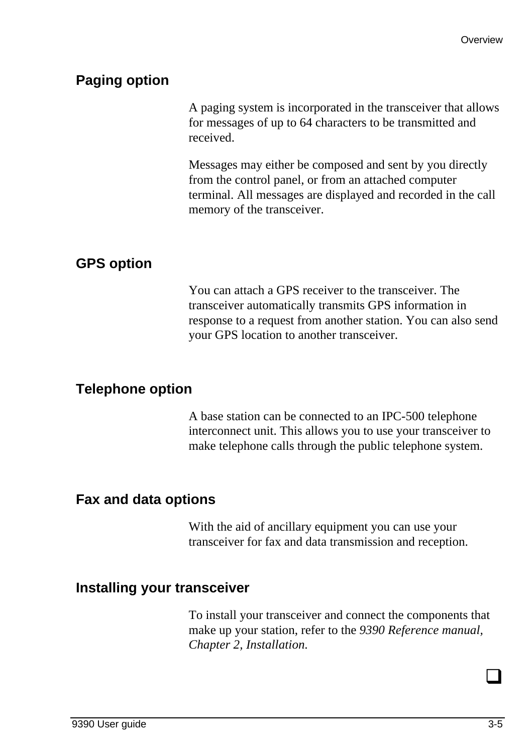## Paging option

A paging system is incorporated in the transceiver that allows for messages of up to 64 characters to be transmitted and received.

Messages may either be composed and sent by you directly from the control panel, or from an attached computer terminal. All messages are displayed and recorded in the call memory of the transceiver.

## GPS option

You can attach a GPS receiver to the transceiver. The transceiver automatically transmits GPS information in response to a request from another station. You can also send your GPS location to another transceiver.

## Telephone option

A base station can be connected to an IPC-500 telephone interconnect unit. This allows you to use your transceiver to make telephone calls through the public telephone system.

## Fax and data options

With the aid of ancillary equipment you can use your transceiver for fax and data transmission and reception.

## Installing your transceiver

To install your transceiver and connect the components that make up your station, refer to the *9390 Reference manual, Chapter 2, Installation.*

❑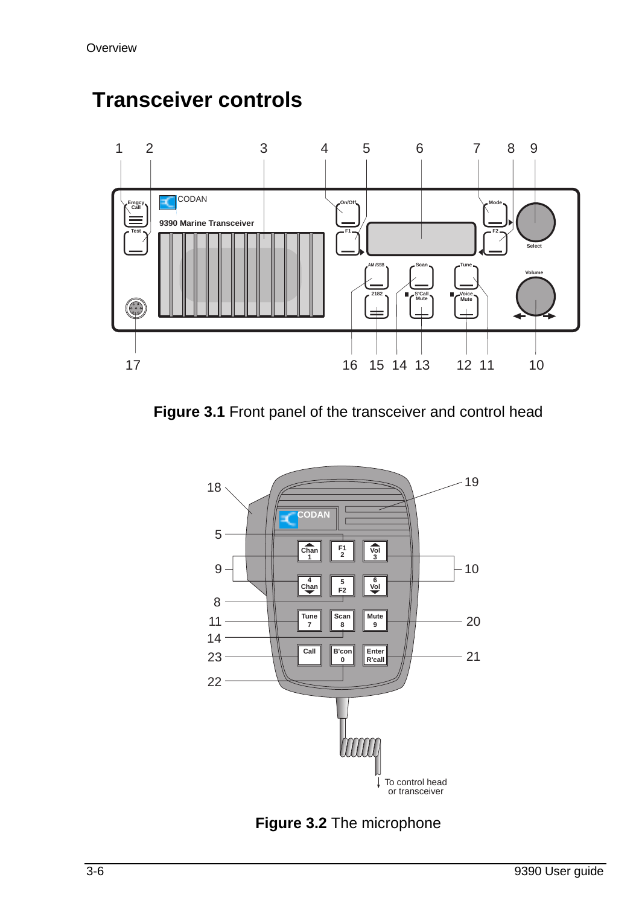# Transceiver controls

Figure 3.1 Front panel of the transceiver and control head

Figure 3.2 The microphone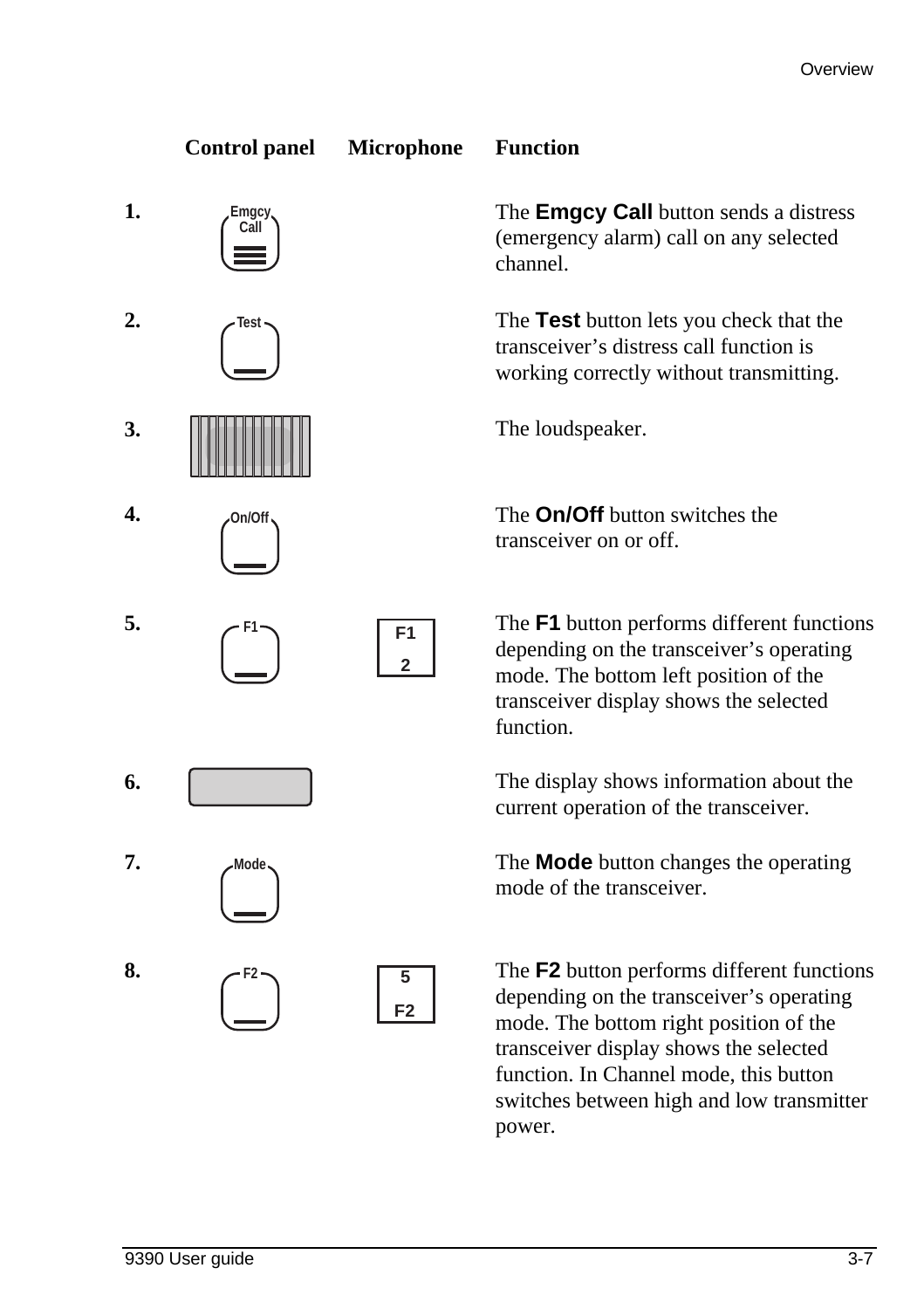| | Control panel | Microphone | Function |
|---|---|---|---|
| **1.** | Emgcy Call | | The **Emgcy Call** button sends a distress (emergency alarm) call on any selected channel. |
| **2.** | Test | | The **Test** button lets you check that the transceiver's distress call function is working correctly without transmitting. |
| **3.** | | | The loudspeaker. |
| **4.** | On/Off | | The **On/Off** button switches the transceiver on or off. |
| **5.** | F1 | F1 2 | The **F1** button performs different functions depending on the transceiver's operating mode. The bottom left position of the transceiver display shows the selected function. |
| **6.** | | | The display shows information about the current operation of the transceiver. |
| **7.** | Mode | | The **Mode** button changes the operating mode of the transceiver. |
| **8.** | F2 | 5 F2 | The **F2** button performs different functions depending on the transceiver's operating mode. The bottom right position of the transceiver display shows the selected function. In Channel mode, this button switches between high and low transmitter power. |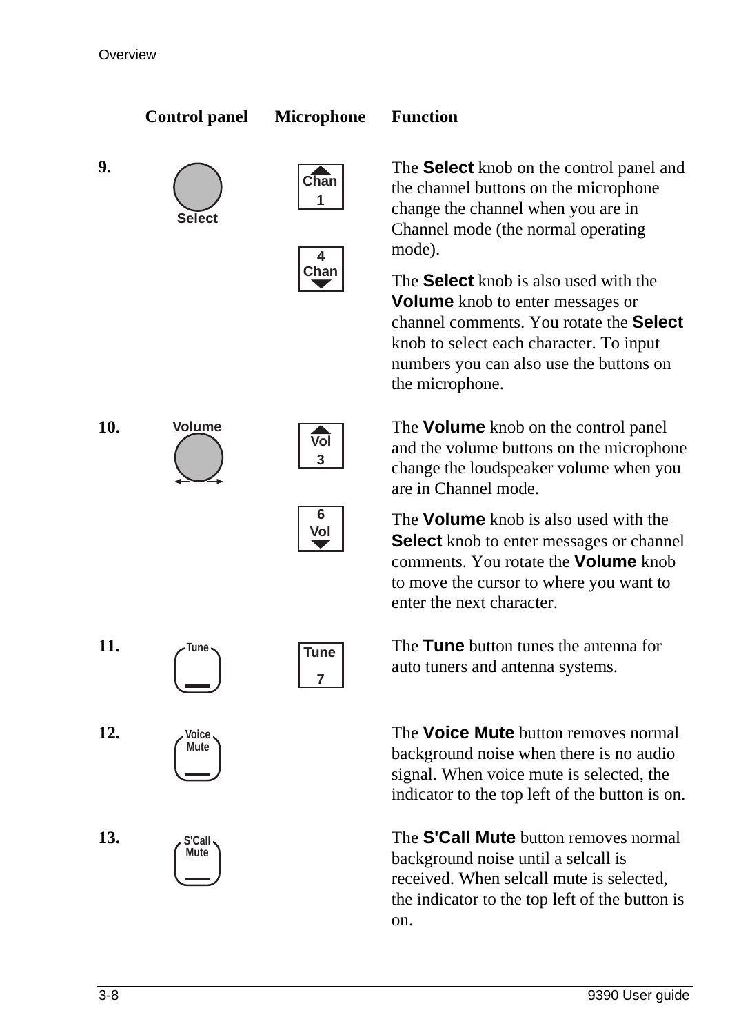| | Control panel | Microphone | Function |
|---|---|---|---|
| **9.** | Select | Chan 1<br>4 Chan | The **Select** knob on the control panel and the channel buttons on the microphone change the channel when you are in Channel mode (the normal operating mode).<br><br>The **Select** knob is also used with the **Volume** knob to enter messages or channel comments. You rotate the **Select** knob to select each character. To input numbers you can also use the buttons on the microphone. |
| **10.** | Volume | Vol 3<br>6 Vol | The **Volume** knob on the control panel and the volume buttons on the microphone change the loudspeaker volume when you are in Channel mode.<br><br>The **Volume** knob is also used with the **Select** knob to enter messages or channel comments. You rotate the **Volume** knob to move the cursor to where you want to enter the next character. |
| **11.** | Tune | Tune 7 | The **Tune** button tunes the antenna for auto tuners and antenna systems. |
| **12.** | Voice Mute | | The **Voice Mute** button removes normal background noise when there is no audio signal. When voice mute is selected, the indicator to the top left of the button is on. |
| **13.** | S'Call Mute | | The **S'Call Mute** button removes normal background noise until a selcall is received. When selcall mute is selected, the indicator to the top left of the button is on. |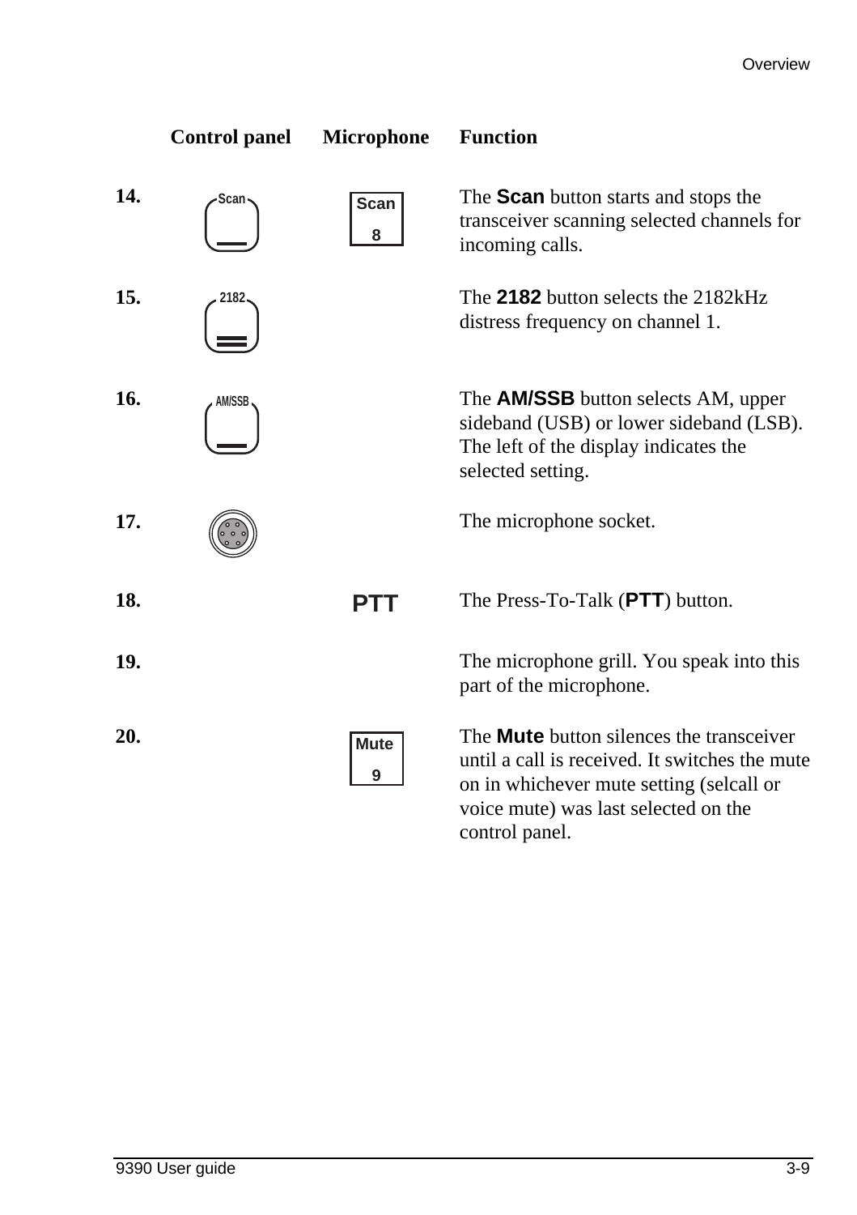| | Control panel | Microphone | Function |
|---|---|---|---|
| **14.** | Scan | Scan 8 | The **Scan** button starts and stops the transceiver scanning selected channels for incoming calls. |
| **15.** | 2182 | | The **2182** button selects the 2182kHz distress frequency on channel 1. |
| **16.** | AM/SSB | | The **AM/SSB** button selects AM, upper sideband (USB) or lower sideband (LSB). The left of the display indicates the selected setting. |
| **17.** | | | The microphone socket. |
| **18.** | | **PTT** | The Press-To-Talk (**PTT**) button. |
| **19.** | | | The microphone grill. You speak into this part of the microphone. |
| **20.** | | Mute 9 | The **Mute** button silences the transceiver until a call is received. It switches the mute on in whichever mute setting (selcall or voice mute) was last selected on the control panel. |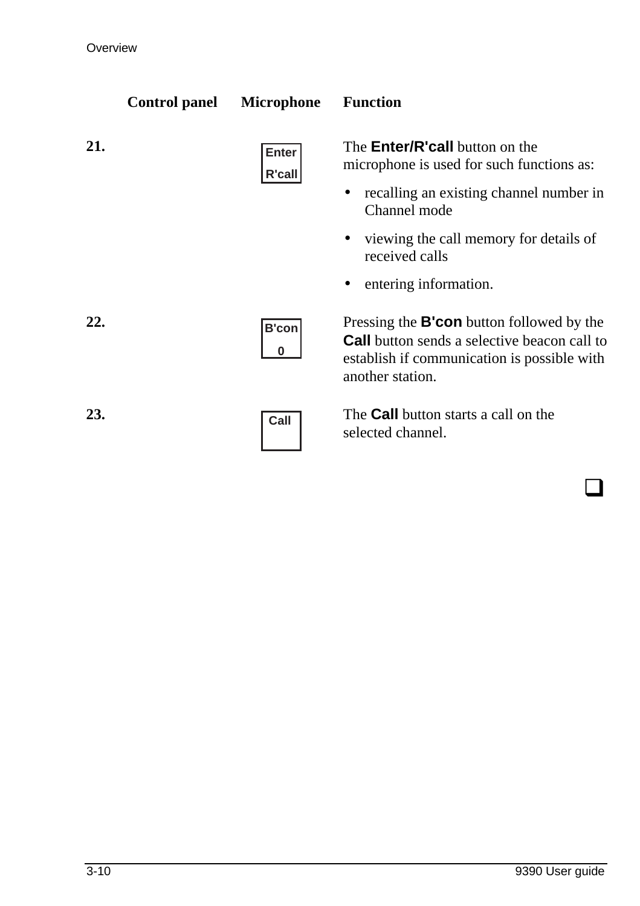| | Control panel | Microphone | Function |
|---|---|---|---|
| 21. | | Enter R'call | The **Enter/R'call** button on the microphone is used for such functions as:<br>• recalling an existing channel number in Channel mode<br>• viewing the call memory for details of received calls<br>• entering information. |
| 22. | | B'con 0 | Pressing the **B'con** button followed by the **Call** button sends a selective beacon call to establish if communication is possible with another station. |
| 23. | | Call | The **Call** button starts a call on the selected channel. |

❑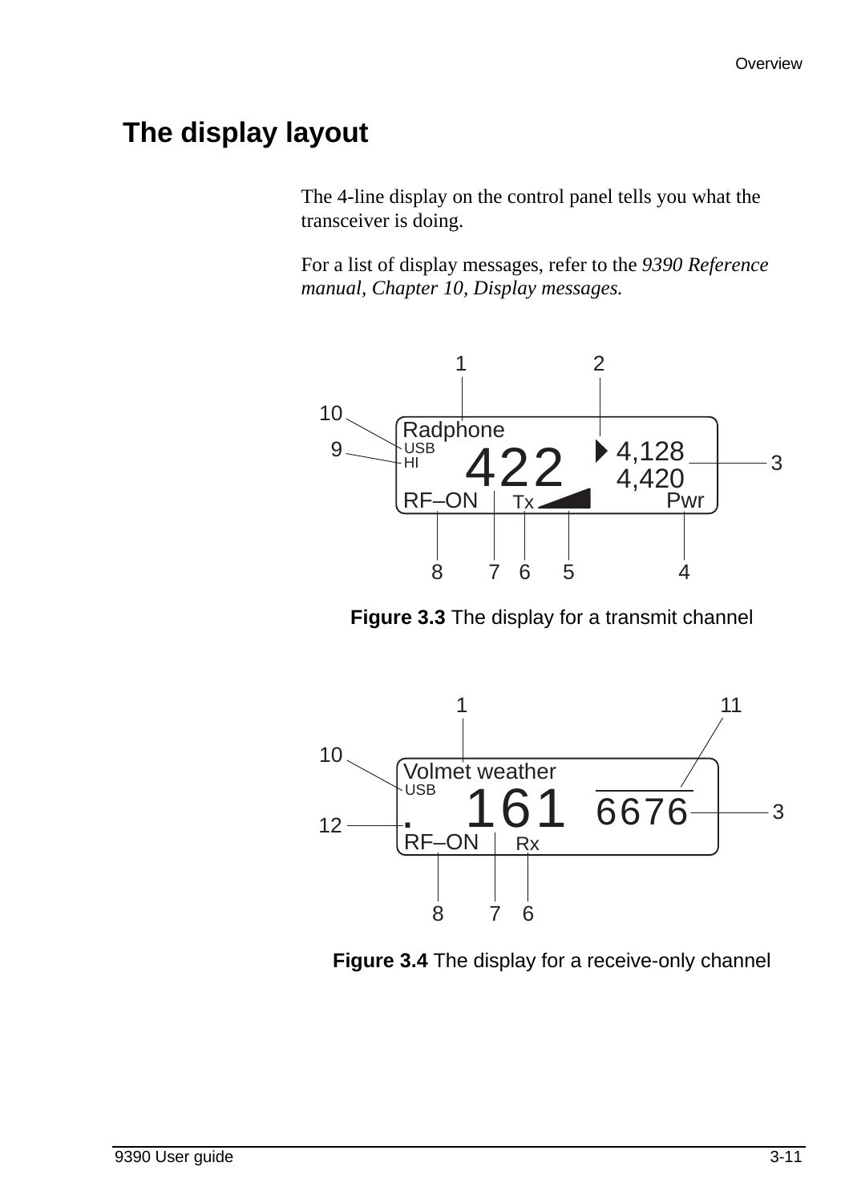## The display layout

The 4-line display on the control panel tells you what the transceiver is doing.

For a list of display messages, refer to the *9390 Reference manual, Chapter 10, Display messages.*

**Figure 3.3** The display for a transmit channel

**Figure 3.4** The display for a receive-only channel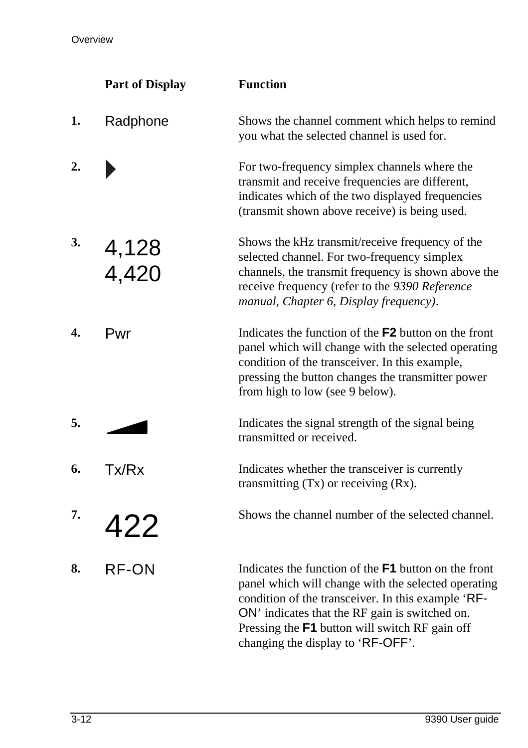| | Part of Display | Function |
|---|---|---|
| **1.** | Radphone | Shows the channel comment which helps to remind you what the selected channel is used for. |
| **2.** | ▶ | For two-frequency simplex channels where the transmit and receive frequencies are different, indicates which of the two displayed frequencies (transmit shown above receive) is being used. |
| **3.** | 4,128<br>4,420 | Shows the kHz transmit/receive frequency of the selected channel. For two-frequency simplex channels, the transmit frequency is shown above the receive frequency (refer to the *9390 Reference manual, Chapter 6, Display frequency)*. |
| **4.** | Pwr | Indicates the function of the **F2** button on the front panel which will change with the selected operating condition of the transceiver. In this example, pressing the button changes the transmitter power from high to low (see 9 below). |
| **5.** | ◢ | Indicates the signal strength of the signal being transmitted or received. |
| **6.** | Tx/Rx | Indicates whether the transceiver is currently transmitting (Tx) or receiving (Rx). |
| **7.** | 422 | Shows the channel number of the selected channel. |
| **8.** | RF-ON | Indicates the function of the **F1** button on the front panel which will change with the selected operating condition of the transceiver. In this example 'RF-ON' indicates that the RF gain is switched on. Pressing the **F1** button will switch RF gain off changing the display to 'RF-OFF'. |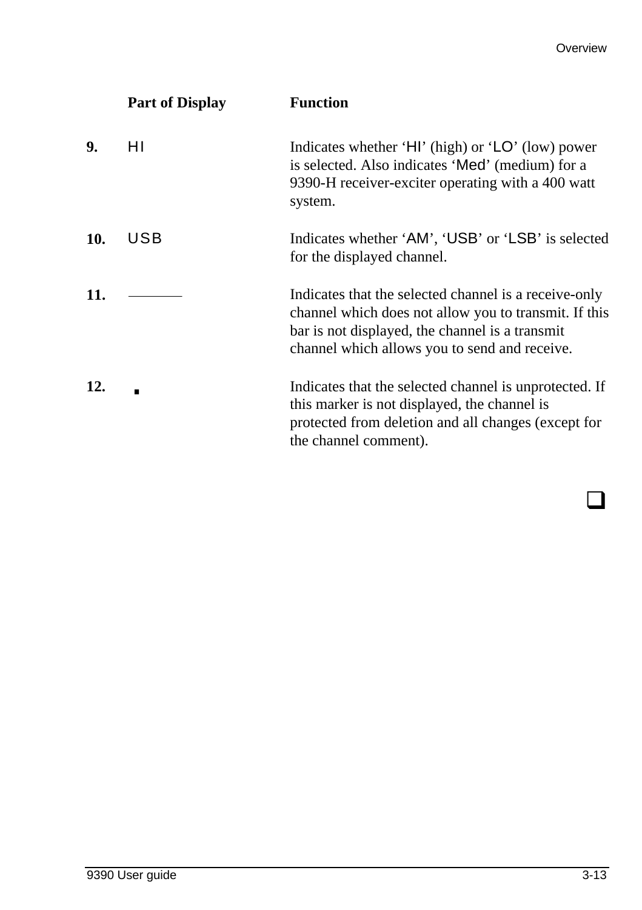|  | Part of Display | Function |
| --- | --- | --- |
| **9.** | HI | Indicates whether 'HI' (high) or 'LO' (low) power is selected. Also indicates 'Med' (medium) for a 9390-H receiver-exciter operating with a 400 watt system. |
| **10.** | USB | Indicates whether 'AM', 'USB' or 'LSB' is selected for the displayed channel. |
| **11.** | ——— | Indicates that the selected channel is a receive-only channel which does not allow you to transmit. If this bar is not displayed, the channel is a transmit channel which allows you to send and receive. |
| **12.** | ▪ | Indicates that the selected channel is unprotected. If this marker is not displayed, the channel is protected from deletion and all changes (except for the channel comment). |

❑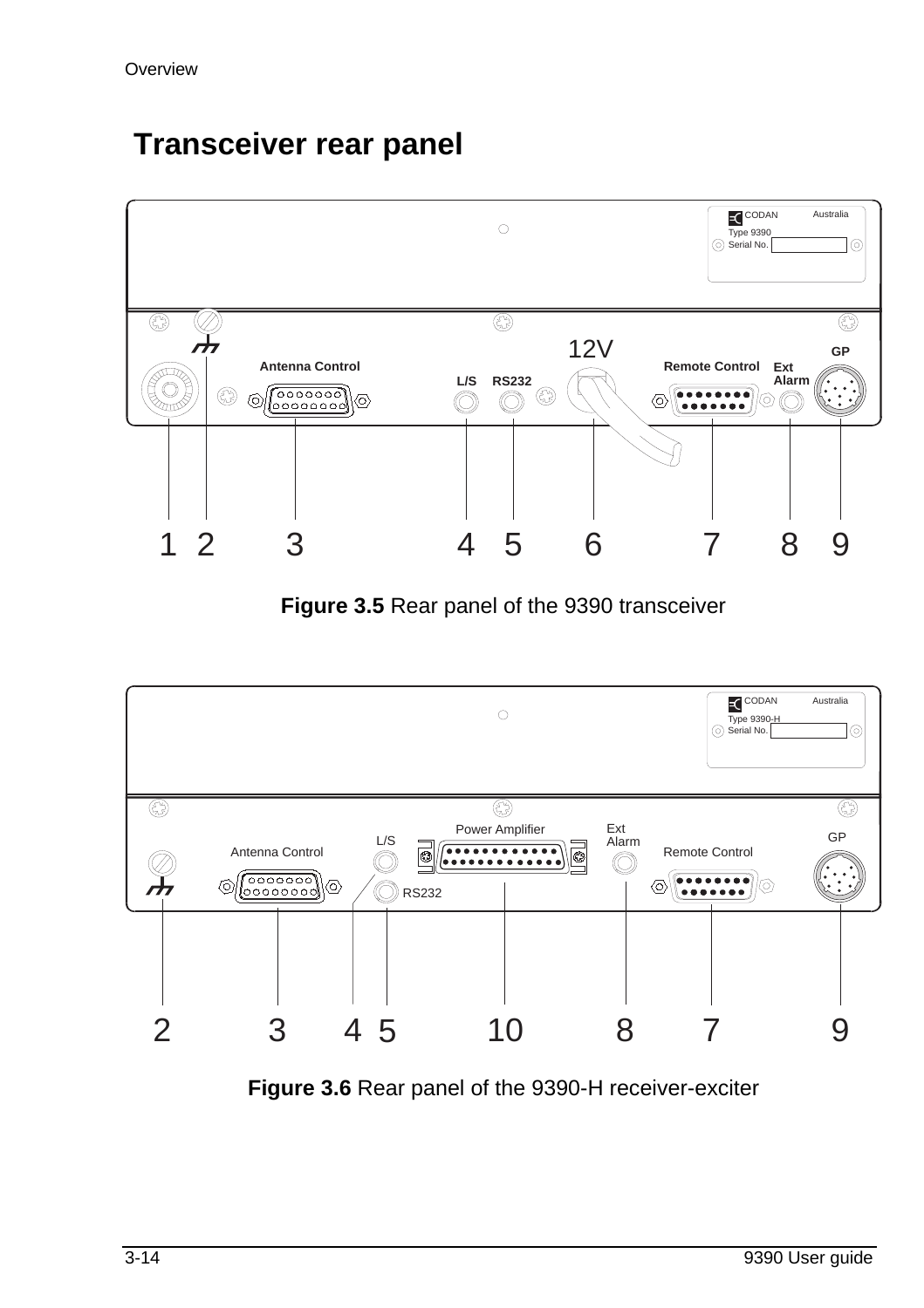# Transceiver rear panel

**Figure 3.5** Rear panel of the 9390 transceiver

**Figure 3.6** Rear panel of the 9390-H receiver-exciter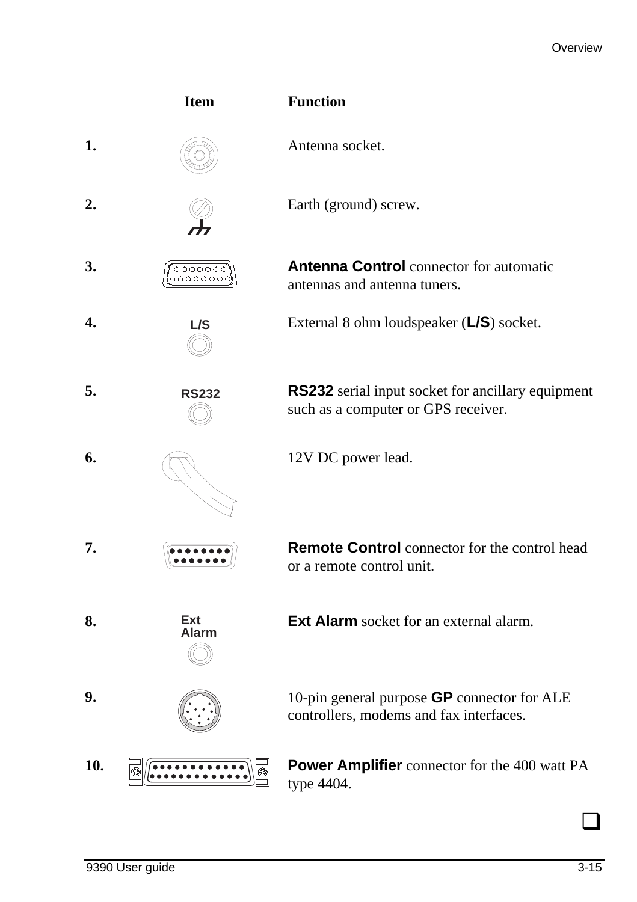| | Item | Function |
|---|---|---|
| **1.** | | Antenna socket. |
| **2.** | | Earth (ground) screw. |
| **3.** | | **Antenna Control** connector for automatic antennas and antenna tuners. |
| **4.** | L/S | External 8 ohm loudspeaker (**L/S**) socket. |
| **5.** | RS232 | **RS232** serial input socket for ancillary equipment such as a computer or GPS receiver. |
| **6.** | | 12V DC power lead. |
| **7.** | | **Remote Control** connector for the control head or a remote control unit. |
| **8.** | Ext Alarm | **Ext Alarm** socket for an external alarm. |
| **9.** | | 10-pin general purpose **GP** connector for ALE controllers, modems and fax interfaces. |
| **10.** | | **Power Amplifier** connector for the 400 watt PA type 4404. |

❑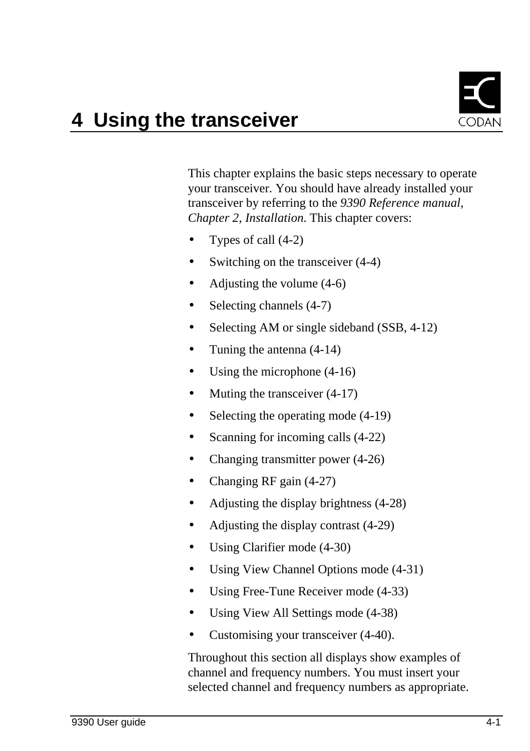# 4 Using the transceiver

This chapter explains the basic steps necessary to operate your transceiver. You should have already installed your transceiver by referring to the *9390 Reference manual, Chapter 2, Installation.* This chapter covers:

- Types of call (4-2)
- Switching on the transceiver (4-4)
- Adjusting the volume (4-6)
- Selecting channels (4-7)
- Selecting AM or single sideband (SSB, 4-12)
- Tuning the antenna (4-14)
- Using the microphone (4-16)
- Muting the transceiver (4-17)
- Selecting the operating mode (4-19)
- Scanning for incoming calls (4-22)
- Changing transmitter power (4-26)
- Changing RF gain (4-27)
- Adjusting the display brightness (4-28)
- Adjusting the display contrast (4-29)
- Using Clarifier mode (4-30)
- Using View Channel Options mode (4-31)
- Using Free-Tune Receiver mode (4-33)
- Using View All Settings mode (4-38)
- Customising your transceiver (4-40).

Throughout this section all displays show examples of channel and frequency numbers. You must insert your selected channel and frequency numbers as appropriate.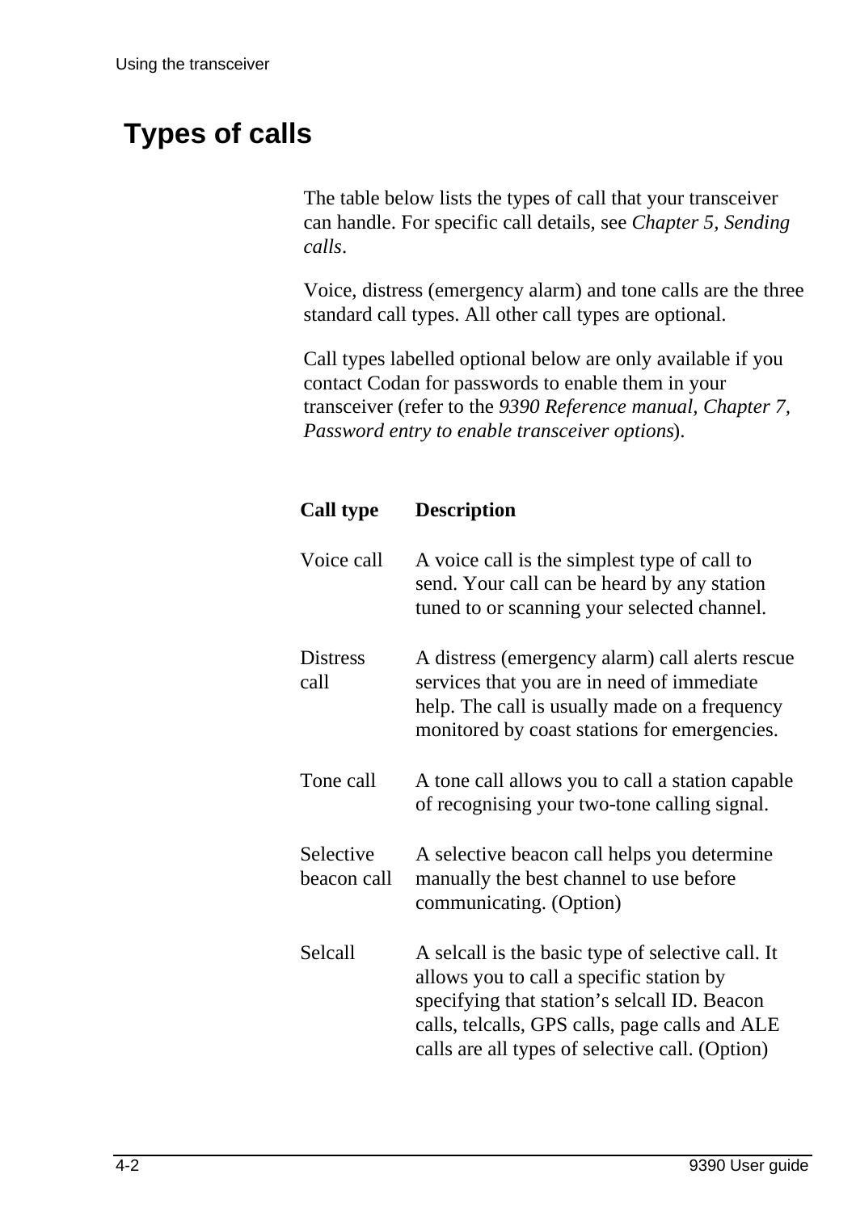# Types of calls

The table below lists the types of call that your transceiver can handle. For specific call details, see *Chapter 5, Sending calls*.

Voice, distress (emergency alarm) and tone calls are the three standard call types. All other call types are optional.

Call types labelled optional below are only available if you contact Codan for passwords to enable them in your transceiver (refer to the *9390 Reference manual, Chapter 7, Password entry to enable transceiver options*).

| Call type | Description |
|---|---|
| Voice call | A voice call is the simplest type of call to send. Your call can be heard by any station tuned to or scanning your selected channel. |
| Distress call | A distress (emergency alarm) call alerts rescue services that you are in need of immediate help. The call is usually made on a frequency monitored by coast stations for emergencies. |
| Tone call | A tone call allows you to call a station capable of recognising your two-tone calling signal. |
| Selective beacon call | A selective beacon call helps you determine manually the best channel to use before communicating. (Option) |
| Selcall | A selcall is the basic type of selective call. It allows you to call a specific station by specifying that station's selcall ID. Beacon calls, telcalls, GPS calls, page calls and ALE calls are all types of selective call. (Option) |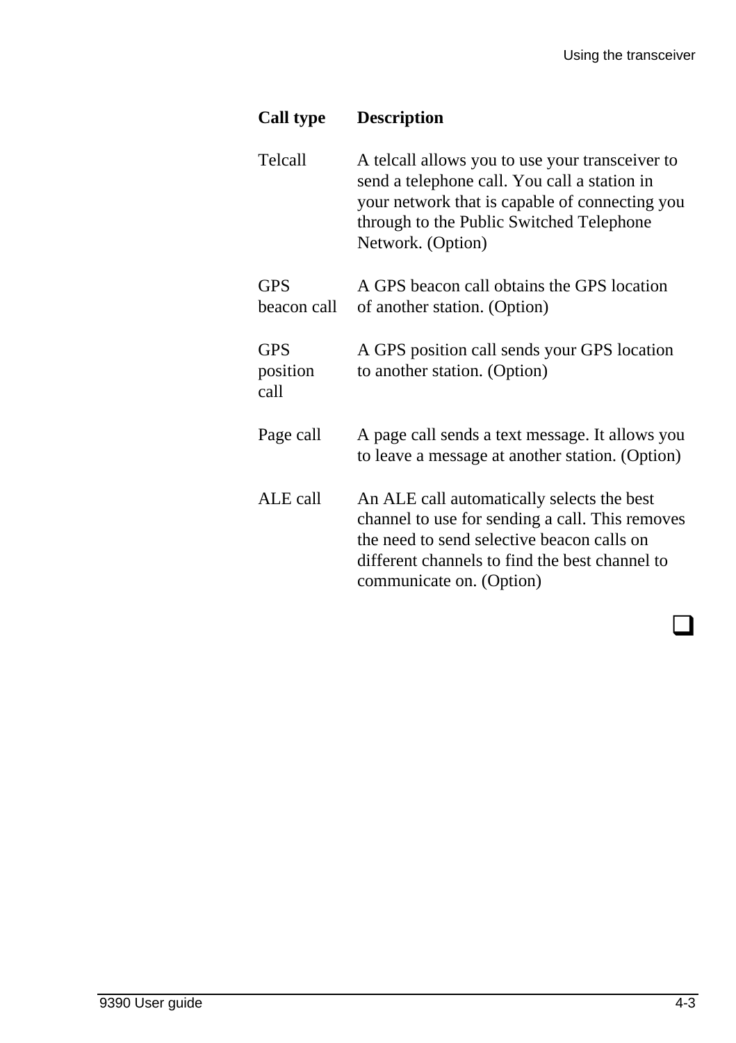| Call type | Description |
|---|---|
| Telcall | A telcall allows you to use your transceiver to send a telephone call. You call a station in your network that is capable of connecting you through to the Public Switched Telephone Network. (Option) |
| GPS beacon call | A GPS beacon call obtains the GPS location of another station. (Option) |
| GPS position call | A GPS position call sends your GPS location to another station. (Option) |
| Page call | A page call sends a text message. It allows you to leave a message at another station. (Option) |
| ALE call | An ALE call automatically selects the best channel to use for sending a call. This removes the need to send selective beacon calls on different channels to find the best channel to communicate on. (Option) |

❑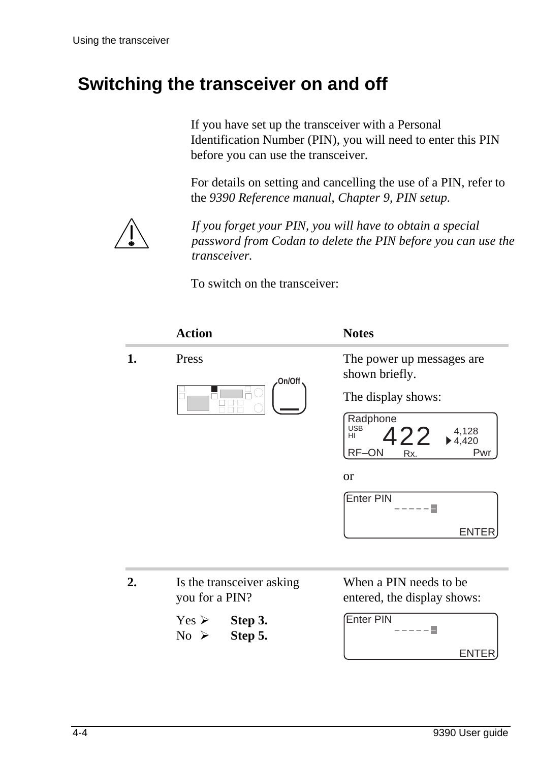## Switching the transceiver on and off

If you have set up the transceiver with a Personal Identification Number (PIN), you will need to enter this PIN before you can use the transceiver.

For details on setting and cancelling the use of a PIN, refer to the *9390 Reference manual, Chapter 9, PIN setup.*

*If you forget your PIN, you will have to obtain a special password from Codan to delete the PIN before you can use the transceiver.*

To switch on the transceiver:

| | Action | Notes |
|---|---|---|
| **1.** | Press On/Off | The power up messages are shown briefly.<br>The display shows:<br>Radphone<br>USB HI 422 4,128 4,420<br>RF–ON Rx. Pwr<br>or<br>Enter PIN<br>– – – – – –<br>ENTER |
| **2.** | Is the transceiver asking you for a PIN?<br>Yes ➢ **Step 3.**<br>No ➢ **Step 5.** | When a PIN needs to be entered, the display shows:<br>Enter PIN<br>– – – – – –<br>ENTER |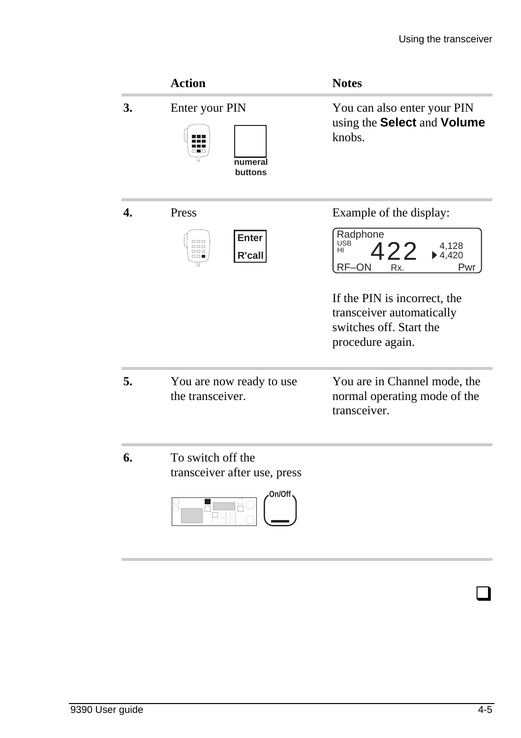| | Action | Notes |
|---|---|---|
| **3.** | Enter your PIN<br>**numeral buttons** | You can also enter your PIN using the **Select** and **Volume** knobs. |
| **4.** | Press<br>**Enter R'call** | Example of the display:<br>Radphone USB HI 422 4,128 4,420 RF–ON Rx. Pwr<br><br>If the PIN is incorrect, the transceiver automatically switches off. Start the procedure again. |
| **5.** | You are now ready to use the transceiver. | You are in Channel mode, the normal operating mode of the transceiver. |
| **6.** | To switch off the transceiver after use, press<br>**On/Off** | |

❑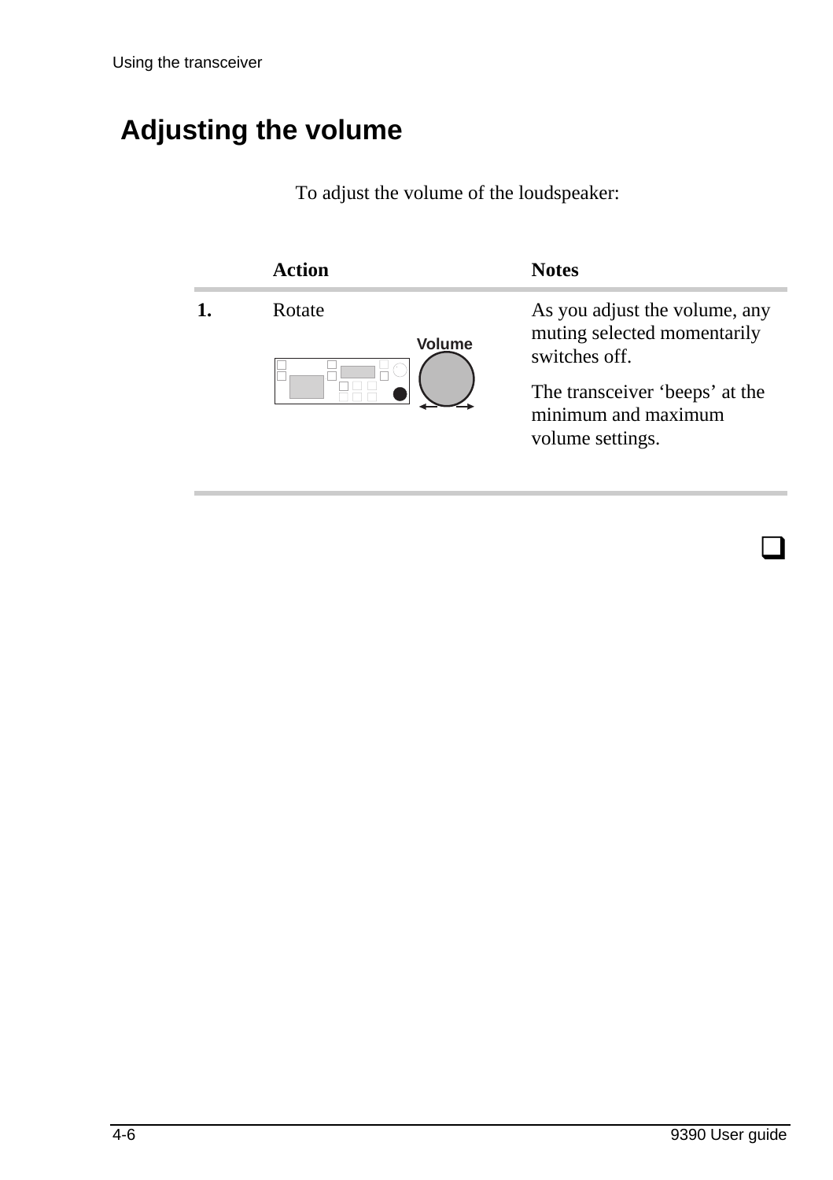# Adjusting the volume

To adjust the volume of the loudspeaker:

| | Action | Notes |
|---|---|---|
| **1.** | Rotate Volume | As you adjust the volume, any muting selected momentarily switches off.<br><br>The transceiver 'beeps' at the minimum and maximum volume settings. |

❑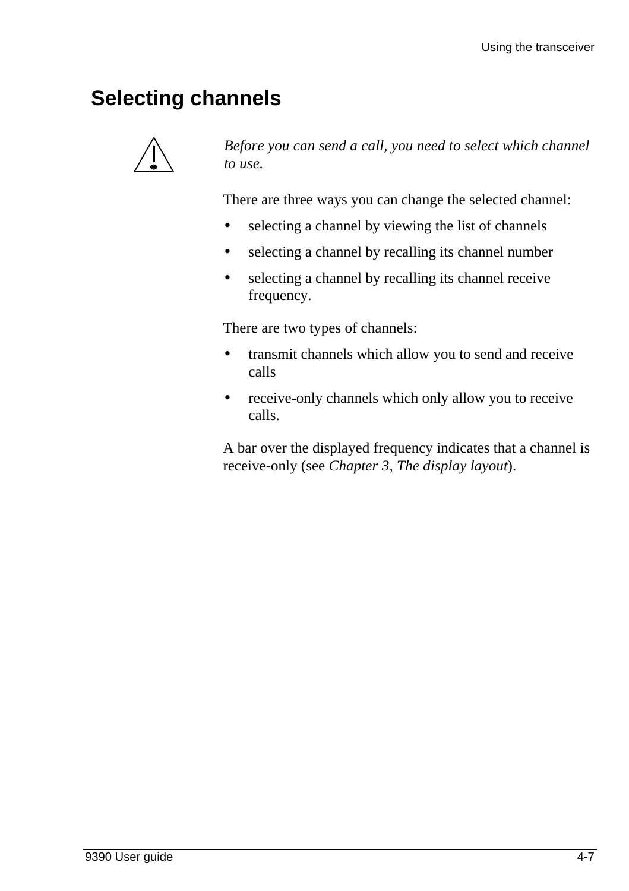## Selecting channels

*Before you can send a call, you need to select which channel to use.*

There are three ways you can change the selected channel:

- selecting a channel by viewing the list of channels
- selecting a channel by recalling its channel number
- selecting a channel by recalling its channel receive frequency.

There are two types of channels:

- transmit channels which allow you to send and receive calls
- receive-only channels which only allow you to receive calls.

A bar over the displayed frequency indicates that a channel is receive-only (see *Chapter 3, The display layout*).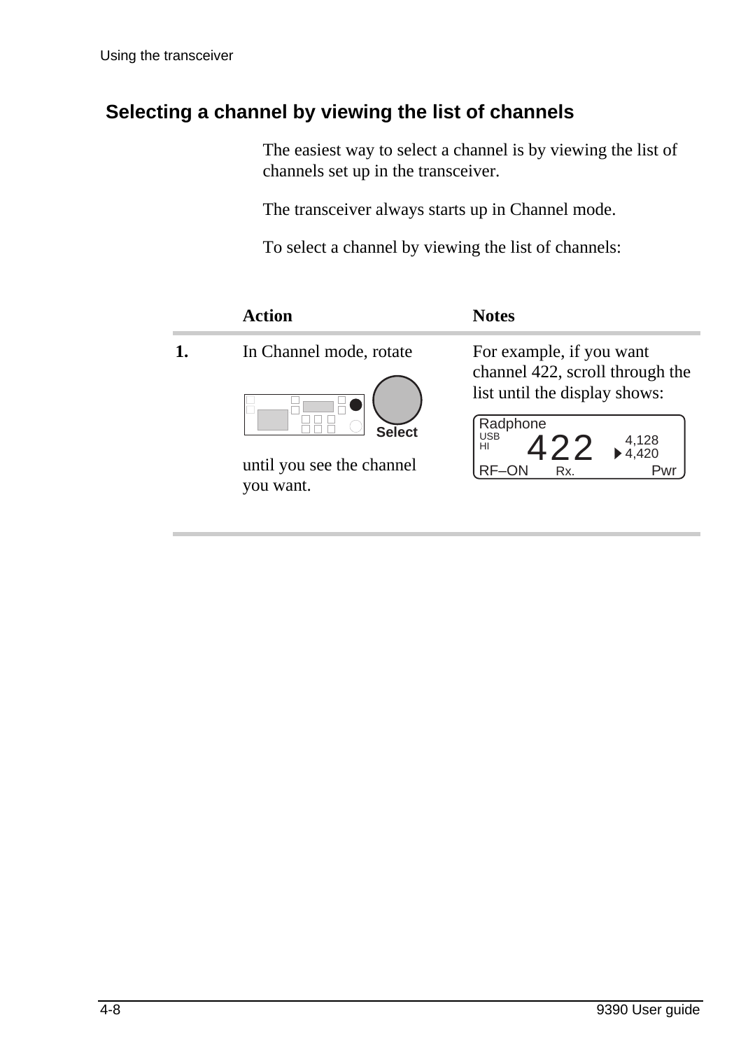## Selecting a channel by viewing the list of channels

The easiest way to select a channel is by viewing the list of channels set up in the transceiver.

The transceiver always starts up in Channel mode.

To select a channel by viewing the list of channels:

| | Action | Notes |
|---|---|---|
| **1.** | In Channel mode, rotate **Select** until you see the channel you want. | For example, if you want channel 422, scroll through the list until the display shows: Radphone USB HI 422 4,128 ▸4,420 RF–ON Rx. Pwr |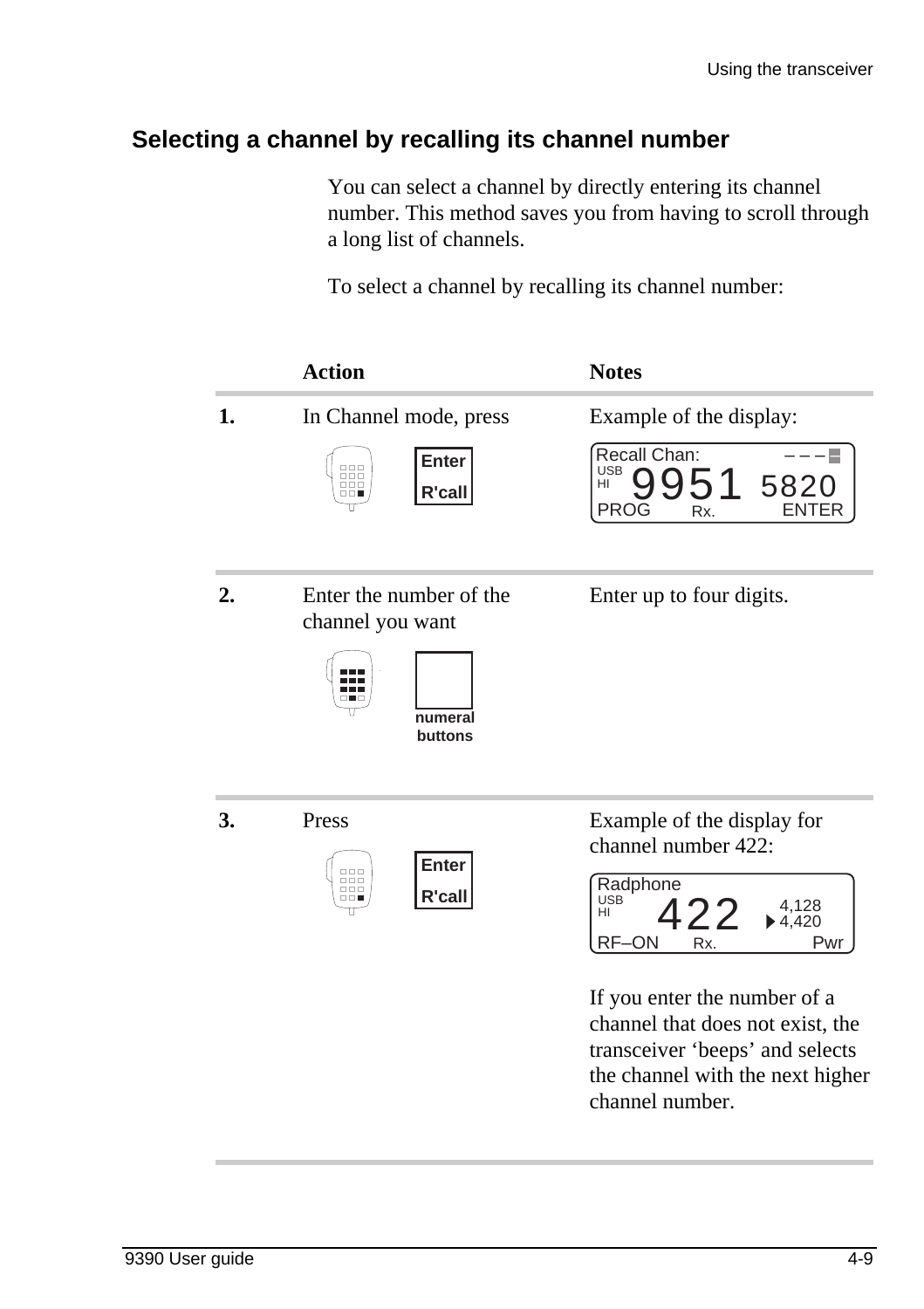## Selecting a channel by recalling its channel number

You can select a channel by directly entering its channel number. This method saves you from having to scroll through a long list of channels.

To select a channel by recalling its channel number:

| | Action | Notes |
|---|---|---|
| **1.** | In Channel mode, press Enter R'call | Example of the display: Recall Chan: USB HI 9951 5820 PROG Rx. ENTER |
| **2.** | Enter the number of the channel you want (numeral buttons) | Enter up to four digits. |
| **3.** | Press Enter R'call | Example of the display for channel number 422: Radphone USB HI 422 4,128 4,420 RF–ON Rx. Pwr<br><br>If you enter the number of a channel that does not exist, the transceiver 'beeps' and selects the channel with the next higher channel number. |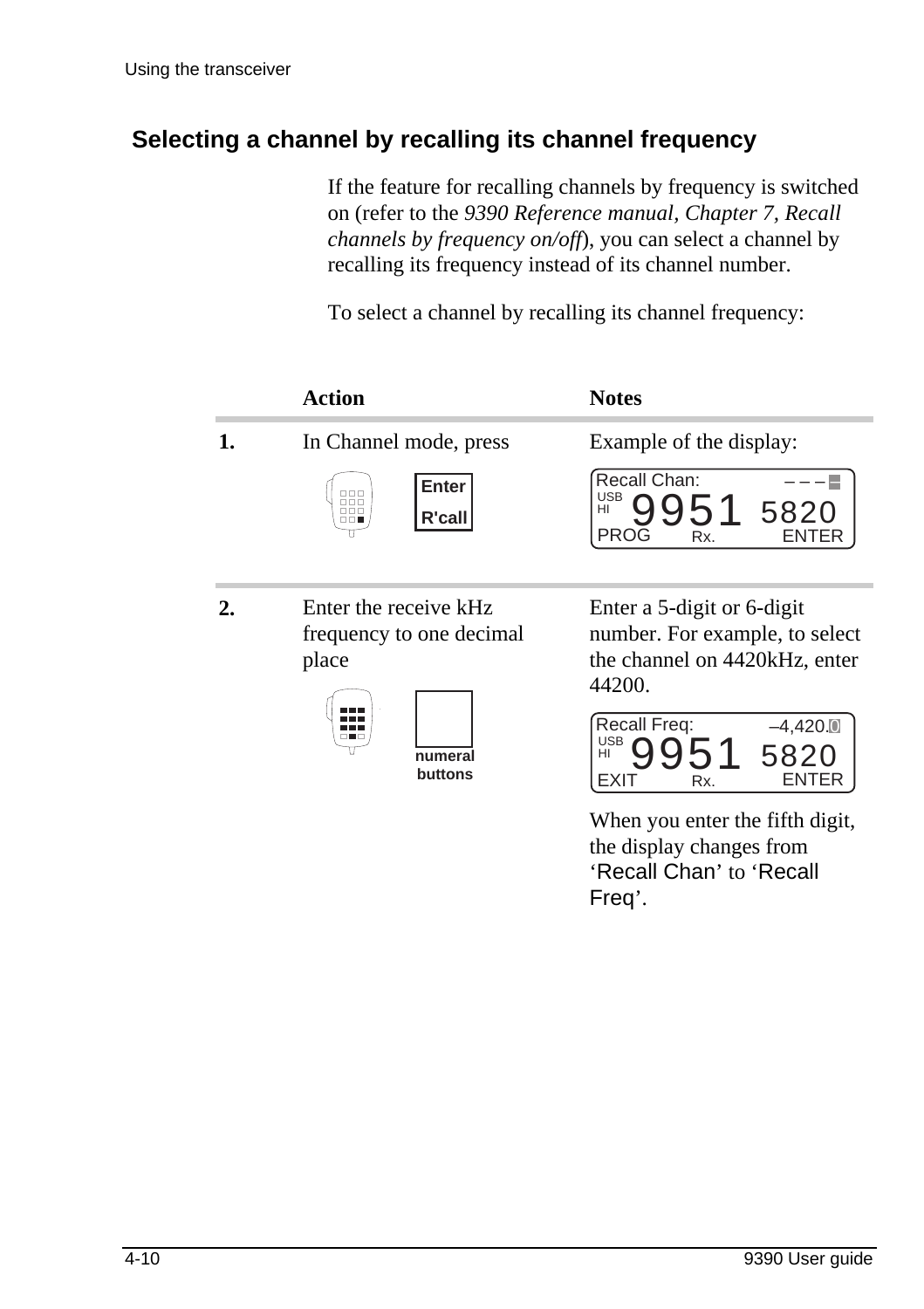## Selecting a channel by recalling its channel frequency

If the feature for recalling channels by frequency is switched on (refer to the *9390 Reference manual, Chapter 7, Recall channels by frequency on/off*), you can select a channel by recalling its frequency instead of its channel number.

To select a channel by recalling its channel frequency:

| | Action | Notes |
|---|---|---|
| **1.** | In Channel mode, press Enter R'call | Example of the display: Recall Chan: – – – USB HI 9951 5820 PROG Rx. ENTER |
| **2.** | Enter the receive kHz frequency to one decimal place (numeral buttons) | Enter a 5-digit or 6-digit number. For example, to select the channel on 4420kHz, enter 44200. Recall Freq: –4,420.0 USB HI 9951 5820 EXIT Rx. ENTER When you enter the fifth digit, the display changes from 'Recall Chan' to 'Recall Freq'. |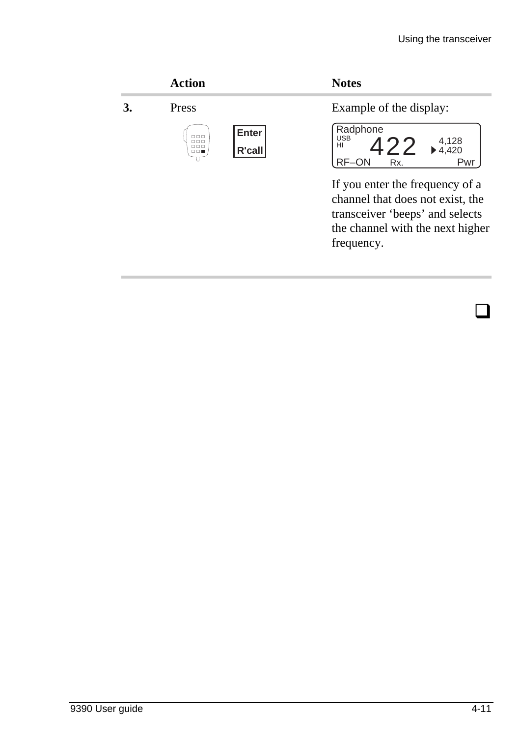| | Action | Notes |
|---|---|---|
| **3.** | Press<br><br>Enter<br>R'call | Example of the display:<br><br>Radphone<br>USB<br>HI 422 4,128<br>▶4,420<br>RF–ON Rx. Pwr<br><br>If you enter the frequency of a channel that does not exist, the transceiver 'beeps' and selects the channel with the next higher frequency. |

❑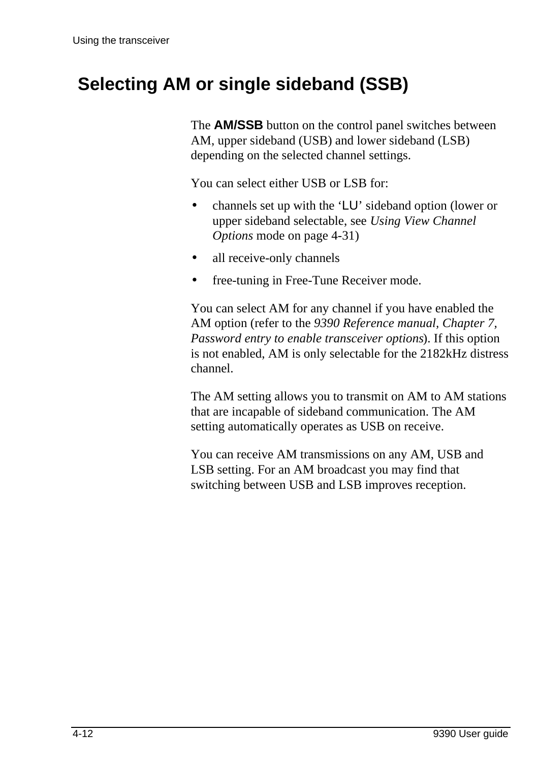# Selecting AM or single sideband (SSB)

The **AM/SSB** button on the control panel switches between AM, upper sideband (USB) and lower sideband (LSB) depending on the selected channel settings.

You can select either USB or LSB for:

- channels set up with the 'LU' sideband option (lower or upper sideband selectable, see *Using View Channel Options* mode on page 4-31)
- all receive-only channels
- free-tuning in Free-Tune Receiver mode.

You can select AM for any channel if you have enabled the AM option (refer to the *9390 Reference manual, Chapter 7, Password entry to enable transceiver options*). If this option is not enabled, AM is only selectable for the 2182kHz distress channel.

The AM setting allows you to transmit on AM to AM stations that are incapable of sideband communication. The AM setting automatically operates as USB on receive.

You can receive AM transmissions on any AM, USB and LSB setting. For an AM broadcast you may find that switching between USB and LSB improves reception.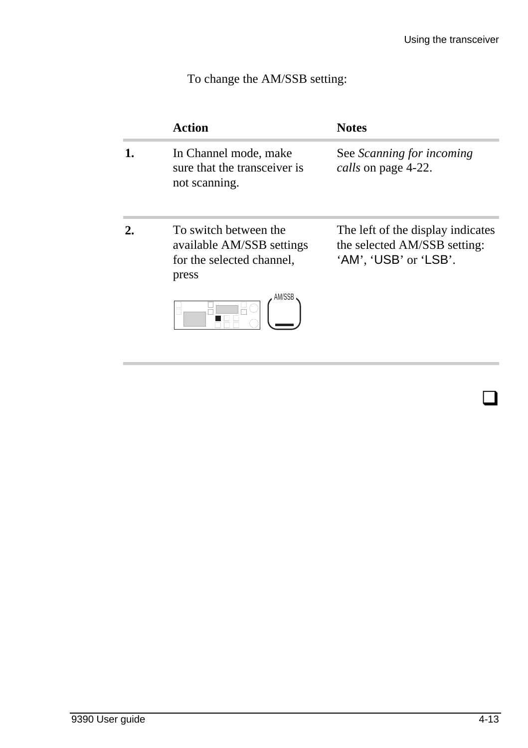To change the AM/SSB setting:

| | Action | Notes |
|---|---|---|
| **1.** | In Channel mode, make sure that the transceiver is not scanning. | See *Scanning for incoming calls* on page 4-22. |
| **2.** | To switch between the available AM/SSB settings for the selected channel, press AM/SSB | The left of the display indicates the selected AM/SSB setting: ‘AM’, ‘USB’ or ‘LSB’. |

❑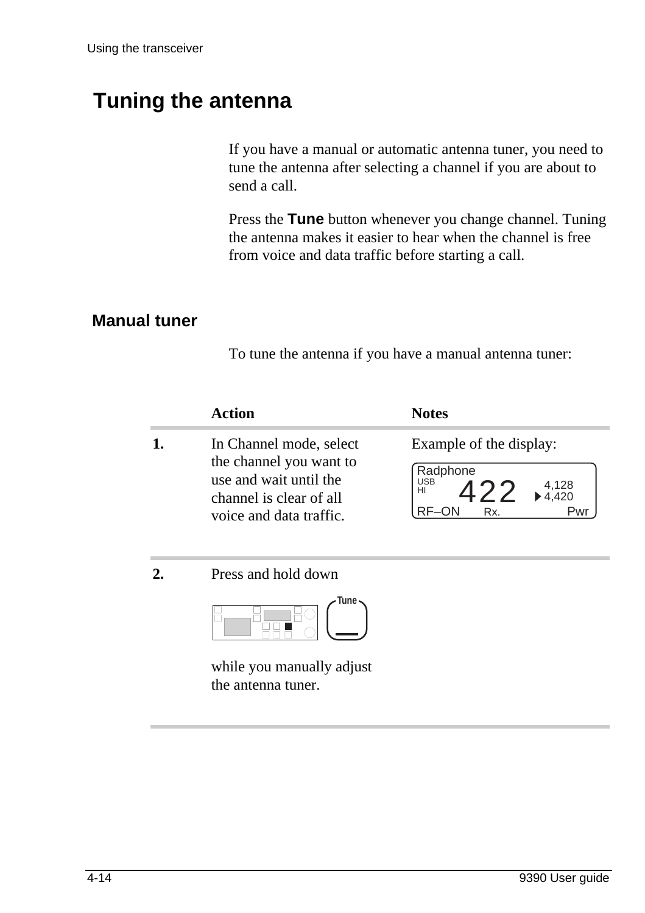# Tuning the antenna

If you have a manual or automatic antenna tuner, you need to tune the antenna after selecting a channel if you are about to send a call.

Press the **Tune** button whenever you change channel. Tuning the antenna makes it easier to hear when the channel is free from voice and data traffic before starting a call.

## Manual tuner

To tune the antenna if you have a manual antenna tuner:

| | Action | Notes |
|---|---|---|
| **1.** | In Channel mode, select the channel you want to use and wait until the channel is clear of all voice and data traffic. | Example of the display: Radphone USB HI 422 4,128 4,420 RF–ON Rx. Pwr |
| **2.** | Press and hold down Tune while you manually adjust the antenna tuner. | |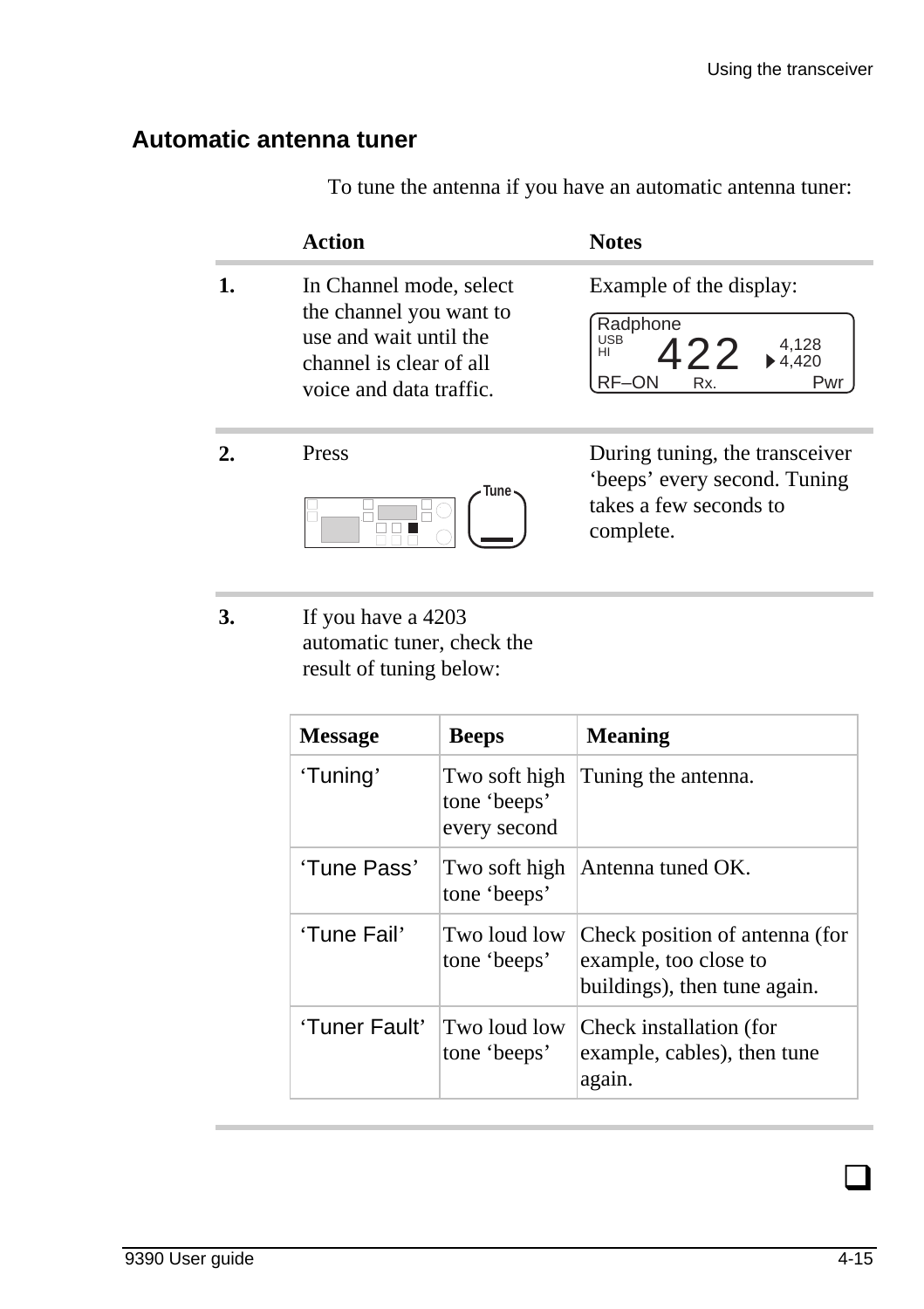## Automatic antenna tuner

To tune the antenna if you have an automatic antenna tuner:

| | Action | Notes |
|---|---|---|
| **1.** | In Channel mode, select the channel you want to use and wait until the channel is clear of all voice and data traffic. | Example of the display: Radphone USB HI 422 4,128 4,420 RF–ON Rx. Pwr |
| **2.** | Press Tune | During tuning, the transceiver 'beeps' every second. Tuning takes a few seconds to complete. |
| **3.** | If you have a 4203 automatic tuner, check the result of tuning below: | |

| Message | Beeps | Meaning |
|---|---|---|
| 'Tuning' | Two soft high tone 'beeps' every second | Tuning the antenna. |
| 'Tune Pass' | Two soft high tone 'beeps' | Antenna tuned OK. |
| 'Tune Fail' | Two loud low tone 'beeps' | Check position of antenna (for example, too close to buildings), then tune again. |
| 'Tuner Fault' | Two loud low tone 'beeps' | Check installation (for example, cables), then tune again. |

❑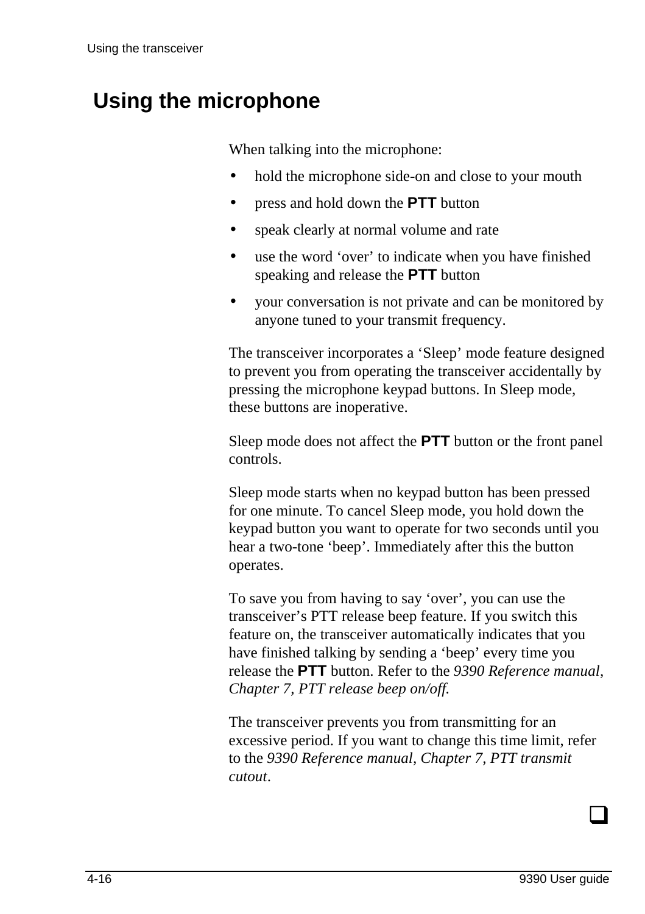## Using the microphone

When talking into the microphone:

- hold the microphone side-on and close to your mouth
- press and hold down the **PTT** button
- speak clearly at normal volume and rate
- use the word 'over' to indicate when you have finished speaking and release the **PTT** button
- your conversation is not private and can be monitored by anyone tuned to your transmit frequency.

The transceiver incorporates a 'Sleep' mode feature designed to prevent you from operating the transceiver accidentally by pressing the microphone keypad buttons. In Sleep mode, these buttons are inoperative.

Sleep mode does not affect the **PTT** button or the front panel controls.

Sleep mode starts when no keypad button has been pressed for one minute. To cancel Sleep mode, you hold down the keypad button you want to operate for two seconds until you hear a two-tone 'beep'. Immediately after this the button operates.

To save you from having to say 'over', you can use the transceiver's PTT release beep feature. If you switch this feature on, the transceiver automatically indicates that you have finished talking by sending a 'beep' every time you release the **PTT** button. Refer to the *9390 Reference manual, Chapter 7, PTT release beep on/off.*

The transceiver prevents you from transmitting for an excessive period. If you want to change this time limit, refer to the *9390 Reference manual, Chapter 7, PTT transmit cutout*.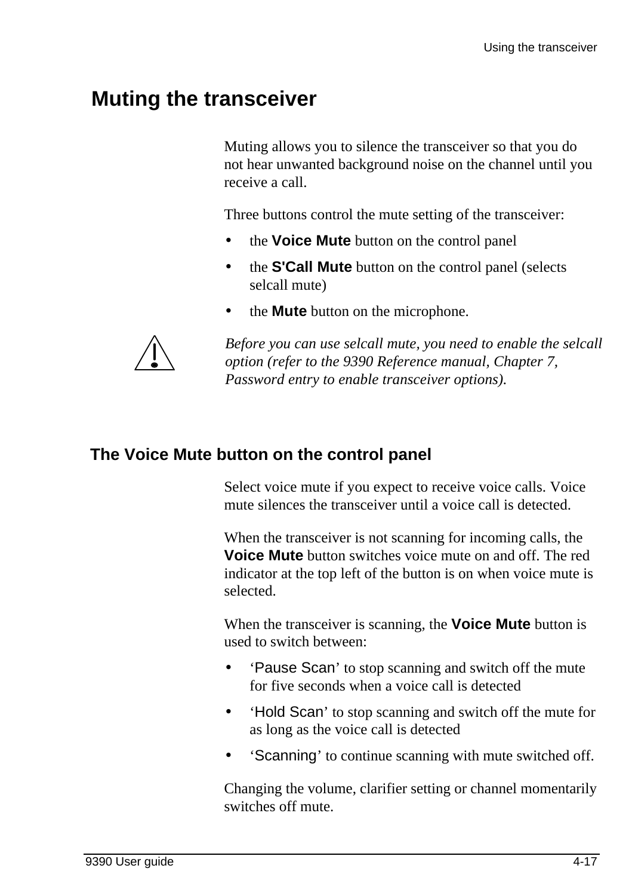# Muting the transceiver

Muting allows you to silence the transceiver so that you do not hear unwanted background noise on the channel until you receive a call.

Three buttons control the mute setting of the transceiver:

- the **Voice Mute** button on the control panel
- the **S'Call Mute** button on the control panel (selects selcall mute)
- the **Mute** button on the microphone.

*Before you can use selcall mute, you need to enable the selcall option (refer to the 9390 Reference manual, Chapter 7, Password entry to enable transceiver options).*

## The Voice Mute button on the control panel

Select voice mute if you expect to receive voice calls. Voice mute silences the transceiver until a voice call is detected.

When the transceiver is not scanning for incoming calls, the **Voice Mute** button switches voice mute on and off. The red indicator at the top left of the button is on when voice mute is selected.

When the transceiver is scanning, the **Voice Mute** button is used to switch between:

- 'Pause Scan' to stop scanning and switch off the mute for five seconds when a voice call is detected
- 'Hold Scan' to stop scanning and switch off the mute for as long as the voice call is detected
- 'Scanning' to continue scanning with mute switched off.

Changing the volume, clarifier setting or channel momentarily switches off mute.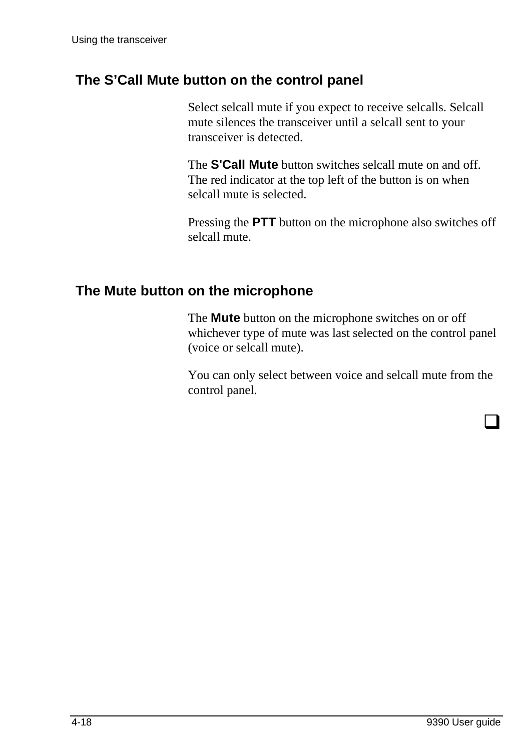## The S'Call Mute button on the control panel

Select selcall mute if you expect to receive selcalls. Selcall mute silences the transceiver until a selcall sent to your transceiver is detected.

The **S'Call Mute** button switches selcall mute on and off. The red indicator at the top left of the button is on when selcall mute is selected.

Pressing the **PTT** button on the microphone also switches off selcall mute.

## The Mute button on the microphone

The **Mute** button on the microphone switches on or off whichever type of mute was last selected on the control panel (voice or selcall mute).

You can only select between voice and selcall mute from the control panel.

❑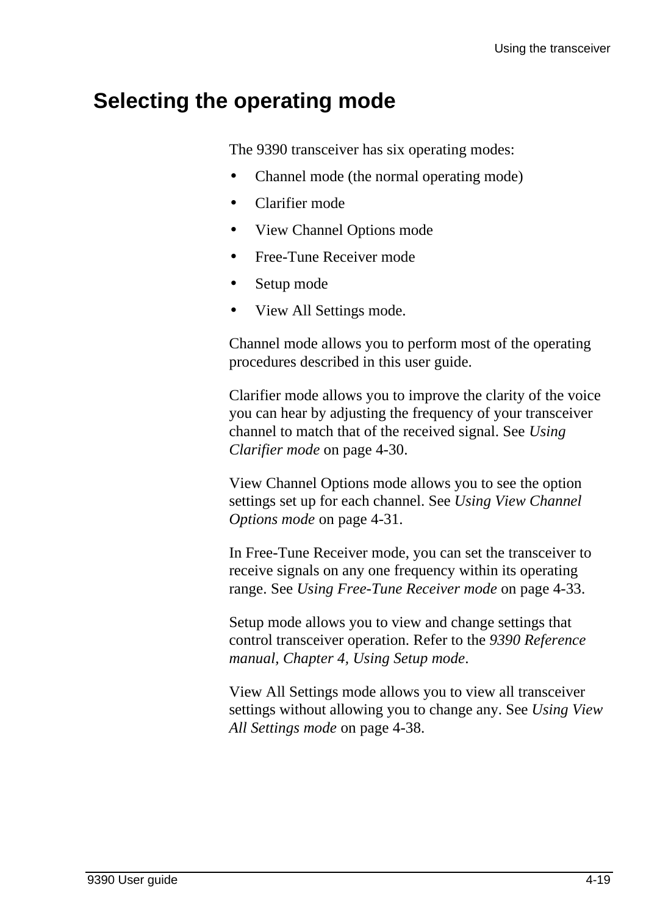## Selecting the operating mode

The 9390 transceiver has six operating modes:

- Channel mode (the normal operating mode)
- Clarifier mode
- View Channel Options mode
- Free-Tune Receiver mode
- Setup mode
- View All Settings mode.

Channel mode allows you to perform most of the operating procedures described in this user guide.

Clarifier mode allows you to improve the clarity of the voice you can hear by adjusting the frequency of your transceiver channel to match that of the received signal. See *Using Clarifier mode* on page 4-30.

View Channel Options mode allows you to see the option settings set up for each channel. See *Using View Channel Options mode* on page 4-31.

In Free-Tune Receiver mode, you can set the transceiver to receive signals on any one frequency within its operating range. See *Using Free-Tune Receiver mode* on page 4-33.

Setup mode allows you to view and change settings that control transceiver operation. Refer to the *9390 Reference manual, Chapter 4, Using Setup mode*.

View All Settings mode allows you to view all transceiver settings without allowing you to change any. See *Using View All Settings mode* on page 4-38.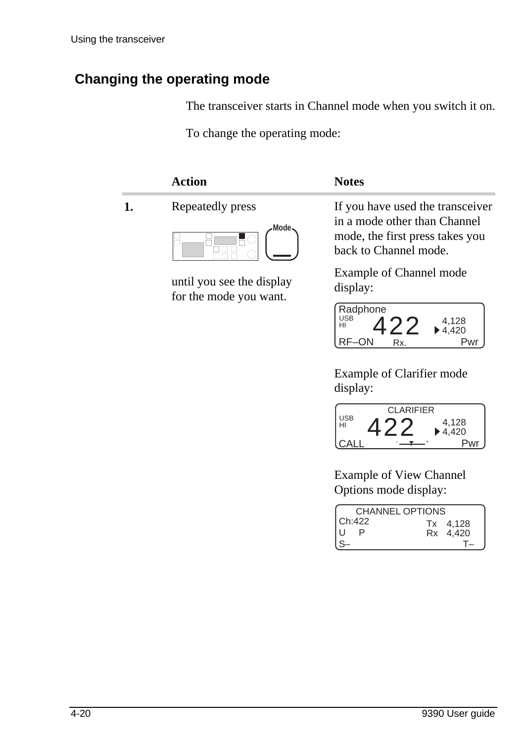## Changing the operating mode

The transceiver starts in Channel mode when you switch it on.

To change the operating mode:

| | Action | Notes |
|---|---|---|
| **1.** | Repeatedly press Mode until you see the display for the mode you want. | If you have used the transceiver in a mode other than Channel mode, the first press takes you back to Channel mode.<br><br>Example of Channel mode display:<br>Radphone / USB HI 422 4,128 ▶4,420 / RF–ON Rx. Pwr<br><br>Example of Clarifier mode display:<br>CLARIFIER / USB HI 422 4,128 ▶4,420 / CALL – + Pwr<br><br>Example of View Channel Options mode display:<br>CHANNEL OPTIONS / Ch:422 / U P Tx 4,128 / Rx 4,420 / S– T– |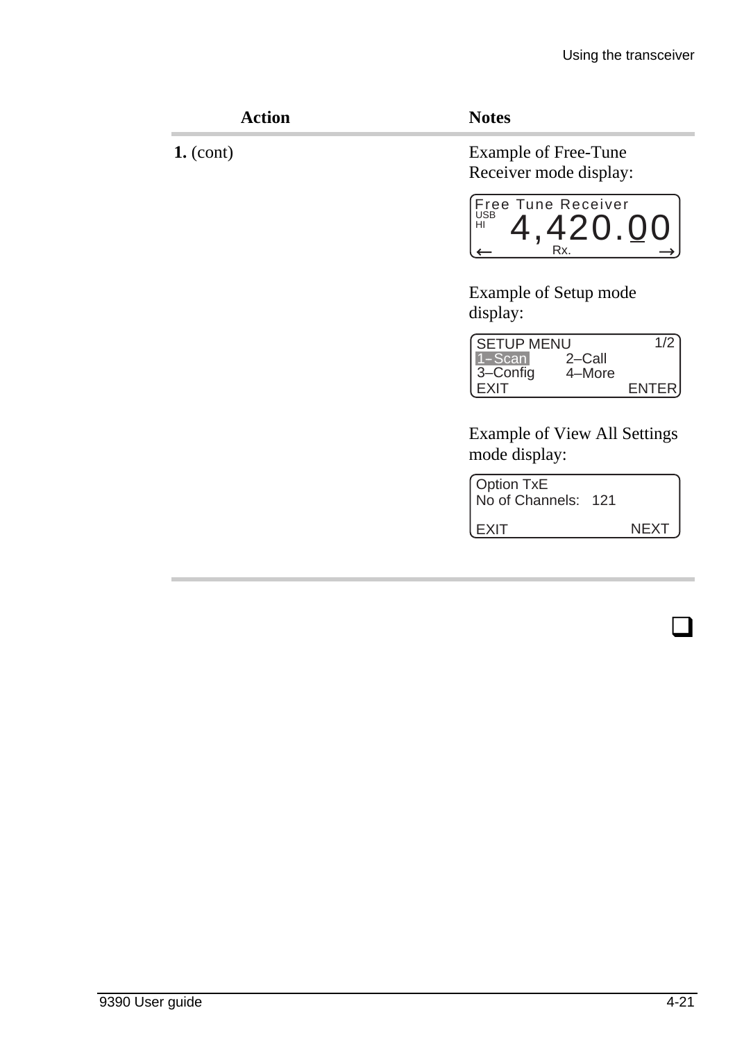| Action | Notes |
|---|---|
| **1.** (cont) | Example of Free-Tune Receiver mode display: |
| | Free Tune Receiver<br>USB<br>HI 4,420.00<br>← Rx. → |
| | Example of Setup mode display: |
| | SETUP MENU 1/2<br>1–Scan 2–Call<br>3–Config 4–More<br>EXIT ENTER |
| | Example of View All Settings mode display: |
| | Option TxE<br>No of Channels: 121<br>EXIT NEXT |

❑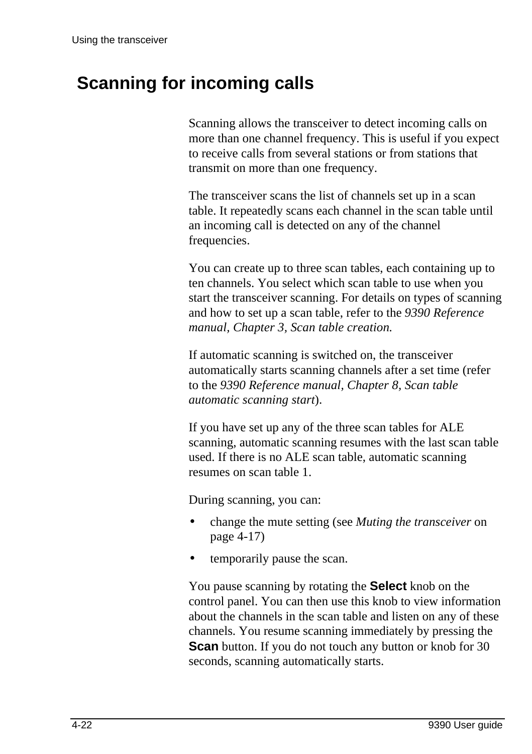## Scanning for incoming calls

Scanning allows the transceiver to detect incoming calls on more than one channel frequency. This is useful if you expect to receive calls from several stations or from stations that transmit on more than one frequency.

The transceiver scans the list of channels set up in a scan table. It repeatedly scans each channel in the scan table until an incoming call is detected on any of the channel frequencies.

You can create up to three scan tables, each containing up to ten channels. You select which scan table to use when you start the transceiver scanning. For details on types of scanning and how to set up a scan table, refer to the *9390 Reference manual, Chapter 3, Scan table creation.*

If automatic scanning is switched on, the transceiver automatically starts scanning channels after a set time (refer to the *9390 Reference manual, Chapter 8, Scan table automatic scanning start*).

If you have set up any of the three scan tables for ALE scanning, automatic scanning resumes with the last scan table used. If there is no ALE scan table, automatic scanning resumes on scan table 1.

During scanning, you can:

- change the mute setting (see *Muting the transceiver* on page 4-17)
- temporarily pause the scan.

You pause scanning by rotating the **Select** knob on the control panel. You can then use this knob to view information about the channels in the scan table and listen on any of these channels. You resume scanning immediately by pressing the **Scan** button. If you do not touch any button or knob for 30 seconds, scanning automatically starts.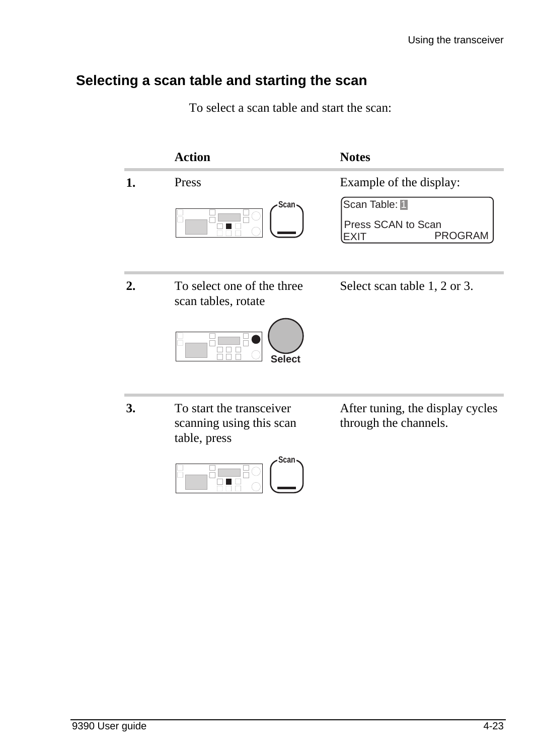## Selecting a scan table and starting the scan

To select a scan table and start the scan:

| | Action | Notes |
|---|---|---|
| **1.** | Press Scan | Example of the display: Scan Table: 1 / Press SCAN to Scan / EXIT PROGRAM |
| **2.** | To select one of the three scan tables, rotate Select | Select scan table 1, 2 or 3. |
| **3.** | To start the transceiver scanning using this scan table, press Scan | After tuning, the display cycles through the channels. |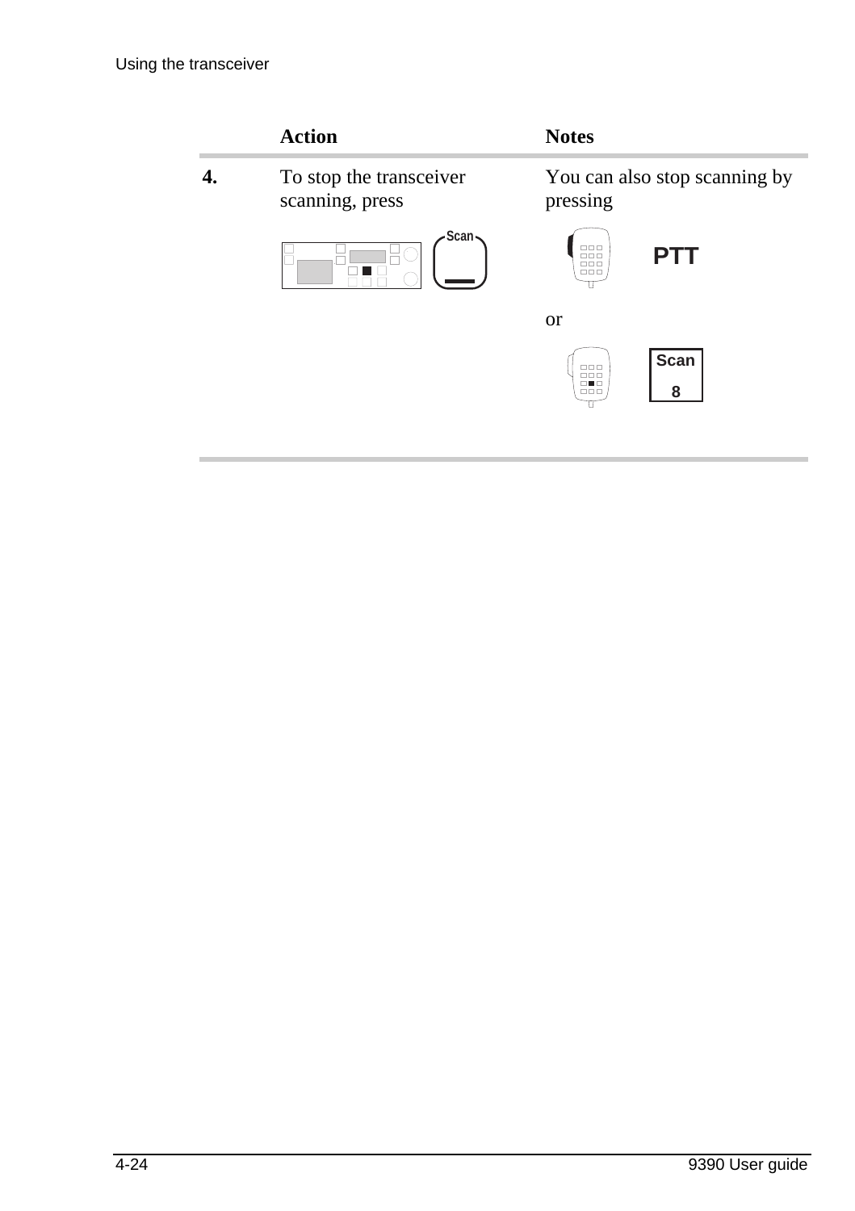| | Action | Notes |
|---|---|---|
| **4.** | To stop the transceiver scanning, press Scan | You can also stop scanning by pressing PTT or Scan 8 |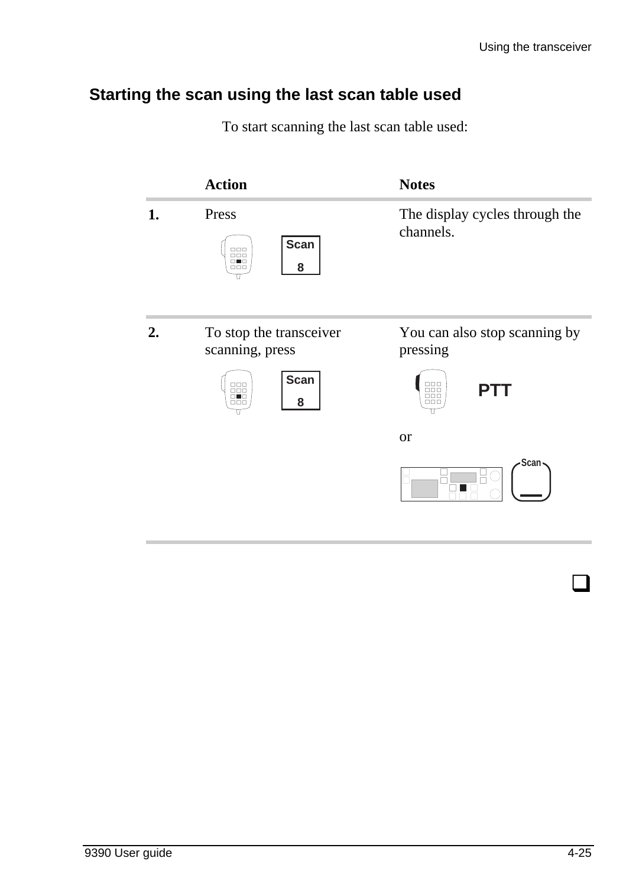## Starting the scan using the last scan table used

To start scanning the last scan table used:

| | Action | Notes |
|---|---|---|
| **1.** | Press Scan 8 | The display cycles through the channels. |
| **2.** | To stop the transceiver scanning, press Scan 8 | You can also stop scanning by pressing PTT or Scan |

❑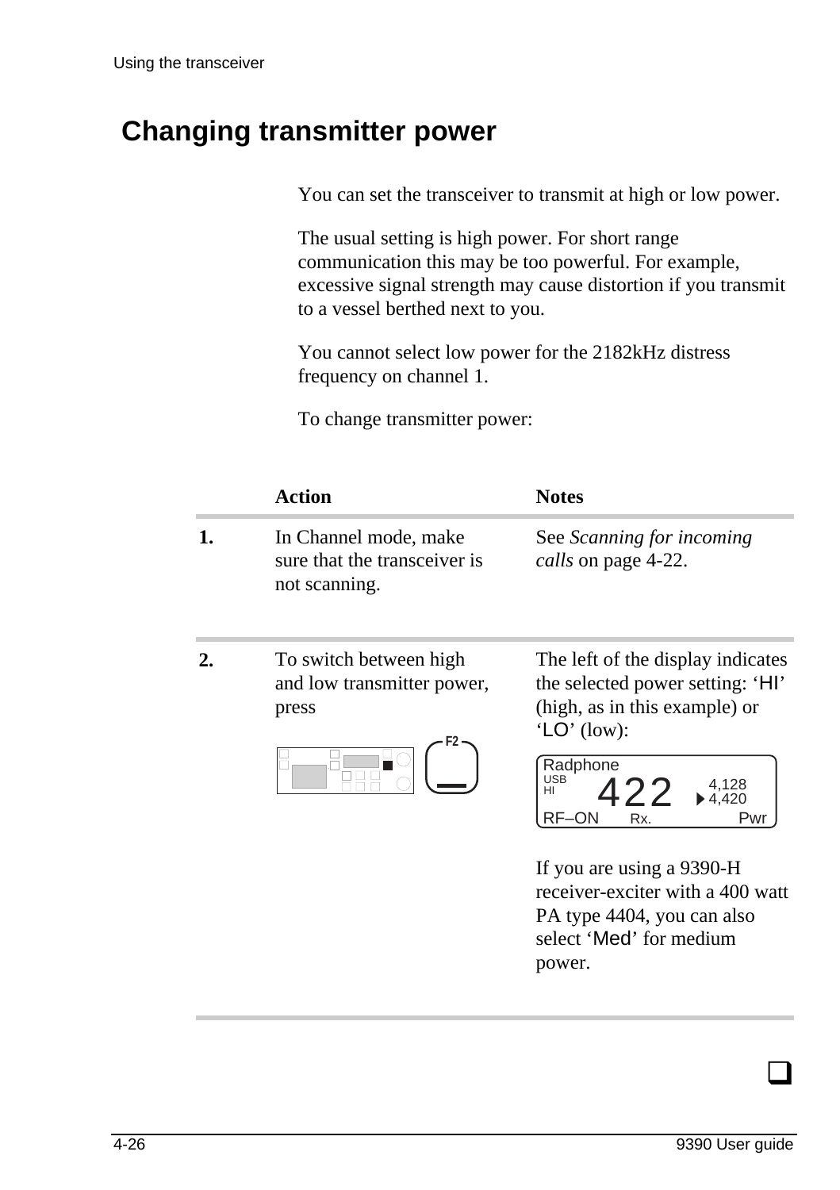## Changing transmitter power

You can set the transceiver to transmit at high or low power.

The usual setting is high power. For short range communication this may be too powerful. For example, excessive signal strength may cause distortion if you transmit to a vessel berthed next to you.

You cannot select low power for the 2182kHz distress frequency on channel 1.

To change transmitter power:

| | Action | Notes |
|---|---|---|
| **1.** | In Channel mode, make sure that the transceiver is not scanning. | See *Scanning for incoming calls* on page 4-22. |
| **2.** | To switch between high and low transmitter power, press F2 | The left of the display indicates the selected power setting: 'HI' (high, as in this example) or 'LO' (low): Radphone USB HI 422 4,128 4,420 RF–ON Rx. Pwr<br><br>If you are using a 9390-H receiver-exciter with a 400 watt PA type 4404, you can also select 'Med' for medium power. |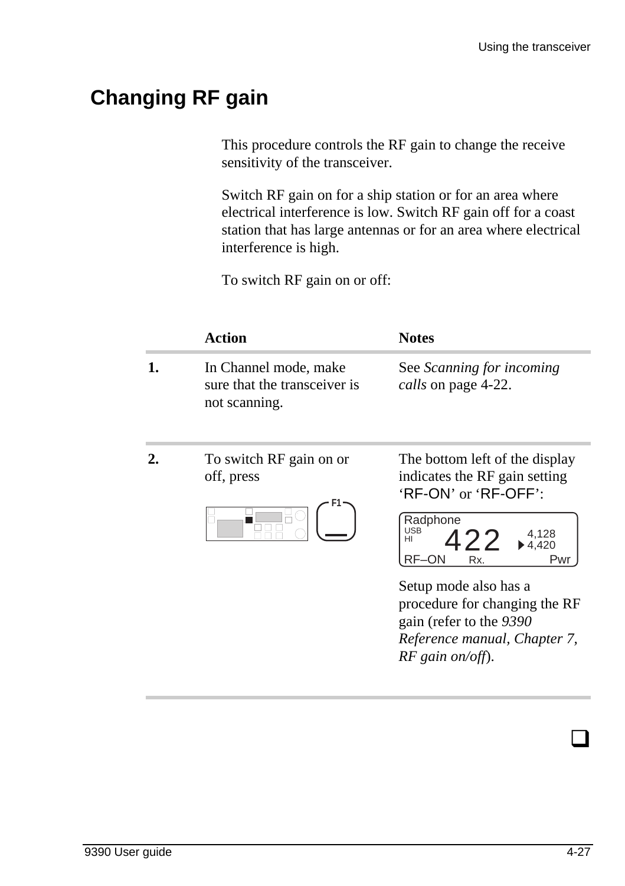# Changing RF gain

This procedure controls the RF gain to change the receive sensitivity of the transceiver.

Switch RF gain on for a ship station or for an area where electrical interference is low. Switch RF gain off for a coast station that has large antennas or for an area where electrical interference is high.

To switch RF gain on or off:

| | Action | Notes |
|---|---|---|
| **1.** | In Channel mode, make sure that the transceiver is not scanning. | See *Scanning for incoming calls* on page 4-22. |
| **2.** | To switch RF gain on or off, press F1 | The bottom left of the display indicates the RF gain setting 'RF-ON' or 'RF-OFF': Radphone USB HI 422 4,128 4,420 RF–ON Rx. Pwr<br><br>Setup mode also has a procedure for changing the RF gain (refer to the *9390 Reference manual, Chapter 7, RF gain on/off*). |

❑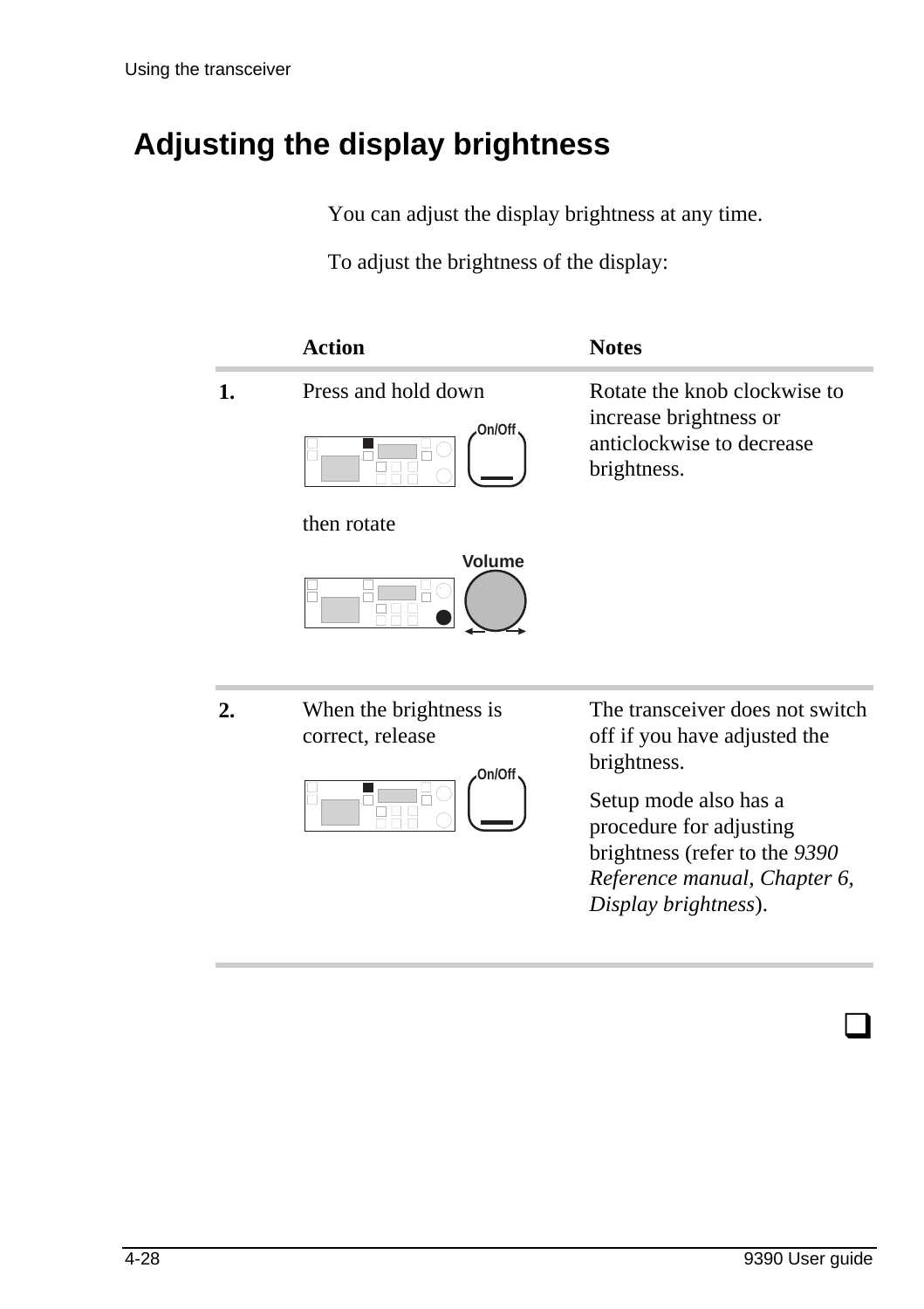# Adjusting the display brightness

You can adjust the display brightness at any time.

To adjust the brightness of the display:

| | Action | Notes |
|---|---|---|
| **1.** | Press and hold down On/Off then rotate Volume | Rotate the knob clockwise to increase brightness or anticlockwise to decrease brightness. |
| **2.** | When the brightness is correct, release On/Off | The transceiver does not switch off if you have adjusted the brightness.<br><br>Setup mode also has a procedure for adjusting brightness (refer to the *9390 Reference manual, Chapter 6, Display brightness*). |

❑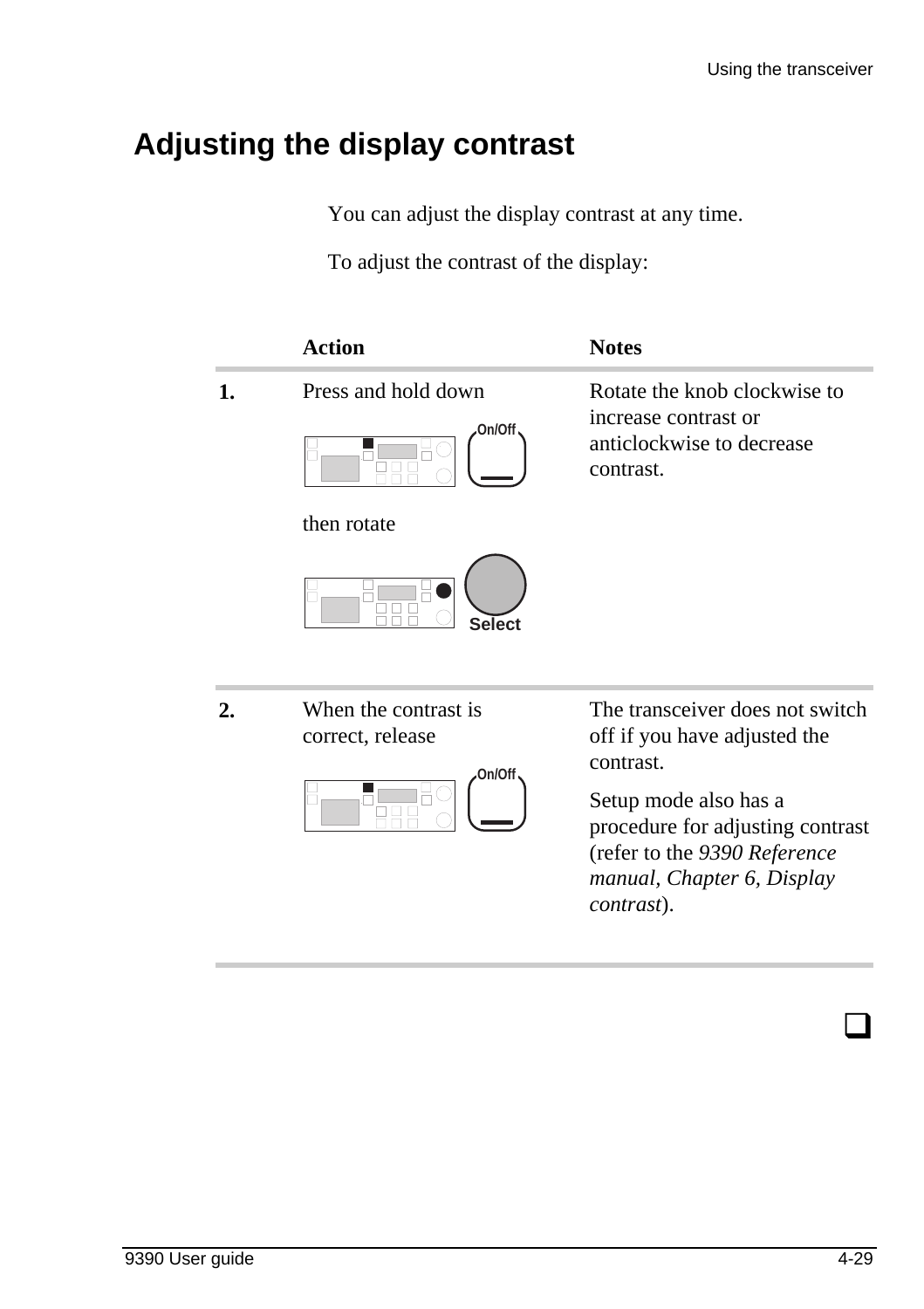## Adjusting the display contrast

You can adjust the display contrast at any time.

To adjust the contrast of the display:

| | Action | Notes |
|---|---|---|
| **1.** | Press and hold down On/Off<br><br>then rotate Select | Rotate the knob clockwise to increase contrast or anticlockwise to decrease contrast. |
| **2.** | When the contrast is correct, release On/Off | The transceiver does not switch off if you have adjusted the contrast.<br><br>Setup mode also has a procedure for adjusting contrast (refer to the *9390 Reference manual*, *Chapter 6, Display contrast*). |

❑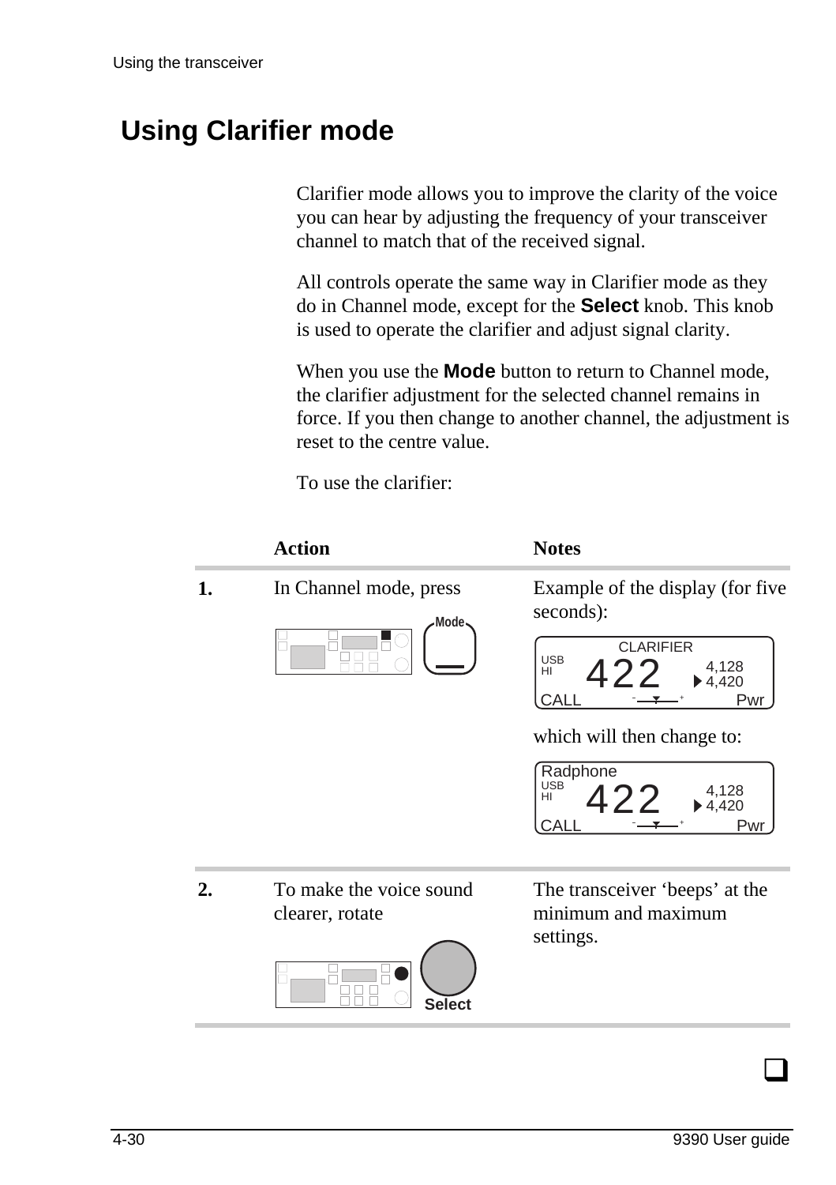## Using Clarifier mode

Clarifier mode allows you to improve the clarity of the voice you can hear by adjusting the frequency of your transceiver channel to match that of the received signal.

All controls operate the same way in Clarifier mode as they do in Channel mode, except for the **Select** knob. This knob is used to operate the clarifier and adjust signal clarity.

When you use the **Mode** button to return to Channel mode, the clarifier adjustment for the selected channel remains in force. If you then change to another channel, the adjustment is reset to the centre value.

To use the clarifier:

| | Action | Notes |
|---|---|---|
| **1.** | In Channel mode, press **Mode** | Example of the display (for five seconds): CLARIFIER USB HI 422 4,128 4,420 CALL Pwr<br><br>which will then change to: Radphone USB HI 422 4,128 4,420 CALL Pwr |
| **2.** | To make the voice sound clearer, rotate **Select** | The transceiver 'beeps' at the minimum and maximum settings. |

❑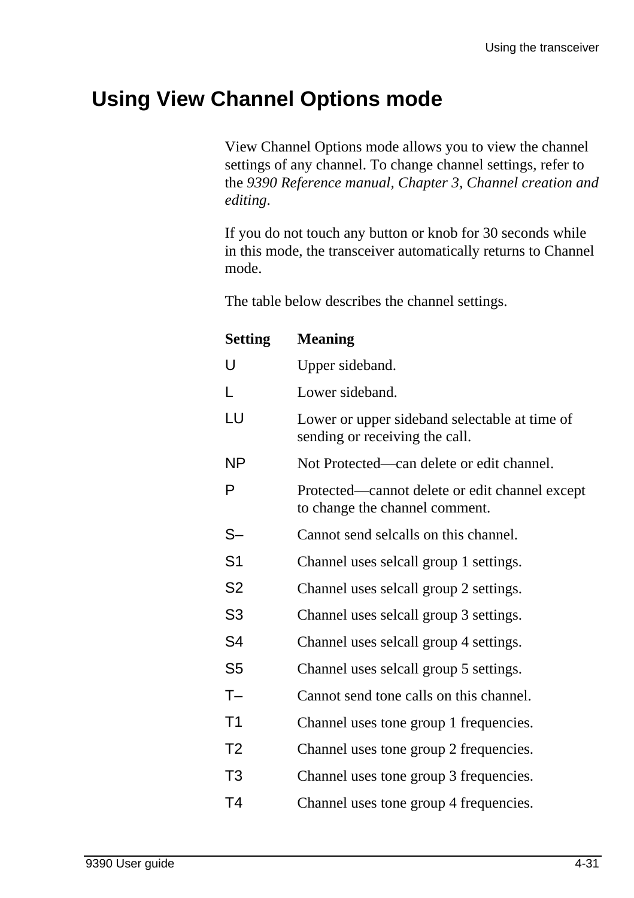## Using View Channel Options mode

View Channel Options mode allows you to view the channel settings of any channel. To change channel settings, refer to the *9390 Reference manual, Chapter 3, Channel creation and editing*.

If you do not touch any button or knob for 30 seconds while in this mode, the transceiver automatically returns to Channel mode.

The table below describes the channel settings.

| Setting | Meaning |
|---|---|
| U | Upper sideband. |
| L | Lower sideband. |
| LU | Lower or upper sideband selectable at time of sending or receiving the call. |
| NP | Not Protected—can delete or edit channel. |
| P | Protected—cannot delete or edit channel except to change the channel comment. |
| S– | Cannot send selcalls on this channel. |
| S1 | Channel uses selcall group 1 settings. |
| S2 | Channel uses selcall group 2 settings. |
| S3 | Channel uses selcall group 3 settings. |
| S4 | Channel uses selcall group 4 settings. |
| S5 | Channel uses selcall group 5 settings. |
| T– | Cannot send tone calls on this channel. |
| T1 | Channel uses tone group 1 frequencies. |
| T2 | Channel uses tone group 2 frequencies. |
| T3 | Channel uses tone group 3 frequencies. |
| T4 | Channel uses tone group 4 frequencies. |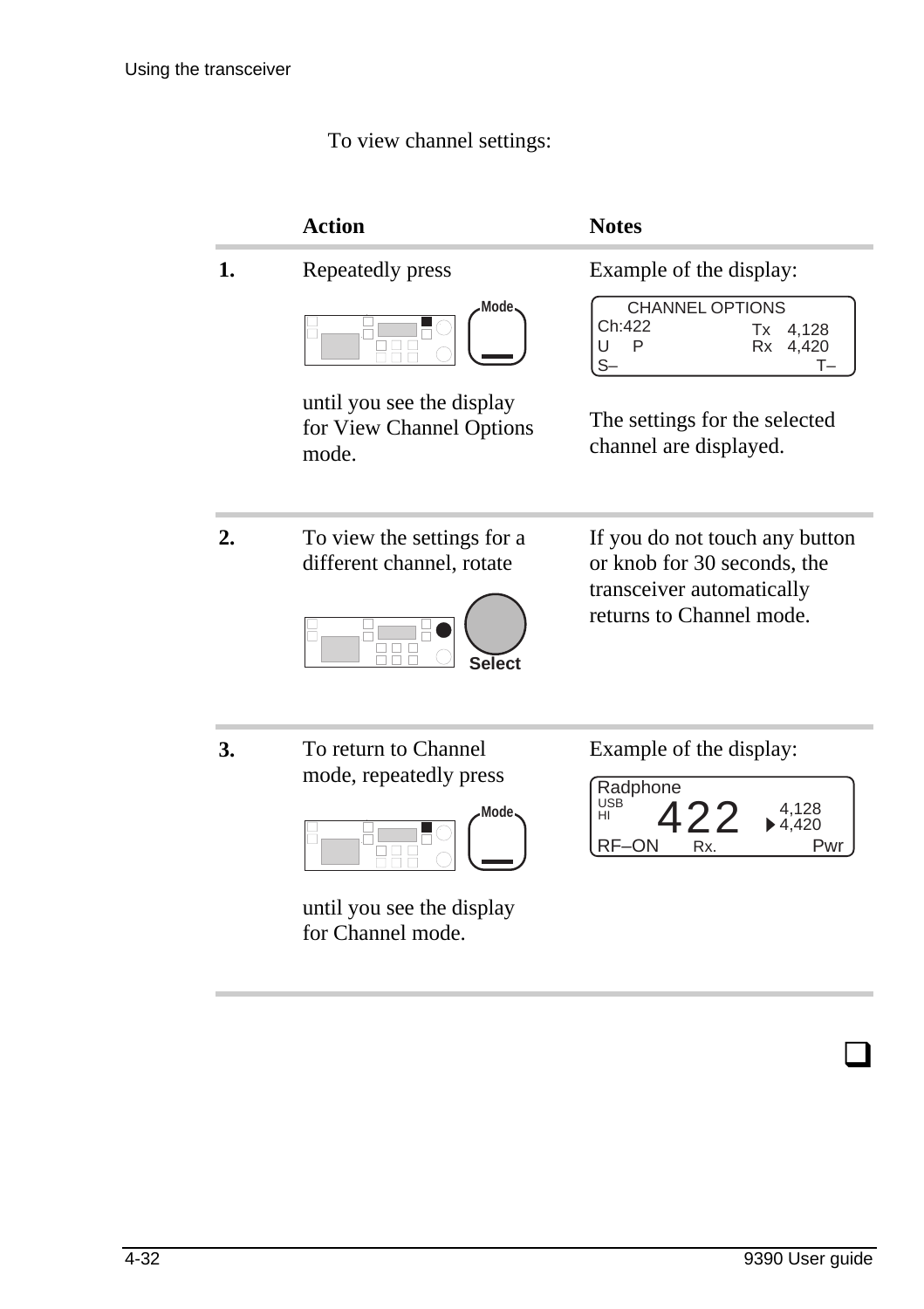To view channel settings:

| | Action | Notes |
|---|---|---|
| **1.** | Repeatedly press **Mode** until you see the display for View Channel Options mode. | Example of the display: CHANNEL OPTIONS / Ch:422 Tx 4,128 / U P Rx 4,420 / S– T–<br><br>The settings for the selected channel are displayed. |
| **2.** | To view the settings for a different channel, rotate **Select** | If you do not touch any button or knob for 30 seconds, the transceiver automatically returns to Channel mode. |
| **3.** | To return to Channel mode, repeatedly press **Mode** until you see the display for Channel mode. | Example of the display: Radphone / USB HI 422 4,128 ▶4,420 / RF–ON Rx. Pwr |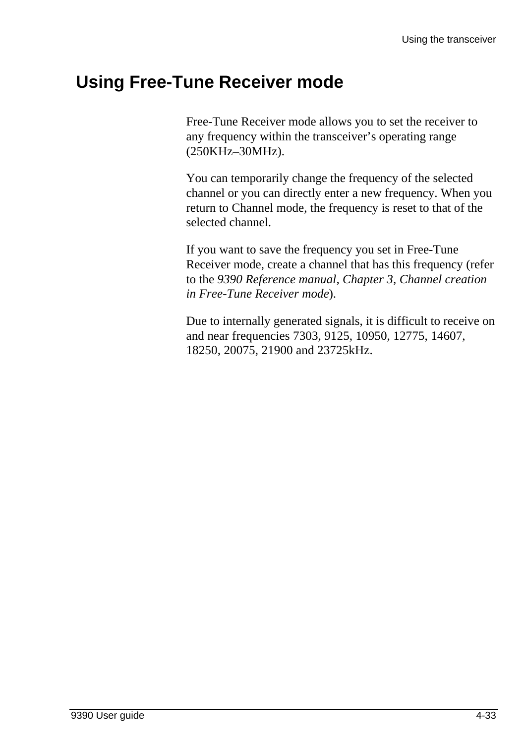# Using Free-Tune Receiver mode

Free-Tune Receiver mode allows you to set the receiver to any frequency within the transceiver's operating range (250KHz–30MHz).

You can temporarily change the frequency of the selected channel or you can directly enter a new frequency. When you return to Channel mode, the frequency is reset to that of the selected channel.

If you want to save the frequency you set in Free-Tune Receiver mode, create a channel that has this frequency (refer to the *9390 Reference manual, Chapter 3, Channel creation in Free-Tune Receiver mode*).

Due to internally generated signals, it is difficult to receive on and near frequencies 7303, 9125, 10950, 12775, 14607, 18250, 20075, 21900 and 23725kHz.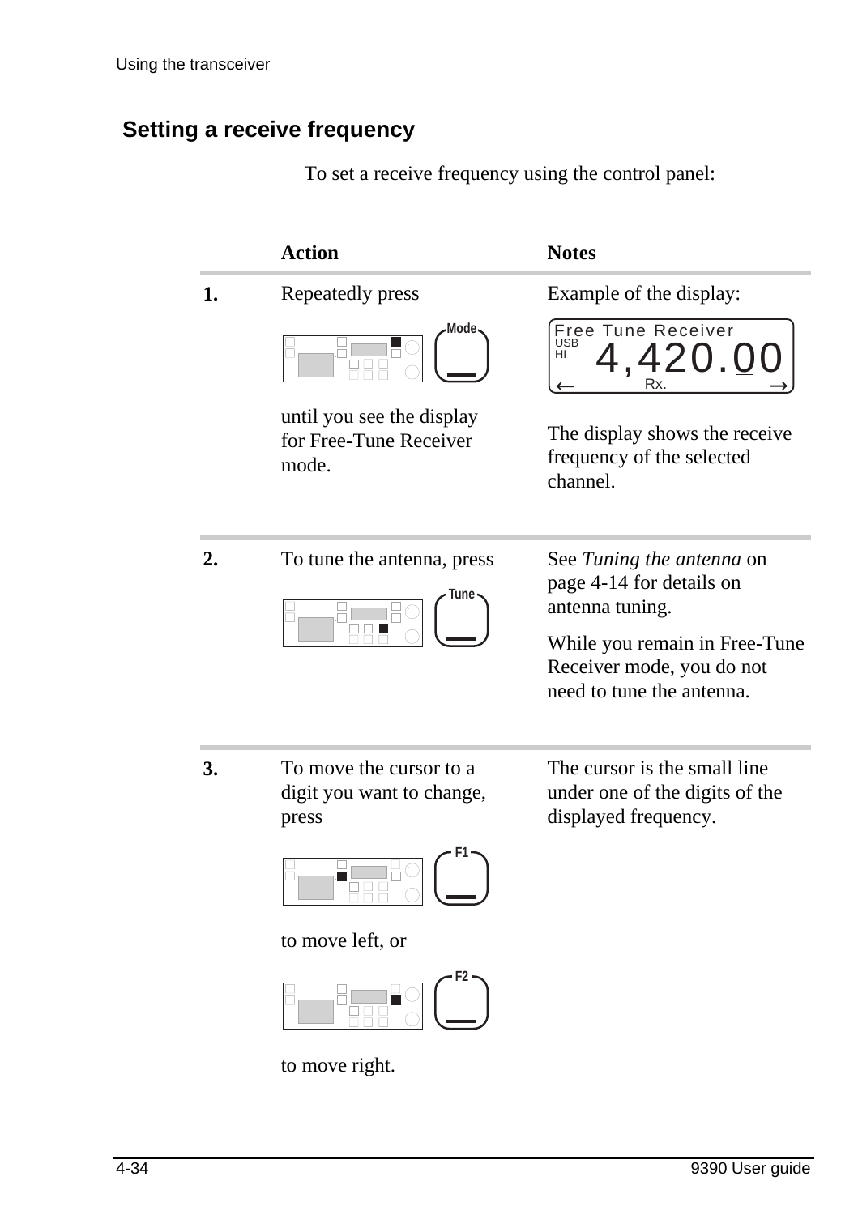## Setting a receive frequency

To set a receive frequency using the control panel:

| | Action | Notes |
|---|---|---|
| **1.** | Repeatedly press **Mode** until you see the display for Free-Tune Receiver mode. | Example of the display: Free Tune Receiver USB HI 4,420.00 Rx. The display shows the receive frequency of the selected channel. |
| **2.** | To tune the antenna, press **Tune** | See *Tuning the antenna* on page 4-14 for details on antenna tuning. While you remain in Free-Tune Receiver mode, you do not need to tune the antenna. |
| **3.** | To move the cursor to a digit you want to change, press **F1** to move left, or **F2** to move right. | The cursor is the small line under one of the digits of the displayed frequency. |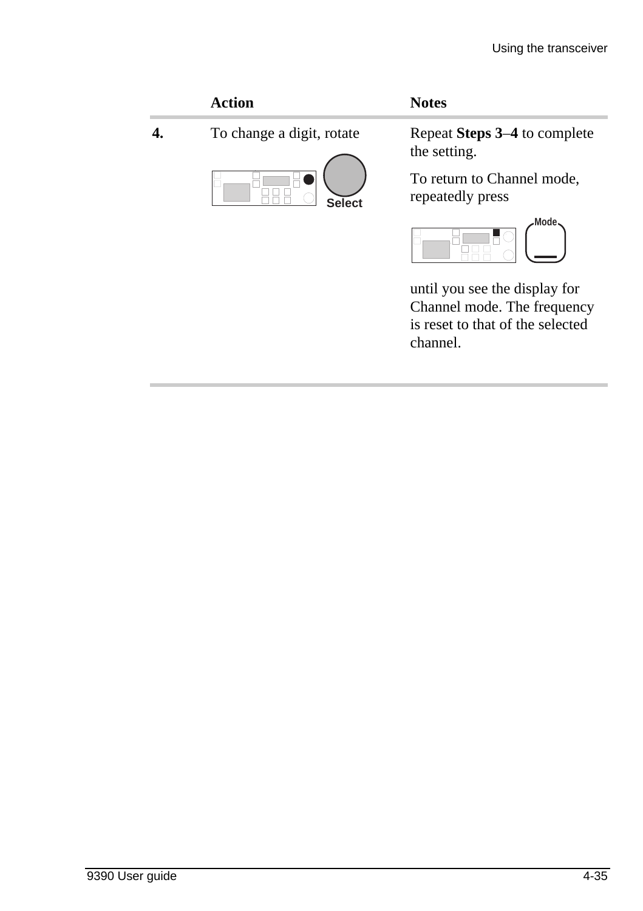| | Action | Notes |
|---|---|---|
| **4.** | To change a digit, rotate Select | Repeat **Steps 3**–**4** to complete the setting.<br><br>To return to Channel mode, repeatedly press Mode until you see the display for Channel mode. The frequency is reset to that of the selected channel. |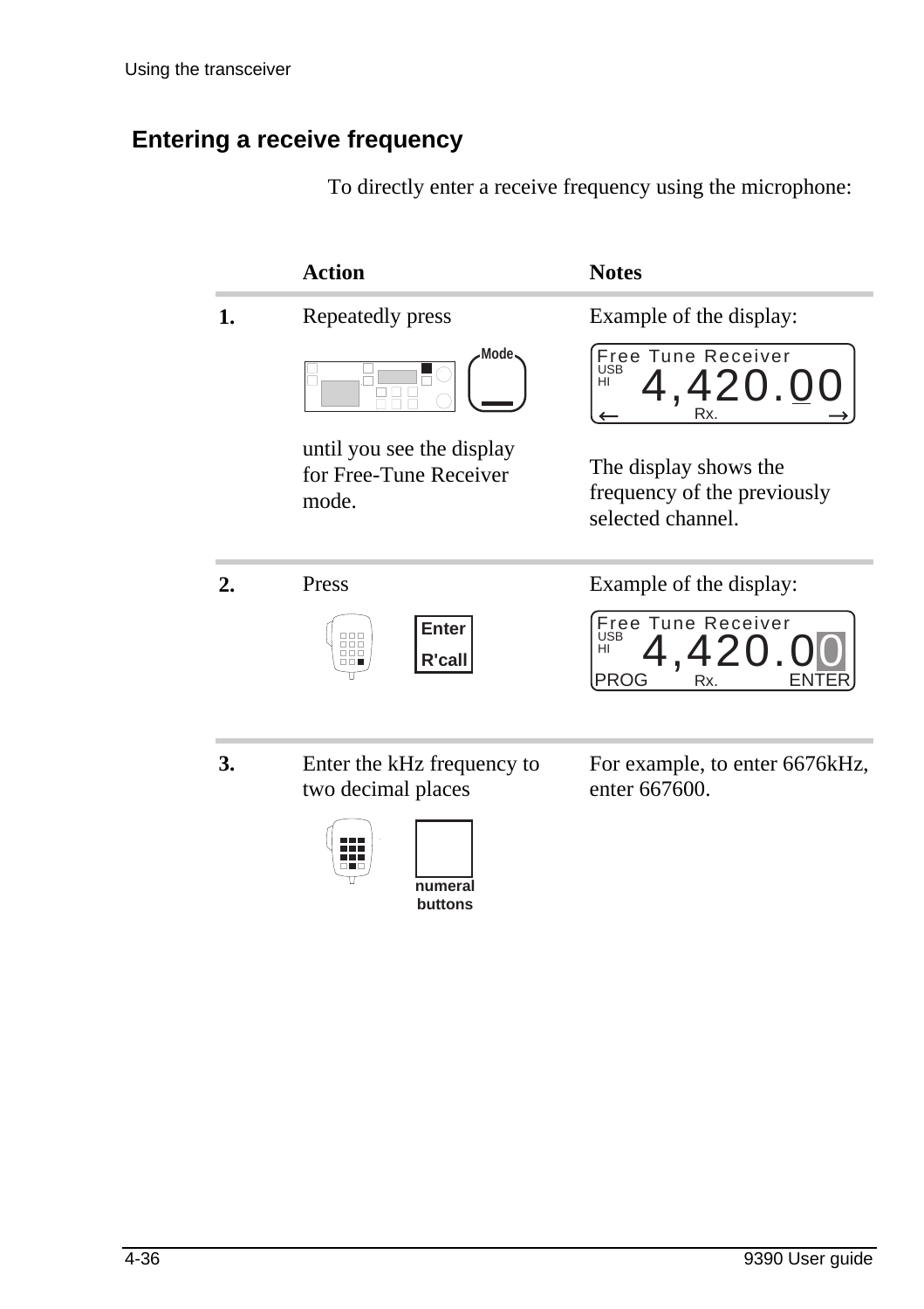## Entering a receive frequency

To directly enter a receive frequency using the microphone:

| | Action | Notes |
|---|---|---|
| **1.** | Repeatedly press **Mode** until you see the display for Free-Tune Receiver mode. | Example of the display: Free Tune Receiver USB HI 4,420.00 Rx. The display shows the frequency of the previously selected channel. |
| **2.** | Press **Enter R'call** | Example of the display: Free Tune Receiver USB HI 4,420.00 PROG Rx. ENTER |
| **3.** | Enter the kHz frequency to two decimal places (numeral buttons) | For example, to enter 6676kHz, enter 667600. |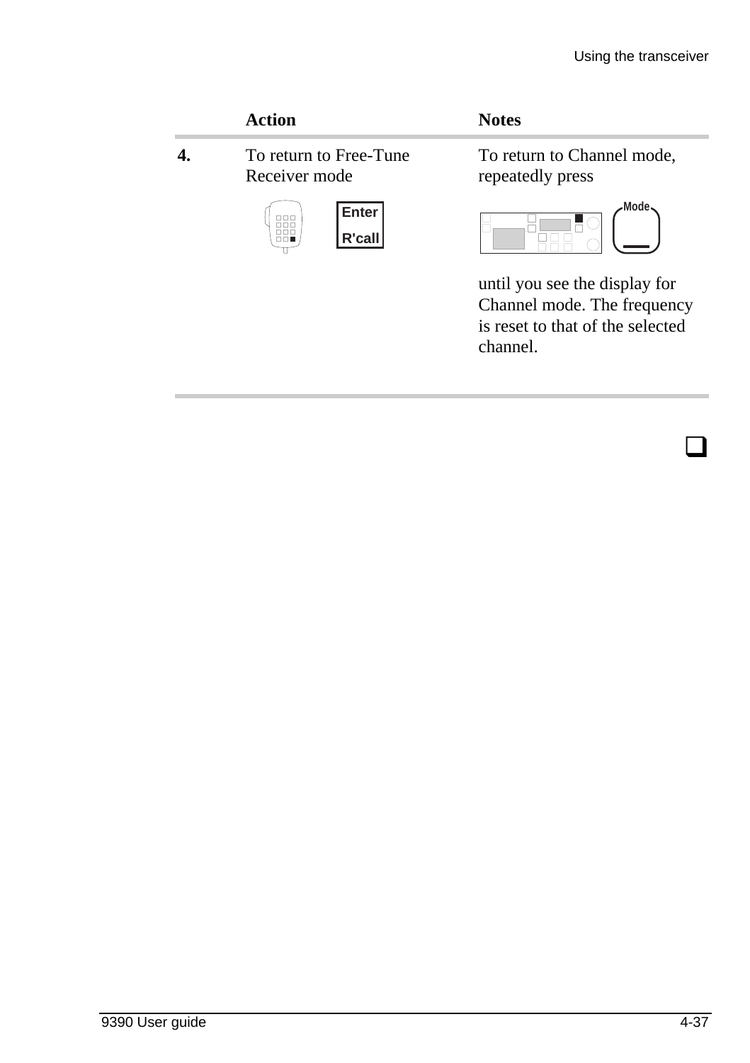|  | Action | Notes |
|---|---|---|
| **4.** | To return to Free-Tune Receiver mode<br>Enter<br>R'call | To return to Channel mode, repeatedly press<br>Mode<br>until you see the display for Channel mode. The frequency is reset to that of the selected channel. |

❑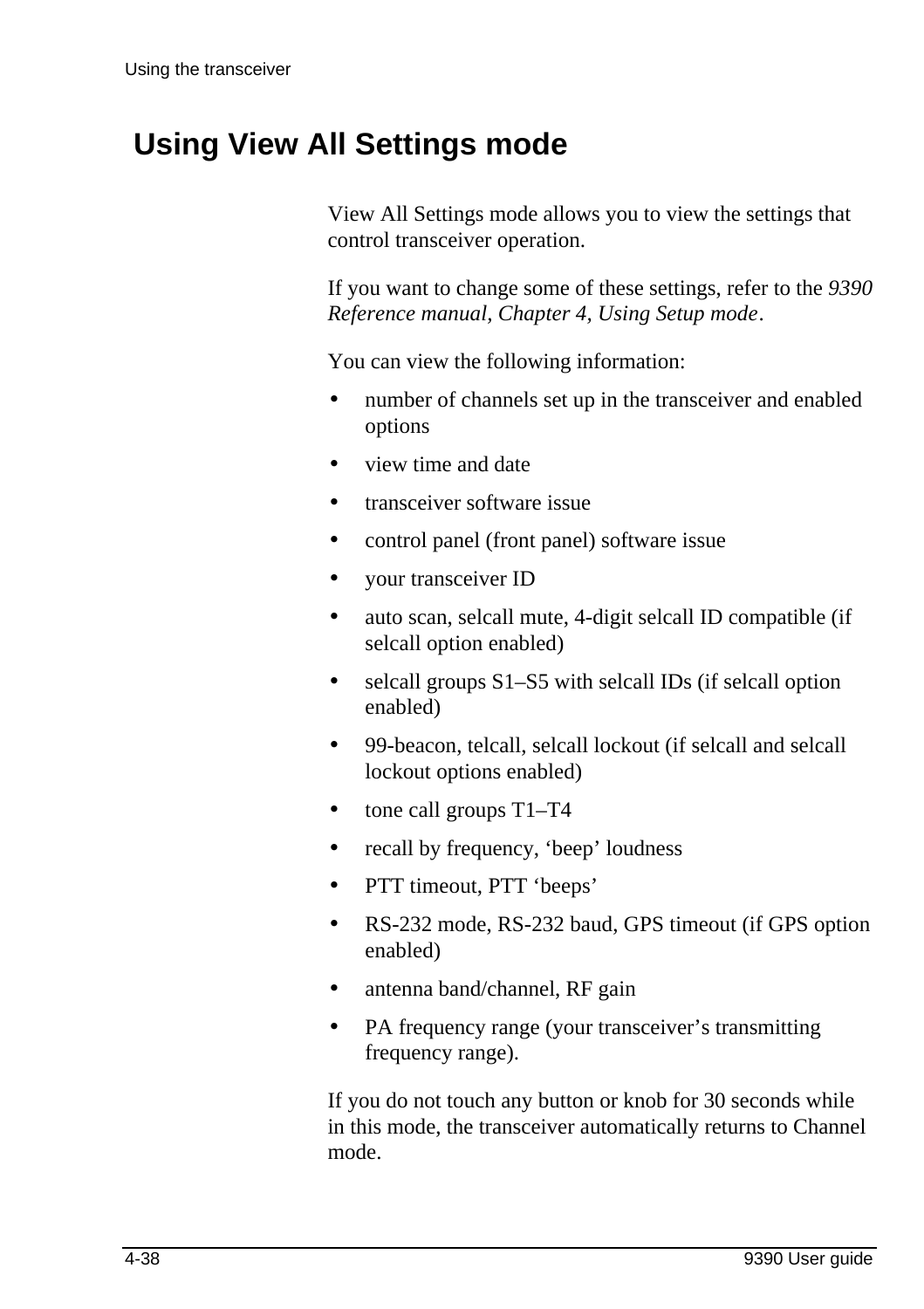## Using View All Settings mode

View All Settings mode allows you to view the settings that control transceiver operation.

If you want to change some of these settings, refer to the *9390 Reference manual, Chapter 4, Using Setup mode*.

You can view the following information:

- number of channels set up in the transceiver and enabled options
- view time and date
- transceiver software issue
- control panel (front panel) software issue
- your transceiver ID
- auto scan, selcall mute, 4-digit selcall ID compatible (if selcall option enabled)
- selcall groups S1–S5 with selcall IDs (if selcall option enabled)
- 99-beacon, telcall, selcall lockout (if selcall and selcall lockout options enabled)
- tone call groups T1–T4
- recall by frequency, 'beep' loudness
- PTT timeout, PTT 'beeps'
- RS-232 mode, RS-232 baud, GPS timeout (if GPS option enabled)
- antenna band/channel, RF gain
- PA frequency range (your transceiver's transmitting frequency range).

If you do not touch any button or knob for 30 seconds while in this mode, the transceiver automatically returns to Channel mode.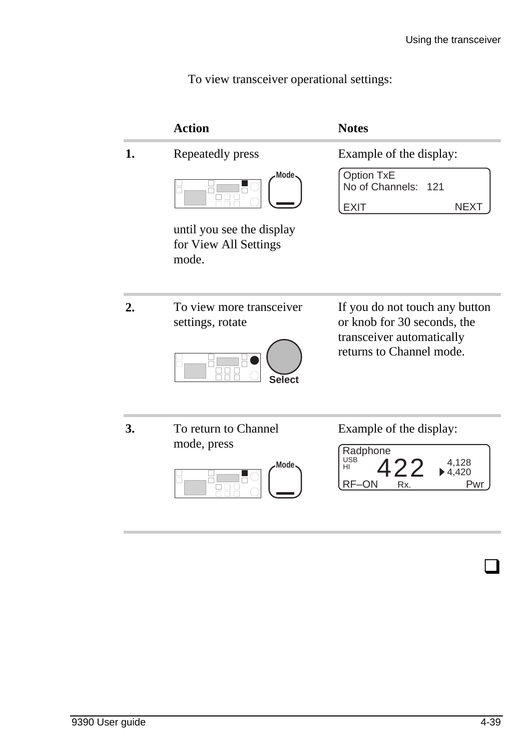To view transceiver operational settings:

| | Action | Notes |
|---|---|---|
| **1.** | Repeatedly press Mode until you see the display for View All Settings mode. | Example of the display: Option TxE No of Channels: 121 EXIT NEXT |
| **2.** | To view more transceiver settings, rotate Select | If you do not touch any button or knob for 30 seconds, the transceiver automatically returns to Channel mode. |
| **3.** | To return to Channel mode, press Mode | Example of the display: Radphone USB HI 422 4,128 4,420 RF–ON Rx. Pwr |

❑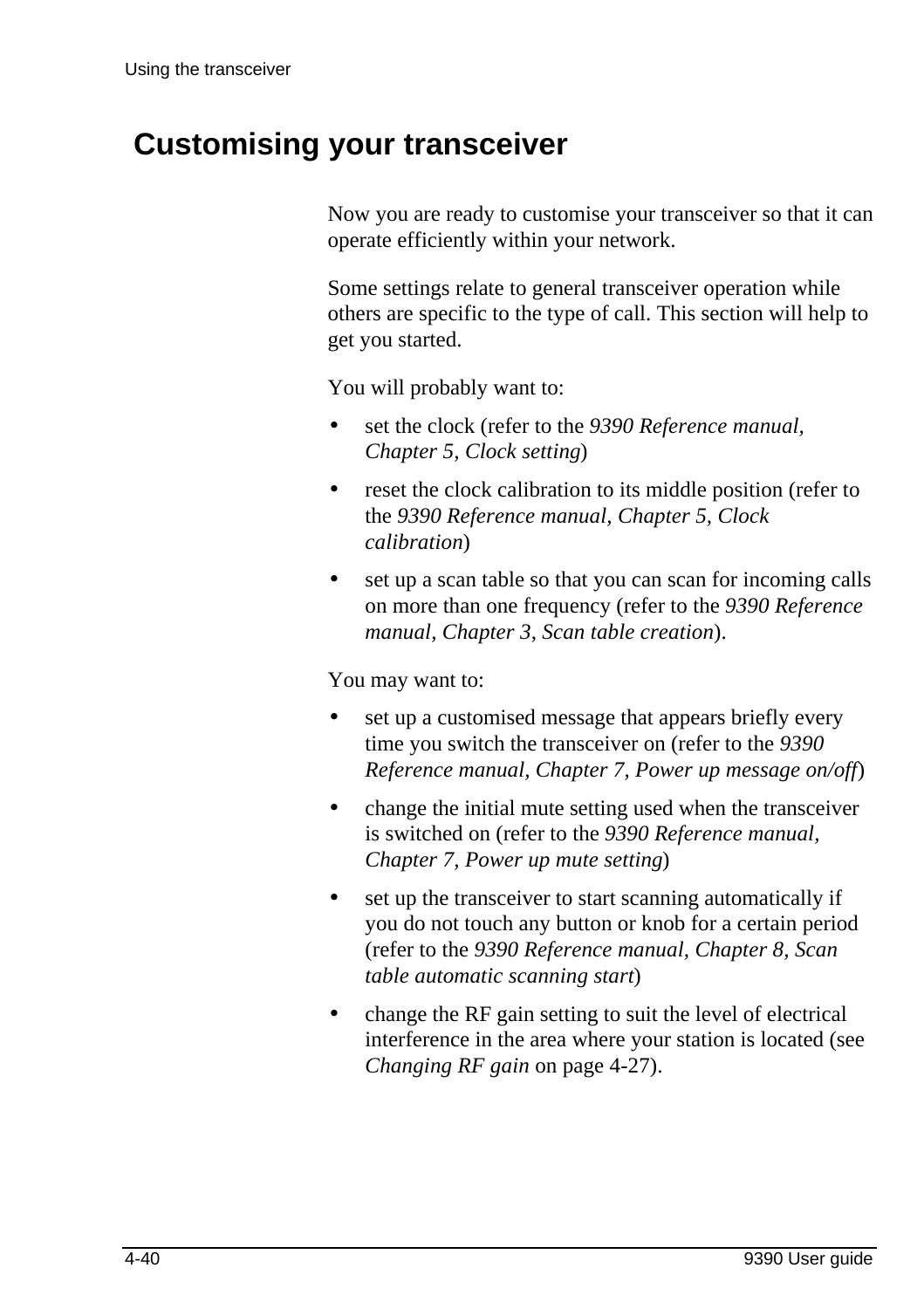# Customising your transceiver

Now you are ready to customise your transceiver so that it can operate efficiently within your network.

Some settings relate to general transceiver operation while others are specific to the type of call. This section will help to get you started.

You will probably want to:

- set the clock (refer to the *9390 Reference manual, Chapter 5, Clock setting*)
- reset the clock calibration to its middle position (refer to the *9390 Reference manual, Chapter 5, Clock calibration*)
- set up a scan table so that you can scan for incoming calls on more than one frequency (refer to the *9390 Reference manual, Chapter 3, Scan table creation*).

You may want to:

- set up a customised message that appears briefly every time you switch the transceiver on (refer to the *9390 Reference manual, Chapter 7, Power up message on/off*)
- change the initial mute setting used when the transceiver is switched on (refer to the *9390 Reference manual, Chapter 7, Power up mute setting*)
- set up the transceiver to start scanning automatically if you do not touch any button or knob for a certain period (refer to the *9390 Reference manual, Chapter 8, Scan table automatic scanning start*)
- change the RF gain setting to suit the level of electrical interference in the area where your station is located (see *Changing RF gain* on page 4-27).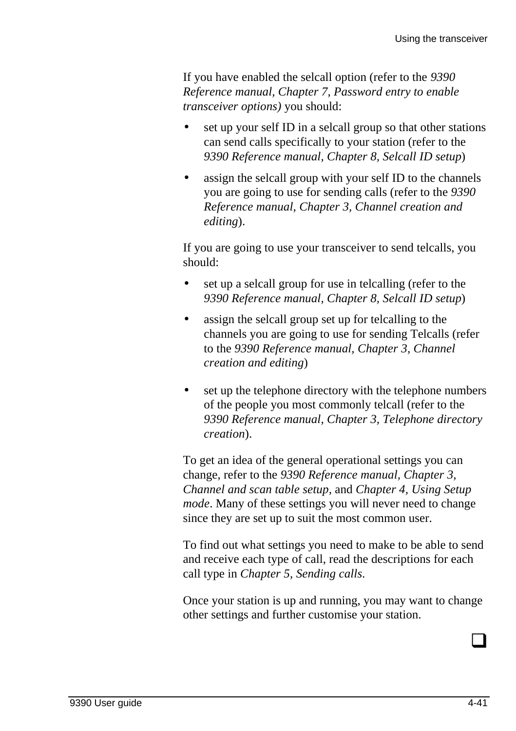If you have enabled the selcall option (refer to the *9390 Reference manual, Chapter 7, Password entry to enable transceiver options)* you should:

- set up your self ID in a selcall group so that other stations can send calls specifically to your station (refer to the *9390 Reference manual, Chapter 8, Selcall ID setup*)
- assign the selcall group with your self ID to the channels you are going to use for sending calls (refer to the *9390 Reference manual, Chapter 3, Channel creation and editing*).

If you are going to use your transceiver to send telcalls, you should:

- set up a selcall group for use in telcalling (refer to the *9390 Reference manual, Chapter 8, Selcall ID setup*)
- assign the selcall group set up for telcalling to the channels you are going to use for sending Telcalls (refer to the *9390 Reference manual, Chapter 3, Channel creation and editing*)
- set up the telephone directory with the telephone numbers of the people you most commonly telcall (refer to the *9390 Reference manual, Chapter 3, Telephone directory creation*).

To get an idea of the general operational settings you can change, refer to the *9390 Reference manual, Chapter 3, Channel and scan table setup,* and *Chapter 4, Using Setup mode*. Many of these settings you will never need to change since they are set up to suit the most common user.

To find out what settings you need to make to be able to send and receive each type of call, read the descriptions for each call type in *Chapter 5, Sending calls.*

Once your station is up and running, you may want to change other settings and further customise your station.

❑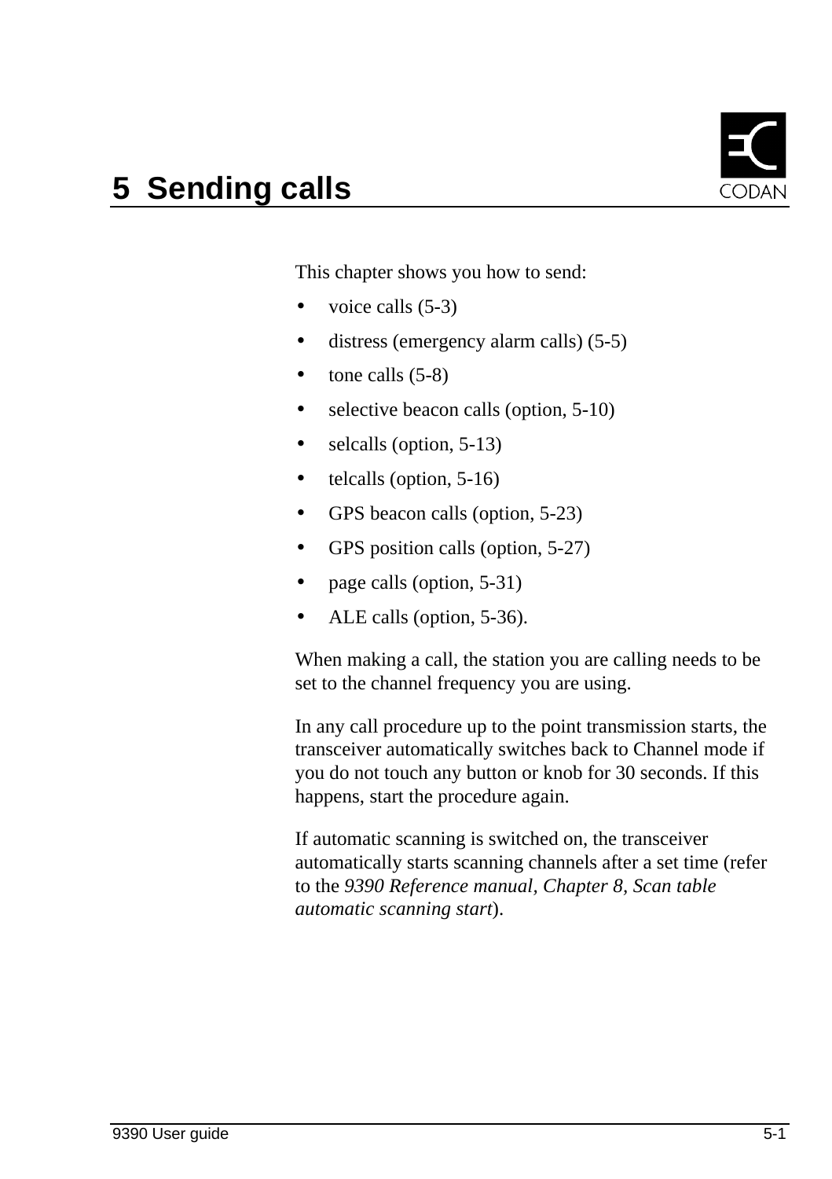# 5 Sending calls

This chapter shows you how to send:

- voice calls (5-3)
- distress (emergency alarm calls) (5-5)
- tone calls (5-8)
- selective beacon calls (option, 5-10)
- selcalls (option, 5-13)
- telcalls (option, 5-16)
- GPS beacon calls (option, 5-23)
- GPS position calls (option, 5-27)
- page calls (option, 5-31)
- ALE calls (option, 5-36).

When making a call, the station you are calling needs to be set to the channel frequency you are using.

In any call procedure up to the point transmission starts, the transceiver automatically switches back to Channel mode if you do not touch any button or knob for 30 seconds. If this happens, start the procedure again.

If automatic scanning is switched on, the transceiver automatically starts scanning channels after a set time (refer to the *9390 Reference manual, Chapter 8, Scan table automatic scanning start*).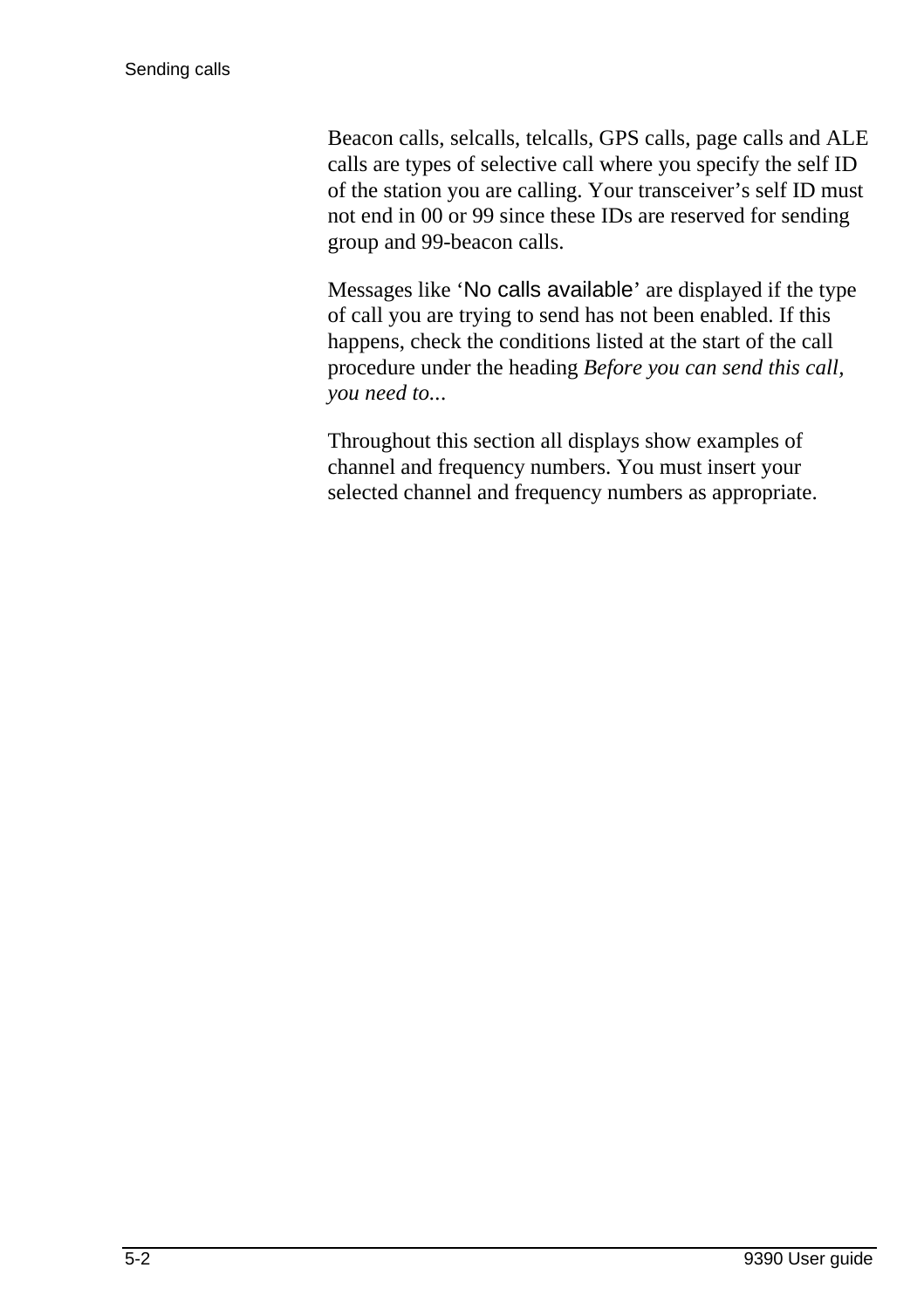Beacon calls, selcalls, telcalls, GPS calls, page calls and ALE calls are types of selective call where you specify the self ID of the station you are calling. Your transceiver's self ID must not end in 00 or 99 since these IDs are reserved for sending group and 99-beacon calls.

Messages like 'No calls available' are displayed if the type of call you are trying to send has not been enabled. If this happens, check the conditions listed at the start of the call procedure under the heading *Before you can send this call, you need to...*

Throughout this section all displays show examples of channel and frequency numbers. You must insert your selected channel and frequency numbers as appropriate.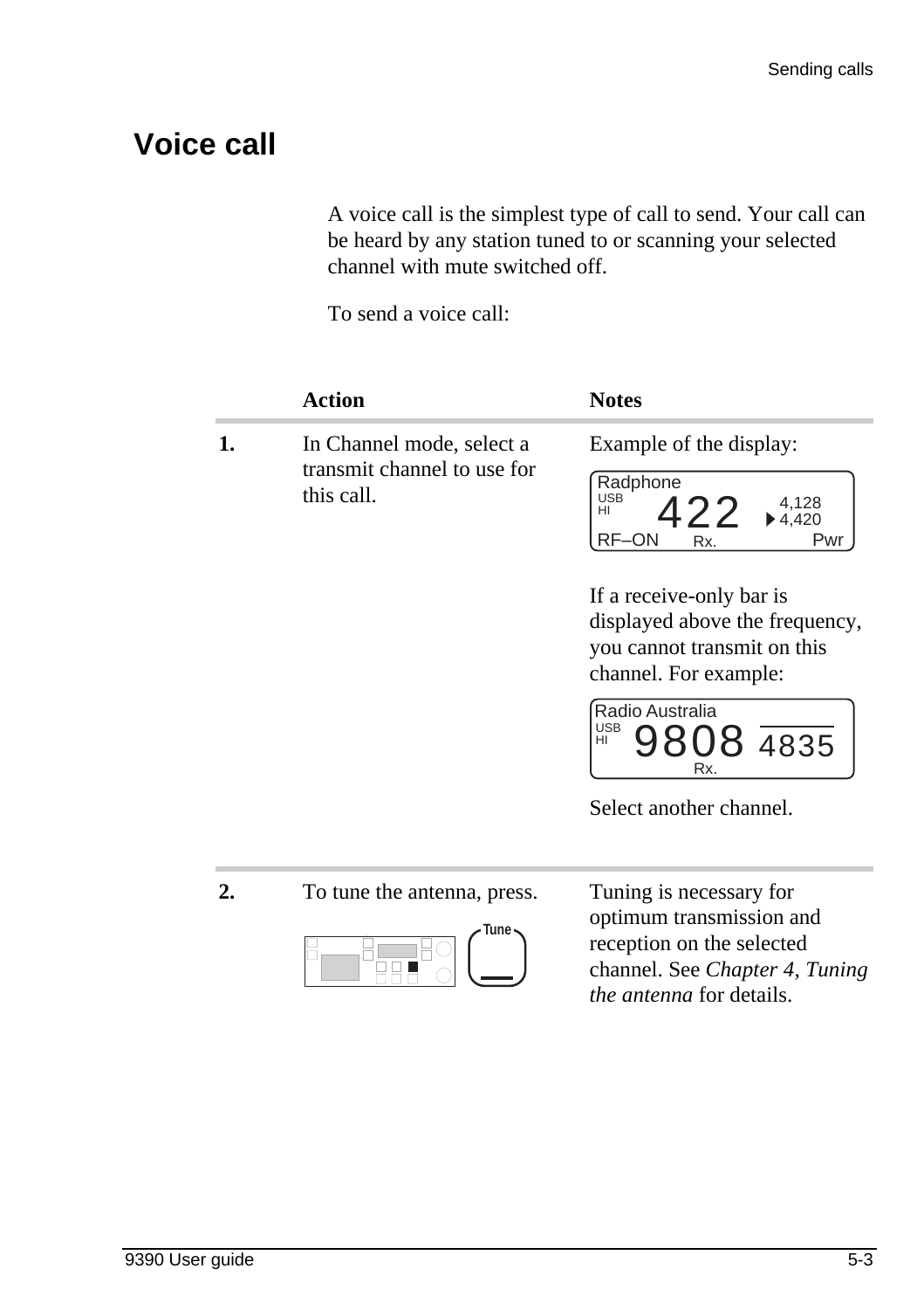# Voice call

A voice call is the simplest type of call to send. Your call can be heard by any station tuned to or scanning your selected channel with mute switched off.

To send a voice call:

| | Action | Notes |
|---|---|---|
| **1.** | In Channel mode, select a transmit channel to use for this call. | Example of the display: Radphone USB HI 422 4,128 4,420 RF–ON Rx. Pwr<br><br>If a receive-only bar is displayed above the frequency, you cannot transmit on this channel. For example: Radio Australia USB HI 9808 4835 Rx.<br><br>Select another channel. |
| **2.** | To tune the antenna, press. Tune | Tuning is necessary for optimum transmission and reception on the selected channel. See *Chapter 4, Tuning the antenna* for details. |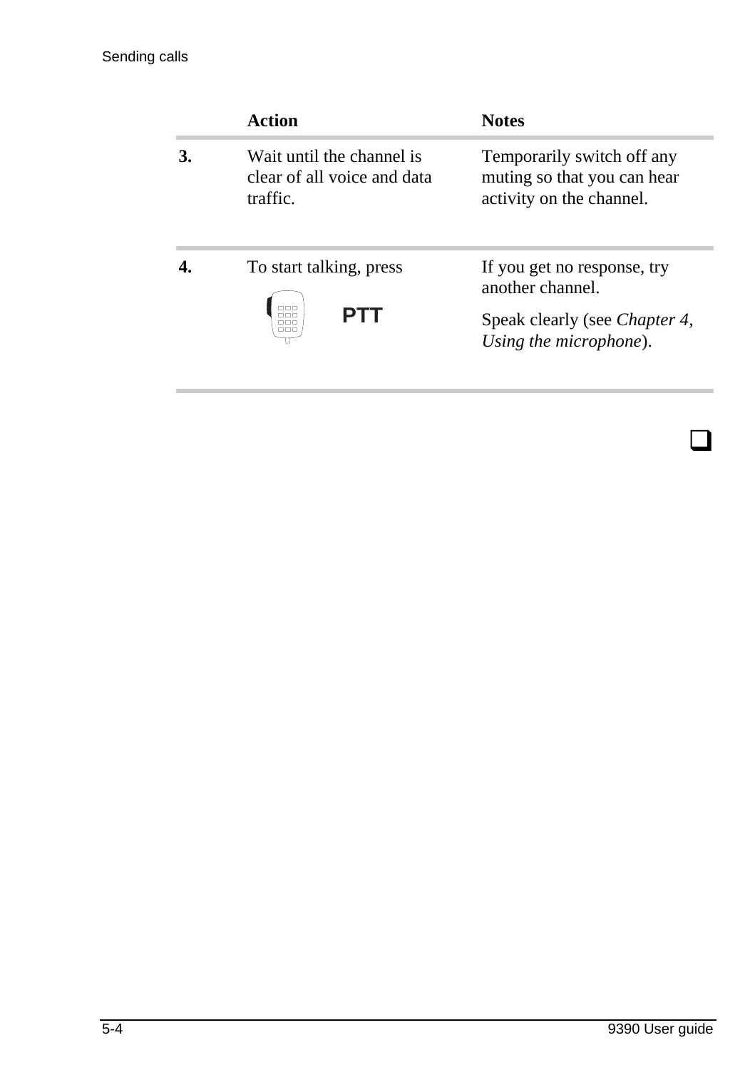| | Action | Notes |
|---|---|---|
| **3.** | Wait until the channel is clear of all voice and data traffic. | Temporarily switch off any muting so that you can hear activity on the channel. |
| **4.** | To start talking, press PTT | If you get no response, try another channel. Speak clearly (see *Chapter 4, Using the microphone*). |

❑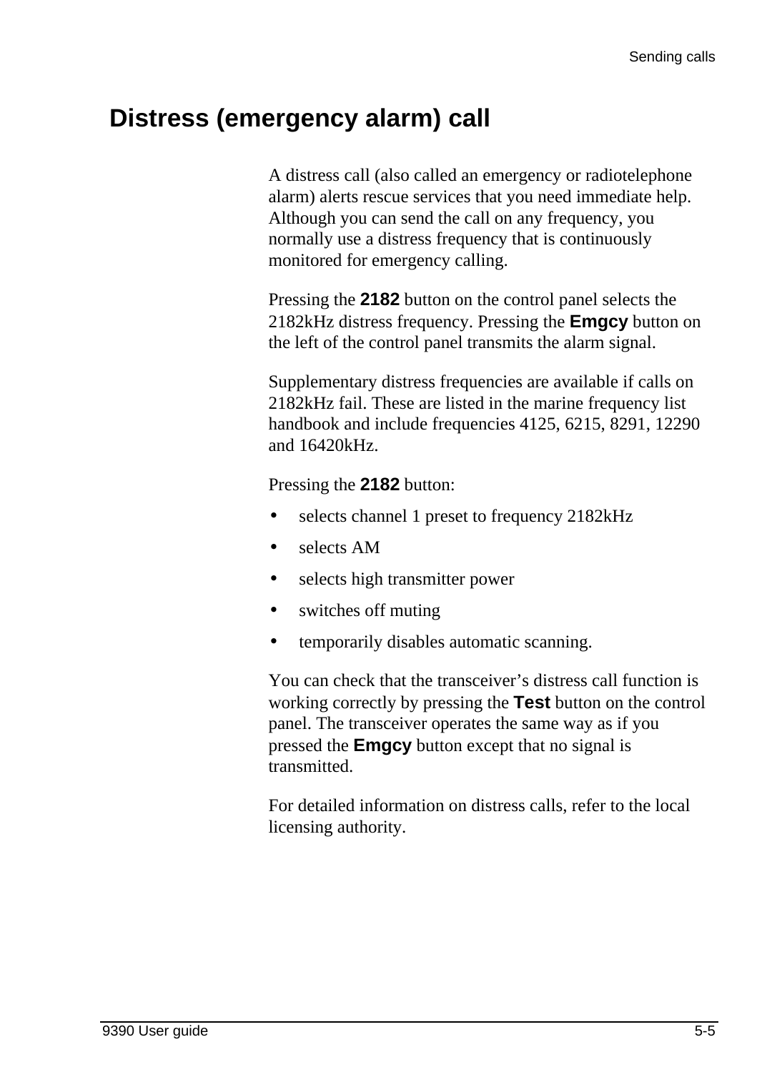## Distress (emergency alarm) call

A distress call (also called an emergency or radiotelephone alarm) alerts rescue services that you need immediate help. Although you can send the call on any frequency, you normally use a distress frequency that is continuously monitored for emergency calling.

Pressing the **2182** button on the control panel selects the 2182kHz distress frequency. Pressing the **Emgcy** button on the left of the control panel transmits the alarm signal.

Supplementary distress frequencies are available if calls on 2182kHz fail. These are listed in the marine frequency list handbook and include frequencies 4125, 6215, 8291, 12290 and 16420kHz.

Pressing the **2182** button:

- selects channel 1 preset to frequency 2182kHz
- selects AM
- selects high transmitter power
- switches off muting
- temporarily disables automatic scanning.

You can check that the transceiver's distress call function is working correctly by pressing the **Test** button on the control panel. The transceiver operates the same way as if you pressed the **Emgcy** button except that no signal is transmitted.

For detailed information on distress calls, refer to the local licensing authority.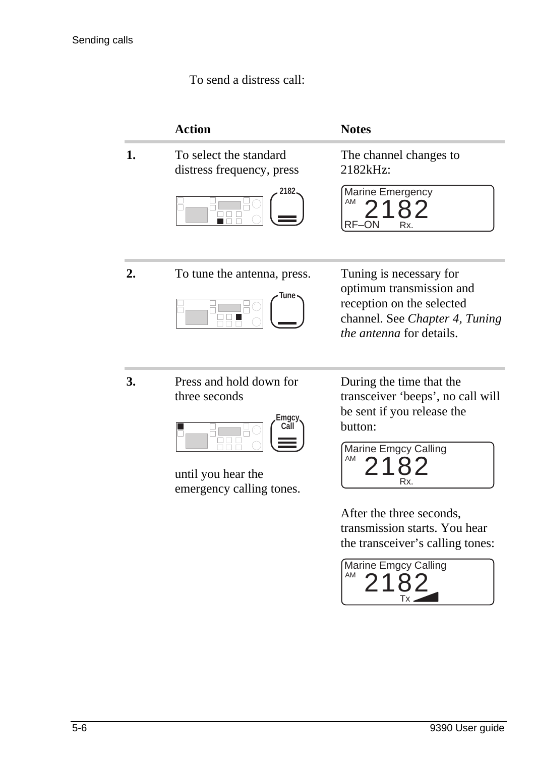To send a distress call:

| | Action | Notes |
|---|---|---|
| **1.** | To select the standard distress frequency, press 2182 | The channel changes to 2182kHz: Marine Emergency AM 2182 RF–ON Rx. |
| **2.** | To tune the antenna, press. Tune | Tuning is necessary for optimum transmission and reception on the selected channel. See *Chapter 4, Tuning the antenna* for details. |
| **3.** | Press and hold down for three seconds Emgcy Call until you hear the emergency calling tones. | During the time that the transceiver 'beeps', no call will be sent if you release the button: Marine Emgcy Calling AM 2182 Rx. After the three seconds, transmission starts. You hear the transceiver's calling tones: Marine Emgcy Calling AM 2182 Tx |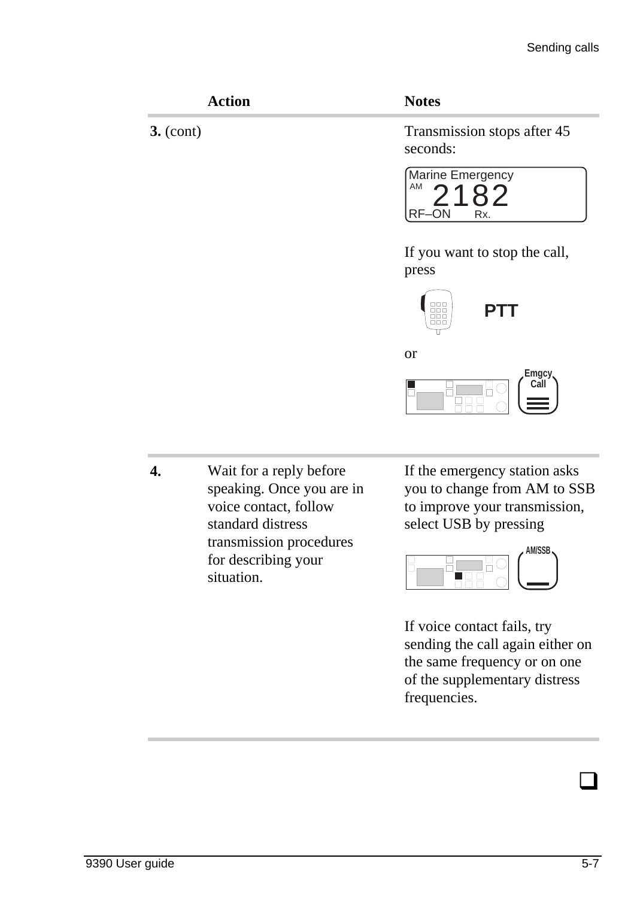| Action | | Notes |
|---|---|---|
| **3.** (cont) | | Transmission stops after 45 seconds: Marine Emergency AM 2182 RF–ON Rx. If you want to stop the call, press PTT or Emgcy Call |
| **4.** | Wait for a reply before speaking. Once you are in voice contact, follow standard distress transmission procedures for describing your situation. | If the emergency station asks you to change from AM to SSB to improve your transmission, select USB by pressing AM/SSB If voice contact fails, try sending the call again either on the same frequency or on one of the supplementary distress frequencies. |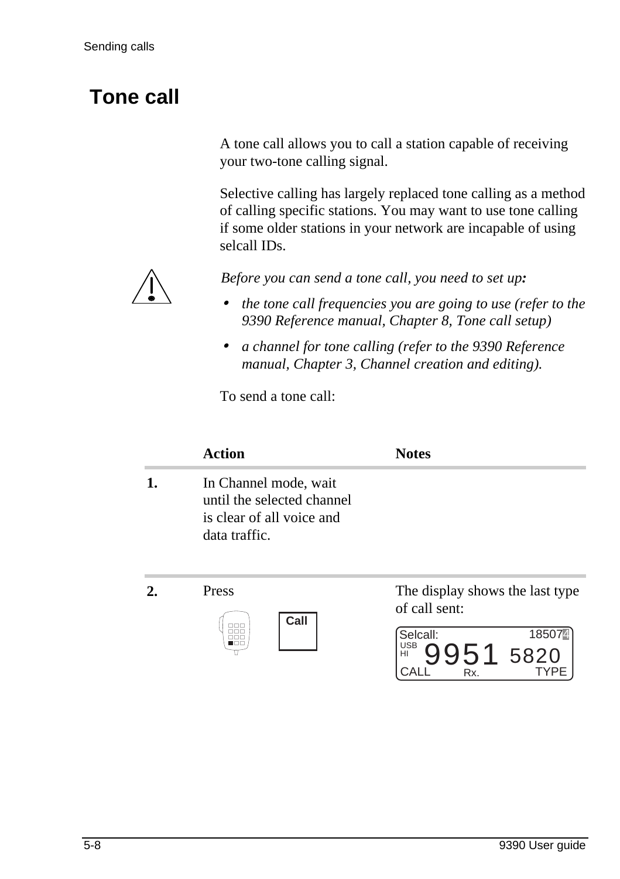# Tone call

A tone call allows you to call a station capable of receiving your two-tone calling signal.

Selective calling has largely replaced tone calling as a method of calling specific stations. You may want to use tone calling if some older stations in your network are incapable of using selcall IDs.

*Before you can send a tone call, you need to set up:*

- *the tone call frequencies you are going to use (refer to the 9390 Reference manual, Chapter 8, Tone call setup)*
- *a channel for tone calling (refer to the 9390 Reference manual, Chapter 3, Channel creation and editing).*

To send a tone call:

| | Action | Notes |
|---|---|---|
| **1.** | In Channel mode, wait until the selected channel is clear of all voice and data traffic. | |
| **2.** | Press **Call** | The display shows the last type of call sent: Selcall: 18507 4 USB HI 9951 5820 CALL Rx. TYPE |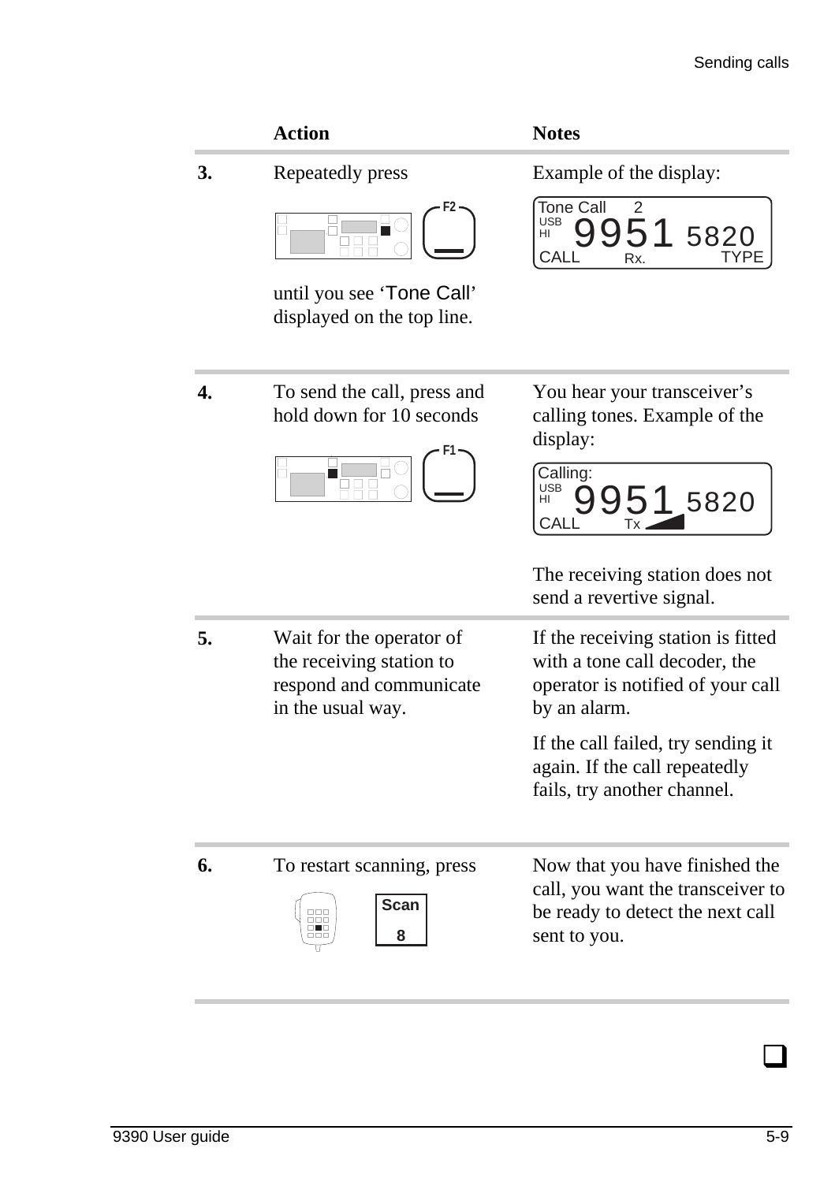| | Action | Notes |
|---|---|---|
| **3.** | Repeatedly press F2 until you see 'Tone Call' displayed on the top line. | Example of the display: Tone Call 2 USB HI 9951 5820 CALL Rx. TYPE |
| **4.** | To send the call, press and hold down for 10 seconds F1 | You hear your transceiver's calling tones. Example of the display: Calling: USB HI 9951 5820 CALL Tx<br><br>The receiving station does not send a revertive signal. |
| **5.** | Wait for the operator of the receiving station to respond and communicate in the usual way. | If the receiving station is fitted with a tone call decoder, the operator is notified of your call by an alarm.<br><br>If the call failed, try sending it again. If the call repeatedly fails, try another channel. |
| **6.** | To restart scanning, press Scan 8 | Now that you have finished the call, you want the transceiver to be ready to detect the next call sent to you. |

❑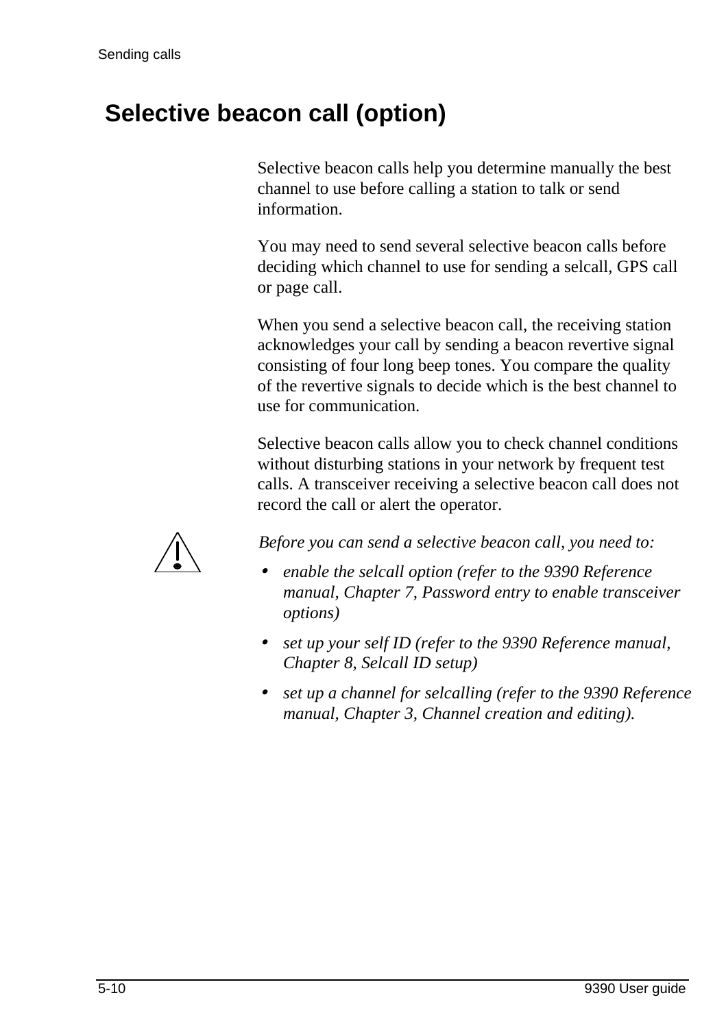# Selective beacon call (option)

Selective beacon calls help you determine manually the best channel to use before calling a station to talk or send information.

You may need to send several selective beacon calls before deciding which channel to use for sending a selcall, GPS call or page call.

When you send a selective beacon call, the receiving station acknowledges your call by sending a beacon revertive signal consisting of four long beep tones. You compare the quality of the revertive signals to decide which is the best channel to use for communication.

Selective beacon calls allow you to check channel conditions without disturbing stations in your network by frequent test calls. A transceiver receiving a selective beacon call does not record the call or alert the operator.

*Before you can send a selective beacon call, you need to:*

- *enable the selcall option (refer to the 9390 Reference manual, Chapter 7, Password entry to enable transceiver options)*
- *set up your self ID (refer to the 9390 Reference manual, Chapter 8, Selcall ID setup)*
- *set up a channel for selcalling (refer to the 9390 Reference manual, Chapter 3, Channel creation and editing).*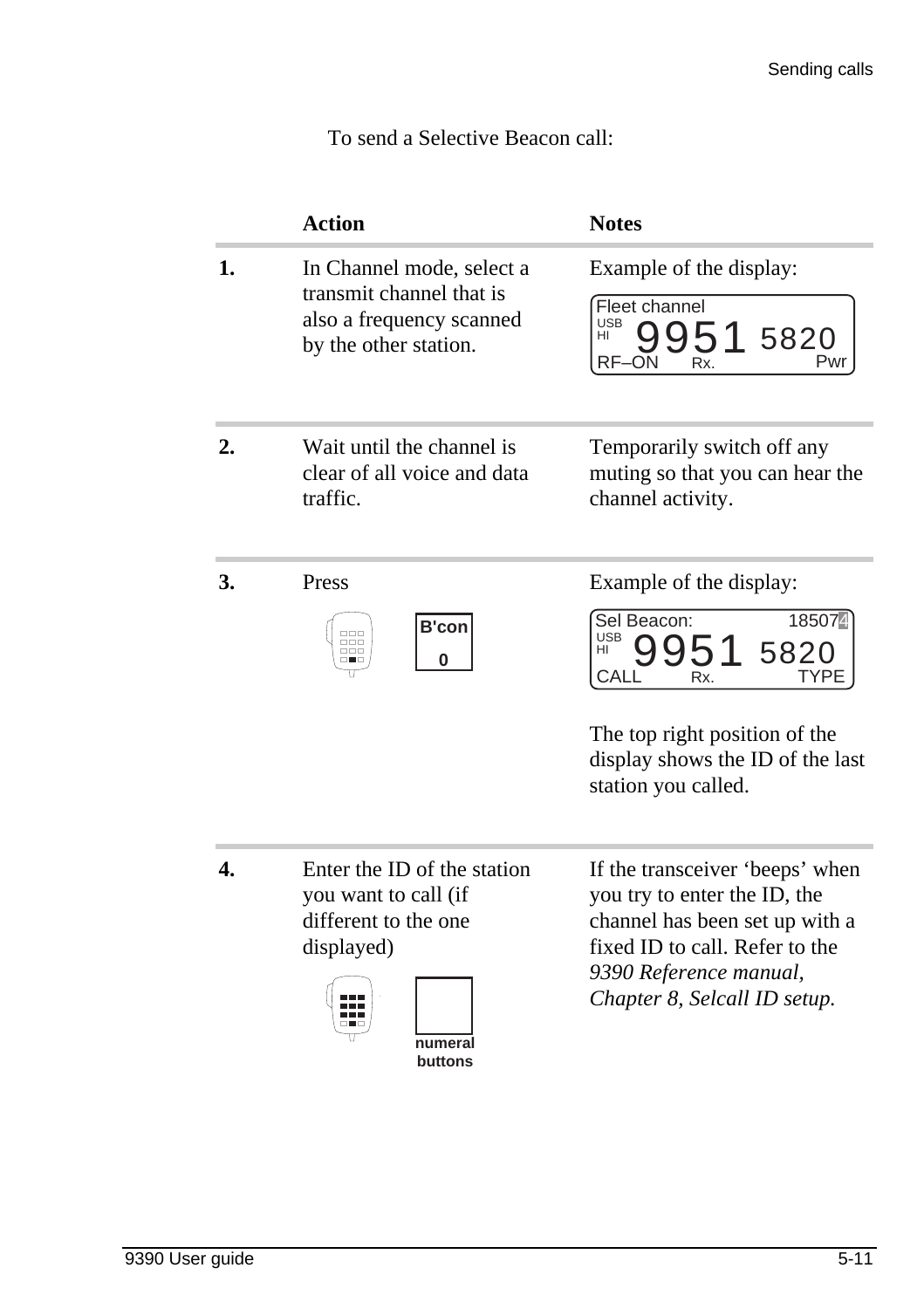To send a Selective Beacon call:

| | Action | Notes |
|---|---|---|
| **1.** | In Channel mode, select a transmit channel that is also a frequency scanned by the other station. | Example of the display: Fleet channel / USB HI 9951 5820 / RF–ON Rx. Pwr |
| **2.** | Wait until the channel is clear of all voice and data traffic. | Temporarily switch off any muting so that you can hear the channel activity. |
| **3.** | Press B'con 0 | Example of the display: Sel Beacon: 185074 / USB HI 9951 5820 / CALL Rx. TYPE<br><br>The top right position of the display shows the ID of the last station you called. |
| **4.** | Enter the ID of the station you want to call (if different to the one displayed)<br><br>numeral buttons | If the transceiver 'beeps' when you try to enter the ID, the channel has been set up with a fixed ID to call. Refer to the *9390 Reference manual, Chapter 8, Selcall ID setup.* |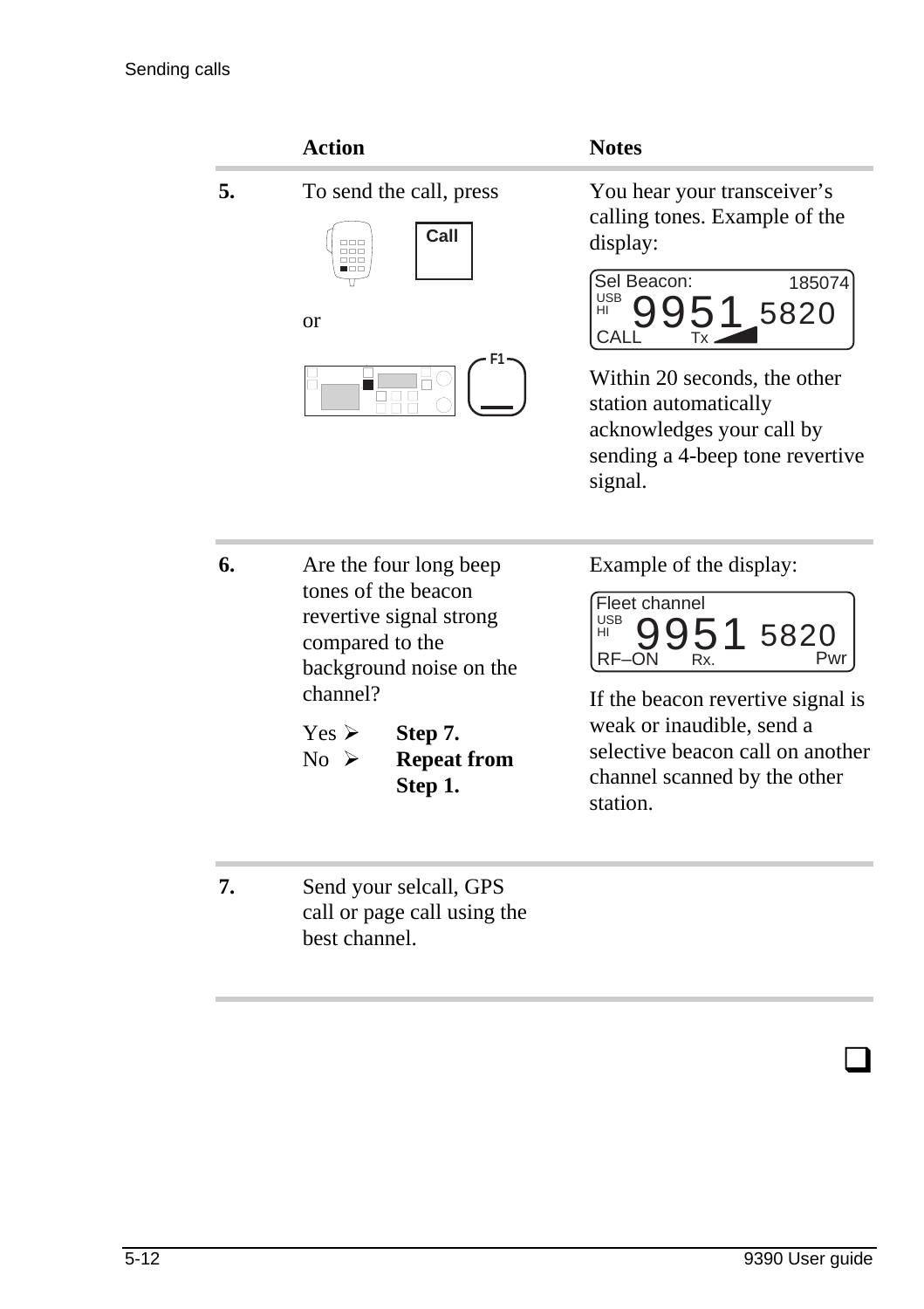| | Action | Notes |
|---|---|---|
| **5.** | To send the call, press Call or F1 | You hear your transceiver's calling tones. Example of the display: Sel Beacon: 185074 USB HI 9951 5820 CALL Tx<br><br>Within 20 seconds, the other station automatically acknowledges your call by sending a 4-beep tone revertive signal. |
| **6.** | Are the four long beep tones of the beacon revertive signal strong compared to the background noise on the channel?<br><br>Yes ➤ **Step 7.**<br>No ➤ **Repeat from Step 1.** | Example of the display: Fleet channel USB HI 9951 5820 RF–ON Rx. Pwr<br><br>If the beacon revertive signal is weak or inaudible, send a selective beacon call on another channel scanned by the other station. |
| **7.** | Send your selcall, GPS call or page call using the best channel. | |

❑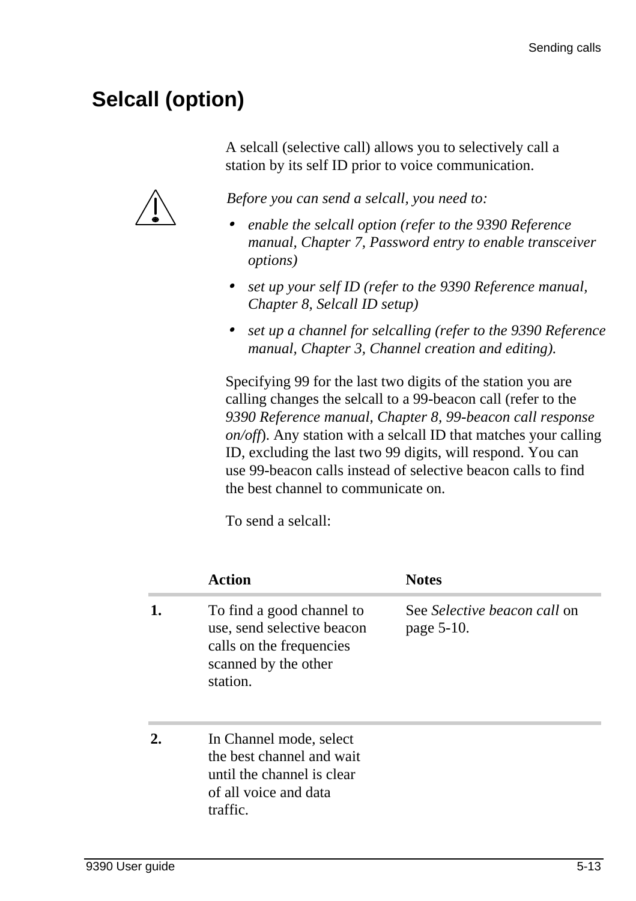## Selcall (option)

A selcall (selective call) allows you to selectively call a station by its self ID prior to voice communication.

*Before you can send a selcall, you need to:*

- *enable the selcall option (refer to the 9390 Reference manual, Chapter 7, Password entry to enable transceiver options)*
- *set up your self ID (refer to the 9390 Reference manual, Chapter 8, Selcall ID setup)*
- *set up a channel for selcalling (refer to the 9390 Reference manual, Chapter 3, Channel creation and editing).*

Specifying 99 for the last two digits of the station you are calling changes the selcall to a 99-beacon call (refer to the *9390 Reference manual, Chapter 8, 99-beacon call response on/off*). Any station with a selcall ID that matches your calling ID, excluding the last two 99 digits, will respond. You can use 99-beacon calls instead of selective beacon calls to find the best channel to communicate on.

To send a selcall:

| | Action | Notes |
|---|---|---|
| **1.** | To find a good channel to use, send selective beacon calls on the frequencies scanned by the other station. | See *Selective beacon call* on page 5-10. |
| **2.** | In Channel mode, select the best channel and wait until the channel is clear of all voice and data traffic. | |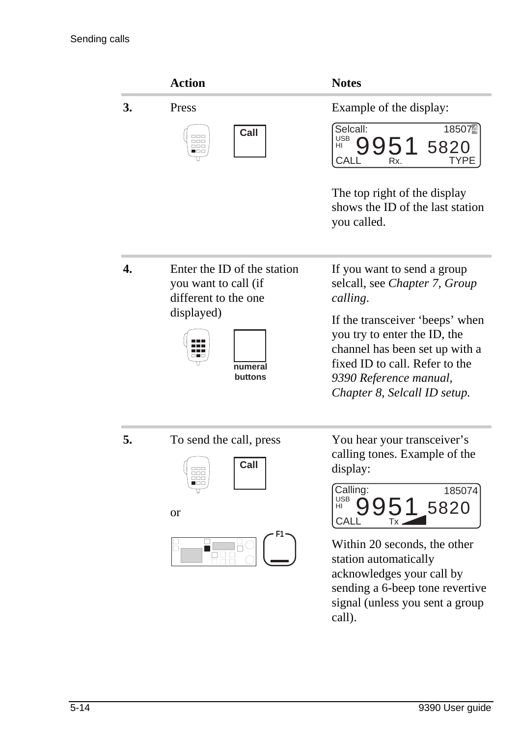| | Action | Notes |
|---|---|---|
| **3.** | Press **Call** | Example of the display:<br><br>Selcall: 185074<br>USB HI 9951 5820<br>CALL Rx. TYPE<br><br>The top right of the display shows the ID of the last station you called. |
| **4.** | Enter the ID of the station you want to call (if different to the one displayed)<br><br>**numeral buttons** | If you want to send a group selcall, see *Chapter 7, Group calling*.<br><br>If the transceiver 'beeps' when you try to enter the ID, the channel has been set up with a fixed ID to call. Refer to the *9390 Reference manual, Chapter 8, Selcall ID setup.* |
| **5.** | To send the call, press **Call**<br><br>or<br><br>**F1** | You hear your transceiver's calling tones. Example of the display:<br><br>Calling: 185074<br>USB HI 9951 5820<br>CALL Tx<br><br>Within 20 seconds, the other station automatically acknowledges your call by sending a 6-beep tone revertive signal (unless you sent a group call). |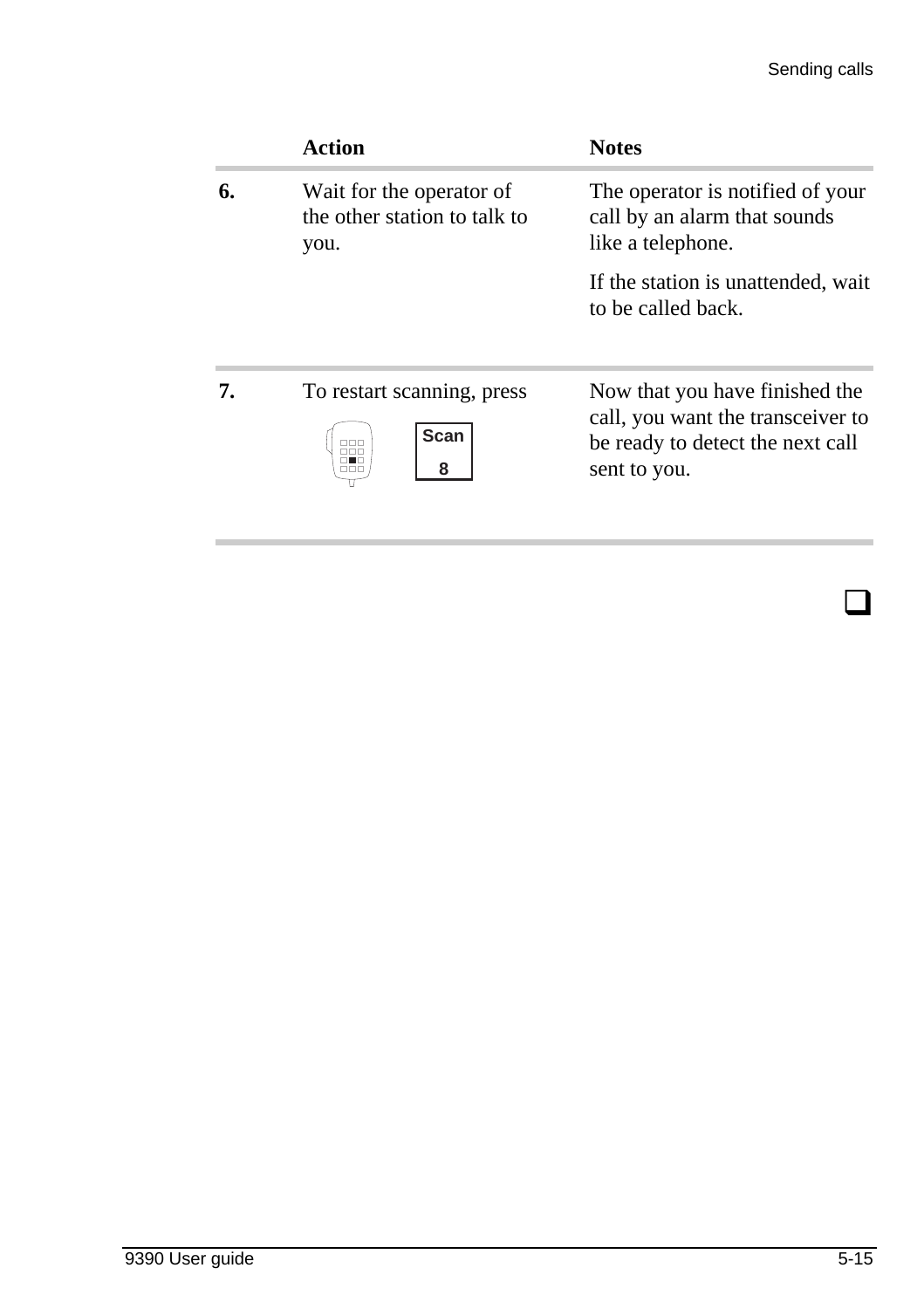|  | Action | Notes |
|---|---|---|
| **6.** | Wait for the operator of the other station to talk to you. | The operator is notified of your call by an alarm that sounds like a telephone.<br><br>If the station is unattended, wait to be called back. |
| **7.** | To restart scanning, press **Scan 8** | Now that you have finished the call, you want the transceiver to be ready to detect the next call sent to you. |

❑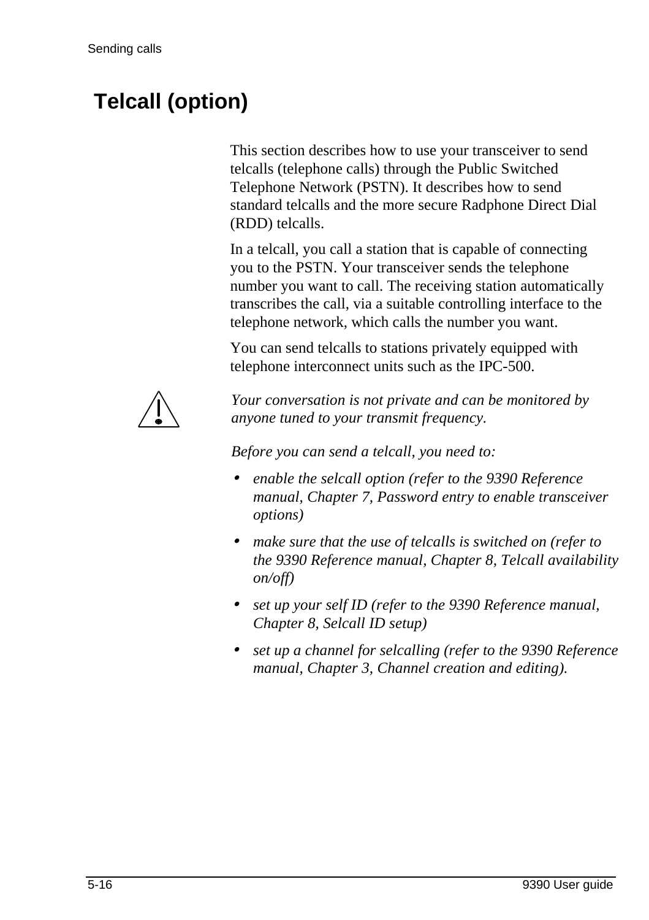# Telcall (option)

This section describes how to use your transceiver to send telcalls (telephone calls) through the Public Switched Telephone Network (PSTN). It describes how to send standard telcalls and the more secure Radphone Direct Dial (RDD) telcalls.

In a telcall, you call a station that is capable of connecting you to the PSTN. Your transceiver sends the telephone number you want to call. The receiving station automatically transcribes the call, via a suitable controlling interface to the telephone network, which calls the number you want.

You can send telcalls to stations privately equipped with telephone interconnect units such as the IPC-500.

*Your conversation is not private and can be monitored by anyone tuned to your transmit frequency.*

*Before you can send a telcall, you need to:*

- *enable the selcall option (refer to the 9390 Reference manual, Chapter 7, Password entry to enable transceiver options)*
- *make sure that the use of telcalls is switched on (refer to the 9390 Reference manual, Chapter 8, Telcall availability on/off)*
- *set up your self ID (refer to the 9390 Reference manual, Chapter 8, Selcall ID setup)*
- *set up a channel for selcalling (refer to the 9390 Reference manual, Chapter 3, Channel creation and editing).*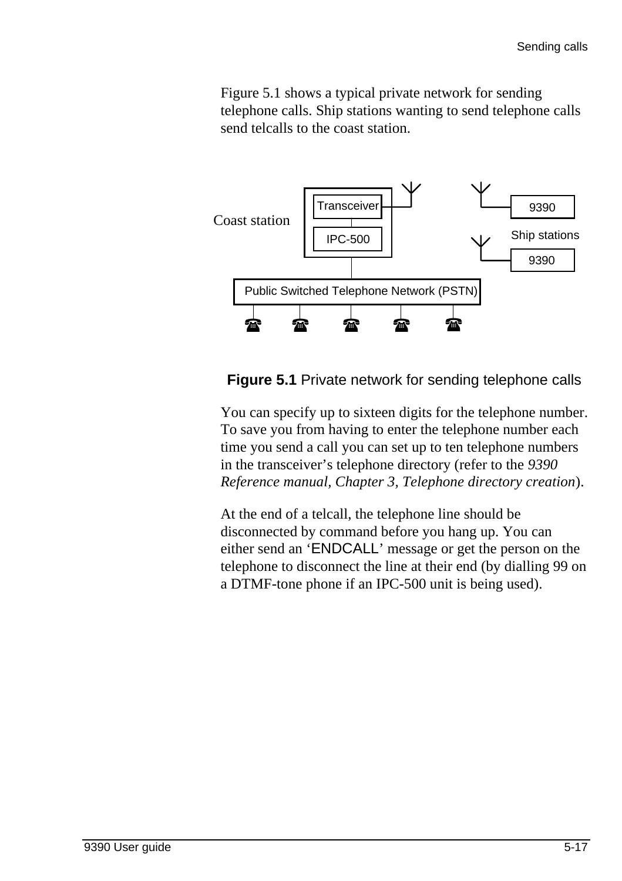Figure 5.1 shows a typical private network for sending telephone calls. Ship stations wanting to send telephone calls send telcalls to the coast station.

Coast station

Transceiver

IPC-500

9390

Ship stations

9390

Public Switched Telephone Network (PSTN)

**Figure 5.1** Private network for sending telephone calls

You can specify up to sixteen digits for the telephone number. To save you from having to enter the telephone number each time you send a call you can set up to ten telephone numbers in the transceiver's telephone directory (refer to the *9390 Reference manual, Chapter 3, Telephone directory creation*).

At the end of a telcall, the telephone line should be disconnected by command before you hang up. You can either send an 'ENDCALL' message or get the person on the telephone to disconnect the line at their end (by dialling 99 on a DTMF-tone phone if an IPC-500 unit is being used).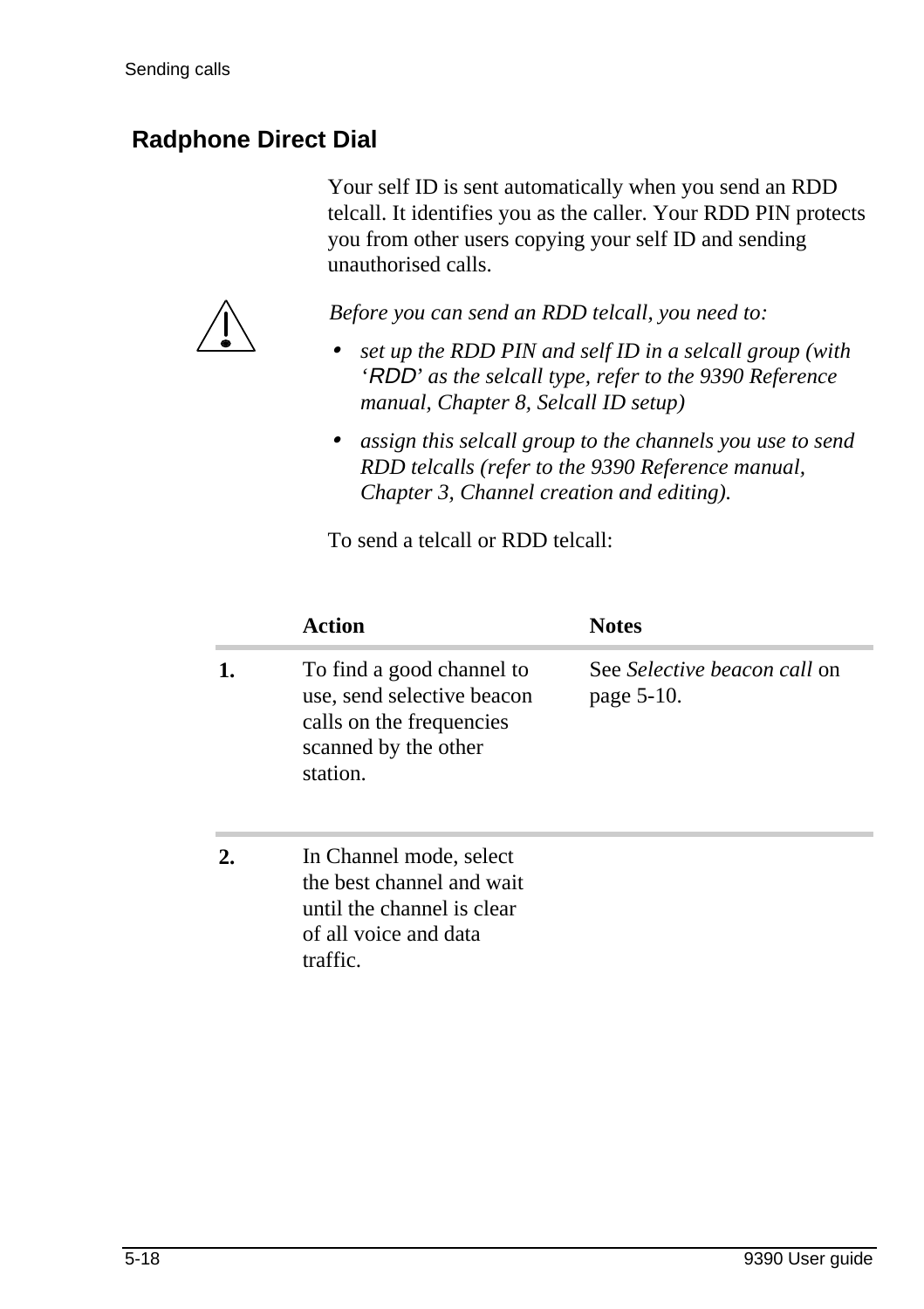## Radphone Direct Dial

Your self ID is sent automatically when you send an RDD telcall. It identifies you as the caller. Your RDD PIN protects you from other users copying your self ID and sending unauthorised calls.

*Before you can send an RDD telcall, you need to:*

- *set up the RDD PIN and self ID in a selcall group (with '*RDD*' as the selcall type, refer to the 9390 Reference manual, Chapter 8, Selcall ID setup)*
- *assign this selcall group to the channels you use to send RDD telcalls (refer to the 9390 Reference manual, Chapter 3, Channel creation and editing).*

To send a telcall or RDD telcall:

| | Action | Notes |
|---|---|---|
| **1.** | To find a good channel to use, send selective beacon calls on the frequencies scanned by the other station. | See *Selective beacon call* on page 5-10. |
| **2.** | In Channel mode, select the best channel and wait until the channel is clear of all voice and data traffic. | |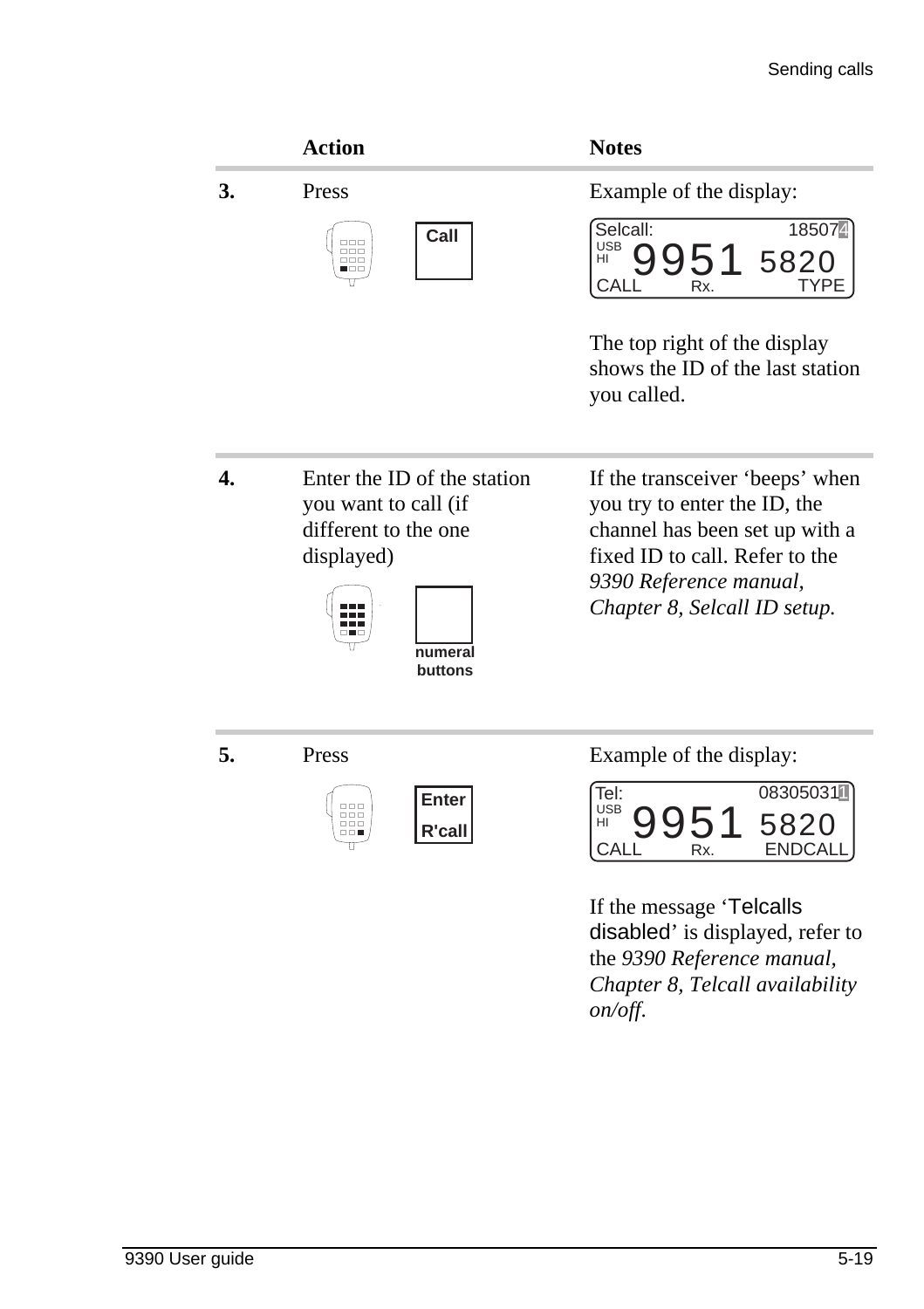| | Action | Notes |
|---|---|---|
| **3.** | Press<br><br>Call | Example of the display:<br><br>Selcall: 18507**4**<br>USB<br>HI 9951 5820<br>CALL Rx. TYPE<br><br>The top right of the display shows the ID of the last station you called. |
| **4.** | Enter the ID of the station you want to call (if different to the one displayed)<br><br>numeral buttons | If the transceiver 'beeps' when you try to enter the ID, the channel has been set up with a fixed ID to call. Refer to the *9390 Reference manual, Chapter 8, Selcall ID setup.* |
| **5.** | Press<br><br>Enter<br>R'call | Example of the display:<br><br>Tel: 08305031**1**<br>USB<br>HI 9951 5820<br>CALL Rx. ENDCALL<br><br>If the message 'Telcalls disabled' is displayed, refer to the *9390 Reference manual, Chapter 8, Telcall availability on/off.* |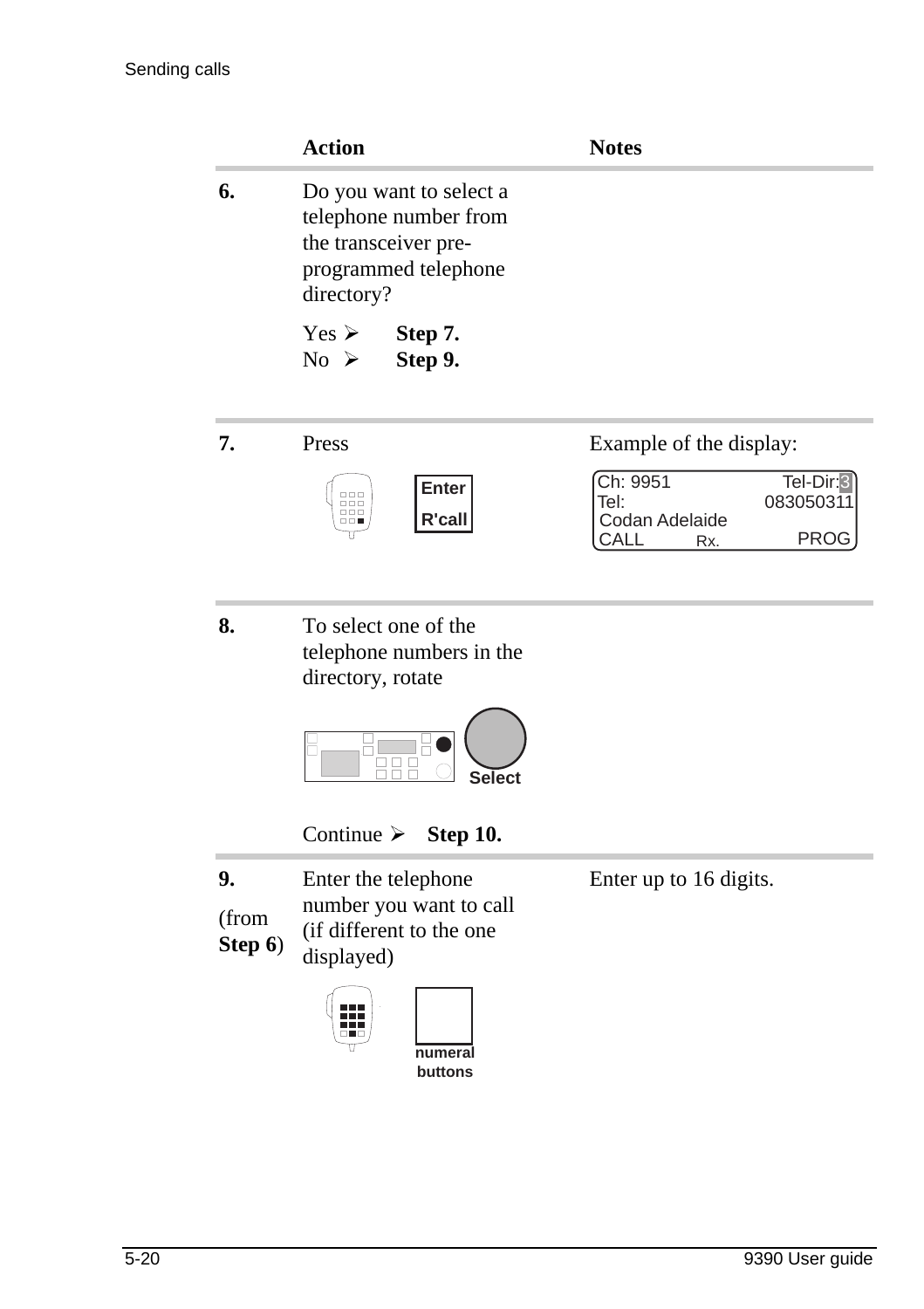| | Action | Notes |
|---|---|---|
| **6.** | Do you want to select a telephone number from the transceiver pre-programmed telephone directory?<br><br>Yes ➢ **Step 7.**<br>No ➢ **Step 9.** | |
| **7.** | Press<br><br>**Enter**<br>**R'call** | Example of the display:<br><br>Ch: 9951 Tel-Dir:3<br>Tel: 083050311<br>Codan Adelaide<br>CALL Rx. PROG |
| **8.** | To select one of the telephone numbers in the directory, rotate<br><br>**Select**<br><br>Continue ➢ **Step 10.** | |
| **9.**<br><br>(from **Step 6**) | Enter the telephone number you want to call (if different to the one displayed)<br><br>**numeral buttons** | Enter up to 16 digits. |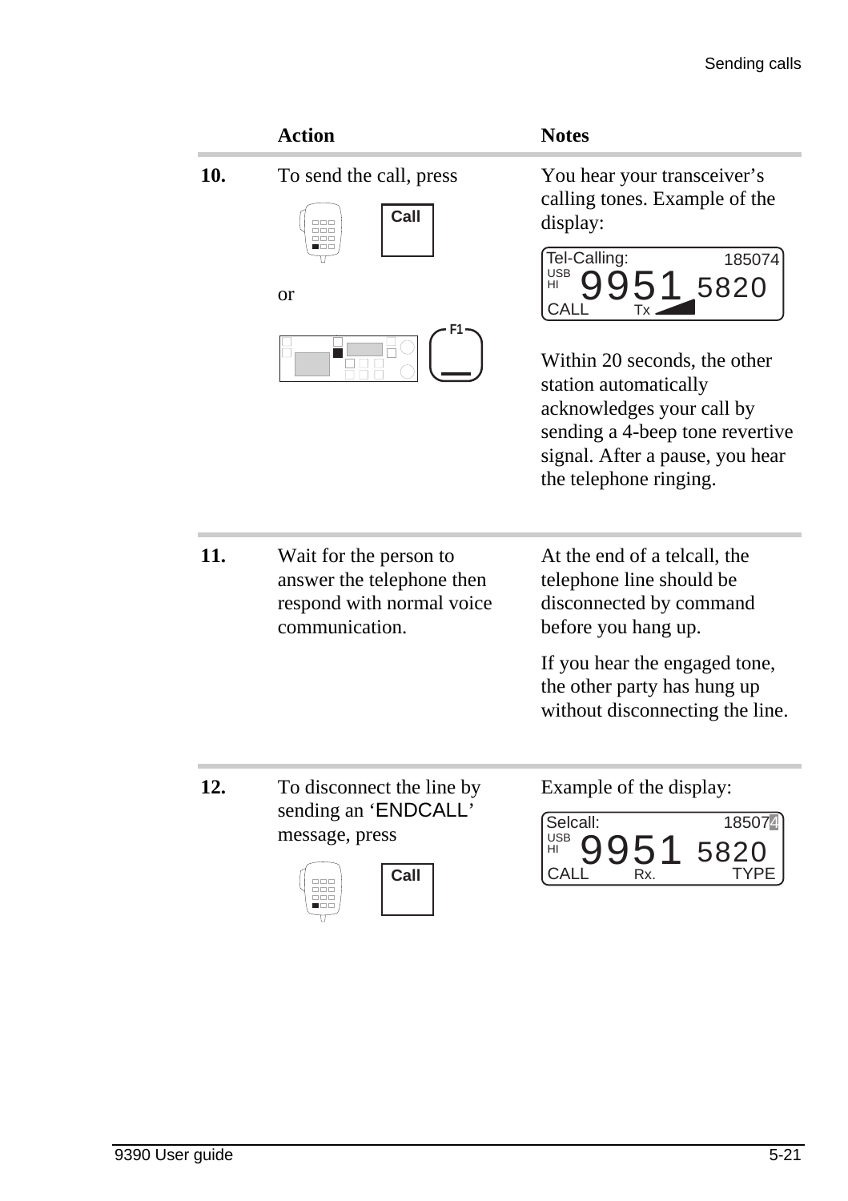| | Action | Notes |
|---|---|---|
| **10.** | To send the call, press **Call** or **F1** | You hear your transceiver's calling tones. Example of the display: Tel-Calling: 185074 USB HI 9951 5820 CALL Tx<br><br>Within 20 seconds, the other station automatically acknowledges your call by sending a 4-beep tone revertive signal. After a pause, you hear the telephone ringing. |
| **11.** | Wait for the person to answer the telephone then respond with normal voice communication. | At the end of a telcall, the telephone line should be disconnected by command before you hang up.<br><br>If you hear the engaged tone, the other party has hung up without disconnecting the line. |
| **12.** | To disconnect the line by sending an 'ENDCALL' message, press **Call** | Example of the display: Selcall: 185074 USB HI 9951 5820 CALL Rx. TYPE |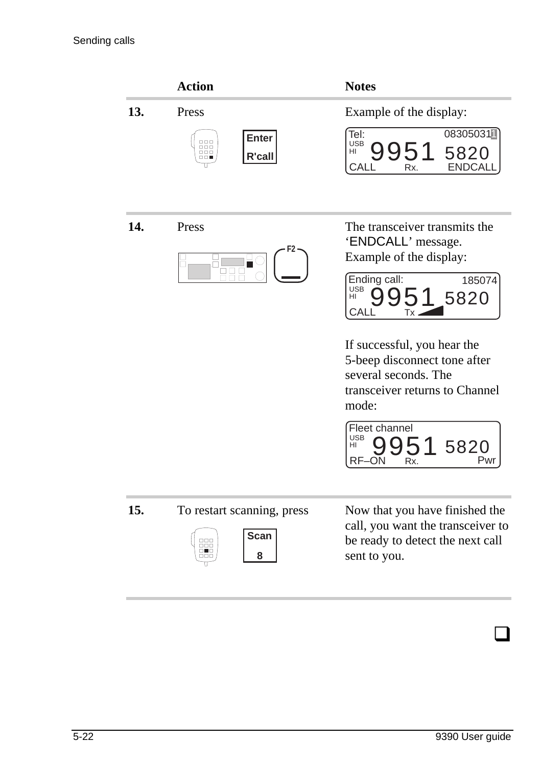| | Action | Notes |
|---|---|---|
| **13.** | Press **Enter R'call** | Example of the display:<br>Tel: 0830503111<br>USB HI 9951 5820<br>CALL Rx. ENDCALL |
| **14.** | Press **F2** | The transceiver transmits the 'ENDCALL' message.<br>Example of the display:<br>Ending call: 185074<br>USB HI 9951 5820<br>CALL Tx<br><br>If successful, you hear the 5-beep disconnect tone after several seconds. The transceiver returns to Channel mode:<br>Fleet channel<br>USB HI 9951 5820<br>RF–ON Rx. Pwr |
| **15.** | To restart scanning, press **Scan 8** | Now that you have finished the call, you want the transceiver to be ready to detect the next call sent to you. |

❑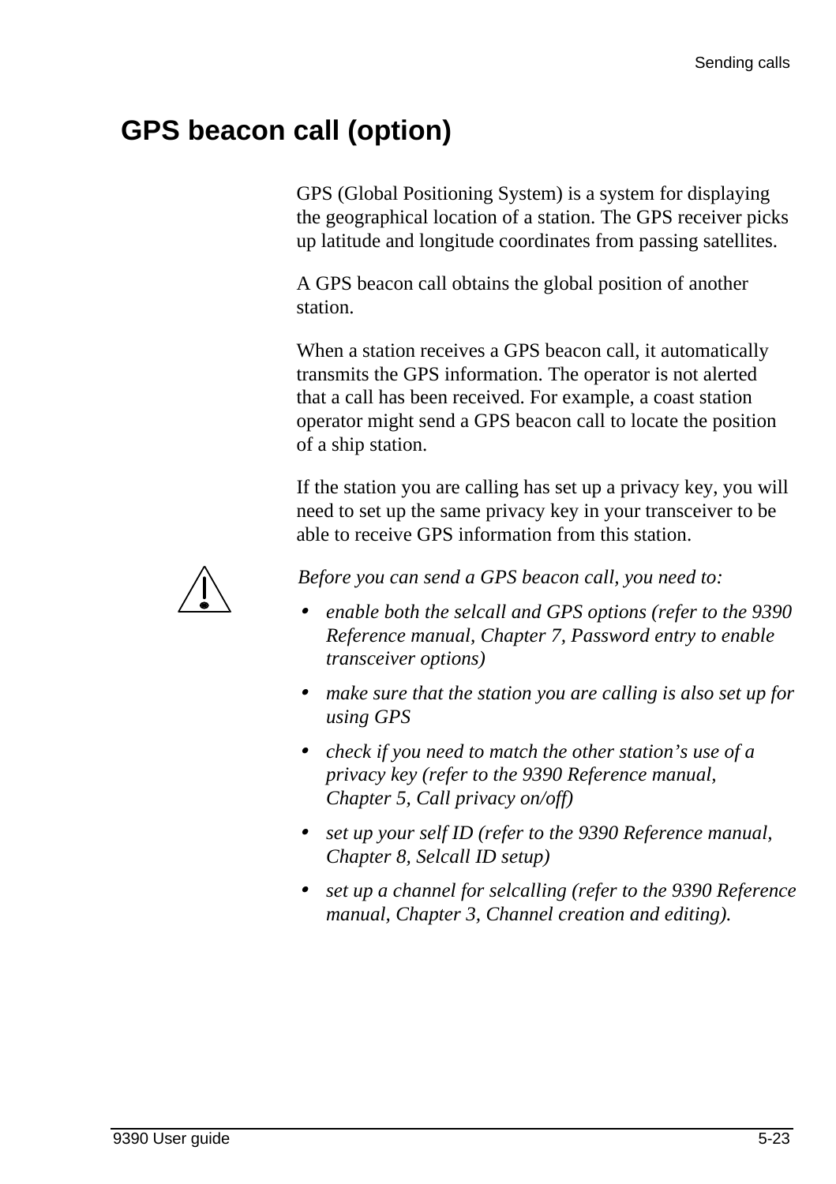# GPS beacon call (option)

GPS (Global Positioning System) is a system for displaying the geographical location of a station. The GPS receiver picks up latitude and longitude coordinates from passing satellites.

A GPS beacon call obtains the global position of another station.

When a station receives a GPS beacon call, it automatically transmits the GPS information. The operator is not alerted that a call has been received. For example, a coast station operator might send a GPS beacon call to locate the position of a ship station.

If the station you are calling has set up a privacy key, you will need to set up the same privacy key in your transceiver to be able to receive GPS information from this station.

*Before you can send a GPS beacon call, you need to:*

- *enable both the selcall and GPS options (refer to the 9390 Reference manual, Chapter 7, Password entry to enable transceiver options)*
- *make sure that the station you are calling is also set up for using GPS*
- *check if you need to match the other station's use of a privacy key (refer to the 9390 Reference manual, Chapter 5, Call privacy on/off)*
- *set up your self ID (refer to the 9390 Reference manual, Chapter 8, Selcall ID setup)*
- *set up a channel for selcalling (refer to the 9390 Reference manual, Chapter 3, Channel creation and editing).*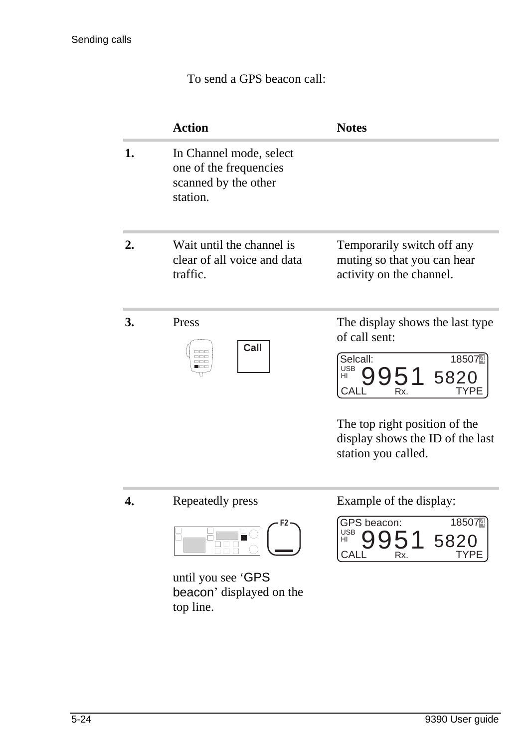To send a GPS beacon call:

| | Action | Notes |
|---|---|---|
| **1.** | In Channel mode, select one of the frequencies scanned by the other station. | |
| **2.** | Wait until the channel is clear of all voice and data traffic. | Temporarily switch off any muting so that you can hear activity on the channel. |
| **3.** | Press Call | The display shows the last type of call sent:<br><br>Selcall: 185074<br>USB HI 9951 5820<br>CALL Rx. TYPE<br><br>The top right position of the display shows the ID of the last station you called. |
| **4.** | Repeatedly press F2<br><br>until you see 'GPS beacon' displayed on the top line. | Example of the display:<br><br>GPS beacon: 185074<br>USB HI 9951 5820<br>CALL Rx. TYPE |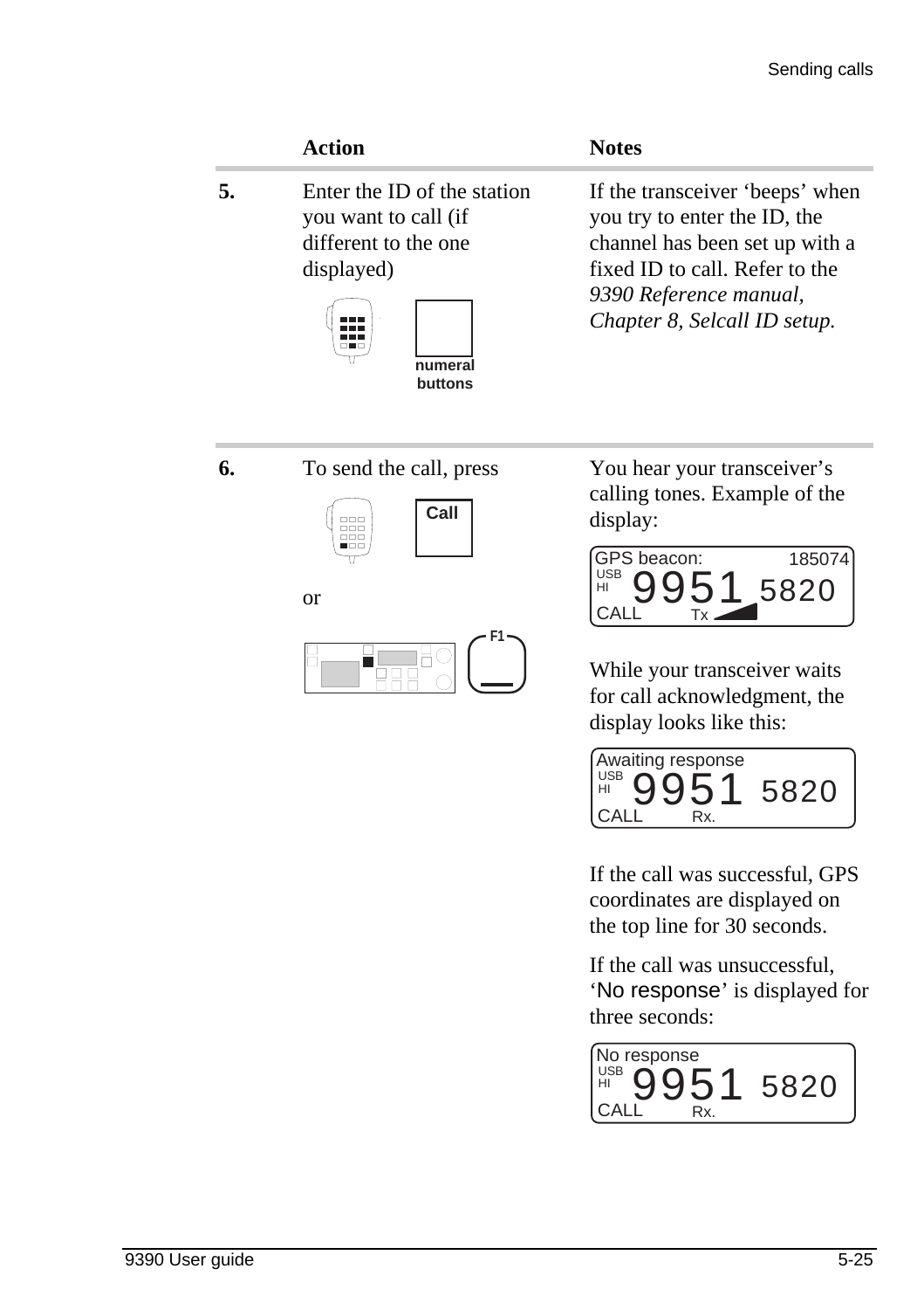| | Action | Notes |
|---|---|---|
| **5.** | Enter the ID of the station you want to call (if different to the one displayed)<br><br>numeral buttons | If the transceiver 'beeps' when you try to enter the ID, the channel has been set up with a fixed ID to call. Refer to the *9390 Reference manual, Chapter 8, Selcall ID setup.* |
| **6.** | To send the call, press<br><br>Call<br><br>or<br><br>F1 | You hear your transceiver's calling tones. Example of the display:<br><br>GPS beacon: 185074<br>USB HI 9951 5820<br>CALL Tx<br><br>While your transceiver waits for call acknowledgment, the display looks like this:<br><br>Awaiting response<br>USB HI 9951 5820<br>CALL Rx.<br><br>If the call was successful, GPS coordinates are displayed on the top line for 30 seconds.<br><br>If the call was unsuccessful, 'No response' is displayed for three seconds:<br><br>No response<br>USB HI 9951 5820<br>CALL Rx. |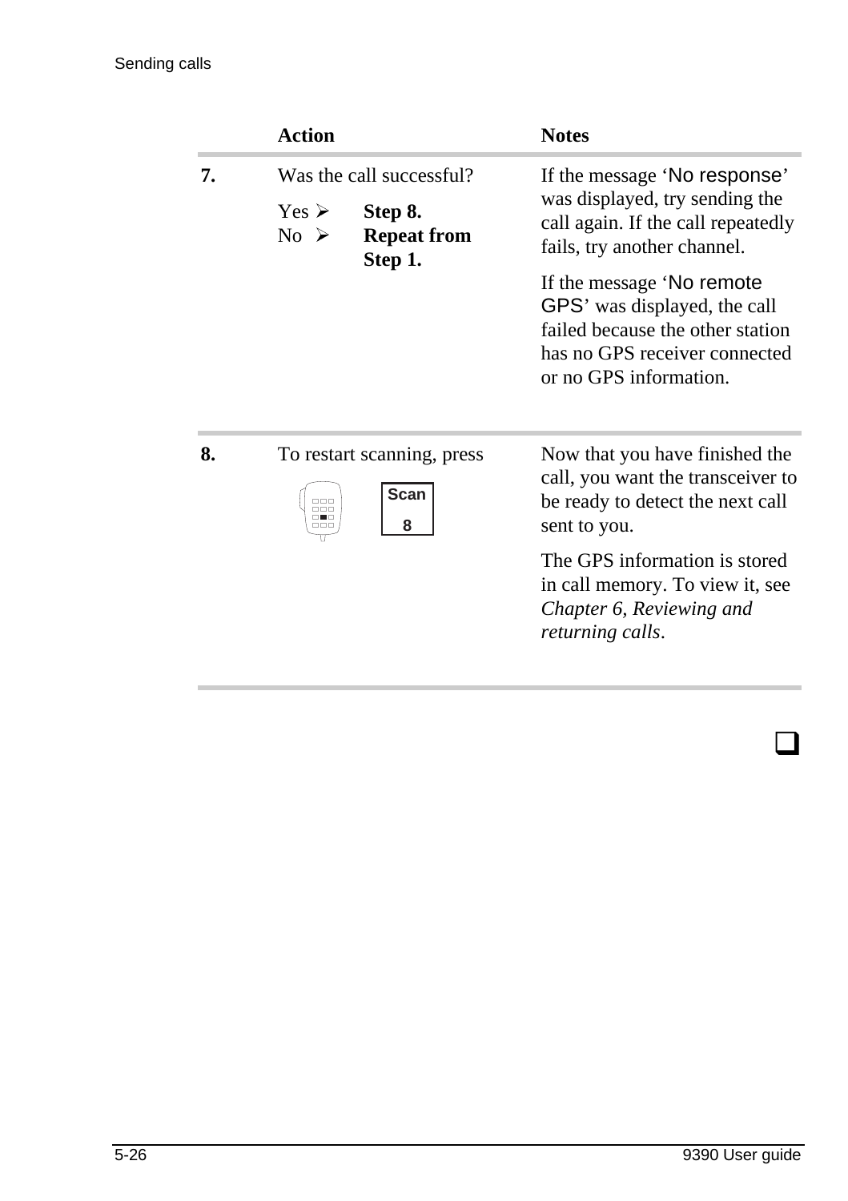| | Action | Notes |
|---|---|---|
| **7.** | Was the call successful?<br>Yes ➢ **Step 8.**<br>No ➢ **Repeat from Step 1.** | If the message 'No response' was displayed, try sending the call again. If the call repeatedly fails, try another channel.<br><br>If the message 'No remote GPS' was displayed, the call failed because the other station has no GPS receiver connected or no GPS information. |
| **8.** | To restart scanning, press<br>Scan 8 | Now that you have finished the call, you want the transceiver to be ready to detect the next call sent to you.<br><br>The GPS information is stored in call memory. To view it, see *Chapter 6, Reviewing and returning calls*. |

❑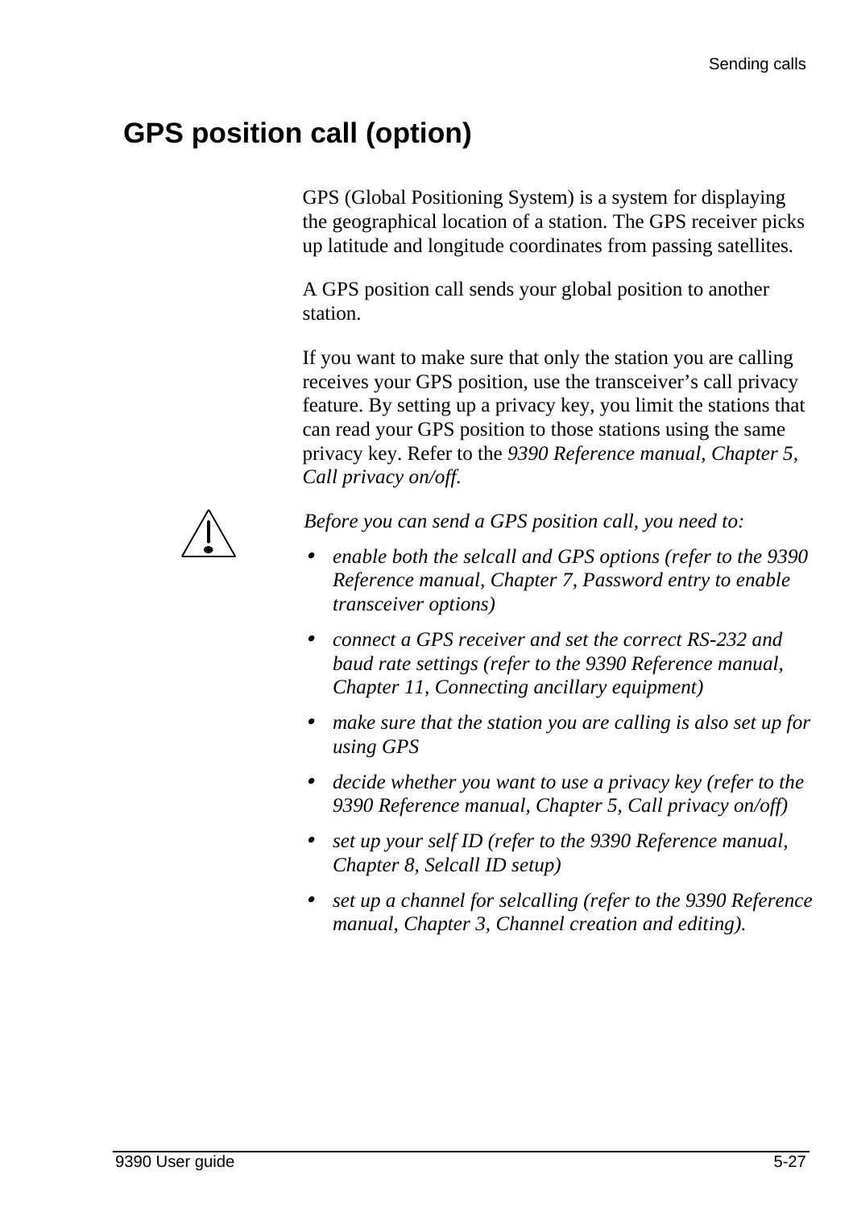# GPS position call (option)

GPS (Global Positioning System) is a system for displaying the geographical location of a station. The GPS receiver picks up latitude and longitude coordinates from passing satellites.

A GPS position call sends your global position to another station.

If you want to make sure that only the station you are calling receives your GPS position, use the transceiver's call privacy feature. By setting up a privacy key, you limit the stations that can read your GPS position to those stations using the same privacy key. Refer to the *9390 Reference manual, Chapter 5, Call privacy on/off.*

*Before you can send a GPS position call, you need to:*

- *enable both the selcall and GPS options (refer to the 9390 Reference manual, Chapter 7, Password entry to enable transceiver options)*
- *connect a GPS receiver and set the correct RS-232 and baud rate settings (refer to the 9390 Reference manual, Chapter 11, Connecting ancillary equipment)*
- *make sure that the station you are calling is also set up for using GPS*
- *decide whether you want to use a privacy key (refer to the 9390 Reference manual, Chapter 5, Call privacy on/off)*
- *set up your self ID (refer to the 9390 Reference manual, Chapter 8, Selcall ID setup)*
- *set up a channel for selcalling (refer to the 9390 Reference manual, Chapter 3, Channel creation and editing).*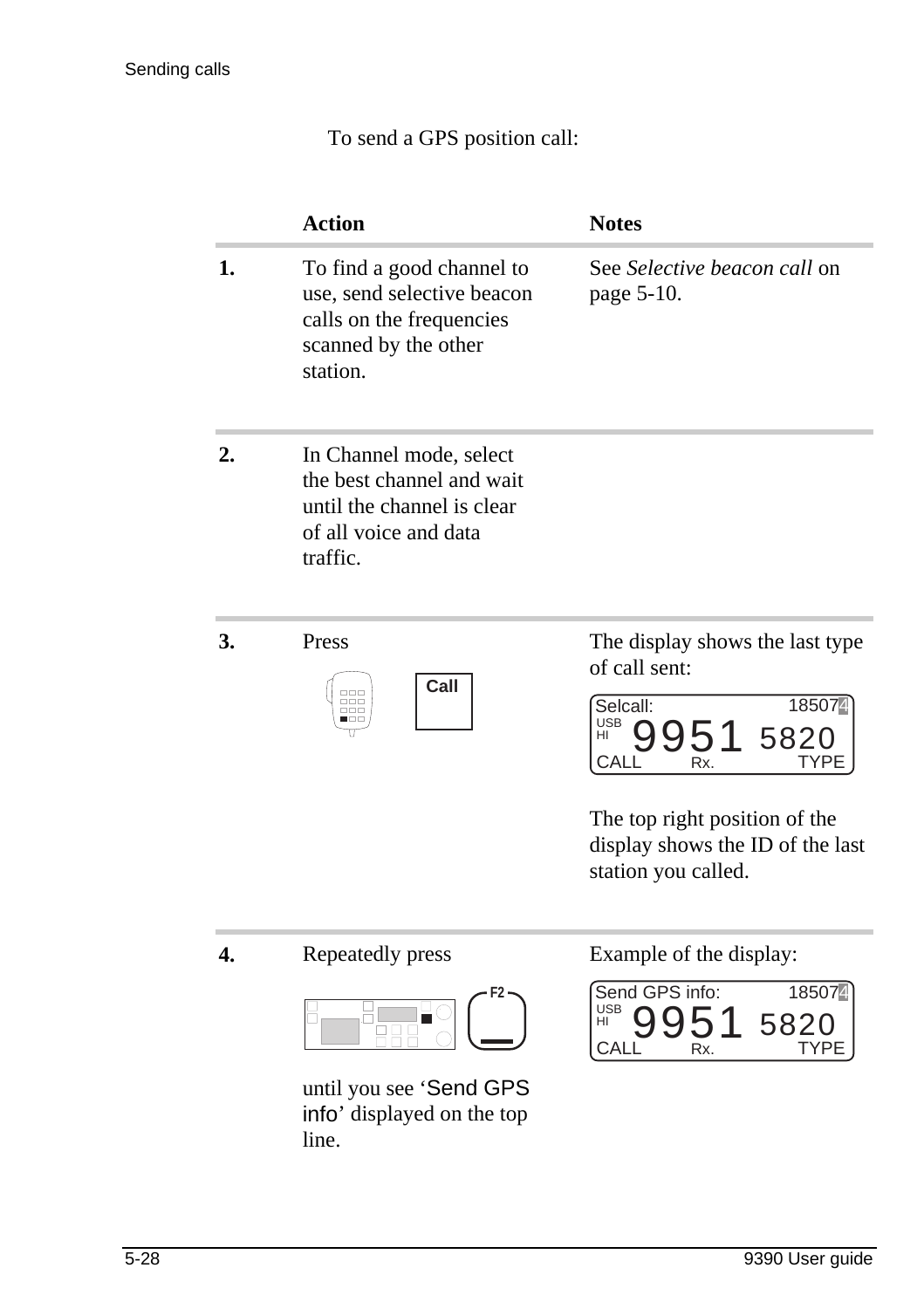To send a GPS position call:

| | Action | Notes |
|---|---|---|
| **1.** | To find a good channel to use, send selective beacon calls on the frequencies scanned by the other station. | See *Selective beacon call* on page 5-10. |
| **2.** | In Channel mode, select the best channel and wait until the channel is clear of all voice and data traffic. | |
| **3.** | Press Call | The display shows the last type of call sent:<br>Selcall: 18507**4**<br>USB HI 9951 5820<br>CALL Rx. TYPE<br><br>The top right position of the display shows the ID of the last station you called. |
| **4.** | Repeatedly press F2 until you see 'Send GPS info' displayed on the top line. | Example of the display:<br>Send GPS info: 18507**4**<br>USB HI 9951 5820<br>CALL Rx. TYPE |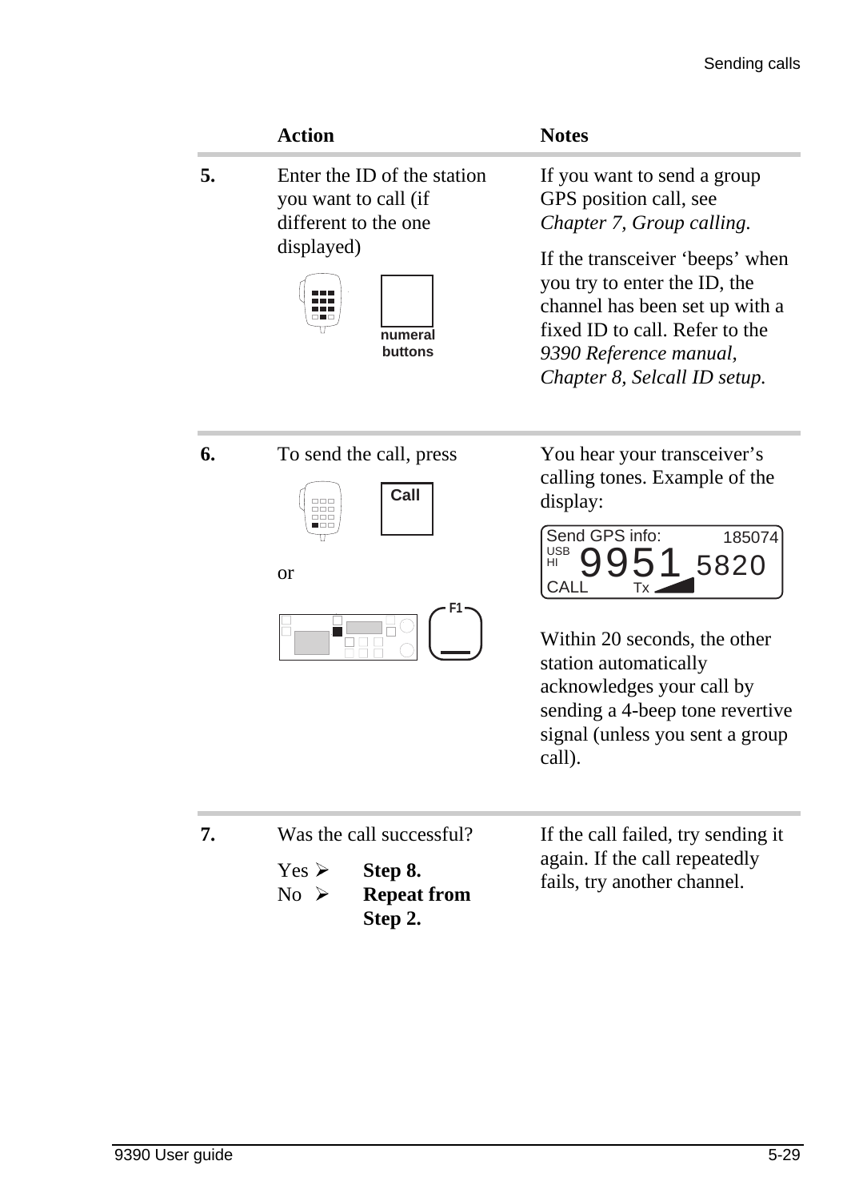| | Action | Notes |
|---|---|---|
| **5.** | Enter the ID of the station you want to call (if different to the one displayed)<br><br>numeral buttons | If you want to send a group GPS position call, see *Chapter 7, Group calling.*<br><br>If the transceiver 'beeps' when you try to enter the ID, the channel has been set up with a fixed ID to call. Refer to the *9390 Reference manual, Chapter 8, Selcall ID setup.* |
| **6.** | To send the call, press<br><br>Call<br><br>or<br><br>F1 | You hear your transceiver's calling tones. Example of the display:<br><br>Send GPS info: 185074<br>USB HI 9951 5820<br>CALL Tx<br><br>Within 20 seconds, the other station automatically acknowledges your call by sending a 4-beep tone revertive signal (unless you sent a group call). |
| **7.** | Was the call successful?<br><br>Yes ➢ **Step 8.**<br>No ➢ **Repeat from Step 2.** | If the call failed, try sending it again. If the call repeatedly fails, try another channel. |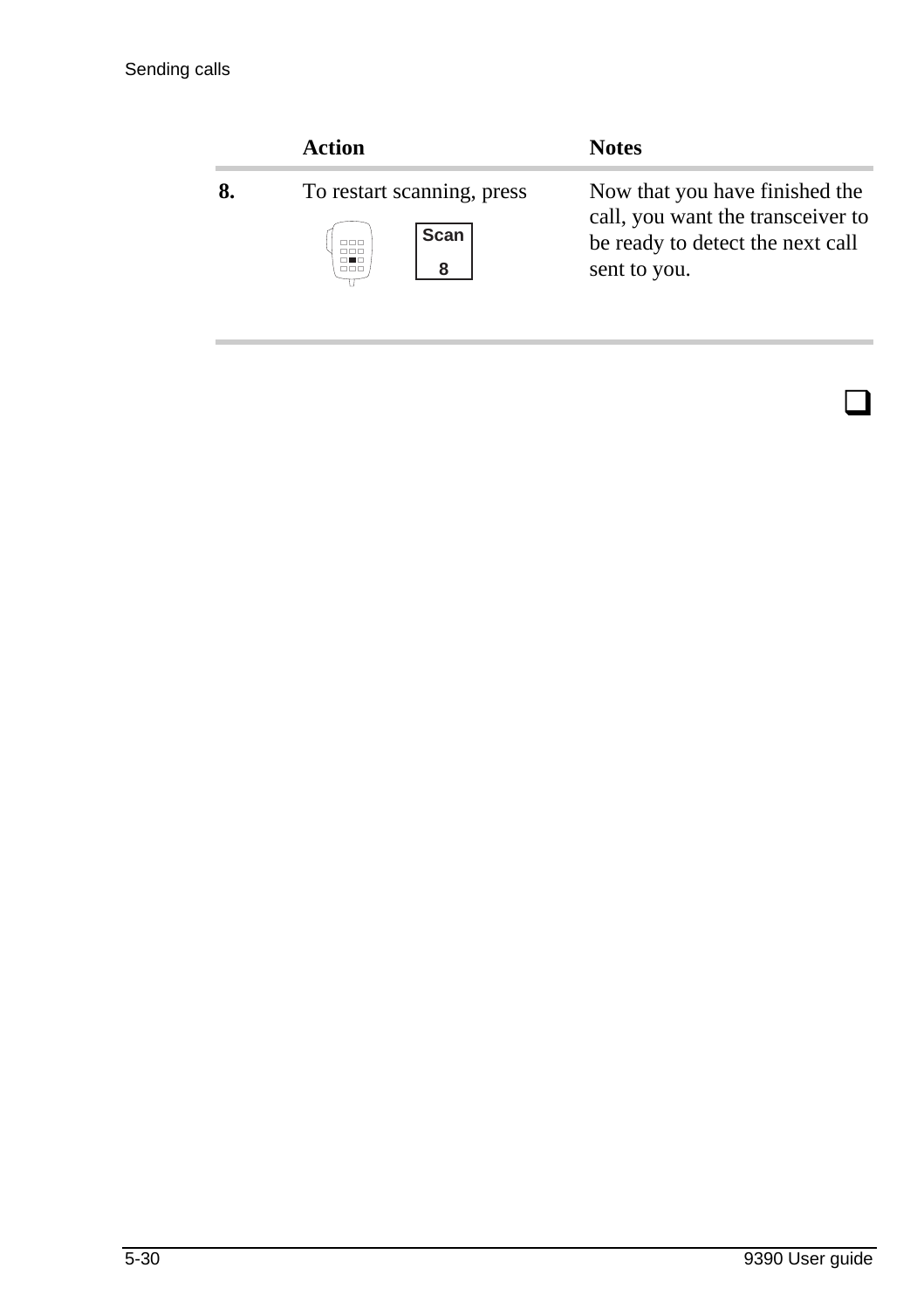|  | Action | Notes |
|---|---|---|
| **8.** | To restart scanning, press Scan 8 | Now that you have finished the call, you want the transceiver to be ready to detect the next call sent to you. |

❑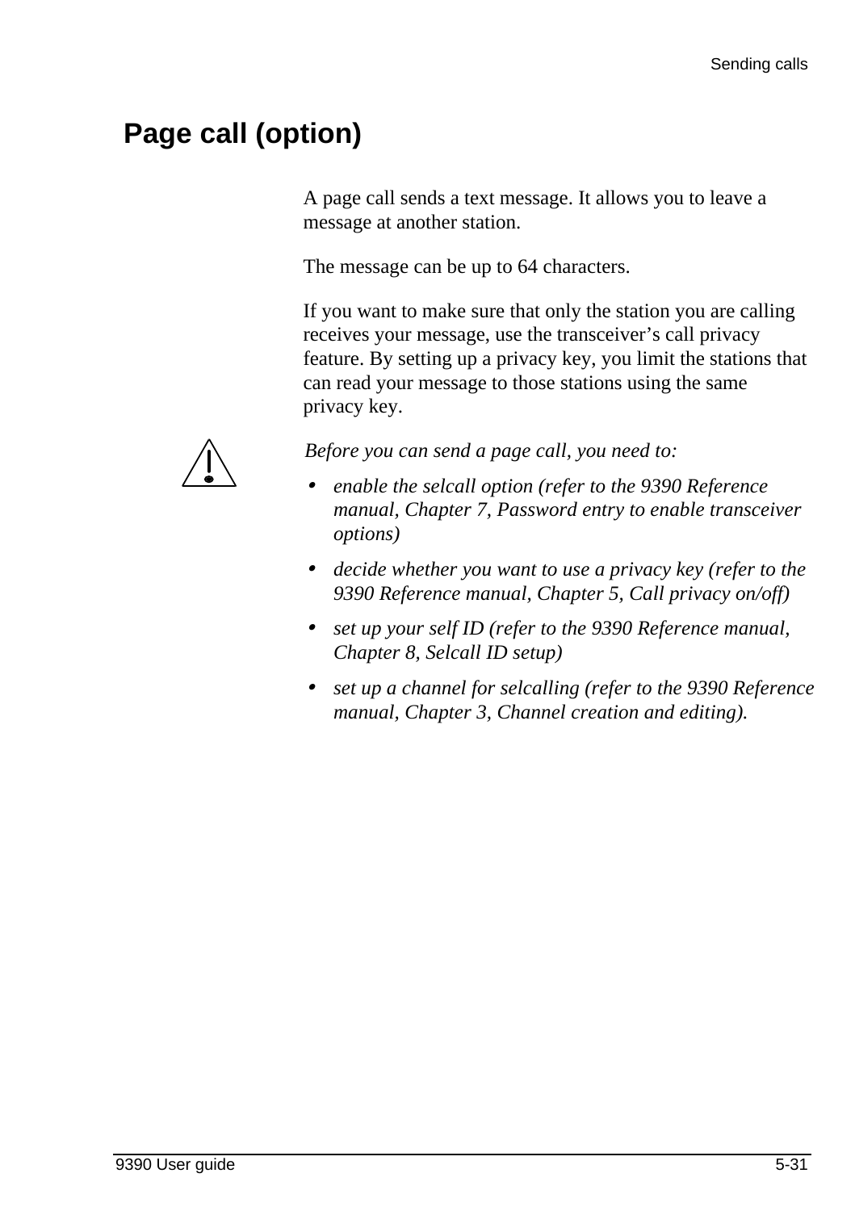## Page call (option)

A page call sends a text message. It allows you to leave a message at another station.

The message can be up to 64 characters.

If you want to make sure that only the station you are calling receives your message, use the transceiver's call privacy feature. By setting up a privacy key, you limit the stations that can read your message to those stations using the same privacy key.

*Before you can send a page call, you need to:*

- *enable the selcall option (refer to the 9390 Reference manual, Chapter 7, Password entry to enable transceiver options)*
- *decide whether you want to use a privacy key (refer to the 9390 Reference manual, Chapter 5, Call privacy on/off)*
- *set up your self ID (refer to the 9390 Reference manual, Chapter 8, Selcall ID setup)*
- *set up a channel for selcalling (refer to the 9390 Reference manual, Chapter 3, Channel creation and editing).*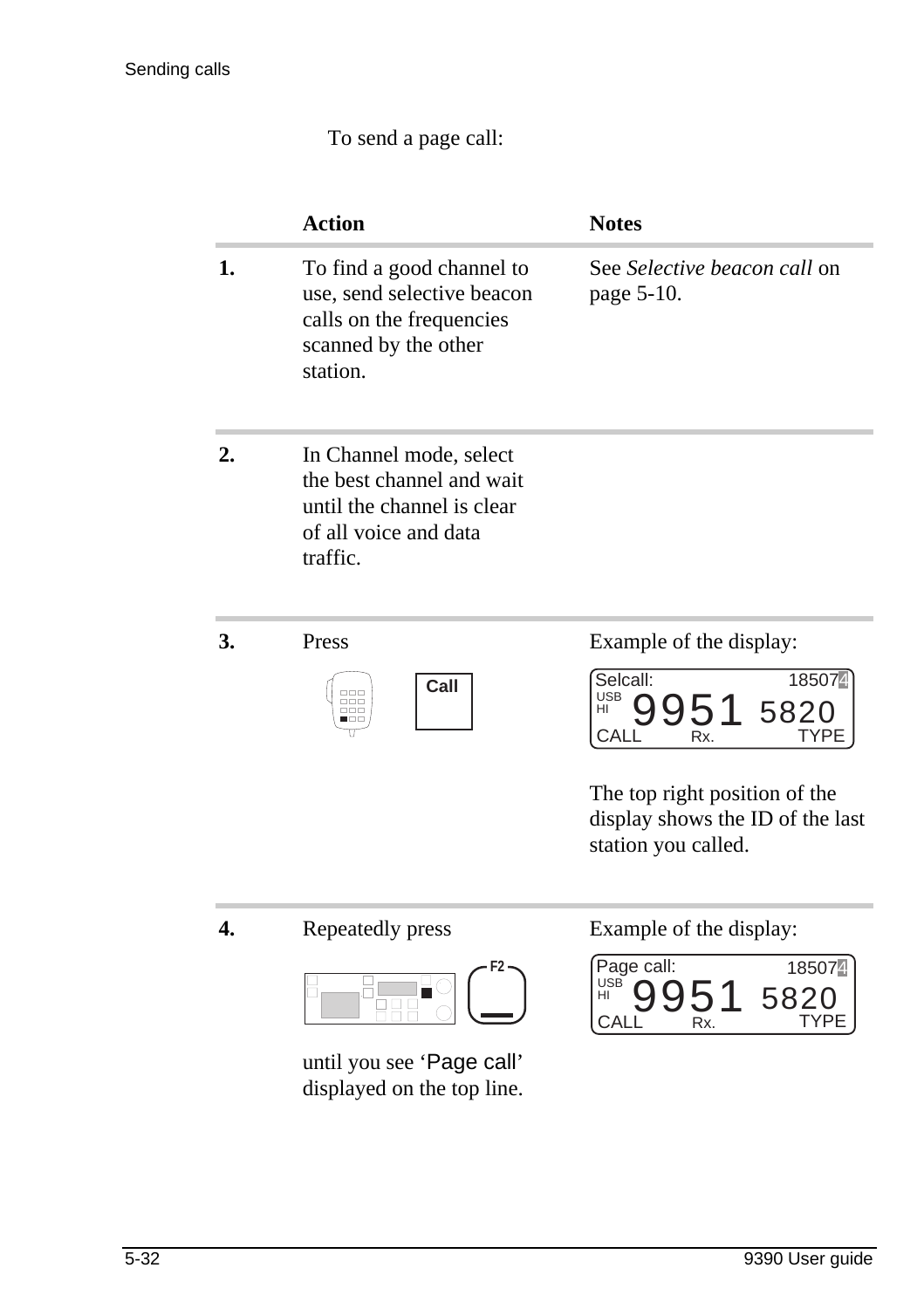To send a page call:

| | Action | Notes |
|---|---|---|
| **1.** | To find a good channel to use, send selective beacon calls on the frequencies scanned by the other station. | See *Selective beacon call* on page 5-10. |
| **2.** | In Channel mode, select the best channel and wait until the channel is clear of all voice and data traffic. | |
| **3.** | Press Call | Example of the display: Selcall: 185074 USB HI 9951 5820 CALL Rx. TYPE<br><br>The top right position of the display shows the ID of the last station you called. |
| **4.** | Repeatedly press F2<br><br>until you see 'Page call' displayed on the top line. | Example of the display: Page call: 185074 USB HI 9951 5820 CALL Rx. TYPE |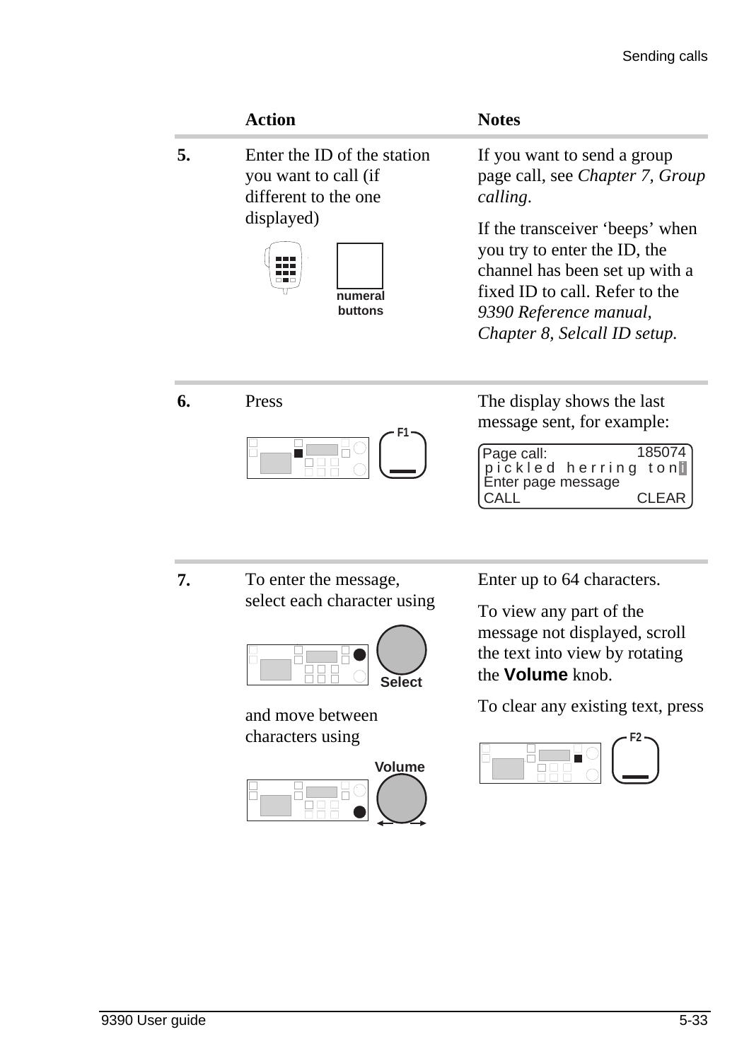| | Action | Notes |
|---|---|---|
| **5.** | Enter the ID of the station you want to call (if different to the one displayed)<br><br>numeral buttons | If you want to send a group page call, see *Chapter 7, Group calling*.<br><br>If the transceiver 'beeps' when you try to enter the ID, the channel has been set up with a fixed ID to call. Refer to the *9390 Reference manual, Chapter 8, Selcall ID setup.* |
| **6.** | Press<br><br>F1 | The display shows the last message sent, for example:<br><br>Page call: 185074<br>pickled herring toni<br>Enter page message<br>CALL CLEAR |
| **7.** | To enter the message, select each character using<br><br>Select<br><br>and move between characters using<br><br>Volume | Enter up to 64 characters.<br><br>To view any part of the message not displayed, scroll the text into view by rotating the **Volume** knob.<br><br>To clear any existing text, press<br><br>F2 |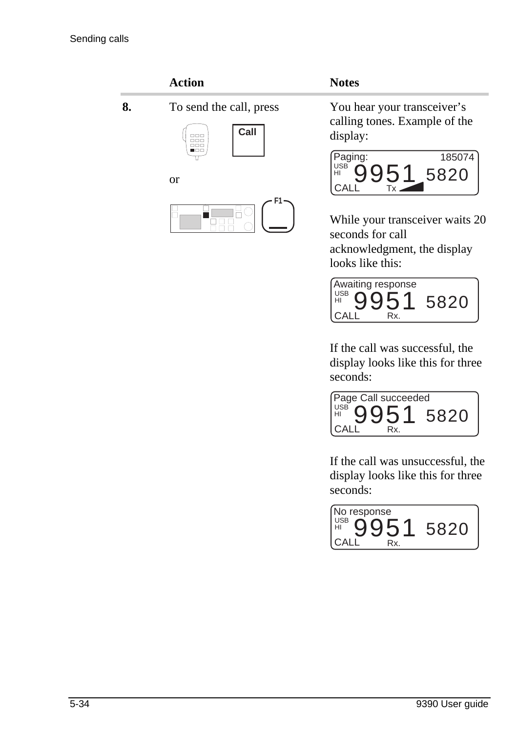| | Action | Notes |
|---|---|---|
| **8.** | To send the call, press **Call** or **F1** | You hear your transceiver's calling tones. Example of the display:<br><br>Paging: 185074<br>USB HI 9951 5820<br>CALL Tx<br><br>While your transceiver waits 20 seconds for call acknowledgment, the display looks like this:<br><br>Awaiting response<br>USB HI 9951 5820<br>CALL Rx.<br><br>If the call was successful, the display looks like this for three seconds:<br><br>Page Call succeeded<br>USB HI 9951 5820<br>CALL Rx.<br><br>If the call was unsuccessful, the display looks like this for three seconds:<br><br>No response<br>USB HI 9951 5820<br>CALL Rx. |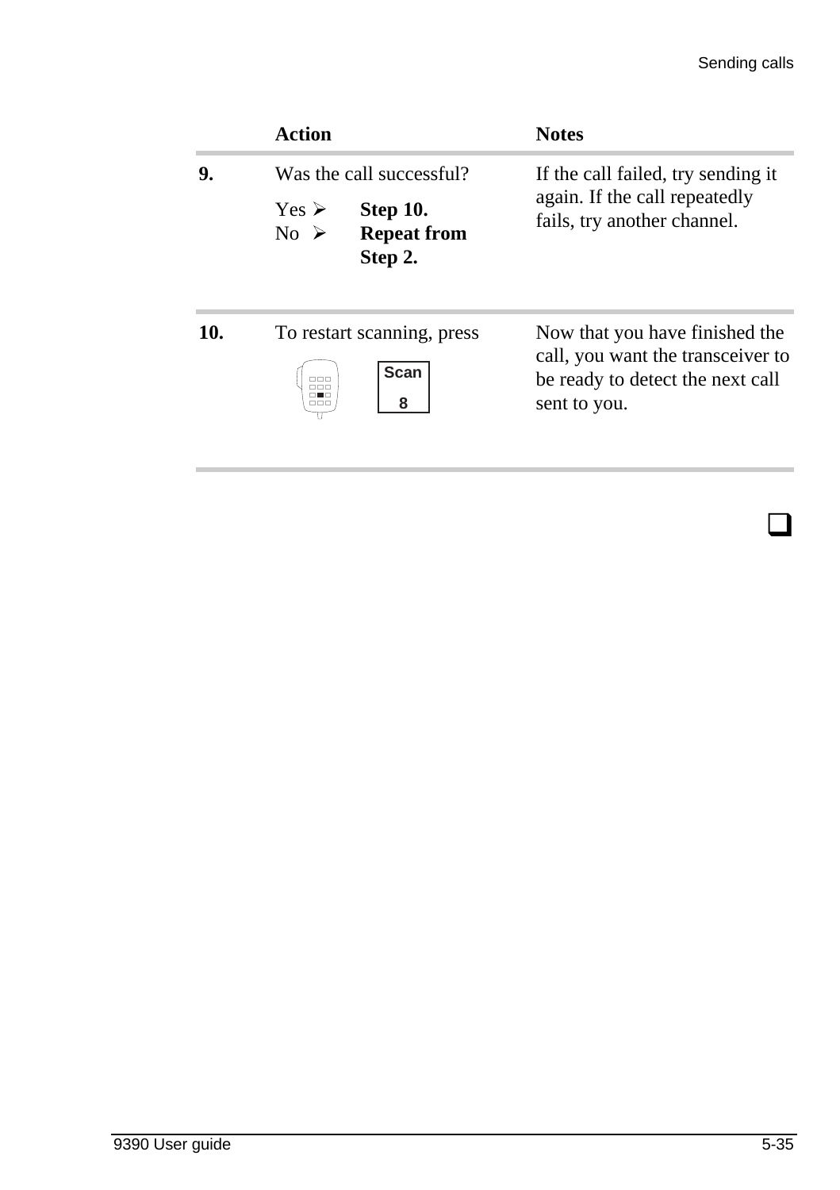| | Action | Notes |
|---|---|---|
| **9.** | Was the call successful?<br>Yes ➢ **Step 10.**<br>No ➢ **Repeat from Step 2.** | If the call failed, try sending it again. If the call repeatedly fails, try another channel. |
| **10.** | To restart scanning, press **Scan 8** | Now that you have finished the call, you want the transceiver to be ready to detect the next call sent to you. |

❑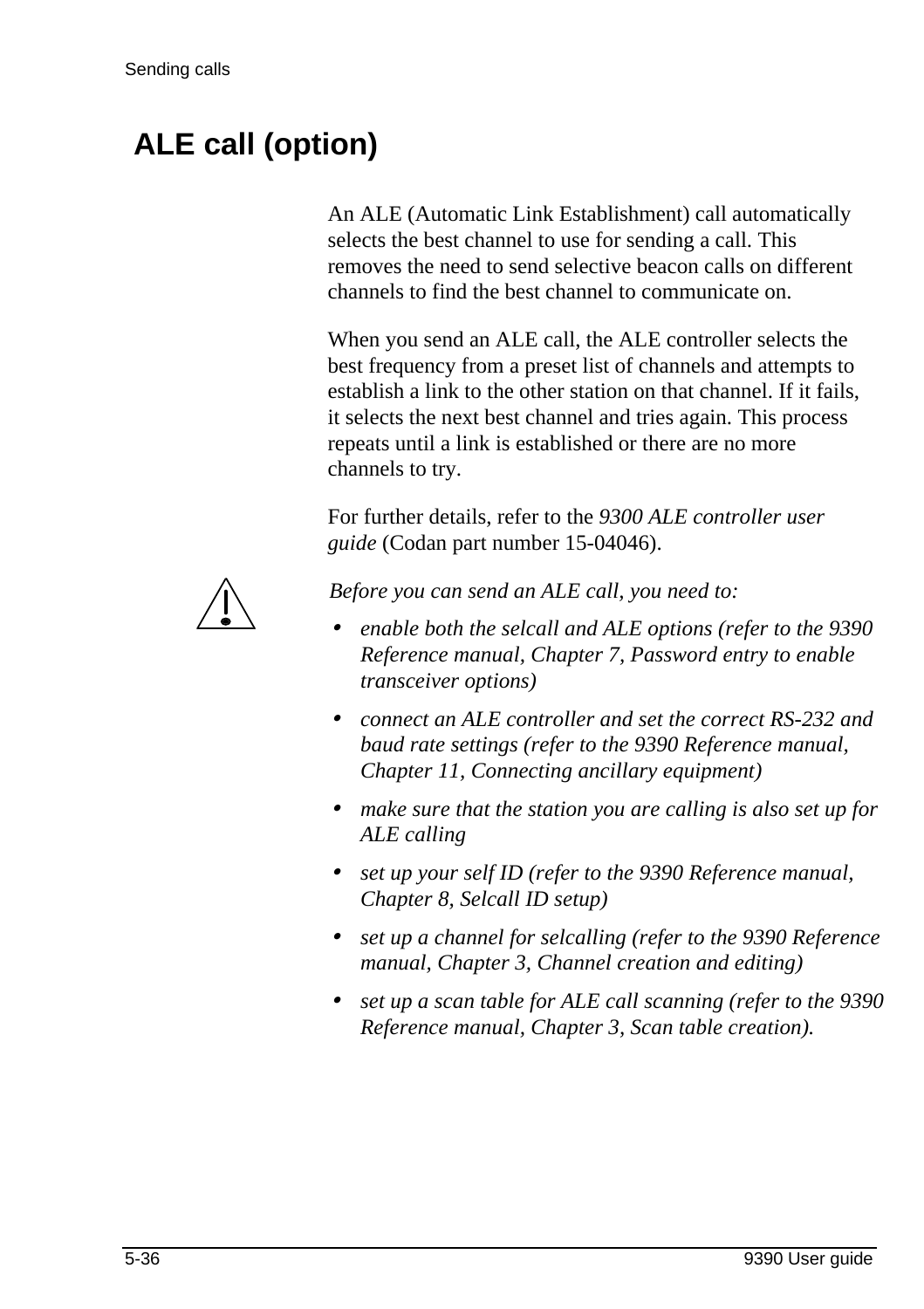# ALE call (option)

An ALE (Automatic Link Establishment) call automatically selects the best channel to use for sending a call. This removes the need to send selective beacon calls on different channels to find the best channel to communicate on.

When you send an ALE call, the ALE controller selects the best frequency from a preset list of channels and attempts to establish a link to the other station on that channel. If it fails, it selects the next best channel and tries again. This process repeats until a link is established or there are no more channels to try.

For further details, refer to the *9300 ALE controller user guide* (Codan part number 15-04046).

*Before you can send an ALE call, you need to:*

- *enable both the selcall and ALE options (refer to the 9390 Reference manual, Chapter 7, Password entry to enable transceiver options)*
- *connect an ALE controller and set the correct RS-232 and baud rate settings (refer to the 9390 Reference manual, Chapter 11, Connecting ancillary equipment)*
- *make sure that the station you are calling is also set up for ALE calling*
- *set up your self ID (refer to the 9390 Reference manual, Chapter 8, Selcall ID setup)*
- *set up a channel for selcalling (refer to the 9390 Reference manual, Chapter 3, Channel creation and editing)*
- *set up a scan table for ALE call scanning (refer to the 9390 Reference manual, Chapter 3, Scan table creation).*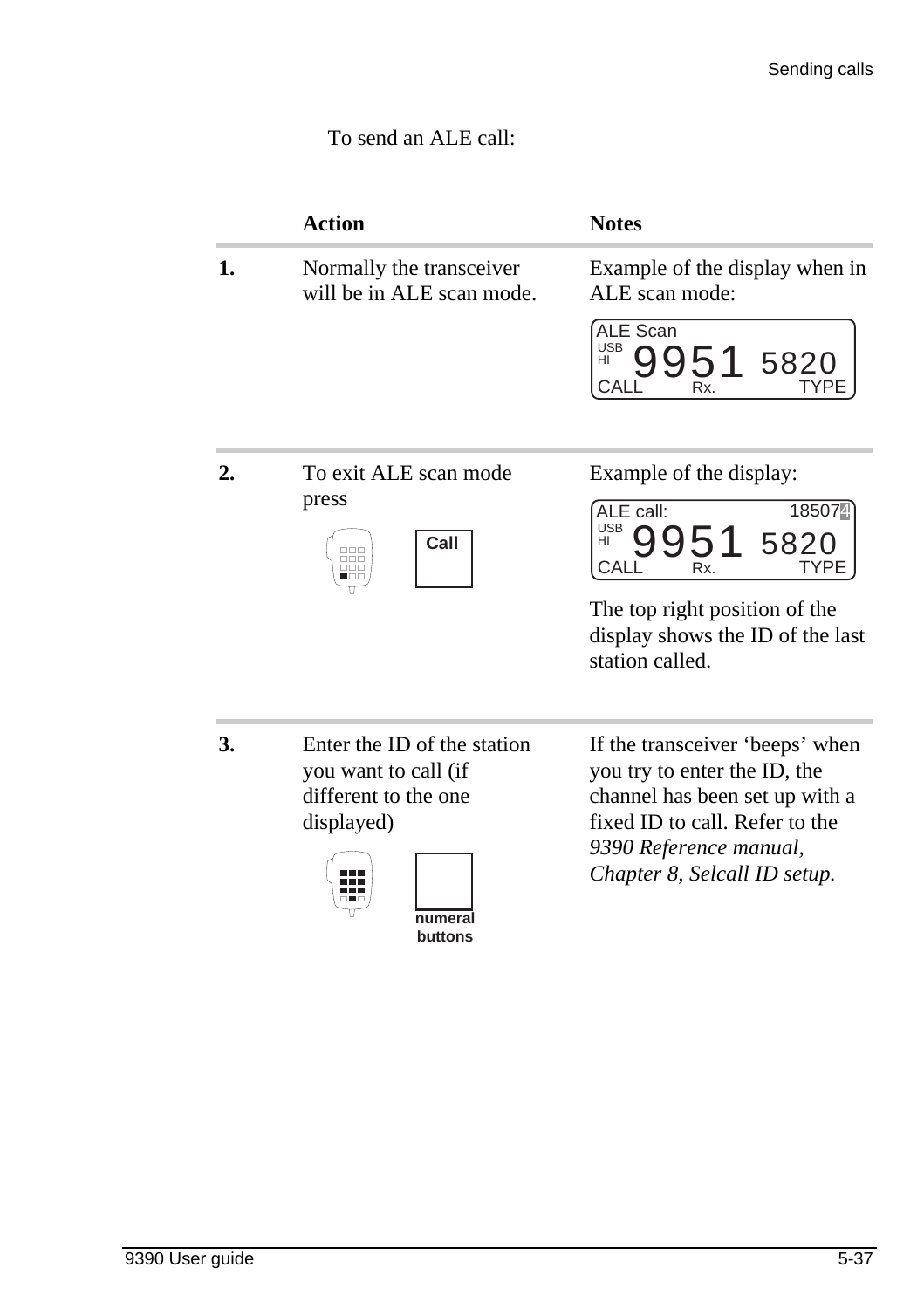To send an ALE call:

| | Action | Notes |
|---|---|---|
| **1.** | Normally the transceiver will be in ALE scan mode. | Example of the display when in ALE scan mode: ALE Scan USB HI 9951 5820 CALL Rx. TYPE |
| **2.** | To exit ALE scan mode press **Call** | Example of the display: ALE call: 185074 USB HI 9951 5820 CALL Rx. TYPE<br><br>The top right position of the display shows the ID of the last station called. |
| **3.** | Enter the ID of the station you want to call (if different to the one displayed)<br><br>**numeral buttons** | If the transceiver 'beeps' when you try to enter the ID, the channel has been set up with a fixed ID to call. Refer to the *9390 Reference manual, Chapter 8, Selcall ID setup.* |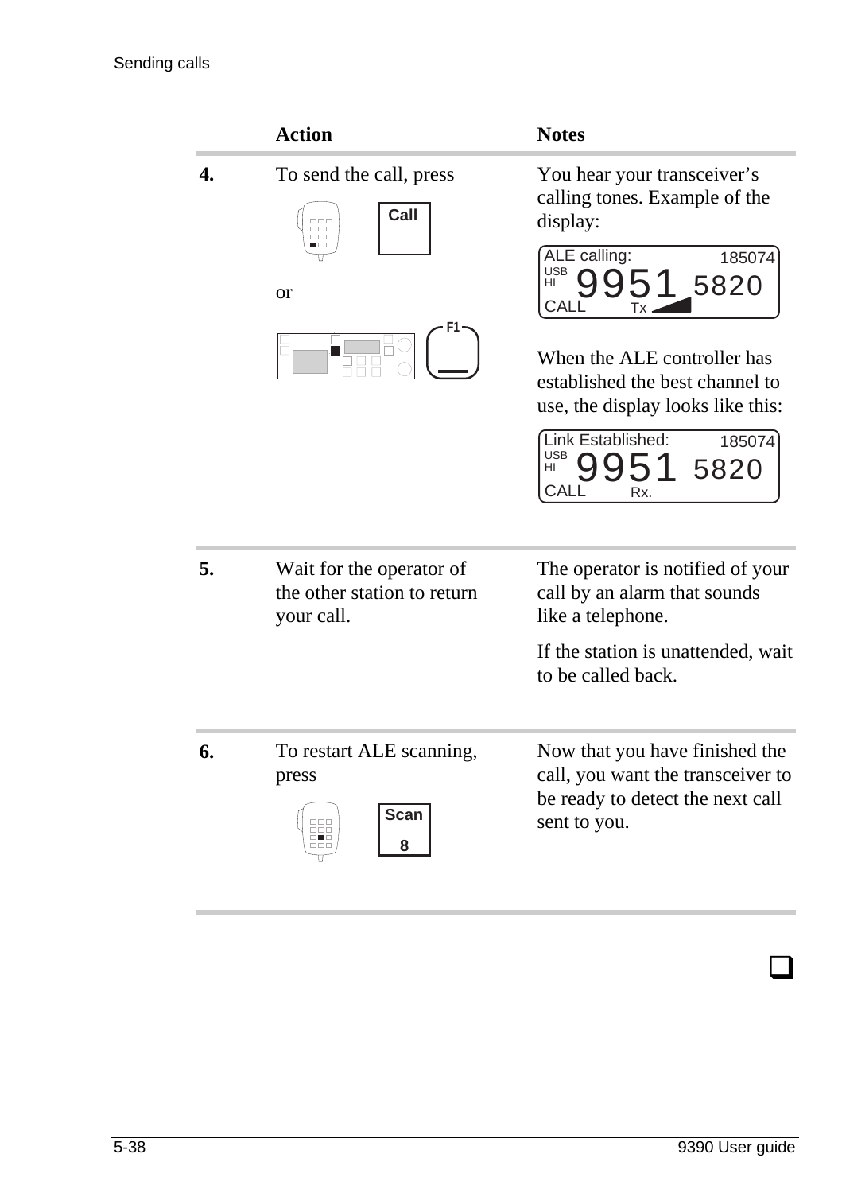| | Action | Notes |
|---|---|---|
| **4.** | To send the call, press **Call** or **F1** | You hear your transceiver's calling tones. Example of the display:<br><br>ALE calling: 185074<br>USB HI 9951 5820<br>CALL Tx<br><br>When the ALE controller has established the best channel to use, the display looks like this:<br><br>Link Established: 185074<br>USB HI 9951 5820<br>CALL Rx. |
| **5.** | Wait for the operator of the other station to return your call. | The operator is notified of your call by an alarm that sounds like a telephone.<br><br>If the station is unattended, wait to be called back. |
| **6.** | To restart ALE scanning, press **Scan 8** | Now that you have finished the call, you want the transceiver to be ready to detect the next call sent to you. |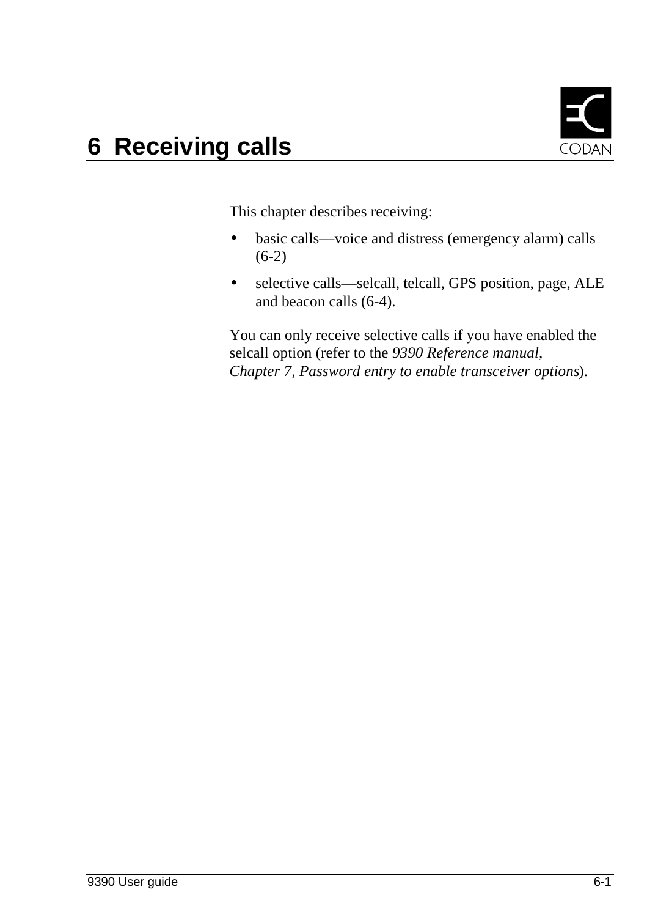# 6 Receiving calls

This chapter describes receiving:

- basic calls—voice and distress (emergency alarm) calls (6-2)
- selective calls—selcall, telcall, GPS position, page, ALE and beacon calls (6-4).

You can only receive selective calls if you have enabled the selcall option (refer to the *9390 Reference manual, Chapter 7, Password entry to enable transceiver options*).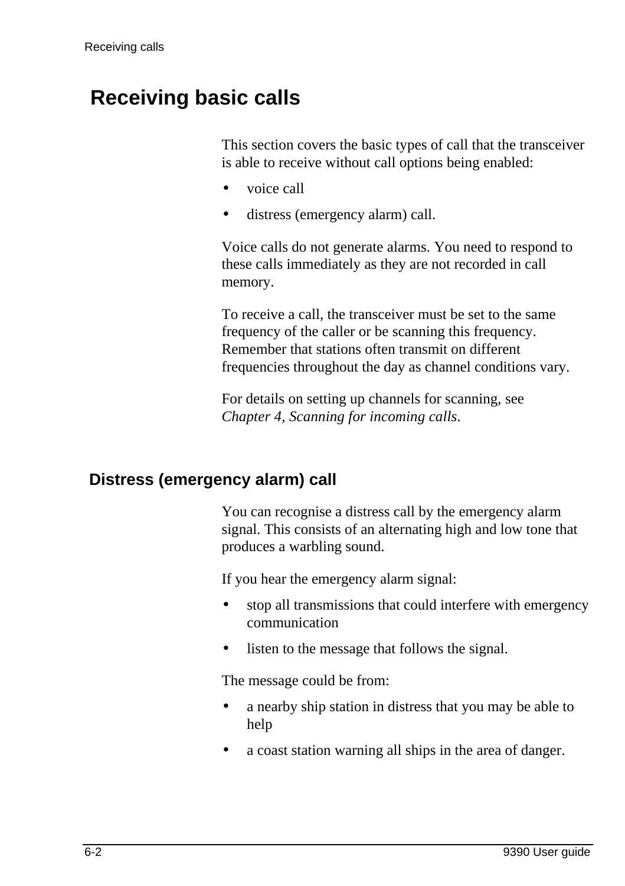# Receiving basic calls

This section covers the basic types of call that the transceiver is able to receive without call options being enabled:

- voice call
- distress (emergency alarm) call.

Voice calls do not generate alarms. You need to respond to these calls immediately as they are not recorded in call memory.

To receive a call, the transceiver must be set to the same frequency of the caller or be scanning this frequency. Remember that stations often transmit on different frequencies throughout the day as channel conditions vary.

For details on setting up channels for scanning, see *Chapter 4, Scanning for incoming calls*.

## Distress (emergency alarm) call

You can recognise a distress call by the emergency alarm signal. This consists of an alternating high and low tone that produces a warbling sound.

If you hear the emergency alarm signal:

- stop all transmissions that could interfere with emergency communication
- listen to the message that follows the signal.

The message could be from:

- a nearby ship station in distress that you may be able to help
- a coast station warning all ships in the area of danger.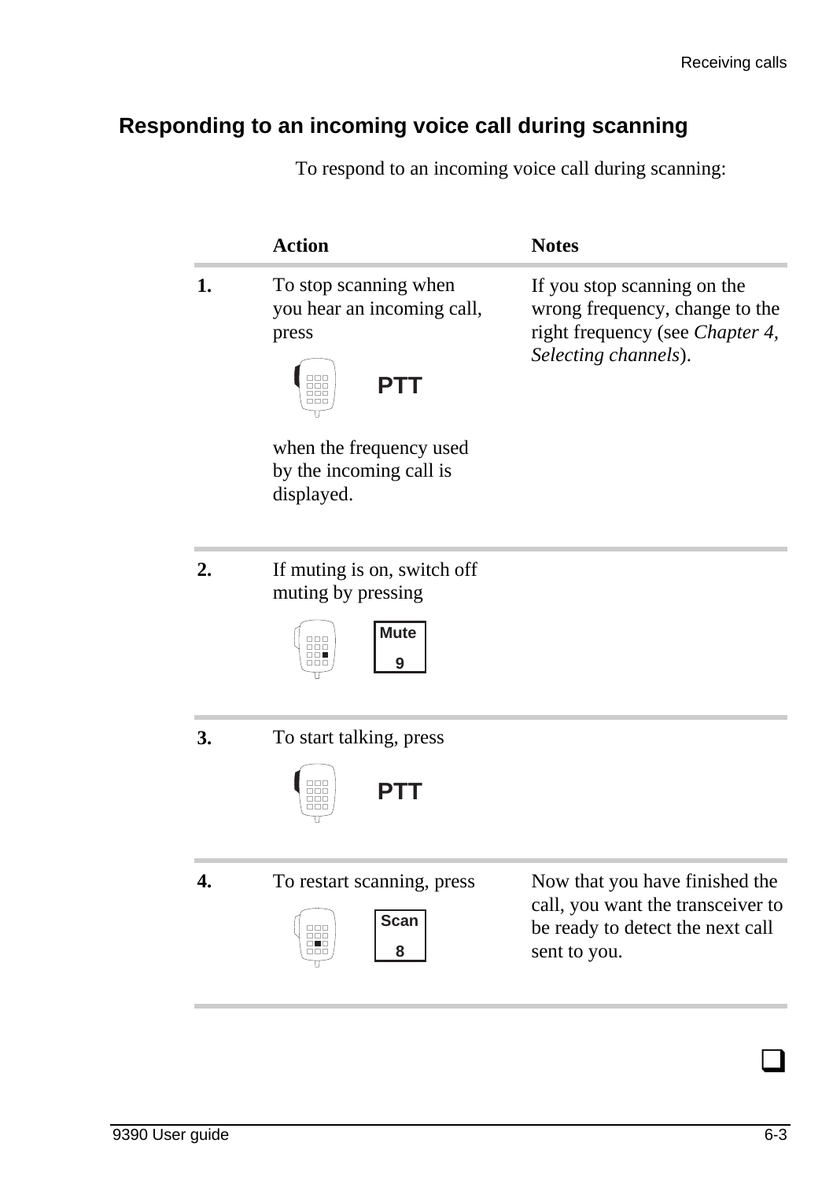## Responding to an incoming voice call during scanning

To respond to an incoming voice call during scanning:

| | Action | Notes |
|---|---|---|
| **1.** | To stop scanning when you hear an incoming call, press **PTT** when the frequency used by the incoming call is displayed. | If you stop scanning on the wrong frequency, change to the right frequency (see *Chapter 4, Selecting channels*). |
| **2.** | If muting is on, switch off muting by pressing **Mute 9** | |
| **3.** | To start talking, press **PTT** | |
| **4.** | To restart scanning, press **Scan 8** | Now that you have finished the call, you want the transceiver to be ready to detect the next call sent to you. |

❑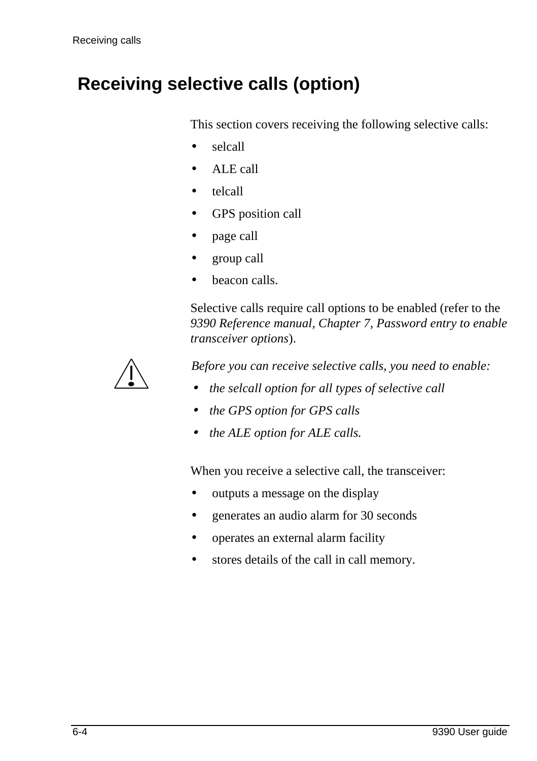# Receiving selective calls (option)

This section covers receiving the following selective calls:

- selcall
- ALE call
- telcall
- GPS position call
- page call
- group call
- beacon calls.

Selective calls require call options to be enabled (refer to the *9390 Reference manual, Chapter 7, Password entry to enable transceiver options*).

*Before you can receive selective calls, you need to enable:*

- *the selcall option for all types of selective call*
- *the GPS option for GPS calls*
- *the ALE option for ALE calls.*

When you receive a selective call, the transceiver:

- outputs a message on the display
- generates an audio alarm for 30 seconds
- operates an external alarm facility
- stores details of the call in call memory.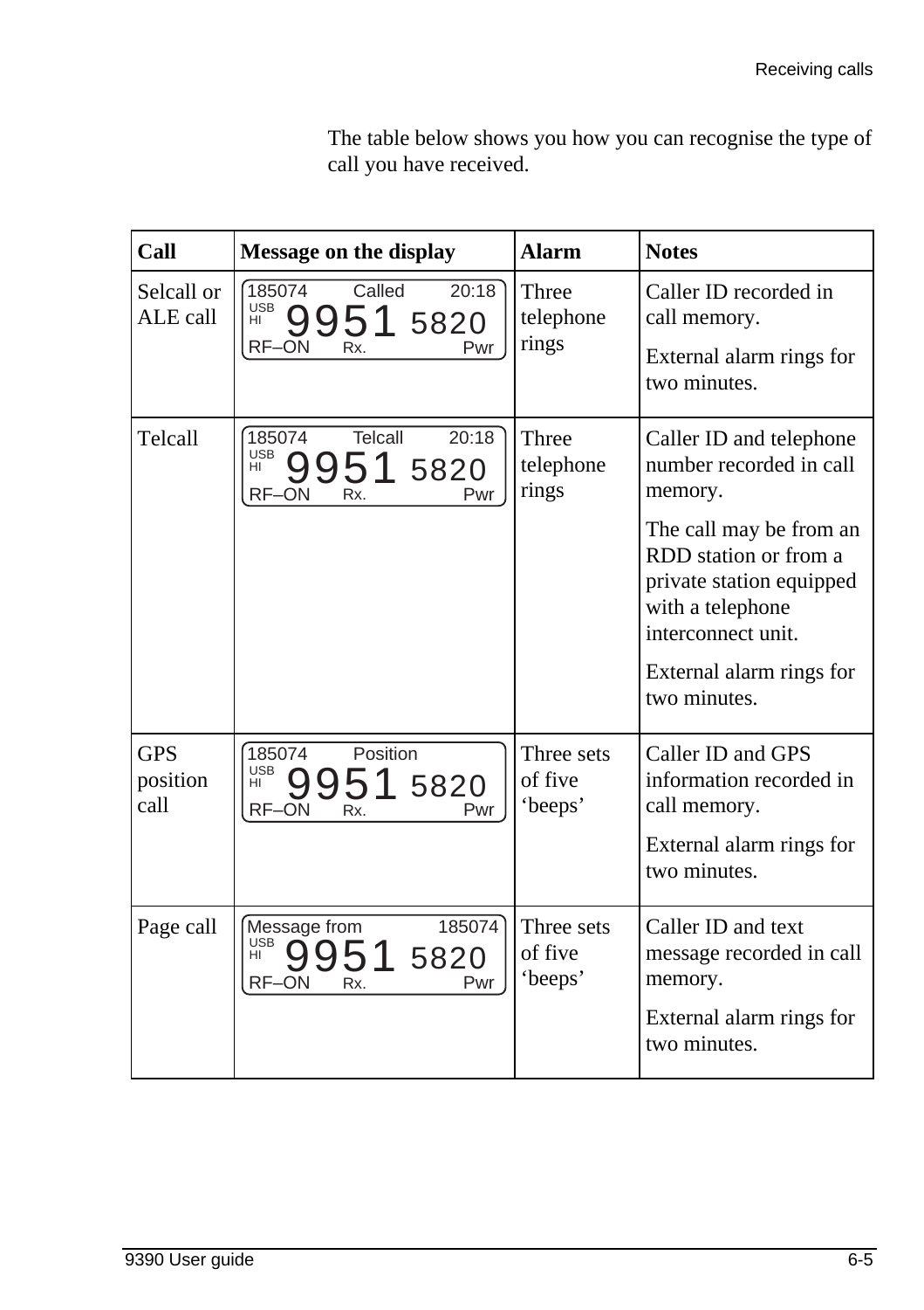The table below shows you how you can recognise the type of call you have received.

| Call | Message on the display | Alarm | Notes |
|---|---|---|---|
| Selcall or ALE call | 185074 Called 20:18<br>USB HI 9951 5820<br>RF–ON Rx. Pwr | Three telephone rings | Caller ID recorded in call memory.<br><br>External alarm rings for two minutes. |
| Telcall | 185074 Telcall 20:18<br>USB HI 9951 5820<br>RF–ON Rx. Pwr | Three telephone rings | Caller ID and telephone number recorded in call memory.<br><br>The call may be from an RDD station or from a private station equipped with a telephone interconnect unit.<br><br>External alarm rings for two minutes. |
| GPS position call | 185074 Position<br>USB HI 9951 5820<br>RF–ON Rx. Pwr | Three sets of five ‘beeps’ | Caller ID and GPS information recorded in call memory.<br><br>External alarm rings for two minutes. |
| Page call | Message from 185074<br>USB HI 9951 5820<br>RF–ON Rx. Pwr | Three sets of five ‘beeps’ | Caller ID and text message recorded in call memory.<br><br>External alarm rings for two minutes. |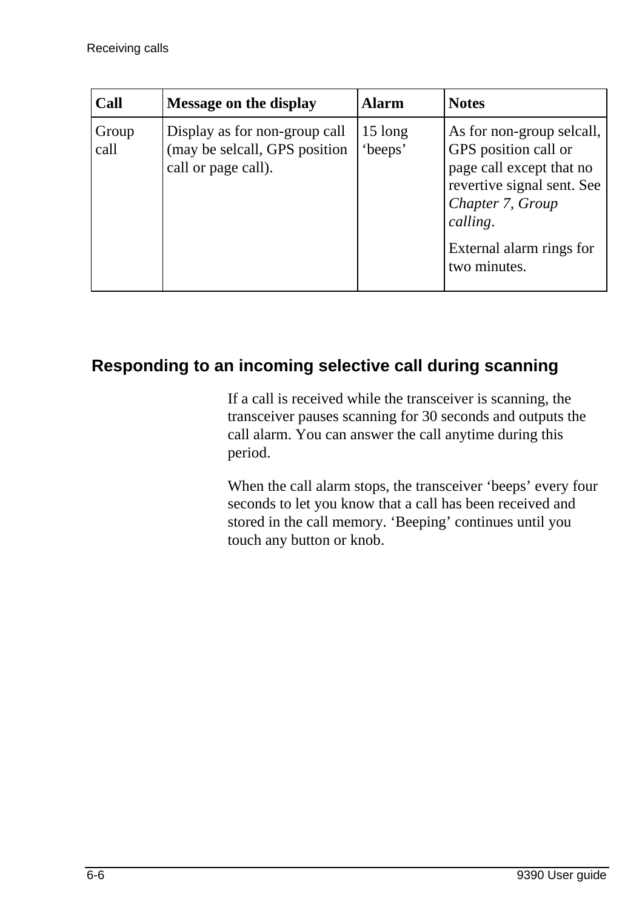| Call | Message on the display | Alarm | Notes |
|---|---|---|---|
| Group call | Display as for non-group call (may be selcall, GPS position call or page call). | 15 long ‘beeps’ | As for non-group selcall, GPS position call or page call except that no revertive signal sent. See *Chapter 7, Group calling*.<br><br>External alarm rings for two minutes. |

## Responding to an incoming selective call during scanning

If a call is received while the transceiver is scanning, the transceiver pauses scanning for 30 seconds and outputs the call alarm. You can answer the call anytime during this period.

When the call alarm stops, the transceiver ‘beeps’ every four seconds to let you know that a call has been received and stored in the call memory. ‘Beeping’ continues until you touch any button or knob.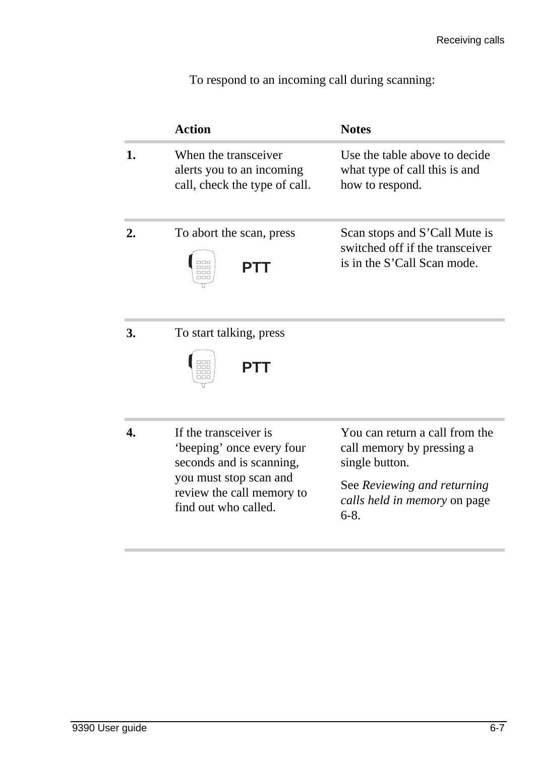To respond to an incoming call during scanning:

| | Action | Notes |
|---|---|---|
| **1.** | When the transceiver alerts you to an incoming call, check the type of call. | Use the table above to decide what type of call this is and how to respond. |
| **2.** | To abort the scan, press PTT | Scan stops and S'Call Mute is switched off if the transceiver is in the S'Call Scan mode. |
| **3.** | To start talking, press PTT | |
| **4.** | If the transceiver is 'beeping' once every four seconds and is scanning, you must stop scan and review the call memory to find out who called. | You can return a call from the call memory by pressing a single button. See *Reviewing and returning calls held in memory* on page 6-8. |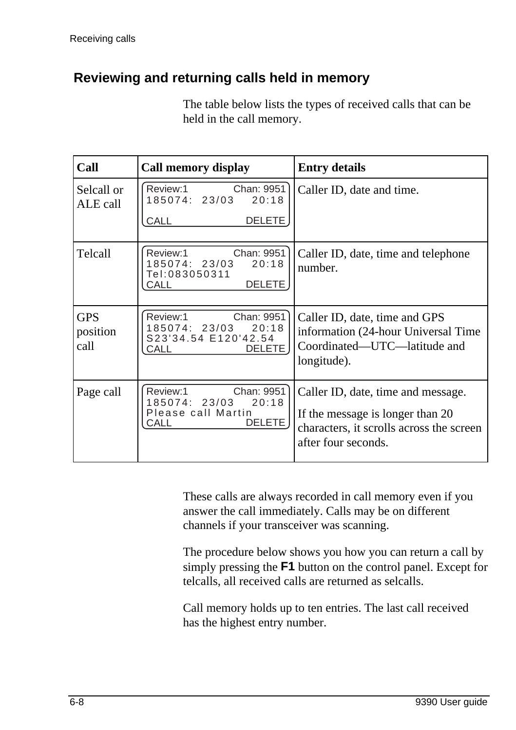## Reviewing and returning calls held in memory

The table below lists the types of received calls that can be held in the call memory.

| Call | Call memory display | Entry details |
|---|---|---|
| Selcall or ALE call | Review:1 Chan: 9951<br>185074: 23/03 20:18<br><br>CALL DELETE | Caller ID, date and time. |
| Telcall | Review:1 Chan: 9951<br>185074: 23/03 20:18<br>Tel:083050311<br>CALL DELETE | Caller ID, date, time and telephone number. |
| GPS position call | Review:1 Chan: 9951<br>185074: 23/03 20:18<br>S23'34.54 E120'42.54<br>CALL DELETE | Caller ID, date, time and GPS information (24-hour Universal Time Coordinated—UTC—latitude and longitude). |
| Page call | Review:1 Chan: 9951<br>185074: 23/03 20:18<br>Please call Martin<br>CALL DELETE | Caller ID, date, time and message.<br><br>If the message is longer than 20 characters, it scrolls across the screen after four seconds. |

These calls are always recorded in call memory even if you answer the call immediately. Calls may be on different channels if your transceiver was scanning.

The procedure below shows you how you can return a call by simply pressing the **F1** button on the control panel. Except for telcalls, all received calls are returned as selcalls.

Call memory holds up to ten entries. The last call received has the highest entry number.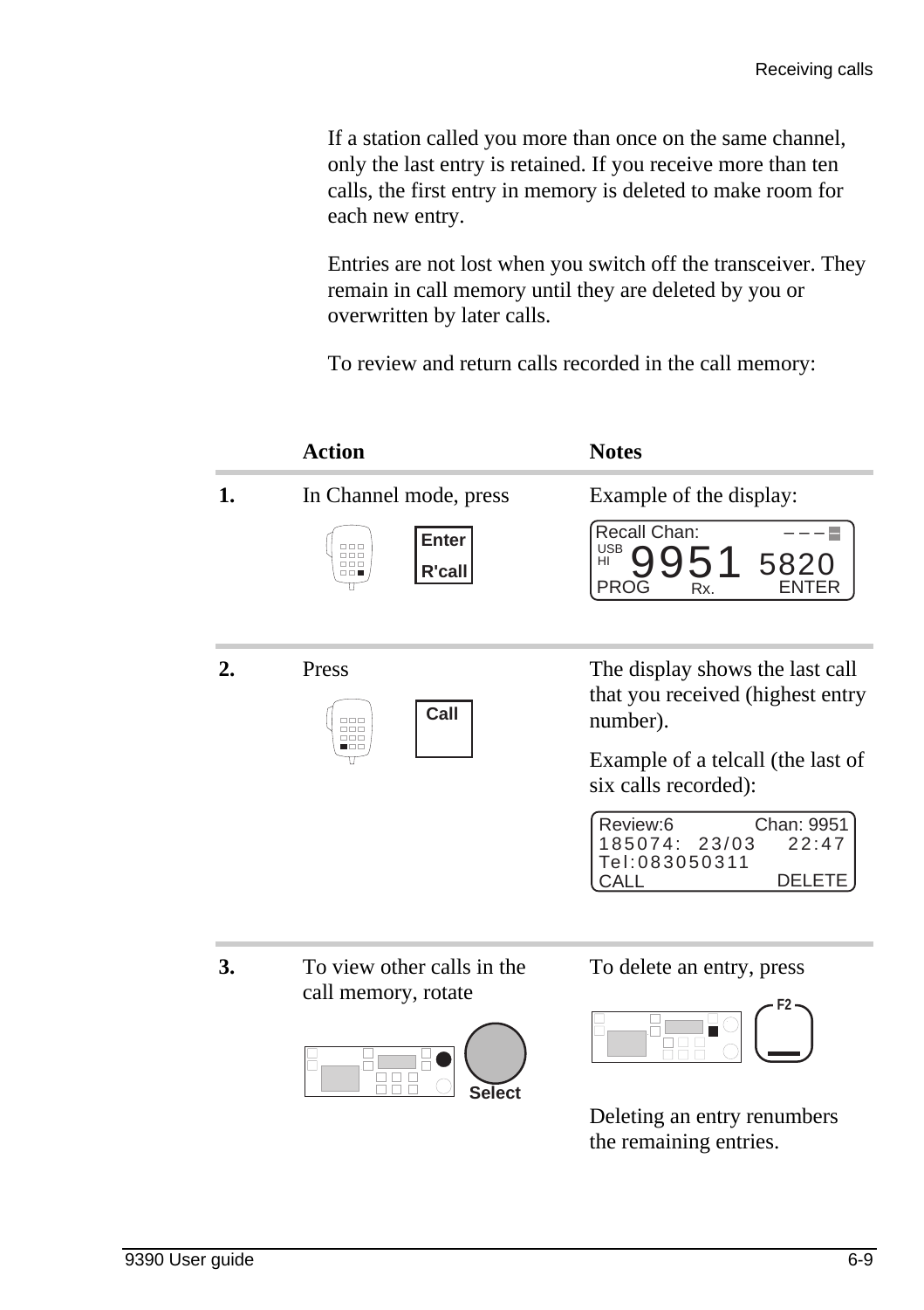If a station called you more than once on the same channel, only the last entry is retained. If you receive more than ten calls, the first entry in memory is deleted to make room for each new entry.

Entries are not lost when you switch off the transceiver. They remain in call memory until they are deleted by you or overwritten by later calls.

To review and return calls recorded in the call memory:

| | Action | Notes |
|---|---|---|
| **1.** | In Channel mode, press Enter R'call | Example of the display: Recall Chan: USB HI 9951 5820 PROG Rx. ENTER |
| **2.** | Press Call | The display shows the last call that you received (highest entry number). Example of a telcall (the last of six calls recorded): Review:6 Chan: 9951 185074: 23/03 22:47 Tel:083050311 CALL DELETE |
| **3.** | To view other calls in the call memory, rotate Select | To delete an entry, press F2. Deleting an entry renumbers the remaining entries. |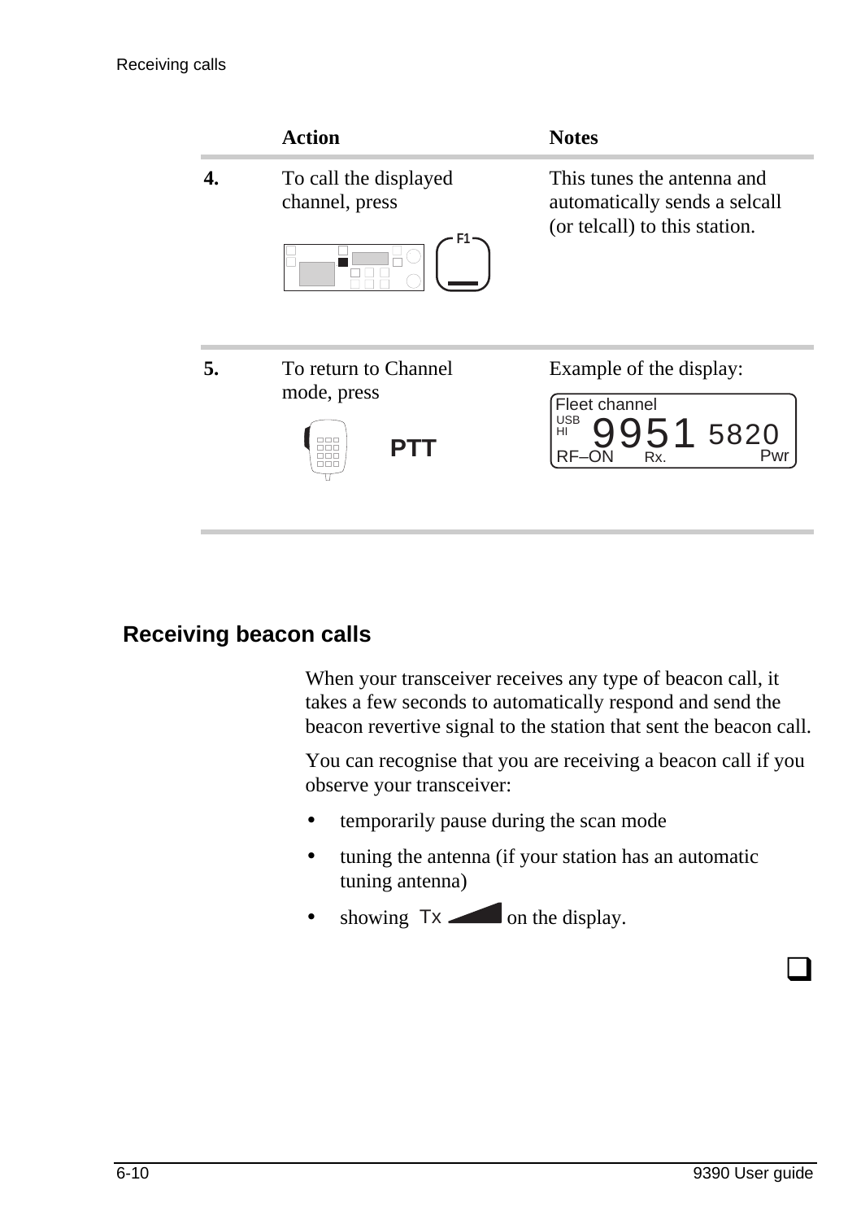| | Action | Notes |
|---|---|---|
| **4.** | To call the displayed channel, press F1 | This tunes the antenna and automatically sends a selcall (or telcall) to this station. |
| **5.** | To return to Channel mode, press PTT | Example of the display: Fleet channel USB HI 9951 5820 RF–ON Rx. Pwr |

## Receiving beacon calls

When your transceiver receives any type of beacon call, it takes a few seconds to automatically respond and send the beacon revertive signal to the station that sent the beacon call.

You can recognise that you are receiving a beacon call if you observe your transceiver:

- temporarily pause during the scan mode
- tuning the antenna (if your station has an automatic tuning antenna)
- showing Tx on the display.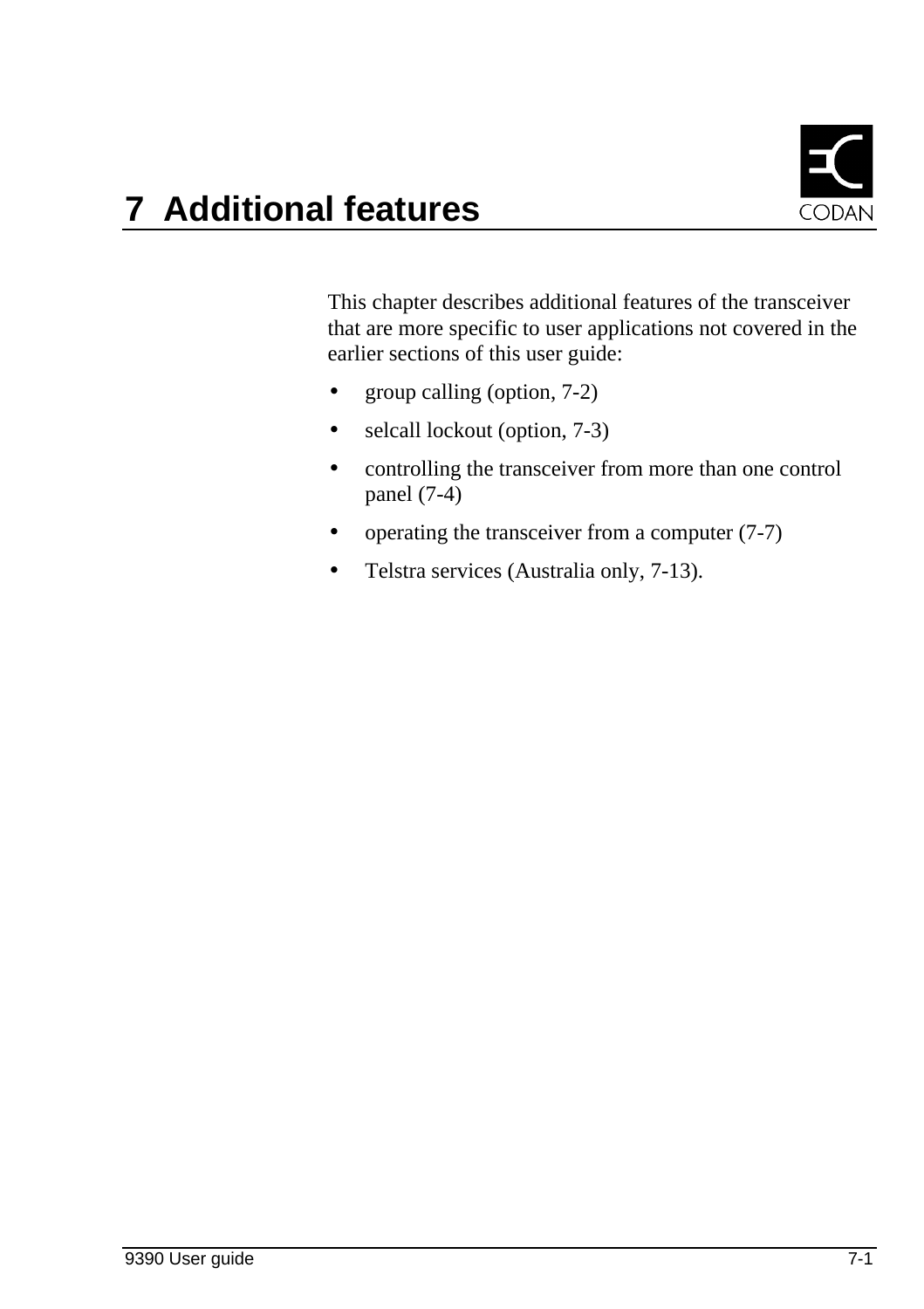# 7 Additional features

This chapter describes additional features of the transceiver that are more specific to user applications not covered in the earlier sections of this user guide:

- group calling (option, 7-2)
- selcall lockout (option, 7-3)
- controlling the transceiver from more than one control panel (7-4)
- operating the transceiver from a computer (7-7)
- Telstra services (Australia only, 7-13).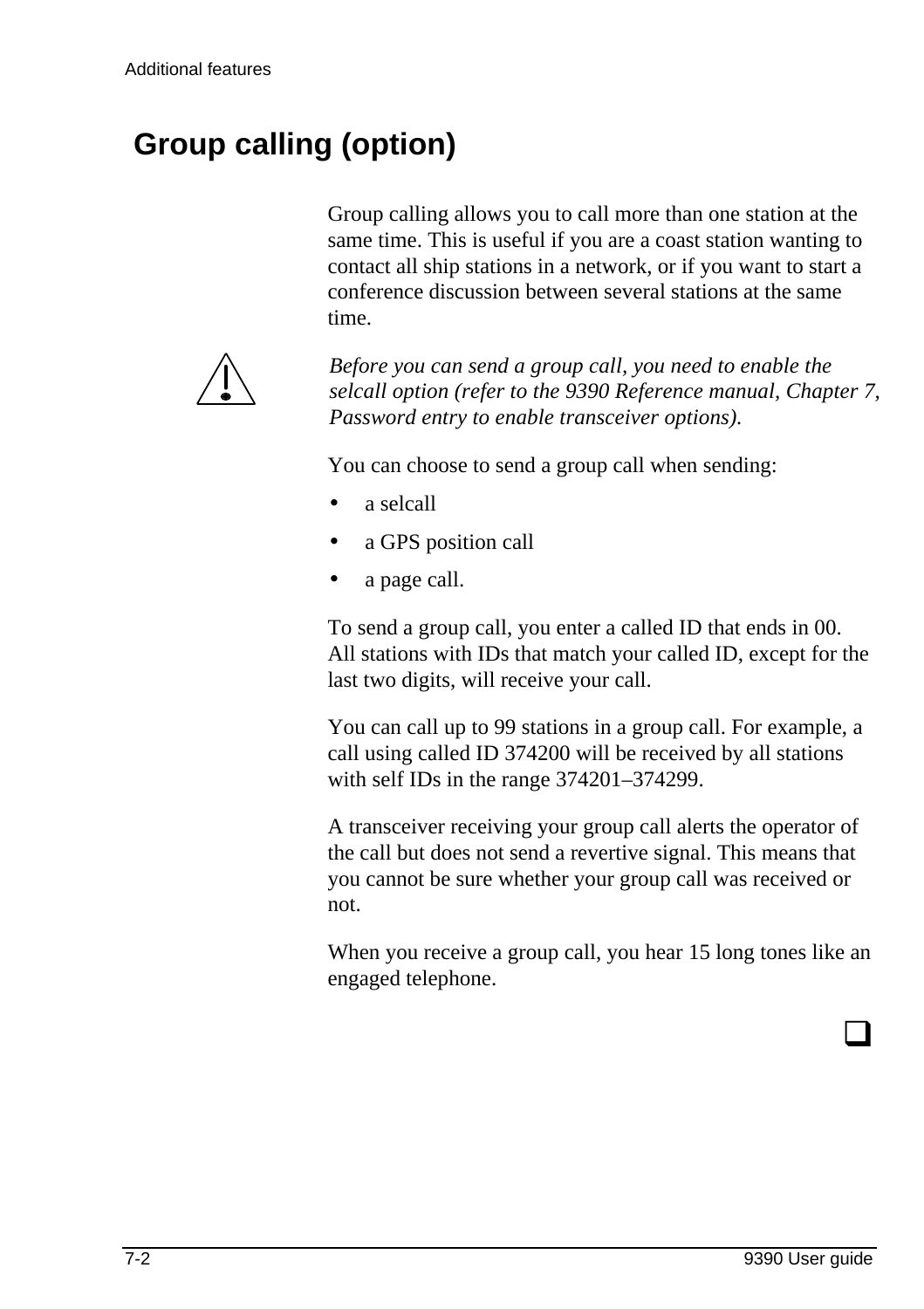## Group calling (option)

Group calling allows you to call more than one station at the same time. This is useful if you are a coast station wanting to contact all ship stations in a network, or if you want to start a conference discussion between several stations at the same time.

*Before you can send a group call, you need to enable the selcall option (refer to the 9390 Reference manual, Chapter 7, Password entry to enable transceiver options).*

You can choose to send a group call when sending:

- a selcall
- a GPS position call
- a page call.

To send a group call, you enter a called ID that ends in 00. All stations with IDs that match your called ID, except for the last two digits, will receive your call.

You can call up to 99 stations in a group call. For example, a call using called ID 374200 will be received by all stations with self IDs in the range 374201–374299.

A transceiver receiving your group call alerts the operator of the call but does not send a revertive signal. This means that you cannot be sure whether your group call was received or not.

When you receive a group call, you hear 15 long tones like an engaged telephone.

❑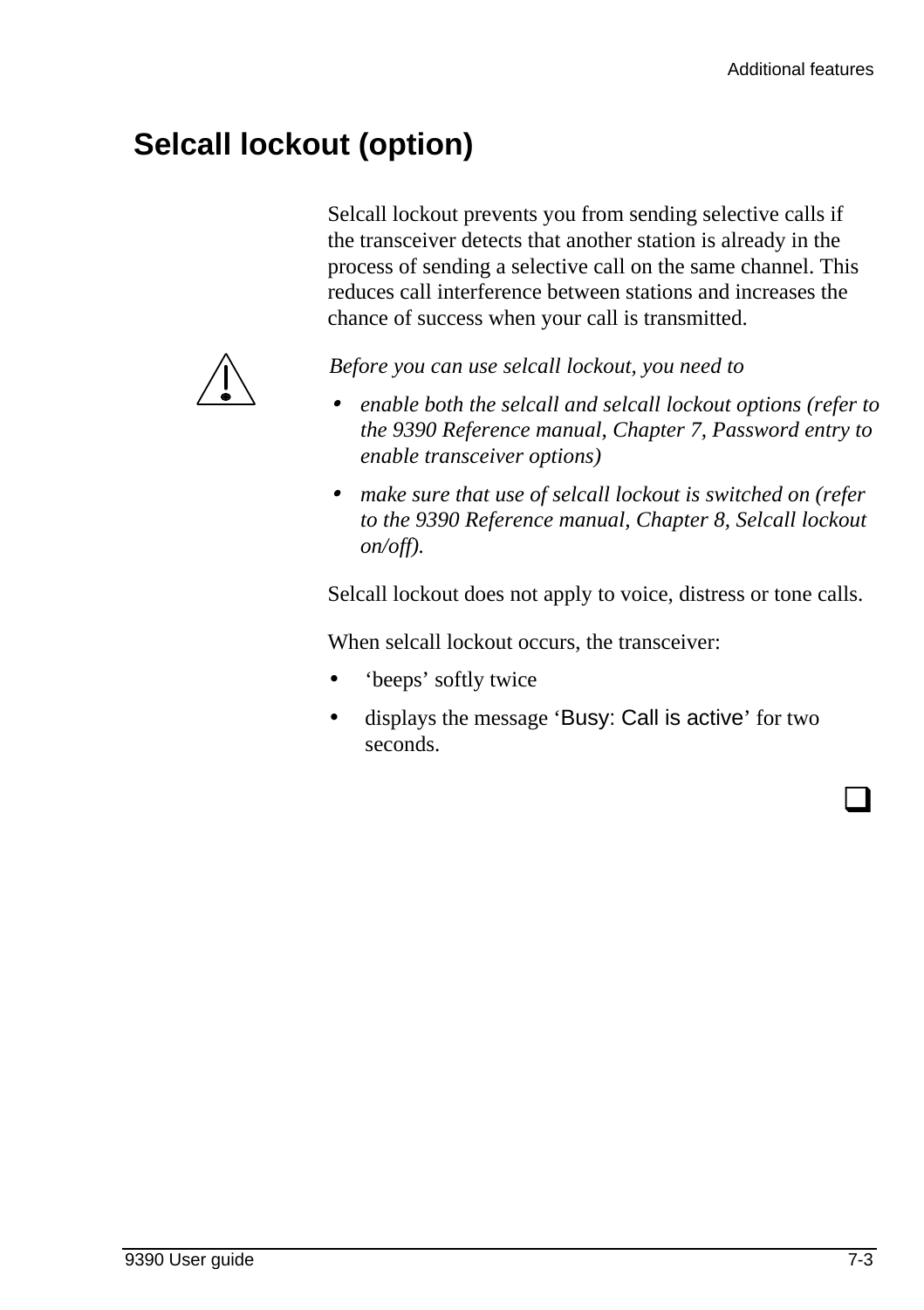# Selcall lockout (option)

Selcall lockout prevents you from sending selective calls if the transceiver detects that another station is already in the process of sending a selective call on the same channel. This reduces call interference between stations and increases the chance of success when your call is transmitted.

*Before you can use selcall lockout, you need to*

- *enable both the selcall and selcall lockout options (refer to the 9390 Reference manual, Chapter 7, Password entry to enable transceiver options)*
- *make sure that use of selcall lockout is switched on (refer to the 9390 Reference manual, Chapter 8, Selcall lockout on/off).*

Selcall lockout does not apply to voice, distress or tone calls.

When selcall lockout occurs, the transceiver:

- 'beeps' softly twice
- displays the message 'Busy: Call is active' for two seconds.

❑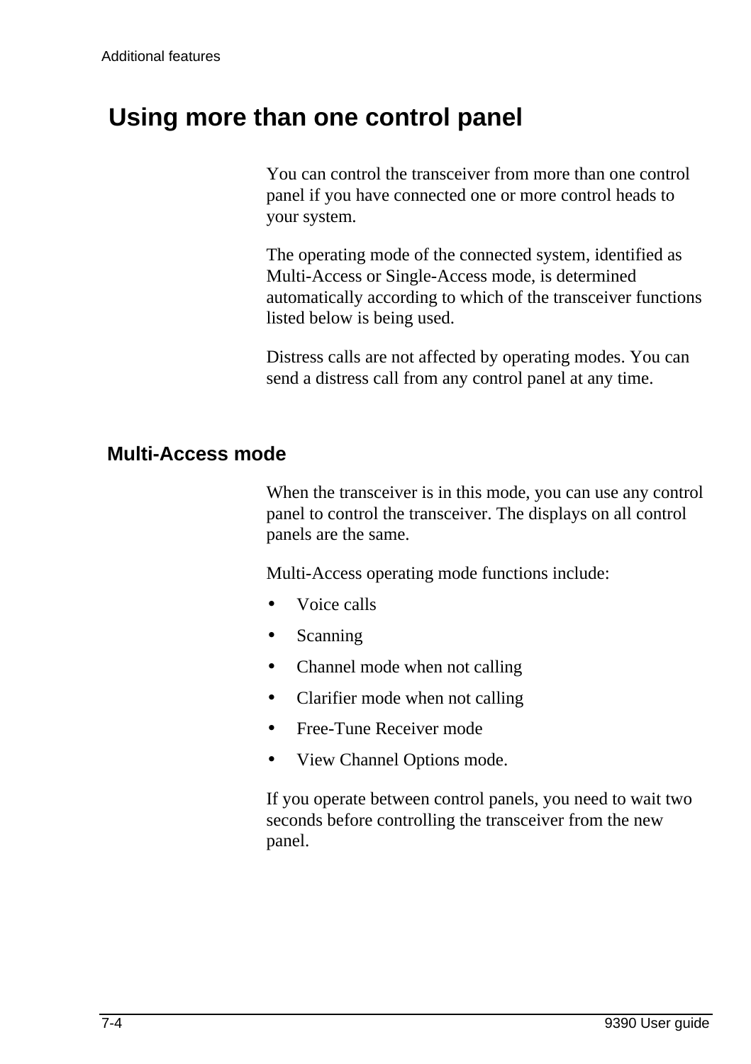# Using more than one control panel

You can control the transceiver from more than one control panel if you have connected one or more control heads to your system.

The operating mode of the connected system, identified as Multi-Access or Single-Access mode, is determined automatically according to which of the transceiver functions listed below is being used.

Distress calls are not affected by operating modes. You can send a distress call from any control panel at any time.

## Multi-Access mode

When the transceiver is in this mode, you can use any control panel to control the transceiver. The displays on all control panels are the same.

Multi-Access operating mode functions include:

- Voice calls
- Scanning
- Channel mode when not calling
- Clarifier mode when not calling
- Free-Tune Receiver mode
- View Channel Options mode.

If you operate between control panels, you need to wait two seconds before controlling the transceiver from the new panel.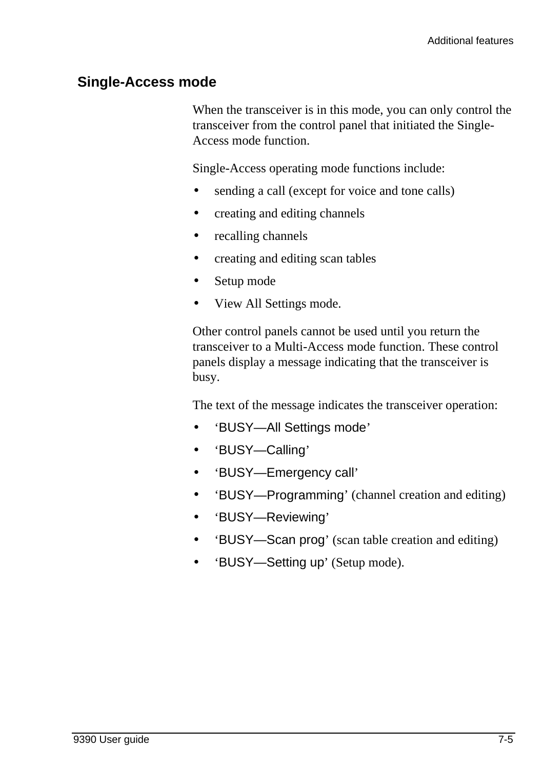## Single-Access mode

When the transceiver is in this mode, you can only control the transceiver from the control panel that initiated the Single-Access mode function.

Single-Access operating mode functions include:

- sending a call (except for voice and tone calls)
- creating and editing channels
- recalling channels
- creating and editing scan tables
- Setup mode
- View All Settings mode.

Other control panels cannot be used until you return the transceiver to a Multi-Access mode function. These control panels display a message indicating that the transceiver is busy.

The text of the message indicates the transceiver operation:

- 'BUSY—All Settings mode'
- 'BUSY—Calling'
- 'BUSY—Emergency call'
- 'BUSY—Programming' (channel creation and editing)
- 'BUSY—Reviewing'
- 'BUSY—Scan prog' (scan table creation and editing)
- 'BUSY—Setting up' (Setup mode).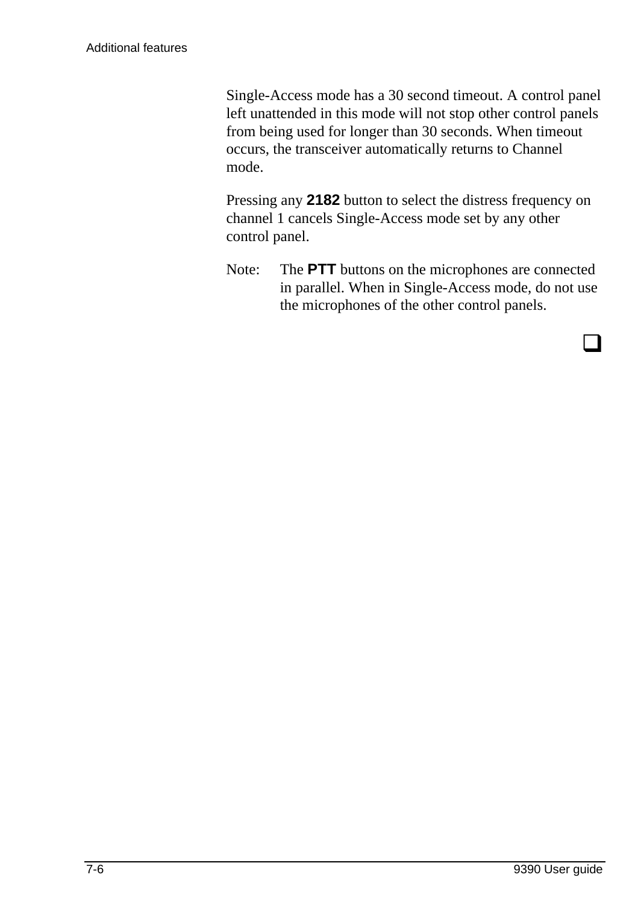Single-Access mode has a 30 second timeout. A control panel left unattended in this mode will not stop other control panels from being used for longer than 30 seconds. When timeout occurs, the transceiver automatically returns to Channel mode.

Pressing any **2182** button to select the distress frequency on channel 1 cancels Single-Access mode set by any other control panel.

Note: The **PTT** buttons on the microphones are connected in parallel. When in Single-Access mode, do not use the microphones of the other control panels.

❑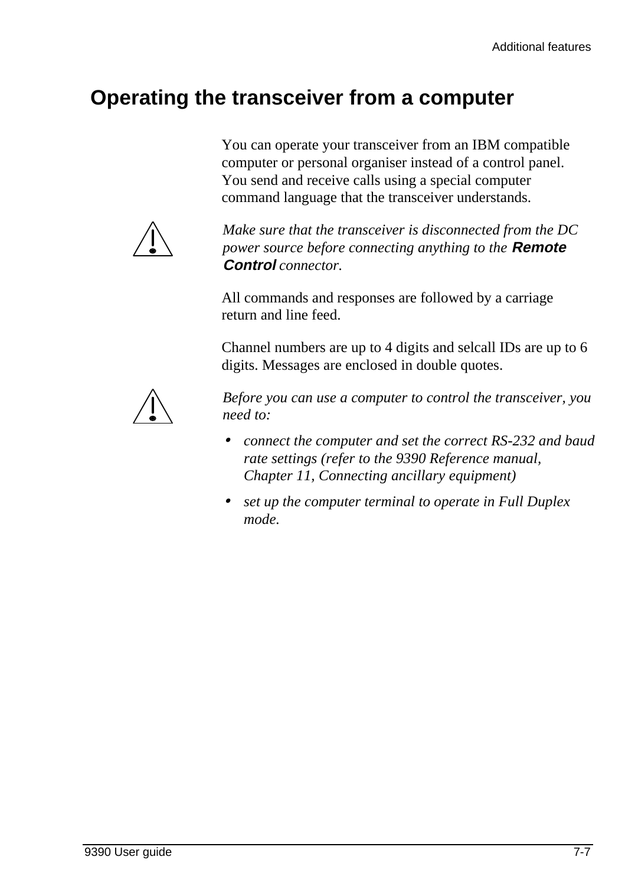# Operating the transceiver from a computer

You can operate your transceiver from an IBM compatible computer or personal organiser instead of a control panel. You send and receive calls using a special computer command language that the transceiver understands.

*Make sure that the transceiver is disconnected from the DC power source before connecting anything to the* **Remote Control** *connector.*

All commands and responses are followed by a carriage return and line feed.

Channel numbers are up to 4 digits and selcall IDs are up to 6 digits. Messages are enclosed in double quotes.

*Before you can use a computer to control the transceiver, you need to:*

- *connect the computer and set the correct RS-232 and baud rate settings (refer to the 9390 Reference manual, Chapter 11, Connecting ancillary equipment)*
- *set up the computer terminal to operate in Full Duplex mode.*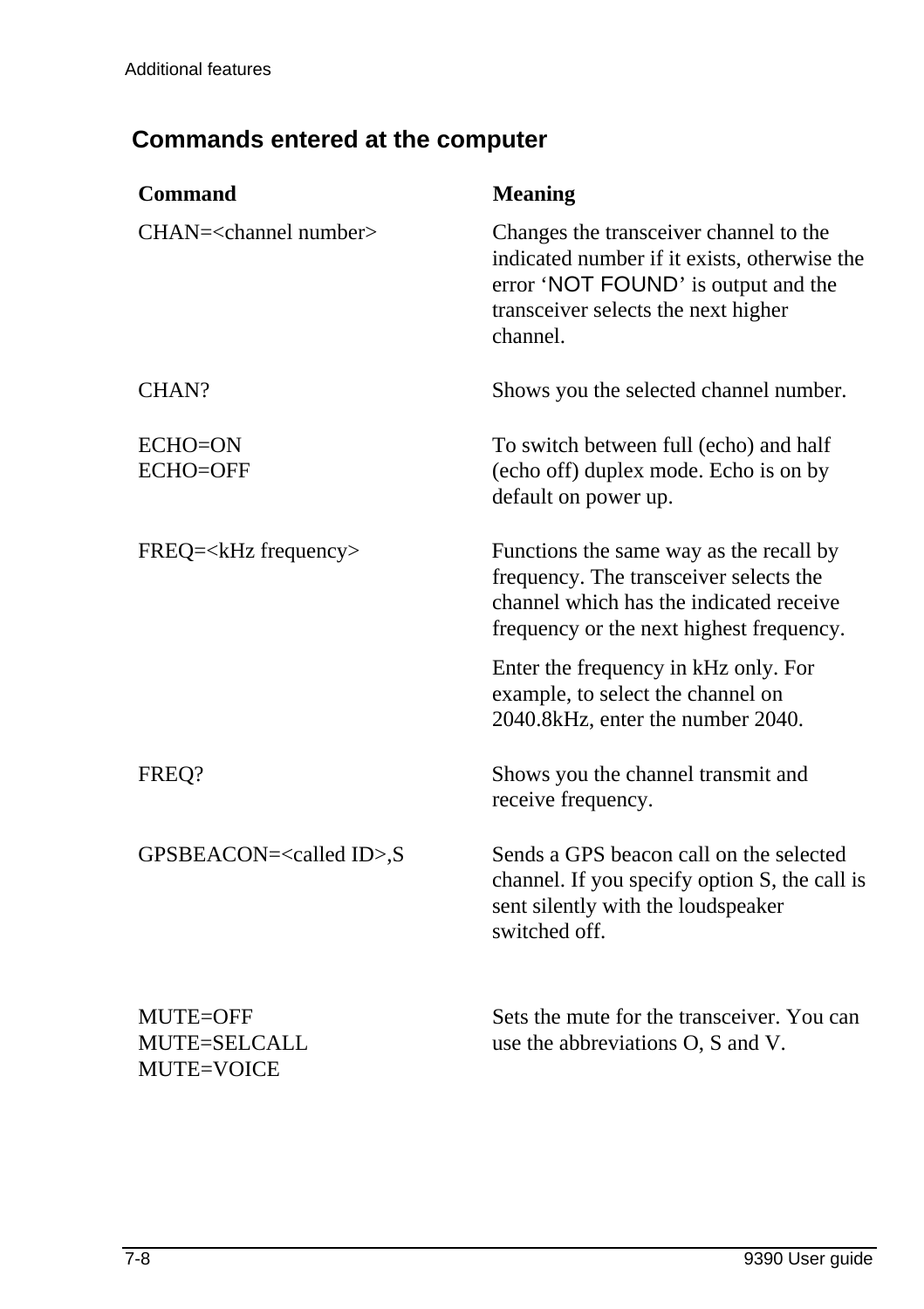## Commands entered at the computer

| Command | Meaning |
|---|---|
| CHAN=<channel number> | Changes the transceiver channel to the indicated number if it exists, otherwise the error 'NOT FOUND' is output and the transceiver selects the next higher channel. |
| CHAN? | Shows you the selected channel number. |
| ECHO=ON<br>ECHO=OFF | To switch between full (echo) and half (echo off) duplex mode. Echo is on by default on power up. |
| FREQ=<kHz frequency> | Functions the same way as the recall by frequency. The transceiver selects the channel which has the indicated receive frequency or the next highest frequency.<br><br>Enter the frequency in kHz only. For example, to select the channel on 2040.8kHz, enter the number 2040. |
| FREQ? | Shows you the channel transmit and receive frequency. |
| GPSBEACON=<called ID>,S | Sends a GPS beacon call on the selected channel. If you specify option S, the call is sent silently with the loudspeaker switched off. |
| MUTE=OFF<br>MUTE=SELCALL<br>MUTE=VOICE | Sets the mute for the transceiver. You can use the abbreviations O, S and V. |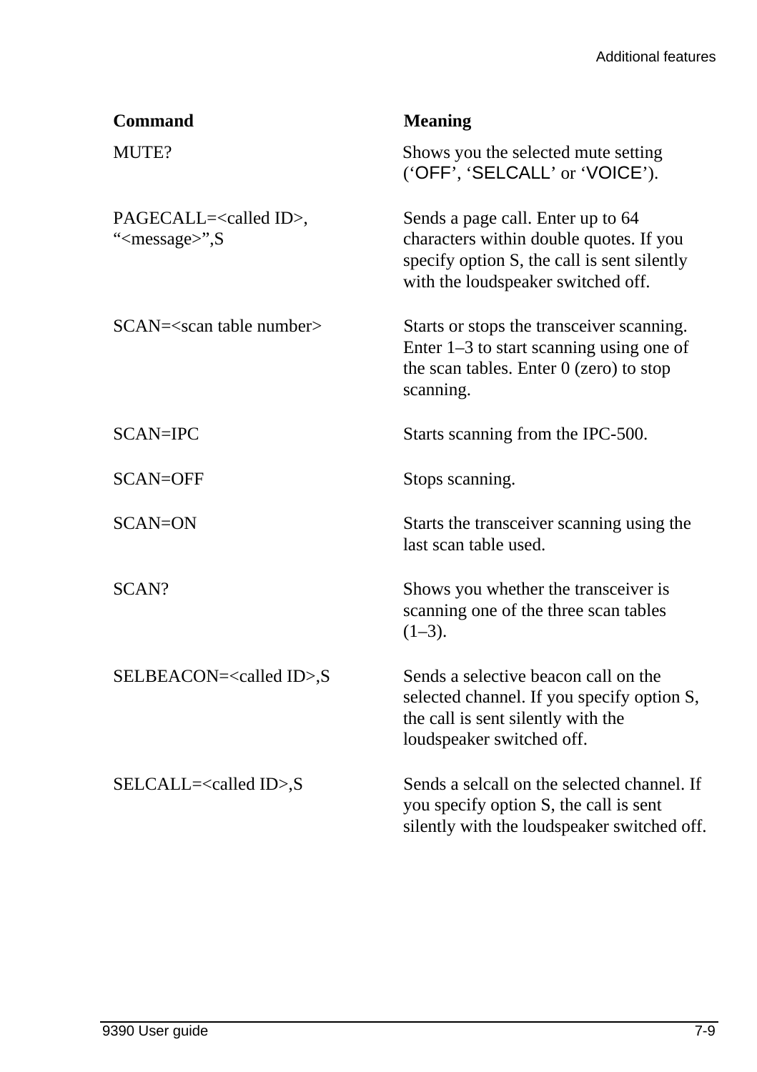| Command | Meaning |
| --- | --- |
| MUTE? | Shows you the selected mute setting (‘OFF’, ‘SELCALL’ or ‘VOICE’). |
| PAGECALL=<called ID>, “<message>”,S | Sends a page call. Enter up to 64 characters within double quotes. If you specify option S, the call is sent silently with the loudspeaker switched off. |
| SCAN=<scan table number> | Starts or stops the transceiver scanning. Enter 1–3 to start scanning using one of the scan tables. Enter 0 (zero) to stop scanning. |
| SCAN=IPC | Starts scanning from the IPC-500. |
| SCAN=OFF | Stops scanning. |
| SCAN=ON | Starts the transceiver scanning using the last scan table used. |
| SCAN? | Shows you whether the transceiver is scanning one of the three scan tables (1–3). |
| SELBEACON=<called ID>,S | Sends a selective beacon call on the selected channel. If you specify option S, the call is sent silently with the loudspeaker switched off. |
| SELCALL=<called ID>,S | Sends a selcall on the selected channel. If you specify option S, the call is sent silently with the loudspeaker switched off. |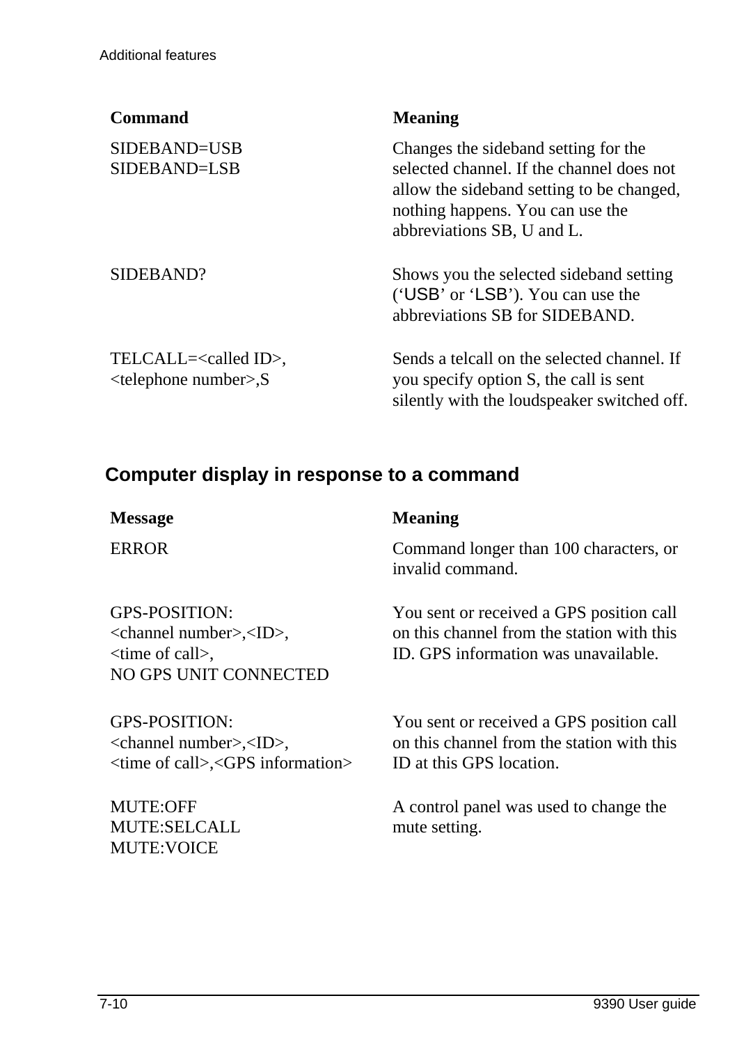| Command | Meaning |
|---|---|
| SIDEBAND=USB<br>SIDEBAND=LSB | Changes the sideband setting for the selected channel. If the channel does not allow the sideband setting to be changed, nothing happens. You can use the abbreviations SB, U and L. |
| SIDEBAND? | Shows you the selected sideband setting (‘USB’ or ‘LSB’). You can use the abbreviations SB for SIDEBAND. |
| TELCALL=<called ID>,<br><telephone number>,S | Sends a telcall on the selected channel. If you specify option S, the call is sent silently with the loudspeaker switched off. |

## Computer display in response to a command

| Message | Meaning |
|---|---|
| ERROR | Command longer than 100 characters, or invalid command. |
| GPS-POSITION:<br><channel number>,<ID>,<br><time of call>,<br>NO GPS UNIT CONNECTED | You sent or received a GPS position call on this channel from the station with this ID. GPS information was unavailable. |
| GPS-POSITION:<br><channel number>,<ID>,<br><time of call>,<GPS information> | You sent or received a GPS position call on this channel from the station with this ID at this GPS location. |
| MUTE:OFF<br>MUTE:SELCALL<br>MUTE:VOICE | A control panel was used to change the mute setting. |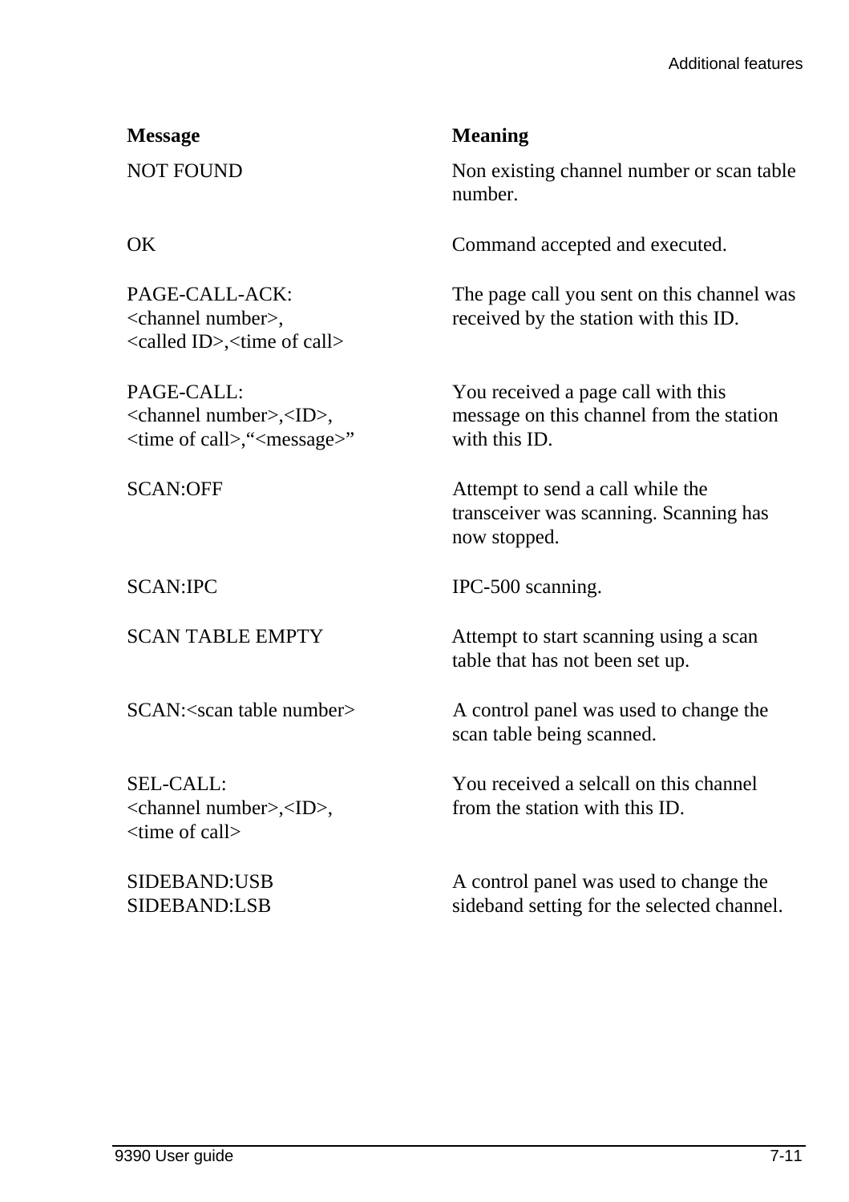| Message | Meaning |
|---|---|
| NOT FOUND | Non existing channel number or scan table number. |
| OK | Command accepted and executed. |
| PAGE-CALL-ACK: <channel number>, <called ID>,<time of call> | The page call you sent on this channel was received by the station with this ID. |
| PAGE-CALL: <channel number>,<ID>, <time of call>,“<message>” | You received a page call with this message on this channel from the station with this ID. |
| SCAN:OFF | Attempt to send a call while the transceiver was scanning. Scanning has now stopped. |
| SCAN:IPC | IPC-500 scanning. |
| SCAN TABLE EMPTY | Attempt to start scanning using a scan table that has not been set up. |
| SCAN:<scan table number> | A control panel was used to change the scan table being scanned. |
| SEL-CALL: <channel number>,<ID>, <time of call> | You received a selcall on this channel from the station with this ID. |
| SIDEBAND:USB SIDEBAND:LSB | A control panel was used to change the sideband setting for the selected channel. |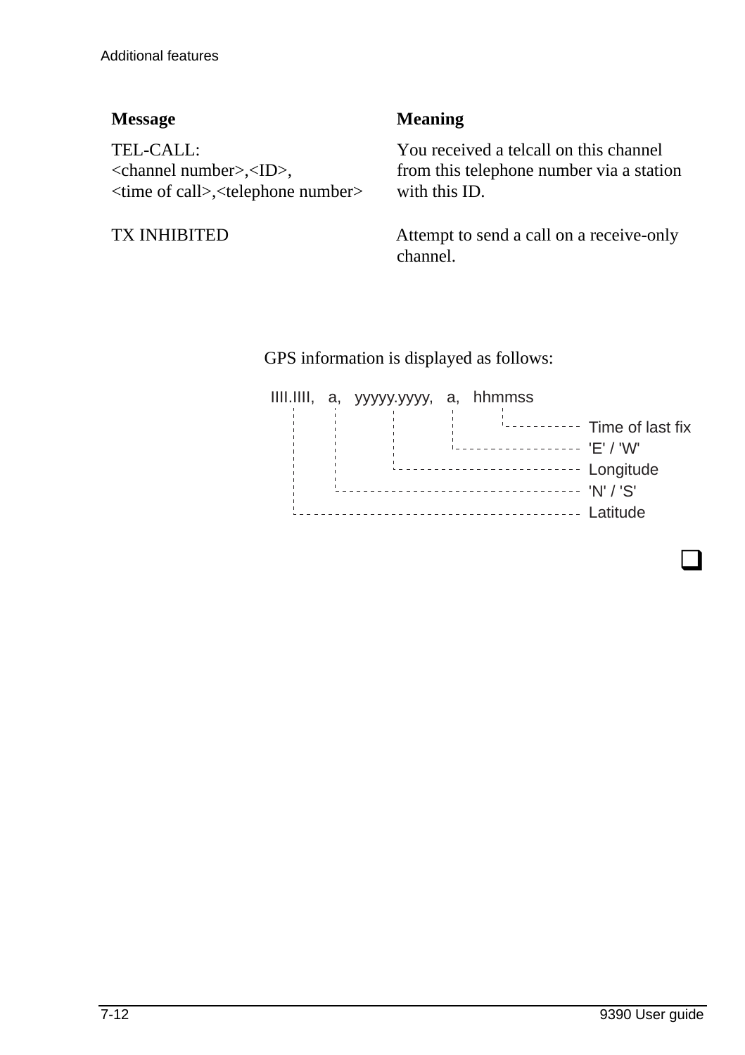| Message | Meaning |
| --- | --- |
| TEL-CALL:<br><channel number>,<ID>,<br><time of call>,<telephone number> | You received a telcall on this channel from this telephone number via a station with this ID. |
| TX INHIBITED | Attempt to send a call on a receive-only channel. |

GPS information is displayed as follows:

```
llll.llll,   a,   yyyyy.yyyy,   a,   hhmmss
```

- hhmmss — Time of last fix
- a (second) — 'E' / 'W'
- yyyyy.yyyy — Longitude
- a (first) — 'N' / 'S'
- llll.llll — Latitude

❑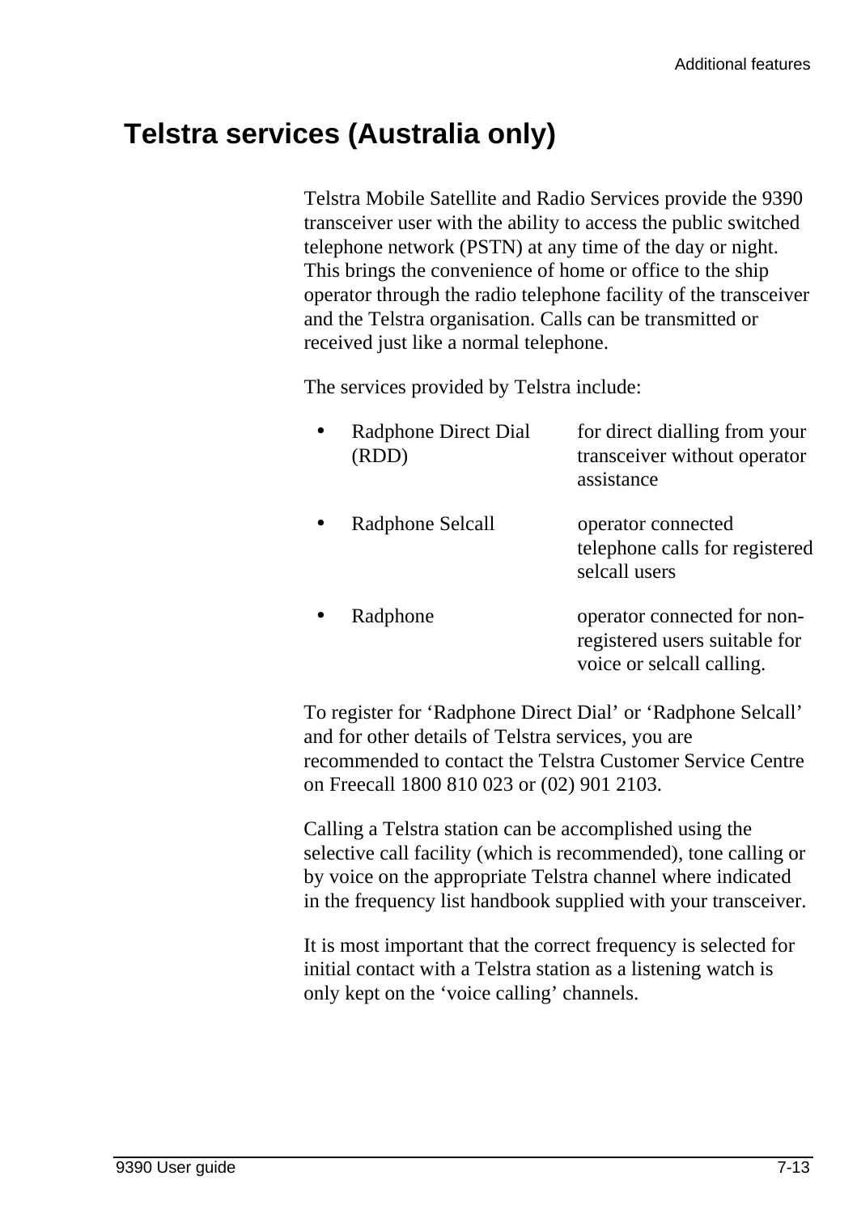# Telstra services (Australia only)

Telstra Mobile Satellite and Radio Services provide the 9390 transceiver user with the ability to access the public switched telephone network (PSTN) at any time of the day or night. This brings the convenience of home or office to the ship operator through the radio telephone facility of the transceiver and the Telstra organisation. Calls can be transmitted or received just like a normal telephone.

The services provided by Telstra include:

- Radphone Direct Dial (RDD) — for direct dialling from your transceiver without operator assistance
- Radphone Selcall — operator connected telephone calls for registered selcall users
- Radphone — operator connected for non-registered users suitable for voice or selcall calling.

To register for ‘Radphone Direct Dial’ or ‘Radphone Selcall’ and for other details of Telstra services, you are recommended to contact the Telstra Customer Service Centre on Freecall 1800 810 023 or (02) 901 2103.

Calling a Telstra station can be accomplished using the selective call facility (which is recommended), tone calling or by voice on the appropriate Telstra channel where indicated in the frequency list handbook supplied with your transceiver.

It is most important that the correct frequency is selected for initial contact with a Telstra station as a listening watch is only kept on the ‘voice calling’ channels.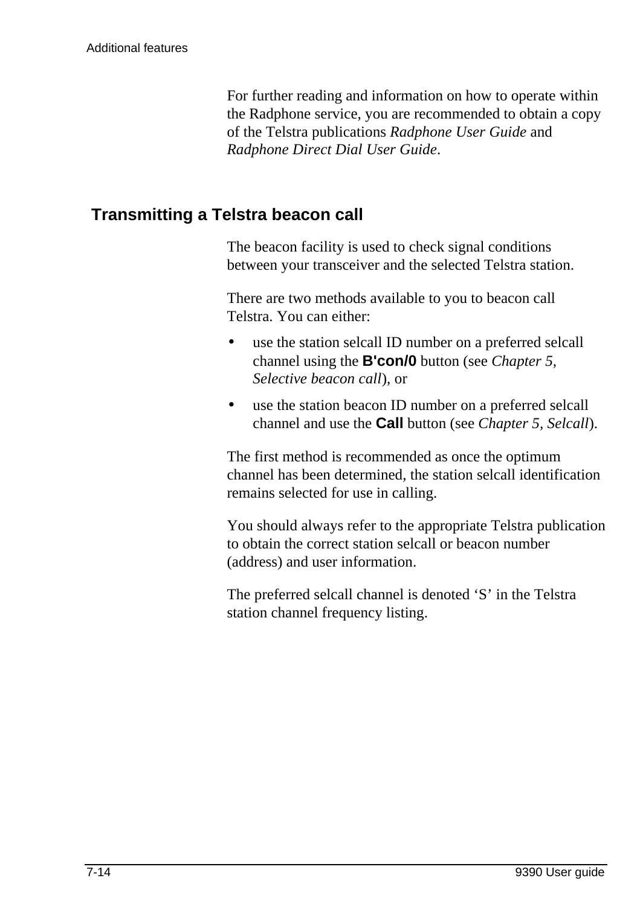For further reading and information on how to operate within the Radphone service, you are recommended to obtain a copy of the Telstra publications *Radphone User Guide* and *Radphone Direct Dial User Guide*.

## Transmitting a Telstra beacon call

The beacon facility is used to check signal conditions between your transceiver and the selected Telstra station.

There are two methods available to you to beacon call Telstra. You can either:

- use the station selcall ID number on a preferred selcall channel using the **B'con/0** button (see *Chapter 5, Selective beacon call*), or
- use the station beacon ID number on a preferred selcall channel and use the **Call** button (see *Chapter 5, Selcall*).

The first method is recommended as once the optimum channel has been determined, the station selcall identification remains selected for use in calling.

You should always refer to the appropriate Telstra publication to obtain the correct station selcall or beacon number (address) and user information.

The preferred selcall channel is denoted 'S' in the Telstra station channel frequency listing.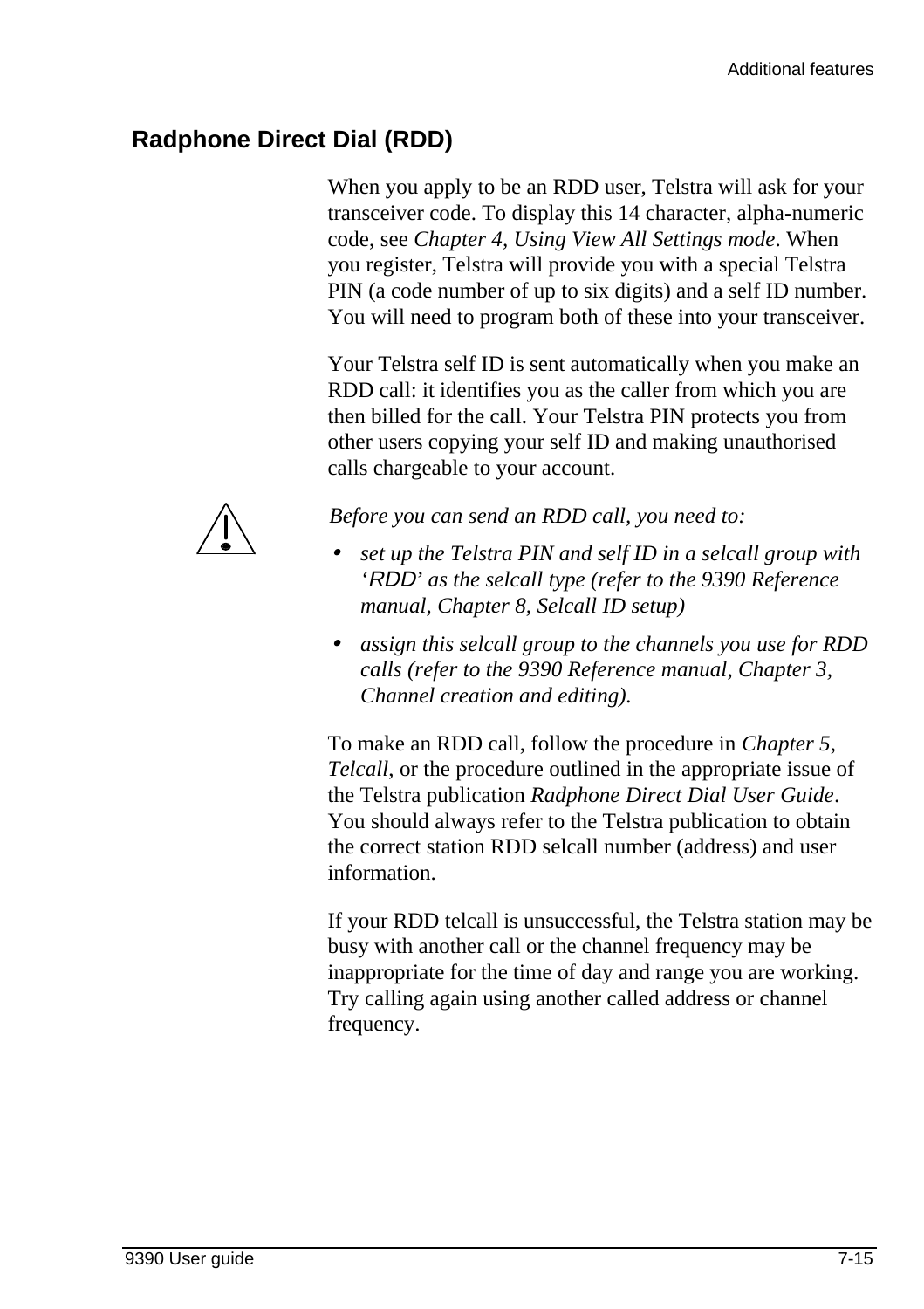## Radphone Direct Dial (RDD)

When you apply to be an RDD user, Telstra will ask for your transceiver code. To display this 14 character, alpha-numeric code, see *Chapter 4, Using View All Settings mode*. When you register, Telstra will provide you with a special Telstra PIN (a code number of up to six digits) and a self ID number. You will need to program both of these into your transceiver.

Your Telstra self ID is sent automatically when you make an RDD call: it identifies you as the caller from which you are then billed for the call. Your Telstra PIN protects you from other users copying your self ID and making unauthorised calls chargeable to your account.

*Before you can send an RDD call, you need to:*

- *set up the Telstra PIN and self ID in a selcall group with 'RDD' as the selcall type (refer to the 9390 Reference manual, Chapter 8, Selcall ID setup)*
- *assign this selcall group to the channels you use for RDD calls (refer to the 9390 Reference manual, Chapter 3, Channel creation and editing).*

To make an RDD call, follow the procedure in *Chapter 5, Telcall*, or the procedure outlined in the appropriate issue of the Telstra publication *Radphone Direct Dial User Guide*. You should always refer to the Telstra publication to obtain the correct station RDD selcall number (address) and user information.

If your RDD telcall is unsuccessful, the Telstra station may be busy with another call or the channel frequency may be inappropriate for the time of day and range you are working. Try calling again using another called address or channel frequency.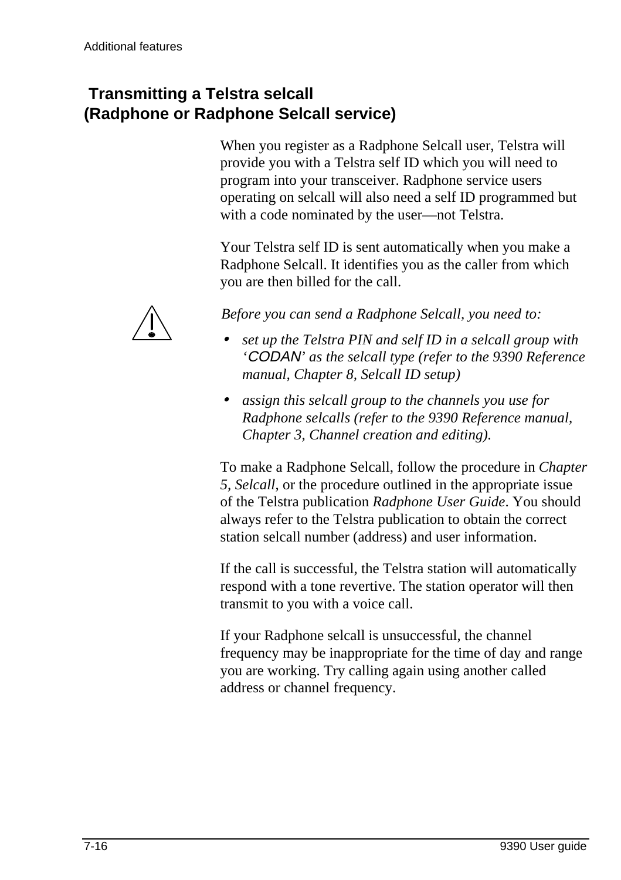## Transmitting a Telstra selcall (Radphone or Radphone Selcall service)

When you register as a Radphone Selcall user, Telstra will provide you with a Telstra self ID which you will need to program into your transceiver. Radphone service users operating on selcall will also need a self ID programmed but with a code nominated by the user—not Telstra.

Your Telstra self ID is sent automatically when you make a Radphone Selcall. It identifies you as the caller from which you are then billed for the call.

*Before you can send a Radphone Selcall, you need to:*

- *set up the Telstra PIN and self ID in a selcall group with 'CODAN' as the selcall type (refer to the 9390 Reference manual, Chapter 8, Selcall ID setup)*
- *assign this selcall group to the channels you use for Radphone selcalls (refer to the 9390 Reference manual, Chapter 3, Channel creation and editing).*

To make a Radphone Selcall, follow the procedure in *Chapter 5, Selcall*, or the procedure outlined in the appropriate issue of the Telstra publication *Radphone User Guide*. You should always refer to the Telstra publication to obtain the correct station selcall number (address) and user information.

If the call is successful, the Telstra station will automatically respond with a tone revertive. The station operator will then transmit to you with a voice call.

If your Radphone selcall is unsuccessful, the channel frequency may be inappropriate for the time of day and range you are working. Try calling again using another called address or channel frequency.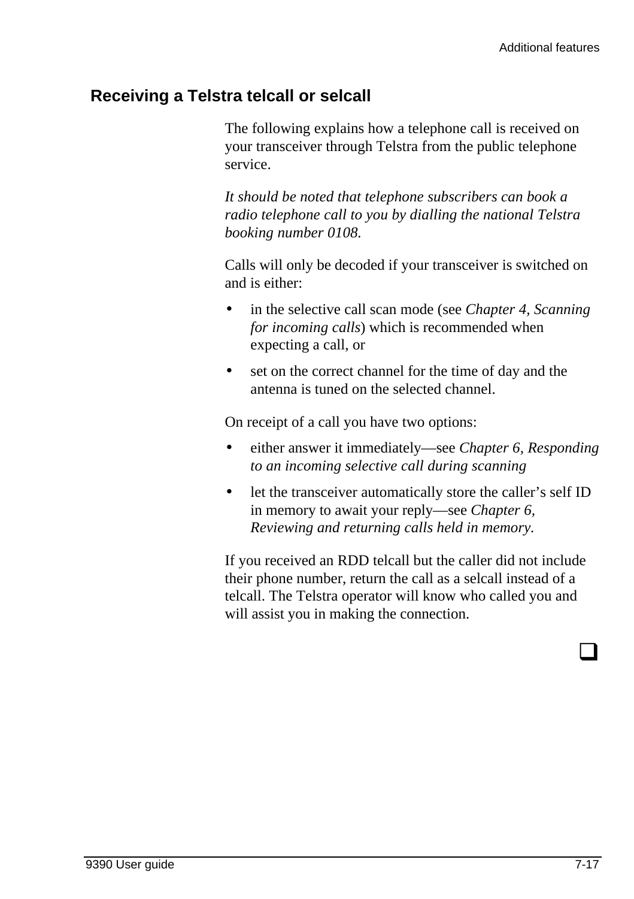## Receiving a Telstra telcall or selcall

The following explains how a telephone call is received on your transceiver through Telstra from the public telephone service.

*It should be noted that telephone subscribers can book a radio telephone call to you by dialling the national Telstra booking number 0108.*

Calls will only be decoded if your transceiver is switched on and is either:

- in the selective call scan mode (see *Chapter 4, Scanning for incoming calls*) which is recommended when expecting a call, or
- set on the correct channel for the time of day and the antenna is tuned on the selected channel.

On receipt of a call you have two options:

- either answer it immediately—see *Chapter 6, Responding to an incoming selective call during scanning*
- let the transceiver automatically store the caller's self ID in memory to await your reply—see *Chapter 6, Reviewing and returning calls held in memory.*

If you received an RDD telcall but the caller did not include their phone number, return the call as a selcall instead of a telcall. The Telstra operator will know who called you and will assist you in making the connection.

❑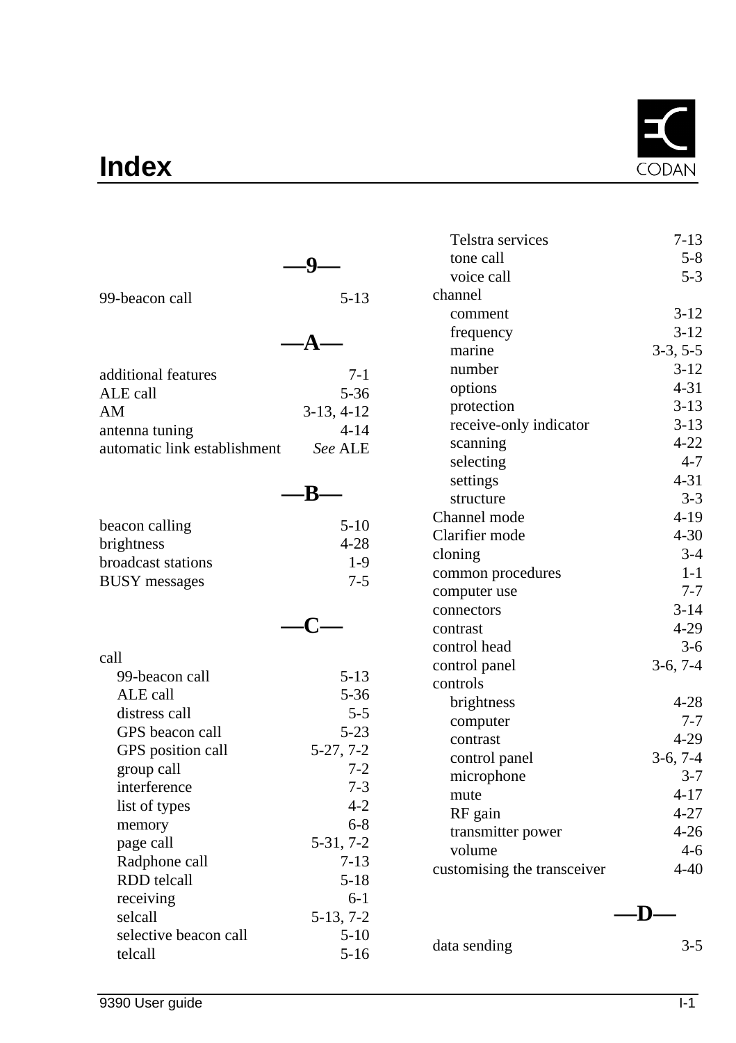# Index

## —9—

99-beacon call 5-13

## —A—

additional features 7-1
ALE call 5-36
AM 3-13, 4-12
antenna tuning 4-14
automatic link establishment *See* ALE

## —B—

beacon calling 5-10
brightness 4-28
broadcast stations 1-9
BUSY messages 7-5

## —C—

call
- 99-beacon call 5-13
- ALE call 5-36
- distress call 5-5
- GPS beacon call 5-23
- GPS position call 5-27, 7-2
- group call 7-2
- interference 7-3
- list of types 4-2
- memory 6-8
- page call 5-31, 7-2
- Radphone call 7-13
- RDD telcall 5-18
- receiving 6-1
- selcall 5-13, 7-2
- selective beacon call 5-10
- telcall 5-16
- Telstra services 7-13
- tone call 5-8
- voice call 5-3

channel
- comment 3-12
- frequency 3-12
- marine 3-3, 5-5
- number 3-12
- options 4-31
- protection 3-13
- receive-only indicator 3-13
- scanning 4-22
- selecting 4-7
- settings 4-31
- structure 3-3

Channel mode 4-19
Clarifier mode 4-30
cloning 3-4
common procedures 1-1
computer use 7-7
connectors 3-14
contrast 4-29
control head 3-6
control panel 3-6, 7-4
controls
- brightness 4-28
- computer 7-7
- contrast 4-29
- control panel 3-6, 7-4
- microphone 3-7
- mute 4-17
- RF gain 4-27
- transmitter power 4-26
- volume 4-6

customising the transceiver 4-40

## —D—

data sending 3-5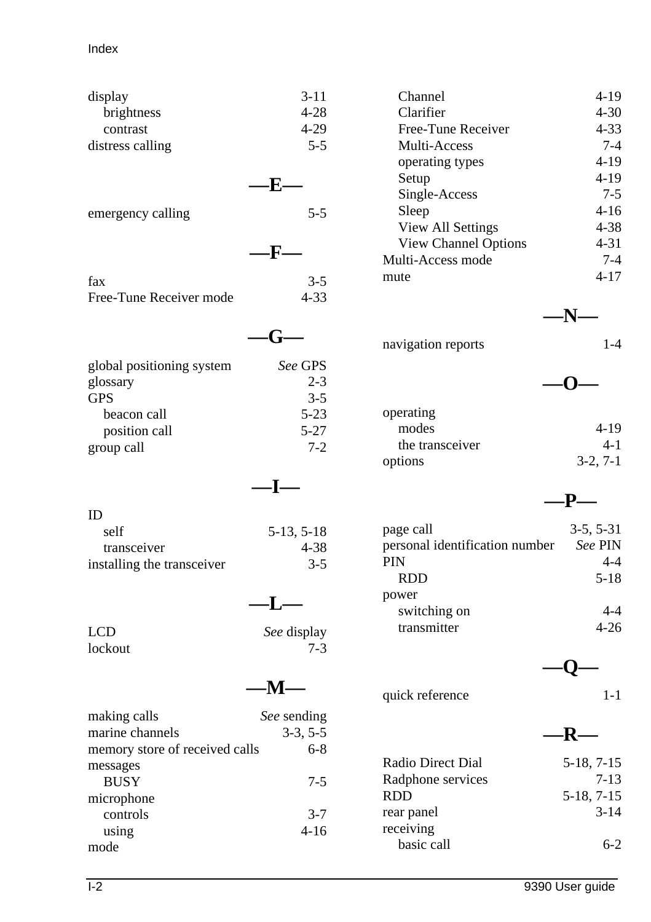display 3-11
- brightness 4-28
- contrast 4-29

distress calling 5-5

## —E—

emergency calling 5-5

## —F—

fax 3-5
Free-Tune Receiver mode 4-33

## —G—

global positioning system *See* GPS
glossary 2-3
GPS 3-5
- beacon call 5-23
- position call 5-27

group call 7-2

## —I—

ID
- self 5-13, 5-18
- transceiver 4-38

installing the transceiver 3-5

## —L—

LCD *See* display
lockout 7-3

## —M—

making calls *See* sending
marine channels 3-3, 5-5
memory store of received calls 6-8
messages
- BUSY 7-5

microphone
- controls 3-7
- using 4-16

mode
- Channel 4-19
- Clarifier 4-30
- Free-Tune Receiver 4-33
- Multi-Access 7-4
- operating types 4-19
- Setup 4-19
- Single-Access 7-5
- Sleep 4-16
- View All Settings 4-38
- View Channel Options 4-31

Multi-Access mode 7-4
mute 4-17

## —N—

navigation reports 1-4

## —O—

operating
- modes 4-19
- the transceiver 4-1

options 3-2, 7-1

## —P—

page call 3-5, 5-31
personal identification number *See* PIN
PIN 4-4
- RDD 5-18

power
- switching on 4-4
- transmitter 4-26

## —Q—

quick reference 1-1

## —R—

Radio Direct Dial 5-18, 7-15
Radphone services 7-13
RDD 5-18, 7-15
rear panel 3-14
receiving
- basic call 6-2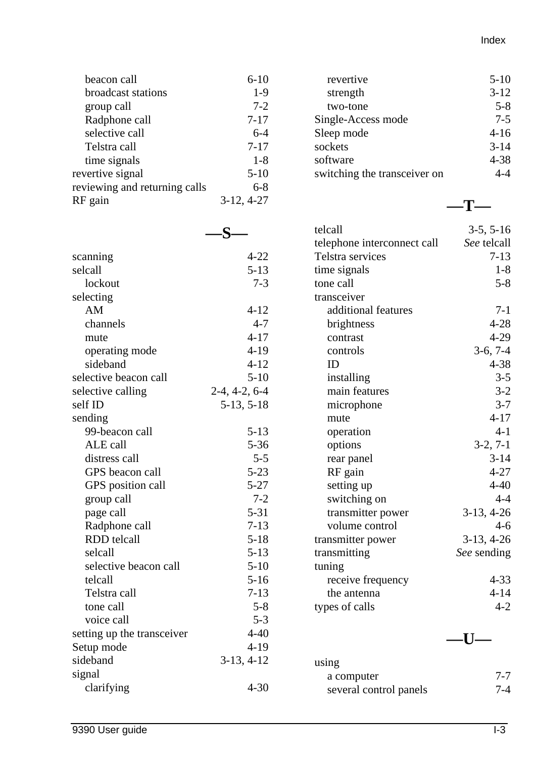beacon call 6-10
broadcast stations 1-9
group call 7-2
Radphone call 7-17
selective call 6-4
Telstra call 7-17
time signals 1-8

revertive signal 5-10
reviewing and returning calls 6-8
RF gain 3-12, 4-27

## —S—

scanning 4-22
selcall 5-13
- lockout 7-3

selecting
- AM 4-12
- channels 4-7
- mute 4-17
- operating mode 4-19
- sideband 4-12

selective beacon call 5-10
selective calling 2-4, 4-2, 6-4
self ID 5-13, 5-18
sending
- 99-beacon call 5-13
- ALE call 5-36
- distress call 5-5
- GPS beacon call 5-23
- GPS position call 5-27
- group call 7-2
- page call 5-31
- Radphone call 7-13
- RDD telcall 5-18
- selcall 5-13
- selective beacon call 5-10
- telcall 5-16
- Telstra call 7-13
- tone call 5-8
- voice call 5-3

setting up the transceiver 4-40
Setup mode 4-19
sideband 3-13, 4-12
signal
- clarifying 4-30
- revertive 5-10
- strength 3-12
- two-tone 5-8

Single-Access mode 7-5
Sleep mode 4-16
sockets 3-14
software 4-38
switching the transceiver on 4-4

## —T—

telcall 3-5, 5-16
telephone interconnect call *See* telcall
Telstra services 7-13
time signals 1-8
tone call 5-8
transceiver
- additional features 7-1
- brightness 4-28
- contrast 4-29
- controls 3-6, 7-4
- ID 4-38
- installing 3-5
- main features 3-2
- microphone 3-7
- mute 4-17
- operation 4-1
- options 3-2, 7-1
- rear panel 3-14
- RF gain 4-27
- setting up 4-40
- switching on 4-4
- transmitter power 3-13, 4-26
- volume control 4-6

transmitter power 3-13, 4-26
transmitting *See* sending
tuning
- receive frequency 4-33
- the antenna 4-14

types of calls 4-2

## —U—

using
- a computer 7-7
- several control panels 7-4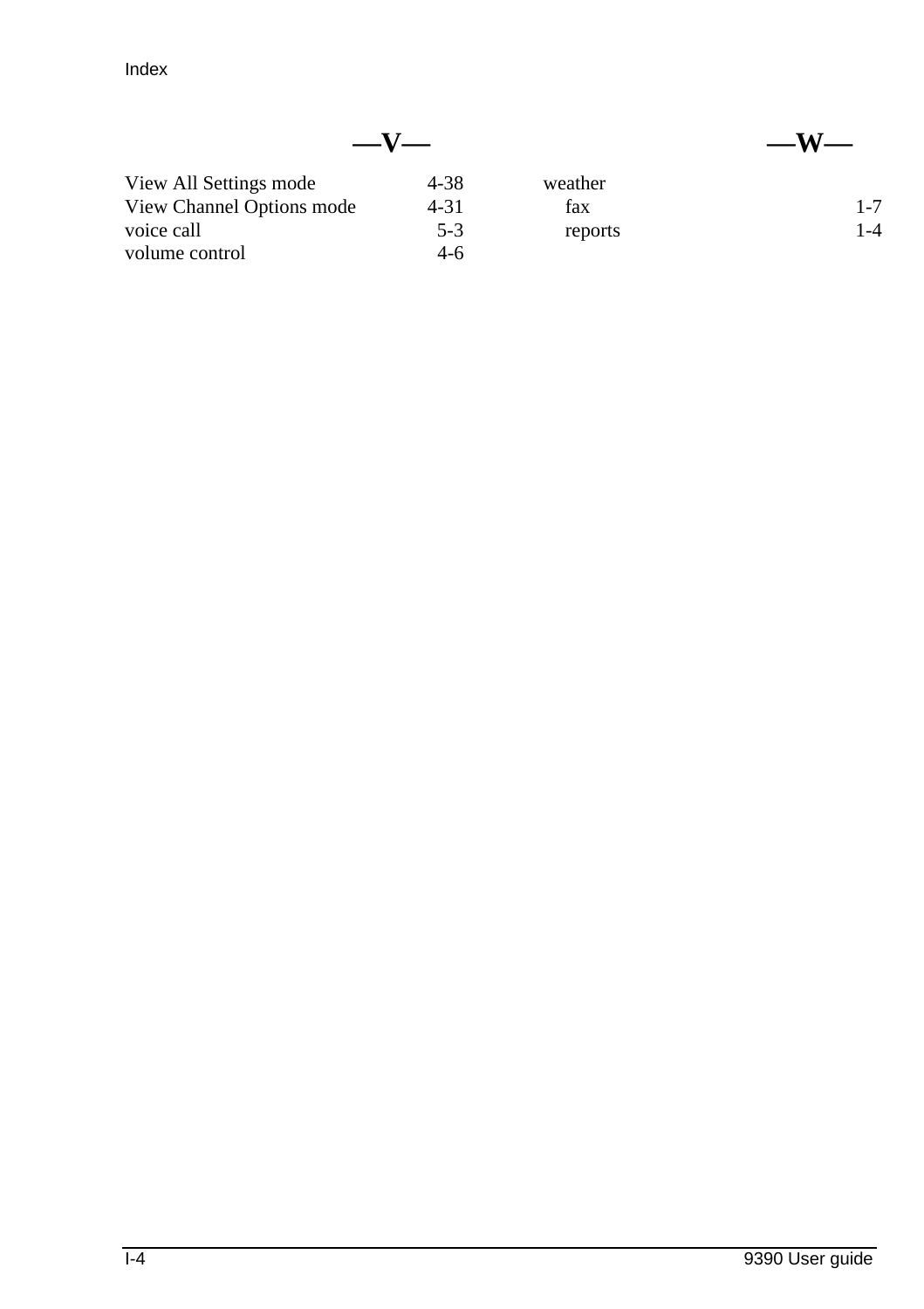## —V—

View All Settings mode 4-38
View Channel Options mode 4-31
voice call 5-3
volume control 4-6

## —W—

weather
  fax 1-7
  reports 1-4